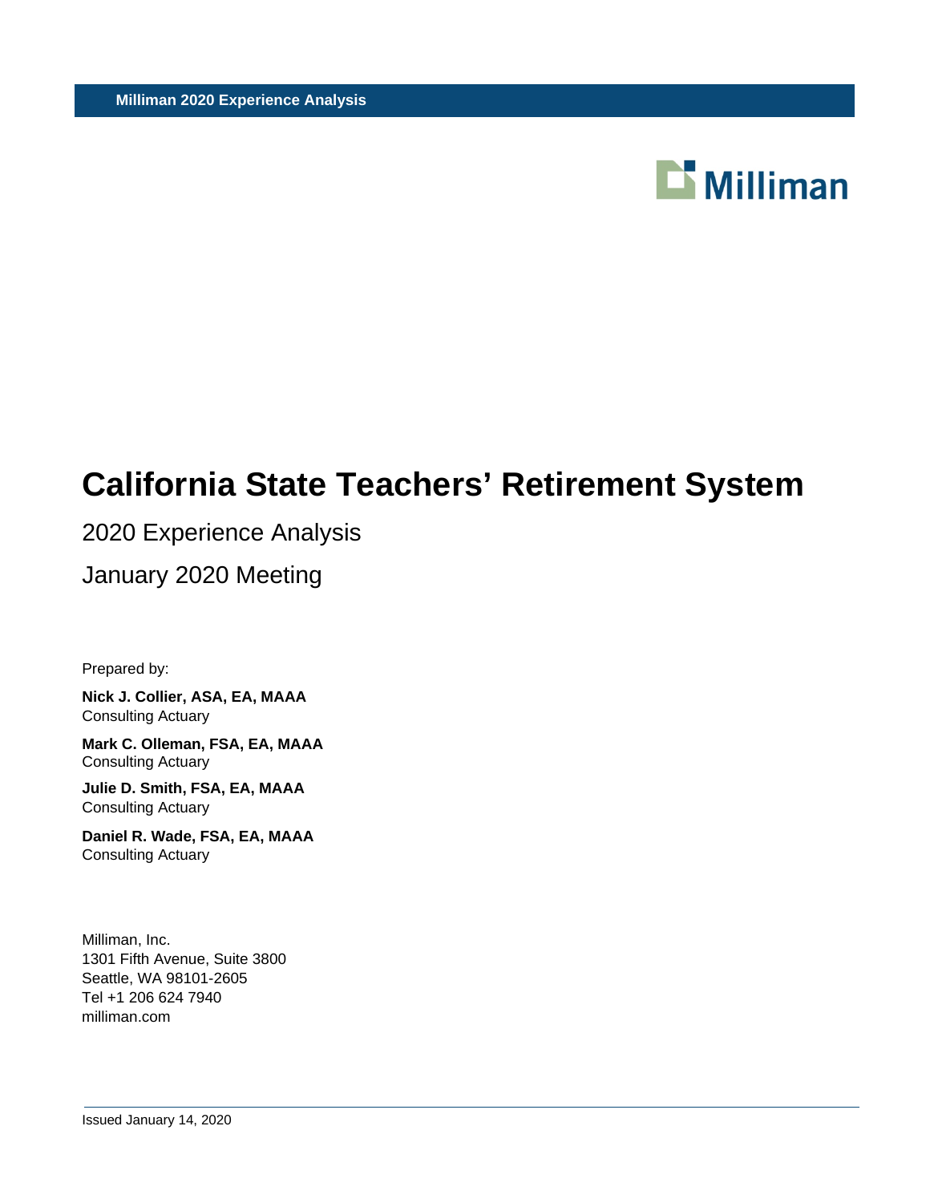Milliman 2020 Experience Analysis

Milliman

# California State Teachers' Retirement System

2020 Experience Analysis

January 2020 Meeting

Prepared by:

**Nick J. Collier, ASA, EA, MAAA**
Consulting Actuary

**Mark C. Olleman, FSA, EA, MAAA**
Consulting Actuary

**Julie D. Smith, FSA, EA, MAAA**
Consulting Actuary

**Daniel R. Wade, FSA, EA, MAAA**
Consulting Actuary

Milliman, Inc.
1301 Fifth Avenue, Suite 3800
Seattle, WA 98101-2605
Tel +1 206 624 7940
milliman.com

Issued January 14, 2020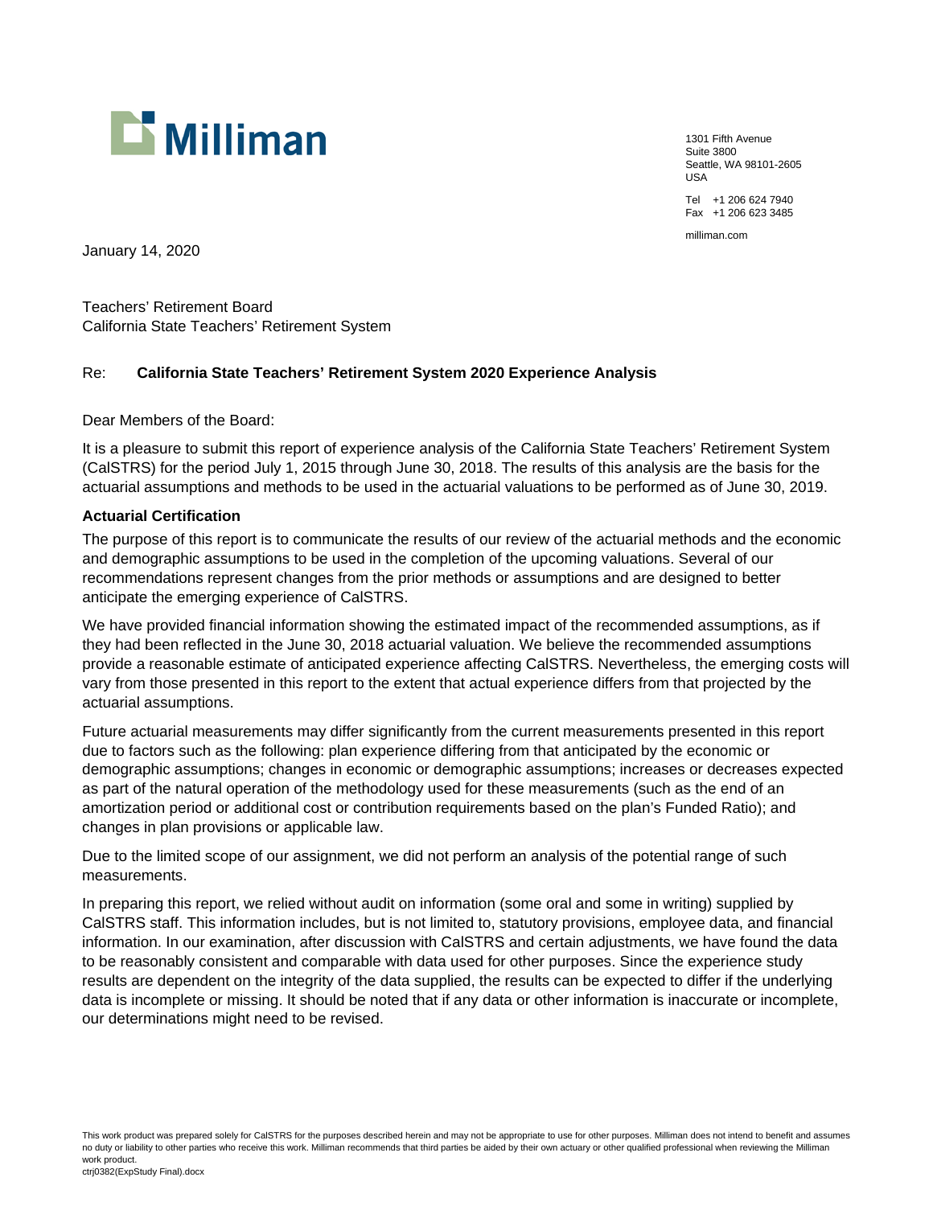Milliman

1301 Fifth Avenue
Suite 3800
Seattle, WA 98101-2605
USA

Tel +1 206 624 7940
Fax +1 206 623 3485

milliman.com

January 14, 2020

Teachers' Retirement Board
California State Teachers' Retirement System

Re: **California State Teachers' Retirement System 2020 Experience Analysis**

Dear Members of the Board:

It is a pleasure to submit this report of experience analysis of the California State Teachers' Retirement System (CalSTRS) for the period July 1, 2015 through June 30, 2018. The results of this analysis are the basis for the actuarial assumptions and methods to be used in the actuarial valuations to be performed as of June 30, 2019.

**Actuarial Certification**

The purpose of this report is to communicate the results of our review of the actuarial methods and the economic and demographic assumptions to be used in the completion of the upcoming valuations. Several of our recommendations represent changes from the prior methods or assumptions and are designed to better anticipate the emerging experience of CalSTRS.

We have provided financial information showing the estimated impact of the recommended assumptions, as if they had been reflected in the June 30, 2018 actuarial valuation. We believe the recommended assumptions provide a reasonable estimate of anticipated experience affecting CalSTRS. Nevertheless, the emerging costs will vary from those presented in this report to the extent that actual experience differs from that projected by the actuarial assumptions.

Future actuarial measurements may differ significantly from the current measurements presented in this report due to factors such as the following: plan experience differing from that anticipated by the economic or demographic assumptions; changes in economic or demographic assumptions; increases or decreases expected as part of the natural operation of the methodology used for these measurements (such as the end of an amortization period or additional cost or contribution requirements based on the plan's Funded Ratio); and changes in plan provisions or applicable law.

Due to the limited scope of our assignment, we did not perform an analysis of the potential range of such measurements.

In preparing this report, we relied without audit on information (some oral and some in writing) supplied by CalSTRS staff. This information includes, but is not limited to, statutory provisions, employee data, and financial information. In our examination, after discussion with CalSTRS and certain adjustments, we have found the data to be reasonably consistent and comparable with data used for other purposes. Since the experience study results are dependent on the integrity of the data supplied, the results can be expected to differ if the underlying data is incomplete or missing. It should be noted that if any data or other information is inaccurate or incomplete, our determinations might need to be revised.

This work product was prepared solely for CalSTRS for the purposes described herein and may not be appropriate to use for other purposes. Milliman does not intend to benefit and assumes no duty or liability to other parties who receive this work. Milliman recommends that third parties be aided by their own actuary or other qualified professional when reviewing the Milliman work product.
ctrj0382(ExpStudy Final).docx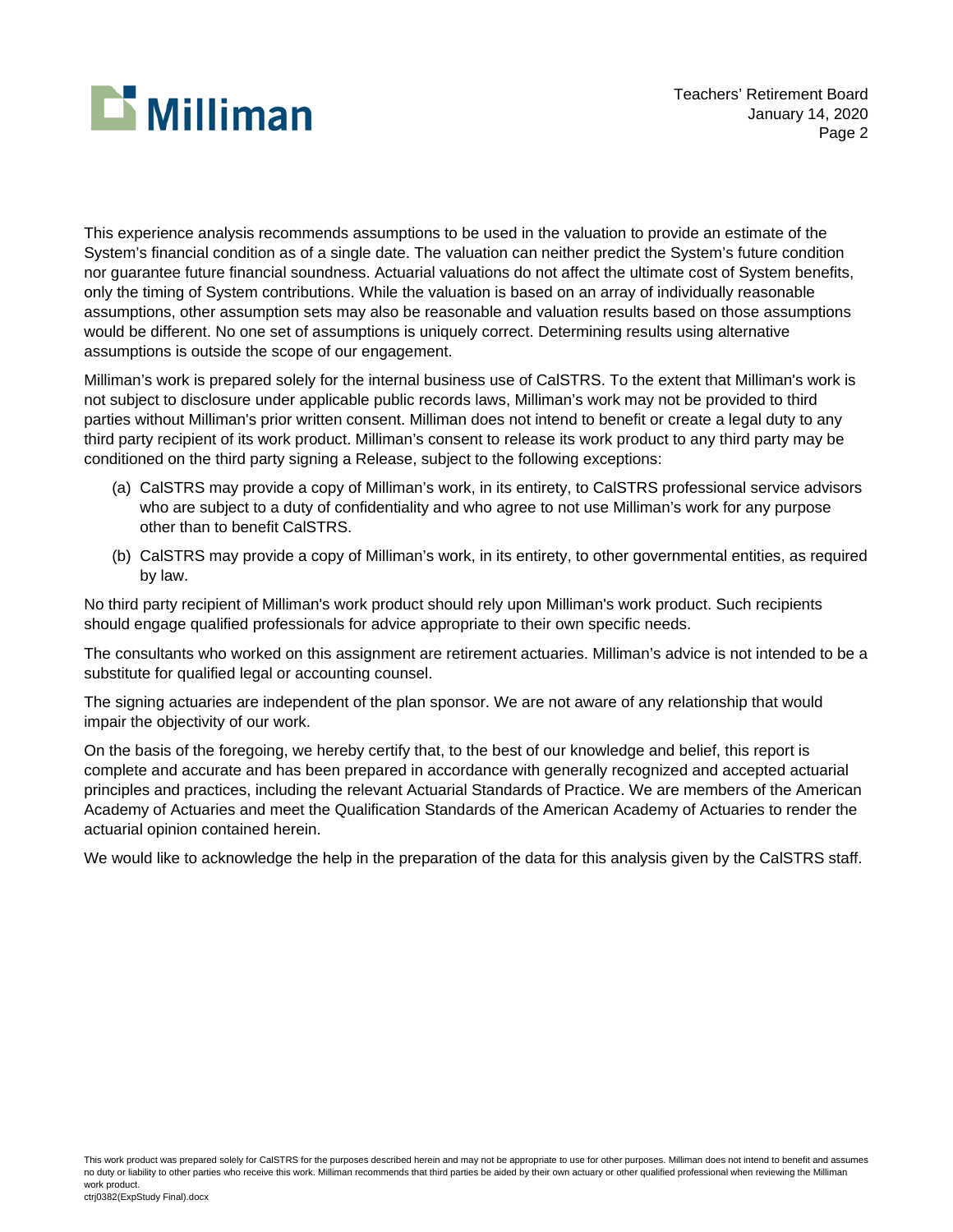This experience analysis recommends assumptions to be used in the valuation to provide an estimate of the System's financial condition as of a single date. The valuation can neither predict the System's future condition nor guarantee future financial soundness. Actuarial valuations do not affect the ultimate cost of System benefits, only the timing of System contributions. While the valuation is based on an array of individually reasonable assumptions, other assumption sets may also be reasonable and valuation results based on those assumptions would be different. No one set of assumptions is uniquely correct. Determining results using alternative assumptions is outside the scope of our engagement.

Milliman's work is prepared solely for the internal business use of CalSTRS. To the extent that Milliman's work is not subject to disclosure under applicable public records laws, Milliman's work may not be provided to third parties without Milliman's prior written consent. Milliman does not intend to benefit or create a legal duty to any third party recipient of its work product. Milliman's consent to release its work product to any third party may be conditioned on the third party signing a Release, subject to the following exceptions:

(a) CalSTRS may provide a copy of Milliman's work, in its entirety, to CalSTRS professional service advisors who are subject to a duty of confidentiality and who agree to not use Milliman's work for any purpose other than to benefit CalSTRS.

(b) CalSTRS may provide a copy of Milliman's work, in its entirety, to other governmental entities, as required by law.

No third party recipient of Milliman's work product should rely upon Milliman's work product. Such recipients should engage qualified professionals for advice appropriate to their own specific needs.

The consultants who worked on this assignment are retirement actuaries. Milliman's advice is not intended to be a substitute for qualified legal or accounting counsel.

The signing actuaries are independent of the plan sponsor. We are not aware of any relationship that would impair the objectivity of our work.

On the basis of the foregoing, we hereby certify that, to the best of our knowledge and belief, this report is complete and accurate and has been prepared in accordance with generally recognized and accepted actuarial principles and practices, including the relevant Actuarial Standards of Practice. We are members of the American Academy of Actuaries and meet the Qualification Standards of the American Academy of Actuaries to render the actuarial opinion contained herein.

We would like to acknowledge the help in the preparation of the data for this analysis given by the CalSTRS staff.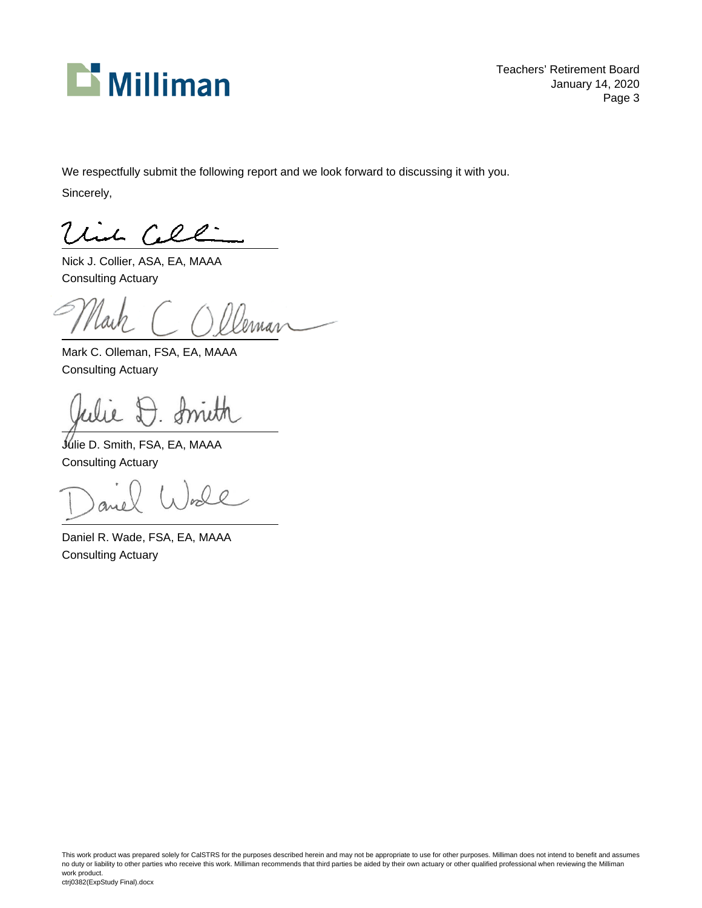We respectfully submit the following report and we look forward to discussing it with you.

Sincerely,

Nick J. Collier, ASA, EA, MAAA
Consulting Actuary

Mark C. Olleman, FSA, EA, MAAA
Consulting Actuary

Julie D. Smith, FSA, EA, MAAA
Consulting Actuary

Daniel R. Wade, FSA, EA, MAAA
Consulting Actuary

This work product was prepared solely for CalSTRS for the purposes described herein and may not be appropriate to use for other purposes. Milliman does not intend to benefit and assumes no duty or liability to other parties who receive this work. Milliman recommends that third parties be aided by their own actuary or other qualified professional when reviewing the Milliman work product.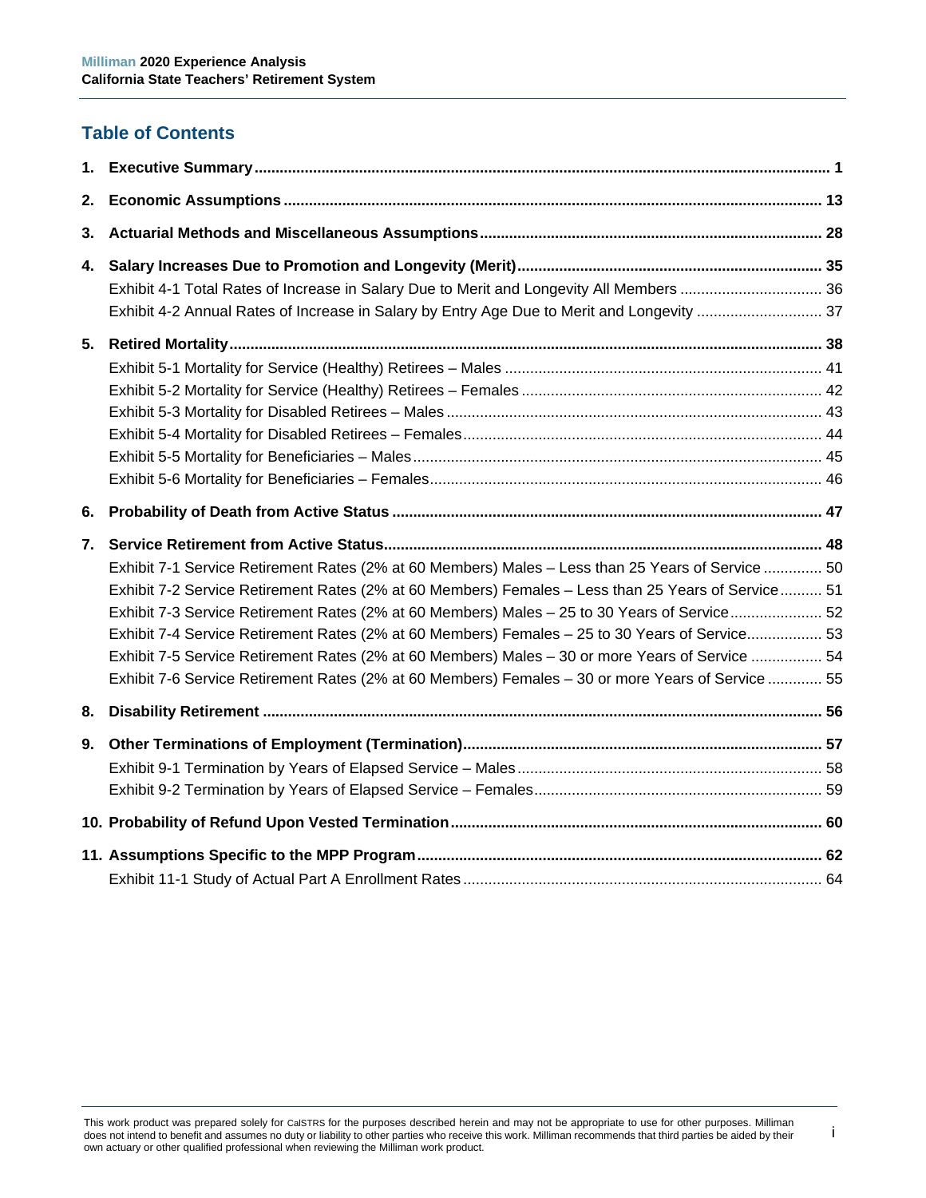## Table of Contents

1. **Executive Summary** .......... 1
2. **Economic Assumptions** .......... 13
3. **Actuarial Methods and Miscellaneous Assumptions** .......... 28
4. **Salary Increases Due to Promotion and Longevity (Merit)** .......... 35
   - Exhibit 4-1 Total Rates of Increase in Salary Due to Merit and Longevity All Members .......... 36
   - Exhibit 4-2 Annual Rates of Increase in Salary by Entry Age Due to Merit and Longevity .......... 37
5. **Retired Mortality** .......... 38
   - Exhibit 5-1 Mortality for Service (Healthy) Retirees – Males .......... 41
   - Exhibit 5-2 Mortality for Service (Healthy) Retirees – Females .......... 42
   - Exhibit 5-3 Mortality for Disabled Retirees – Males .......... 43
   - Exhibit 5-4 Mortality for Disabled Retirees – Females .......... 44
   - Exhibit 5-5 Mortality for Beneficiaries – Males .......... 45
   - Exhibit 5-6 Mortality for Beneficiaries – Females .......... 46
6. **Probability of Death from Active Status** .......... 47
7. **Service Retirement from Active Status** .......... 48
   - Exhibit 7-1 Service Retirement Rates (2% at 60 Members) Males – Less than 25 Years of Service .......... 50
   - Exhibit 7-2 Service Retirement Rates (2% at 60 Members) Females – Less than 25 Years of Service .......... 51
   - Exhibit 7-3 Service Retirement Rates (2% at 60 Members) Males – 25 to 30 Years of Service .......... 52
   - Exhibit 7-4 Service Retirement Rates (2% at 60 Members) Females – 25 to 30 Years of Service .......... 53
   - Exhibit 7-5 Service Retirement Rates (2% at 60 Members) Males – 30 or more Years of Service .......... 54
   - Exhibit 7-6 Service Retirement Rates (2% at 60 Members) Females – 30 or more Years of Service .......... 55
8. **Disability Retirement** .......... 56
9. **Other Terminations of Employment (Termination)** .......... 57
   - Exhibit 9-1 Termination by Years of Elapsed Service – Males .......... 58
   - Exhibit 9-2 Termination by Years of Elapsed Service – Females .......... 59
10. **Probability of Refund Upon Vested Termination** .......... 60
11. **Assumptions Specific to the MPP Program** .......... 62
    - Exhibit 11-1 Study of Actual Part A Enrollment Rates .......... 64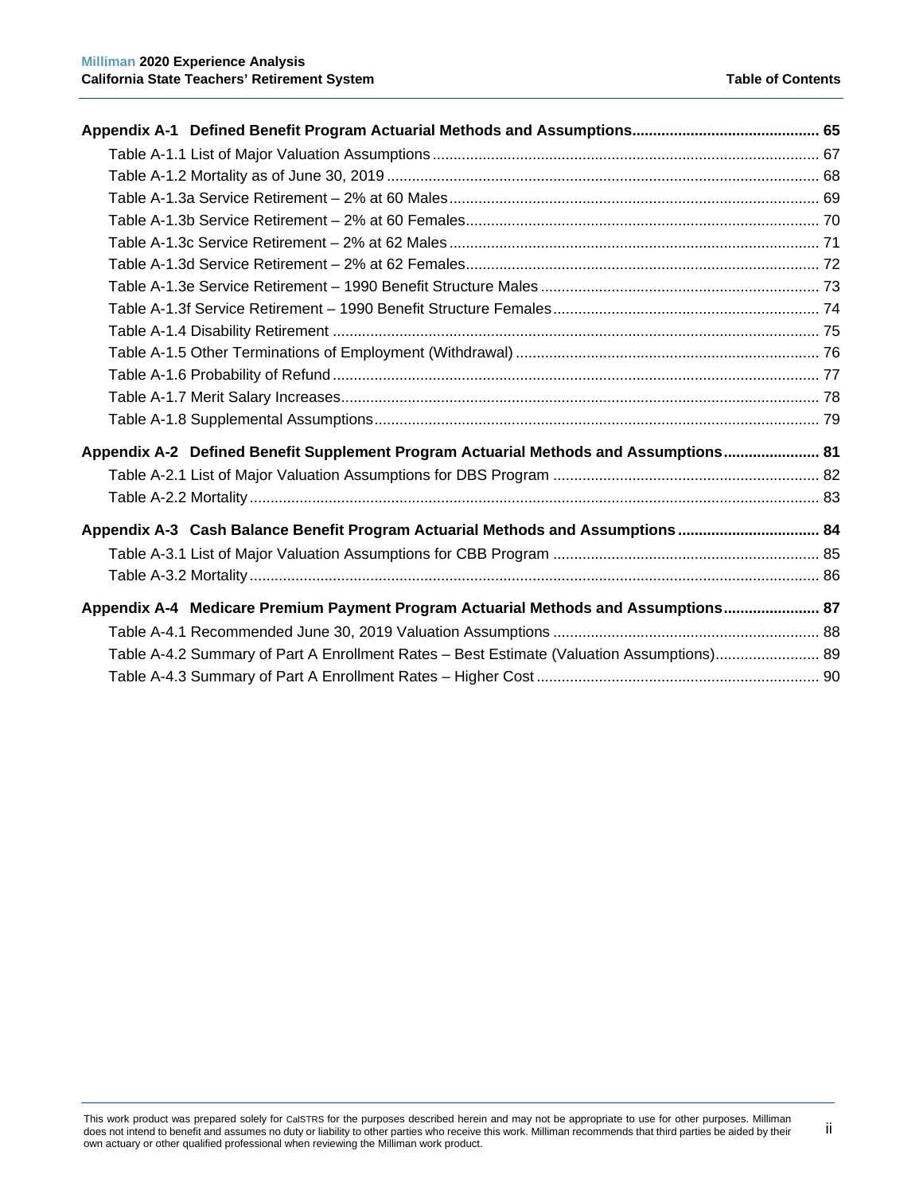**Appendix A-1 Defined Benefit Program Actuarial Methods and Assumptions** ............................................ 65

- Table A-1.1 List of Major Valuation Assumptions ........................................................................................... 67
- Table A-1.2 Mortality as of June 30, 2019 ...................................................................................................... 68
- Table A-1.3a Service Retirement – 2% at 60 Males ........................................................................................ 69
- Table A-1.3b Service Retirement – 2% at 60 Females .................................................................................... 70
- Table A-1.3c Service Retirement – 2% at 62 Males ........................................................................................ 71
- Table A-1.3d Service Retirement – 2% at 62 Females .................................................................................... 72
- Table A-1.3e Service Retirement – 1990 Benefit Structure Males .................................................................. 73
- Table A-1.3f Service Retirement – 1990 Benefit Structure Females ............................................................... 74
- Table A-1.4 Disability Retirement .................................................................................................................... 75
- Table A-1.5 Other Terminations of Employment (Withdrawal) ........................................................................ 76
- Table A-1.6 Probability of Refund .................................................................................................................... 77
- Table A-1.7 Merit Salary Increases .................................................................................................................. 78
- Table A-1.8 Supplemental Assumptions .......................................................................................................... 79

**Appendix A-2 Defined Benefit Supplement Program Actuarial Methods and Assumptions** ....................... 81

- Table A-2.1 List of Major Valuation Assumptions for DBS Program ................................................................ 82
- Table A-2.2 Mortality ........................................................................................................................................ 83

**Appendix A-3 Cash Balance Benefit Program Actuarial Methods and Assumptions** .................................. 84

- Table A-3.1 List of Major Valuation Assumptions for CBB Program ................................................................ 85
- Table A-3.2 Mortality ........................................................................................................................................ 86

**Appendix A-4 Medicare Premium Payment Program Actuarial Methods and Assumptions** ....................... 87

- Table A-4.1 Recommended June 30, 2019 Valuation Assumptions ................................................................ 88
- Table A-4.2 Summary of Part A Enrollment Rates – Best Estimate (Valuation Assumptions) ......................... 89
- Table A-4.3 Summary of Part A Enrollment Rates – Higher Cost .................................................................... 90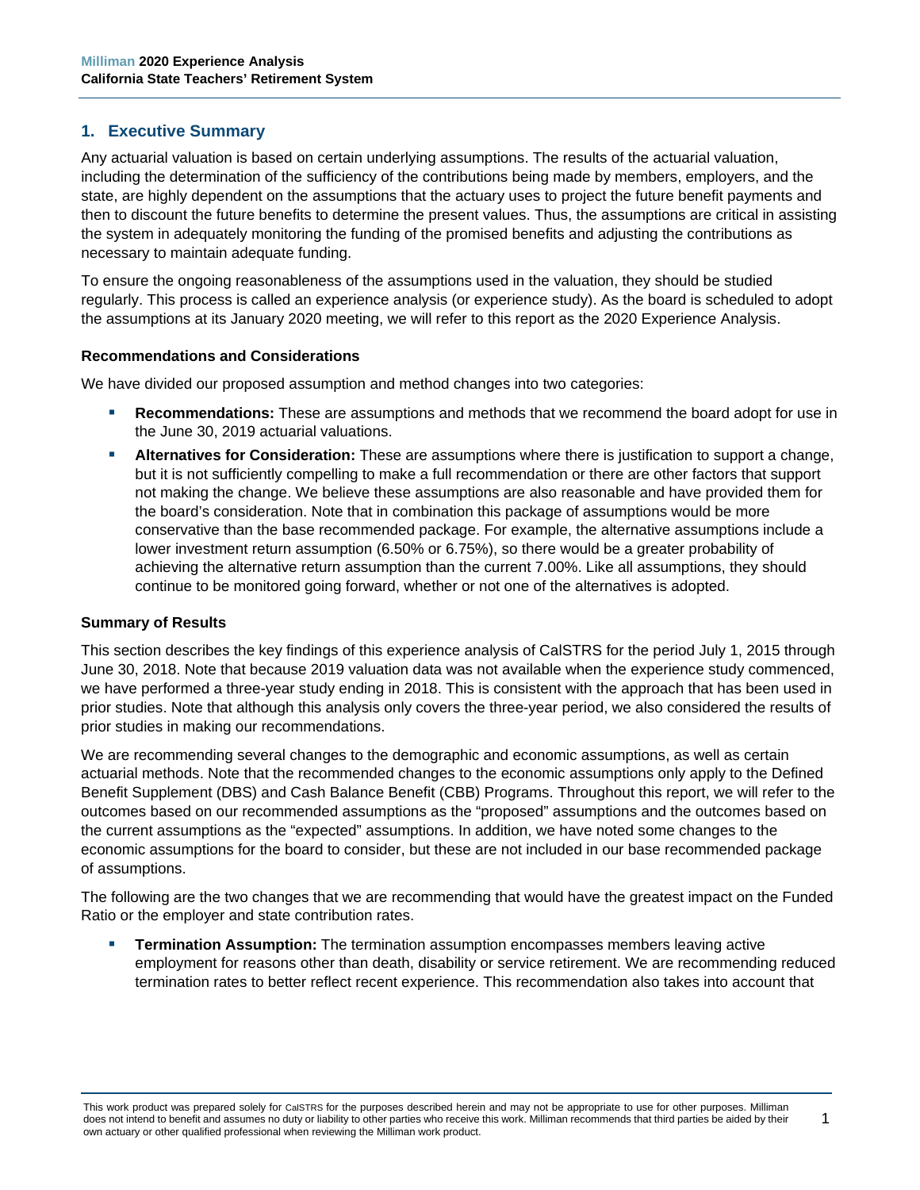## 1. Executive Summary

Any actuarial valuation is based on certain underlying assumptions. The results of the actuarial valuation, including the determination of the sufficiency of the contributions being made by members, employers, and the state, are highly dependent on the assumptions that the actuary uses to project the future benefit payments and then to discount the future benefits to determine the present values. Thus, the assumptions are critical in assisting the system in adequately monitoring the funding of the promised benefits and adjusting the contributions as necessary to maintain adequate funding.

To ensure the ongoing reasonableness of the assumptions used in the valuation, they should be studied regularly. This process is called an experience analysis (or experience study). As the board is scheduled to adopt the assumptions at its January 2020 meeting, we will refer to this report as the 2020 Experience Analysis.

### Recommendations and Considerations

We have divided our proposed assumption and method changes into two categories:

- **Recommendations:** These are assumptions and methods that we recommend the board adopt for use in the June 30, 2019 actuarial valuations.
- **Alternatives for Consideration:** These are assumptions where there is justification to support a change, but it is not sufficiently compelling to make a full recommendation or there are other factors that support not making the change. We believe these assumptions are also reasonable and have provided them for the board's consideration. Note that in combination this package of assumptions would be more conservative than the base recommended package. For example, the alternative assumptions include a lower investment return assumption (6.50% or 6.75%), so there would be a greater probability of achieving the alternative return assumption than the current 7.00%. Like all assumptions, they should continue to be monitored going forward, whether or not one of the alternatives is adopted.

### Summary of Results

This section describes the key findings of this experience analysis of CalSTRS for the period July 1, 2015 through June 30, 2018. Note that because 2019 valuation data was not available when the experience study commenced, we have performed a three-year study ending in 2018. This is consistent with the approach that has been used in prior studies. Note that although this analysis only covers the three-year period, we also considered the results of prior studies in making our recommendations.

We are recommending several changes to the demographic and economic assumptions, as well as certain actuarial methods. Note that the recommended changes to the economic assumptions only apply to the Defined Benefit Supplement (DBS) and Cash Balance Benefit (CBB) Programs. Throughout this report, we will refer to the outcomes based on our recommended assumptions as the "proposed" assumptions and the outcomes based on the current assumptions as the "expected" assumptions. In addition, we have noted some changes to the economic assumptions for the board to consider, but these are not included in our base recommended package of assumptions.

The following are the two changes that we are recommending that would have the greatest impact on the Funded Ratio or the employer and state contribution rates.

- **Termination Assumption:** The termination assumption encompasses members leaving active employment for reasons other than death, disability or service retirement. We are recommending reduced termination rates to better reflect recent experience. This recommendation also takes into account that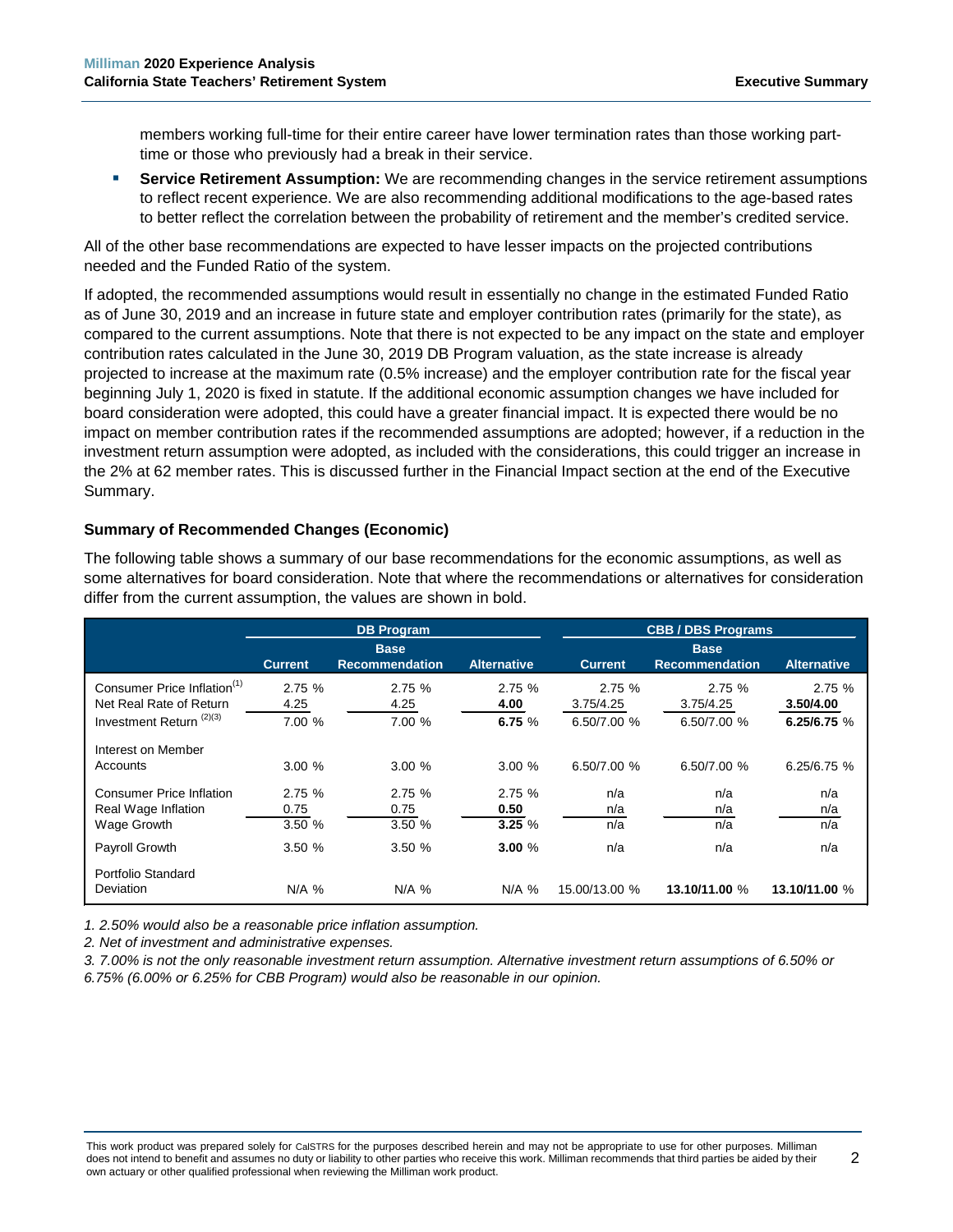members working full-time for their entire career have lower termination rates than those working part-time or those who previously had a break in their service.

- **Service Retirement Assumption:** We are recommending changes in the service retirement assumptions to reflect recent experience. We are also recommending additional modifications to the age-based rates to better reflect the correlation between the probability of retirement and the member's credited service.

All of the other base recommendations are expected to have lesser impacts on the projected contributions needed and the Funded Ratio of the system.

If adopted, the recommended assumptions would result in essentially no change in the estimated Funded Ratio as of June 30, 2019 and an increase in future state and employer contribution rates (primarily for the state), as compared to the current assumptions. Note that there is not expected to be any impact on the state and employer contribution rates calculated in the June 30, 2019 DB Program valuation, as the state increase is already projected to increase at the maximum rate (0.5% increase) and the employer contribution rate for the fiscal year beginning July 1, 2020 is fixed in statute. If the additional economic assumption changes we have included for board consideration were adopted, this could have a greater financial impact. It is expected there would be no impact on member contribution rates if the recommended assumptions are adopted; however, if a reduction in the investment return assumption were adopted, as included with the considerations, this could trigger an increase in the 2% at 62 member rates. This is discussed further in the Financial Impact section at the end of the Executive Summary.

### Summary of Recommended Changes (Economic)

The following table shows a summary of our base recommendations for the economic assumptions, as well as some alternatives for board consideration. Note that where the recommendations or alternatives for consideration differ from the current assumption, the values are shown in bold.

| | DB Program | | | CBB / DBS Programs | | |
|---|---|---|---|---|---|---|
| | Current | Base Recommendation | Alternative | Current | Base Recommendation | Alternative |
| Consumer Price Inflation[1] | 2.75 % | 2.75 % | 2.75 % | 2.75 % | 2.75 % | 2.75 % |
| Net Real Rate of Return | 4.25 | 4.25 | **4.00** | 3.75/4.25 | 3.75/4.25 | **3.50/4.00** |
| Investment Return [2][3] | 7.00 % | 7.00 % | **6.75** % | 6.50/7.00 % | 6.50/7.00 % | **6.25/6.75** % |
| Interest on Member Accounts | 3.00 % | 3.00 % | 3.00 % | 6.50/7.00 % | 6.50/7.00 % | 6.25/6.75 % |
| Consumer Price Inflation | 2.75 % | 2.75 % | 2.75 % | n/a | n/a | n/a |
| Real Wage Inflation | 0.75 | 0.75 | **0.50** | n/a | n/a | n/a |
| Wage Growth | 3.50 % | 3.50 % | **3.25** % | n/a | n/a | n/a |
| Payroll Growth | 3.50 % | 3.50 % | **3.00** % | n/a | n/a | n/a |
| Portfolio Standard Deviation | N/A % | N/A % | N/A % | 15.00/13.00 % | **13.10/11.00** % | **13.10/11.00** % |

*1. 2.50% would also be a reasonable price inflation assumption.*

*2. Net of investment and administrative expenses.*

*3. 7.00% is not the only reasonable investment return assumption. Alternative investment return assumptions of 6.50% or 6.75% (6.00% or 6.25% for CBB Program) would also be reasonable in our opinion.*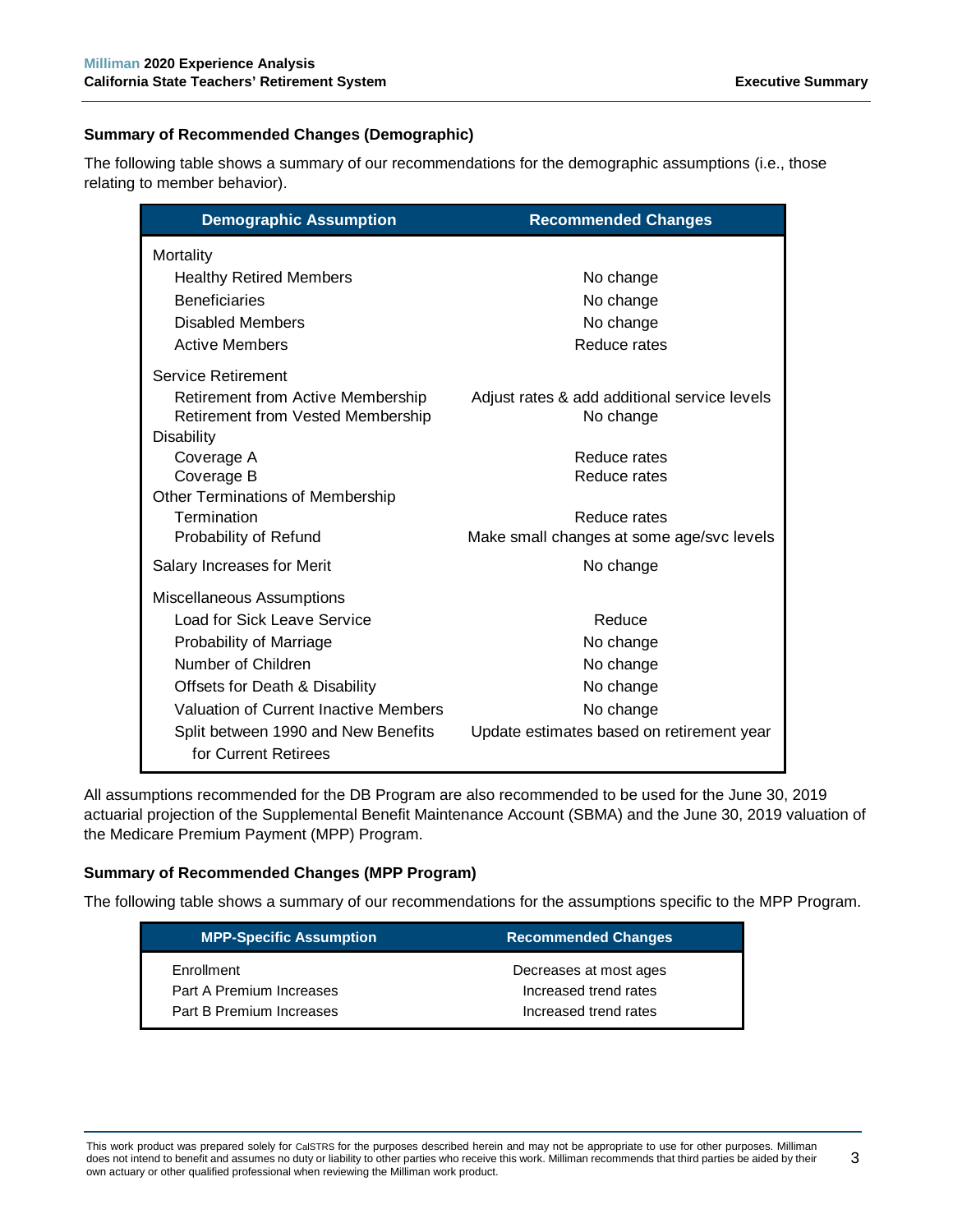### Summary of Recommended Changes (Demographic)

The following table shows a summary of our recommendations for the demographic assumptions (i.e., those relating to member behavior).

| Demographic Assumption | Recommended Changes |
|---|---|
| **Mortality** | |
| Healthy Retired Members | No change |
| Beneficiaries | No change |
| Disabled Members | No change |
| Active Members | Reduce rates |
| **Service Retirement** | |
| Retirement from Active Membership | Adjust rates & add additional service levels |
| Retirement from Vested Membership | No change |
| **Disability** | |
| Coverage A | Reduce rates |
| Coverage B | Reduce rates |
| **Other Terminations of Membership** | |
| Termination | Reduce rates |
| Probability of Refund | Make small changes at some age/svc levels |
| **Salary Increases for Merit** | No change |
| **Miscellaneous Assumptions** | |
| Load for Sick Leave Service | Reduce |
| Probability of Marriage | No change |
| Number of Children | No change |
| Offsets for Death & Disability | No change |
| Valuation of Current Inactive Members | No change |
| Split between 1990 and New Benefits for Current Retirees | Update estimates based on retirement year |

All assumptions recommended for the DB Program are also recommended to be used for the June 30, 2019 actuarial projection of the Supplemental Benefit Maintenance Account (SBMA) and the June 30, 2019 valuation of the Medicare Premium Payment (MPP) Program.

### Summary of Recommended Changes (MPP Program)

The following table shows a summary of our recommendations for the assumptions specific to the MPP Program.

| MPP-Specific Assumption | Recommended Changes |
|---|---|
| Enrollment | Decreases at most ages |
| Part A Premium Increases | Increased trend rates |
| Part B Premium Increases | Increased trend rates |

This work product was prepared solely for CalSTRS for the purposes described herein and may not be appropriate to use for other purposes. Milliman does not intend to benefit and assumes no duty or liability to other parties who receive this work. Milliman recommends that third parties be aided by their own actuary or other qualified professional when reviewing the Milliman work product.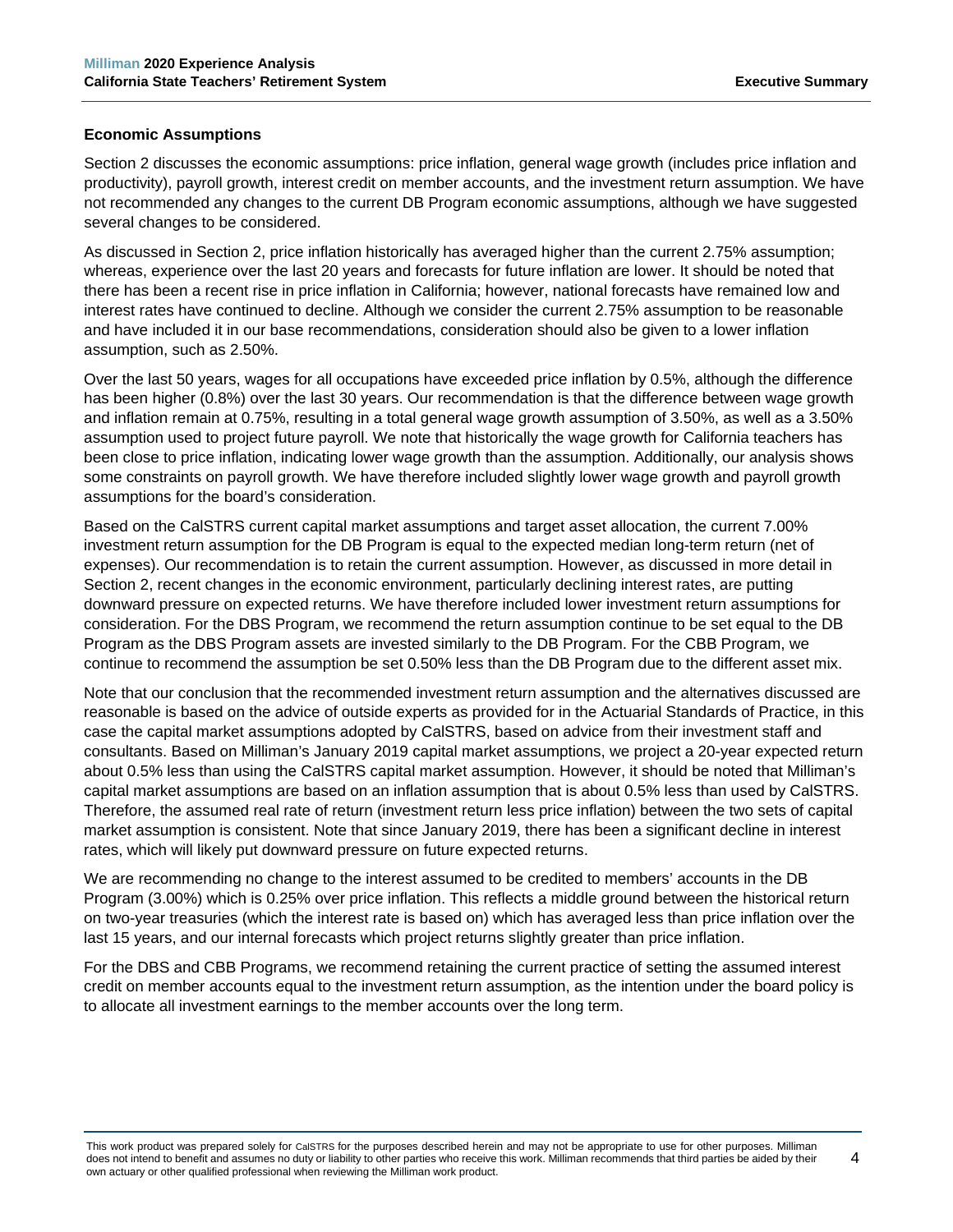## Economic Assumptions

Section 2 discusses the economic assumptions: price inflation, general wage growth (includes price inflation and productivity), payroll growth, interest credit on member accounts, and the investment return assumption. We have not recommended any changes to the current DB Program economic assumptions, although we have suggested several changes to be considered.

As discussed in Section 2, price inflation historically has averaged higher than the current 2.75% assumption; whereas, experience over the last 20 years and forecasts for future inflation are lower. It should be noted that there has been a recent rise in price inflation in California; however, national forecasts have remained low and interest rates have continued to decline. Although we consider the current 2.75% assumption to be reasonable and have included it in our base recommendations, consideration should also be given to a lower inflation assumption, such as 2.50%.

Over the last 50 years, wages for all occupations have exceeded price inflation by 0.5%, although the difference has been higher (0.8%) over the last 30 years. Our recommendation is that the difference between wage growth and inflation remain at 0.75%, resulting in a total general wage growth assumption of 3.50%, as well as a 3.50% assumption used to project future payroll. We note that historically the wage growth for California teachers has been close to price inflation, indicating lower wage growth than the assumption. Additionally, our analysis shows some constraints on payroll growth. We have therefore included slightly lower wage growth and payroll growth assumptions for the board's consideration.

Based on the CalSTRS current capital market assumptions and target asset allocation, the current 7.00% investment return assumption for the DB Program is equal to the expected median long-term return (net of expenses). Our recommendation is to retain the current assumption. However, as discussed in more detail in Section 2, recent changes in the economic environment, particularly declining interest rates, are putting downward pressure on expected returns. We have therefore included lower investment return assumptions for consideration. For the DBS Program, we recommend the return assumption continue to be set equal to the DB Program as the DBS Program assets are invested similarly to the DB Program. For the CBB Program, we continue to recommend the assumption be set 0.50% less than the DB Program due to the different asset mix.

Note that our conclusion that the recommended investment return assumption and the alternatives discussed are reasonable is based on the advice of outside experts as provided for in the Actuarial Standards of Practice, in this case the capital market assumptions adopted by CalSTRS, based on advice from their investment staff and consultants. Based on Milliman's January 2019 capital market assumptions, we project a 20-year expected return about 0.5% less than using the CalSTRS capital market assumption. However, it should be noted that Milliman's capital market assumptions are based on an inflation assumption that is about 0.5% less than used by CalSTRS. Therefore, the assumed real rate of return (investment return less price inflation) between the two sets of capital market assumption is consistent. Note that since January 2019, there has been a significant decline in interest rates, which will likely put downward pressure on future expected returns.

We are recommending no change to the interest assumed to be credited to members' accounts in the DB Program (3.00%) which is 0.25% over price inflation. This reflects a middle ground between the historical return on two-year treasuries (which the interest rate is based on) which has averaged less than price inflation over the last 15 years, and our internal forecasts which project returns slightly greater than price inflation.

For the DBS and CBB Programs, we recommend retaining the current practice of setting the assumed interest credit on member accounts equal to the investment return assumption, as the intention under the board policy is to allocate all investment earnings to the member accounts over the long term.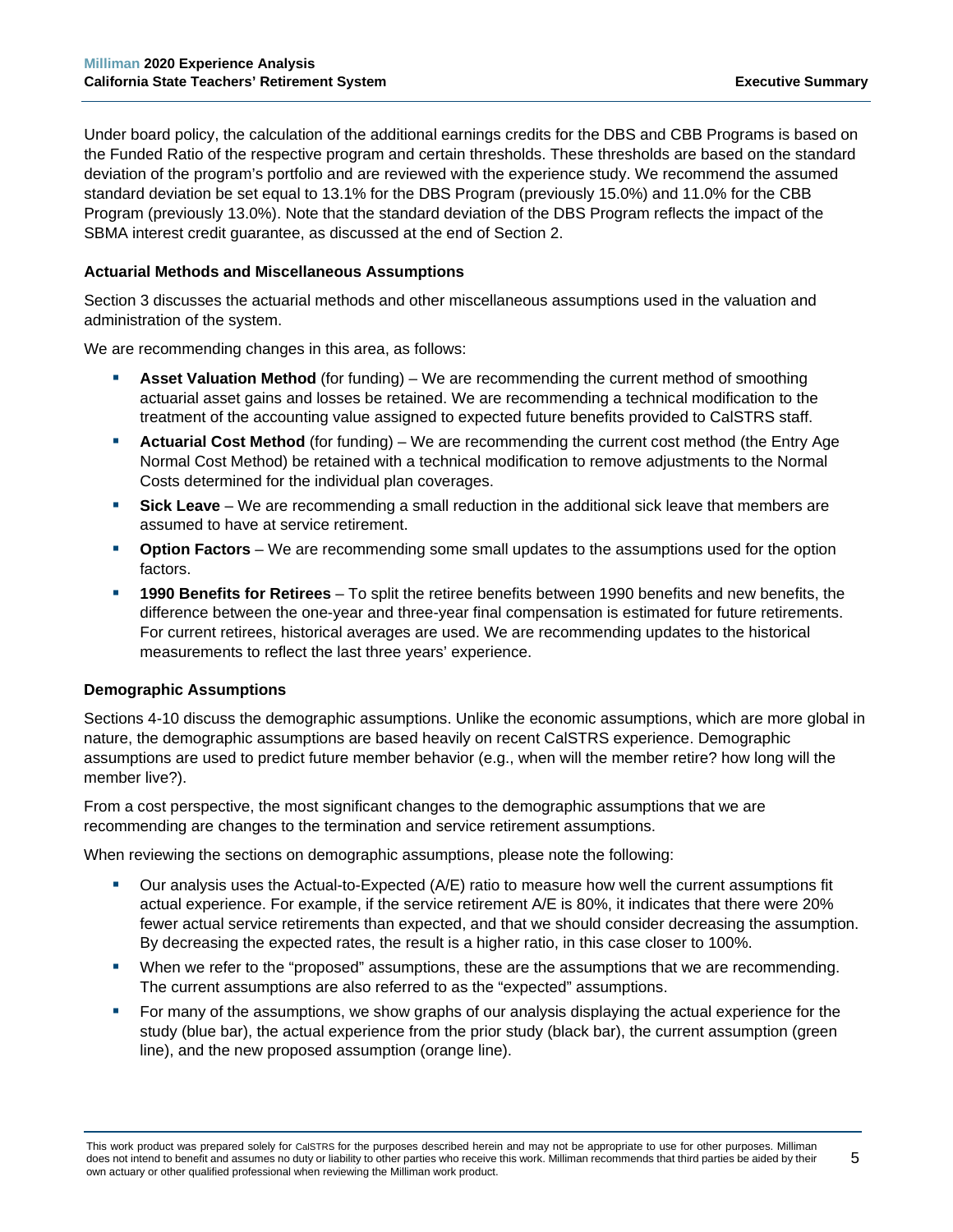Under board policy, the calculation of the additional earnings credits for the DBS and CBB Programs is based on the Funded Ratio of the respective program and certain thresholds. These thresholds are based on the standard deviation of the program's portfolio and are reviewed with the experience study. We recommend the assumed standard deviation be set equal to 13.1% for the DBS Program (previously 15.0%) and 11.0% for the CBB Program (previously 13.0%). Note that the standard deviation of the DBS Program reflects the impact of the SBMA interest credit guarantee, as discussed at the end of Section 2.

### Actuarial Methods and Miscellaneous Assumptions

Section 3 discusses the actuarial methods and other miscellaneous assumptions used in the valuation and administration of the system.

We are recommending changes in this area, as follows:

- **Asset Valuation Method** (for funding) – We are recommending the current method of smoothing actuarial asset gains and losses be retained. We are recommending a technical modification to the treatment of the accounting value assigned to expected future benefits provided to CalSTRS staff.
- **Actuarial Cost Method** (for funding) – We are recommending the current cost method (the Entry Age Normal Cost Method) be retained with a technical modification to remove adjustments to the Normal Costs determined for the individual plan coverages.
- **Sick Leave** – We are recommending a small reduction in the additional sick leave that members are assumed to have at service retirement.
- **Option Factors** – We are recommending some small updates to the assumptions used for the option factors.
- **1990 Benefits for Retirees** – To split the retiree benefits between 1990 benefits and new benefits, the difference between the one-year and three-year final compensation is estimated for future retirements. For current retirees, historical averages are used. We are recommending updates to the historical measurements to reflect the last three years' experience.

### Demographic Assumptions

Sections 4-10 discuss the demographic assumptions. Unlike the economic assumptions, which are more global in nature, the demographic assumptions are based heavily on recent CalSTRS experience. Demographic assumptions are used to predict future member behavior (e.g., when will the member retire? how long will the member live?).

From a cost perspective, the most significant changes to the demographic assumptions that we are recommending are changes to the termination and service retirement assumptions.

When reviewing the sections on demographic assumptions, please note the following:

- Our analysis uses the Actual-to-Expected (A/E) ratio to measure how well the current assumptions fit actual experience. For example, if the service retirement A/E is 80%, it indicates that there were 20% fewer actual service retirements than expected, and that we should consider decreasing the assumption. By decreasing the expected rates, the result is a higher ratio, in this case closer to 100%.
- When we refer to the "proposed" assumptions, these are the assumptions that we are recommending. The current assumptions are also referred to as the "expected" assumptions.
- For many of the assumptions, we show graphs of our analysis displaying the actual experience for the study (blue bar), the actual experience from the prior study (black bar), the current assumption (green line), and the new proposed assumption (orange line).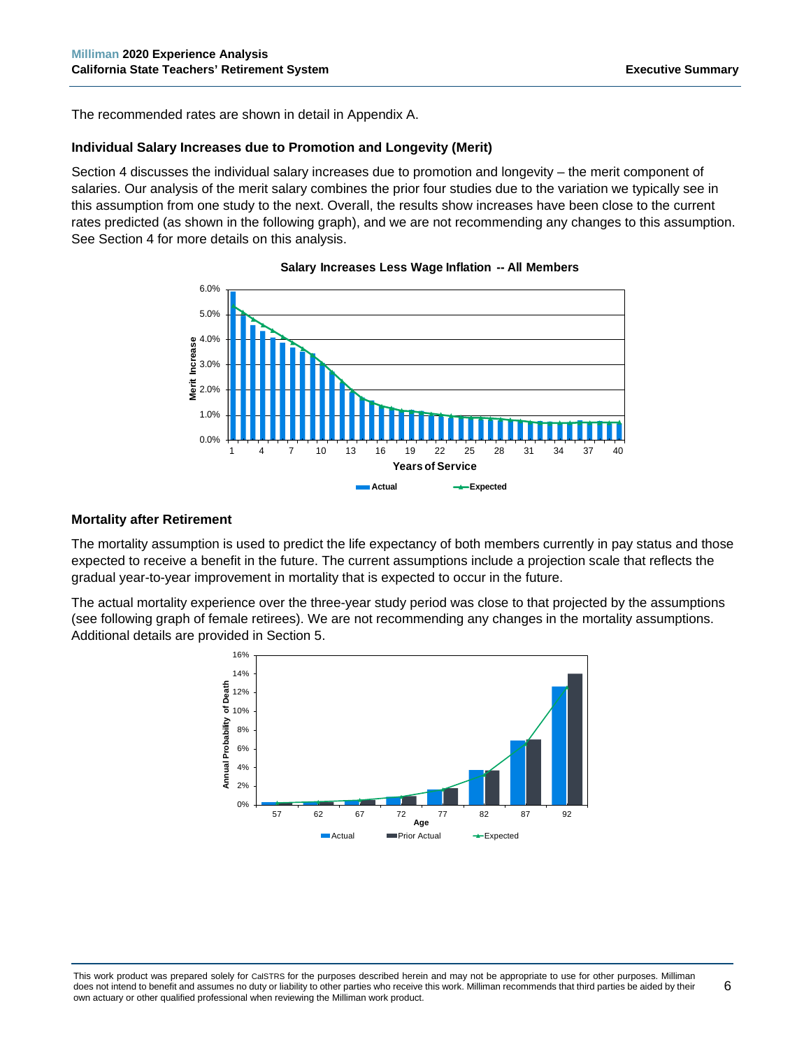The recommended rates are shown in detail in Appendix A.

### Individual Salary Increases due to Promotion and Longevity (Merit)

Section 4 discusses the individual salary increases due to promotion and longevity – the merit component of salaries. Our analysis of the merit salary combines the prior four studies due to the variation we typically see in this assumption from one study to the next. Overall, the results show increases have been close to the current rates predicted (as shown in the following graph), and we are not recommending any changes to this assumption. See Section 4 for more details on this analysis.

**Salary Increases Less Wage Inflation -- All Members**

### Mortality after Retirement

The mortality assumption is used to predict the life expectancy of both members currently in pay status and those expected to receive a benefit in the future. The current assumptions include a projection scale that reflects the gradual year-to-year improvement in mortality that is expected to occur in the future.

The actual mortality experience over the three-year study period was close to that projected by the assumptions (see following graph of female retirees). We are not recommending any changes in the mortality assumptions. Additional details are provided in Section 5.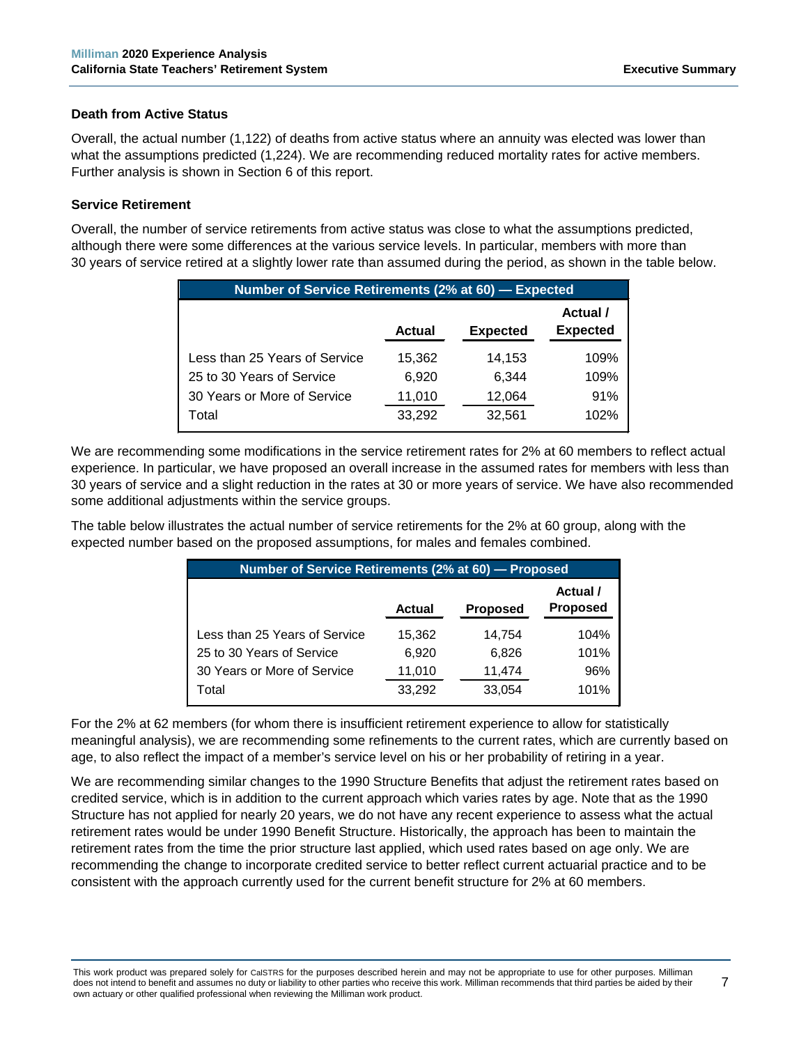### Death from Active Status

Overall, the actual number (1,122) of deaths from active status where an annuity was elected was lower than what the assumptions predicted (1,224). We are recommending reduced mortality rates for active members. Further analysis is shown in Section 6 of this report.

### Service Retirement

Overall, the number of service retirements from active status was close to what the assumptions predicted, although there were some differences at the various service levels. In particular, members with more than 30 years of service retired at a slightly lower rate than assumed during the period, as shown in the table below.

| Number of Service Retirements (2% at 60) — Expected | | | |
|---|---|---|---|
| | **Actual** | **Expected** | **Actual / Expected** |
| Less than 25 Years of Service | 15,362 | 14,153 | 109% |
| 25 to 30 Years of Service | 6,920 | 6,344 | 109% |
| 30 Years or More of Service | 11,010 | 12,064 | 91% |
| Total | 33,292 | 32,561 | 102% |

We are recommending some modifications in the service retirement rates for 2% at 60 members to reflect actual experience. In particular, we have proposed an overall increase in the assumed rates for members with less than 30 years of service and a slight reduction in the rates at 30 or more years of service. We have also recommended some additional adjustments within the service groups.

The table below illustrates the actual number of service retirements for the 2% at 60 group, along with the expected number based on the proposed assumptions, for males and females combined.

| Number of Service Retirements (2% at 60) — Proposed | | | |
|---|---|---|---|
| | **Actual** | **Proposed** | **Actual / Proposed** |
| Less than 25 Years of Service | 15,362 | 14,754 | 104% |
| 25 to 30 Years of Service | 6,920 | 6,826 | 101% |
| 30 Years or More of Service | 11,010 | 11,474 | 96% |
| Total | 33,292 | 33,054 | 101% |

For the 2% at 62 members (for whom there is insufficient retirement experience to allow for statistically meaningful analysis), we are recommending some refinements to the current rates, which are currently based on age, to also reflect the impact of a member's service level on his or her probability of retiring in a year.

We are recommending similar changes to the 1990 Structure Benefits that adjust the retirement rates based on credited service, which is in addition to the current approach which varies rates by age. Note that as the 1990 Structure has not applied for nearly 20 years, we do not have any recent experience to assess what the actual retirement rates would be under 1990 Benefit Structure. Historically, the approach has been to maintain the retirement rates from the time the prior structure last applied, which used rates based on age only. We are recommending the change to incorporate credited service to better reflect current actuarial practice and to be consistent with the approach currently used for the current benefit structure for 2% at 60 members.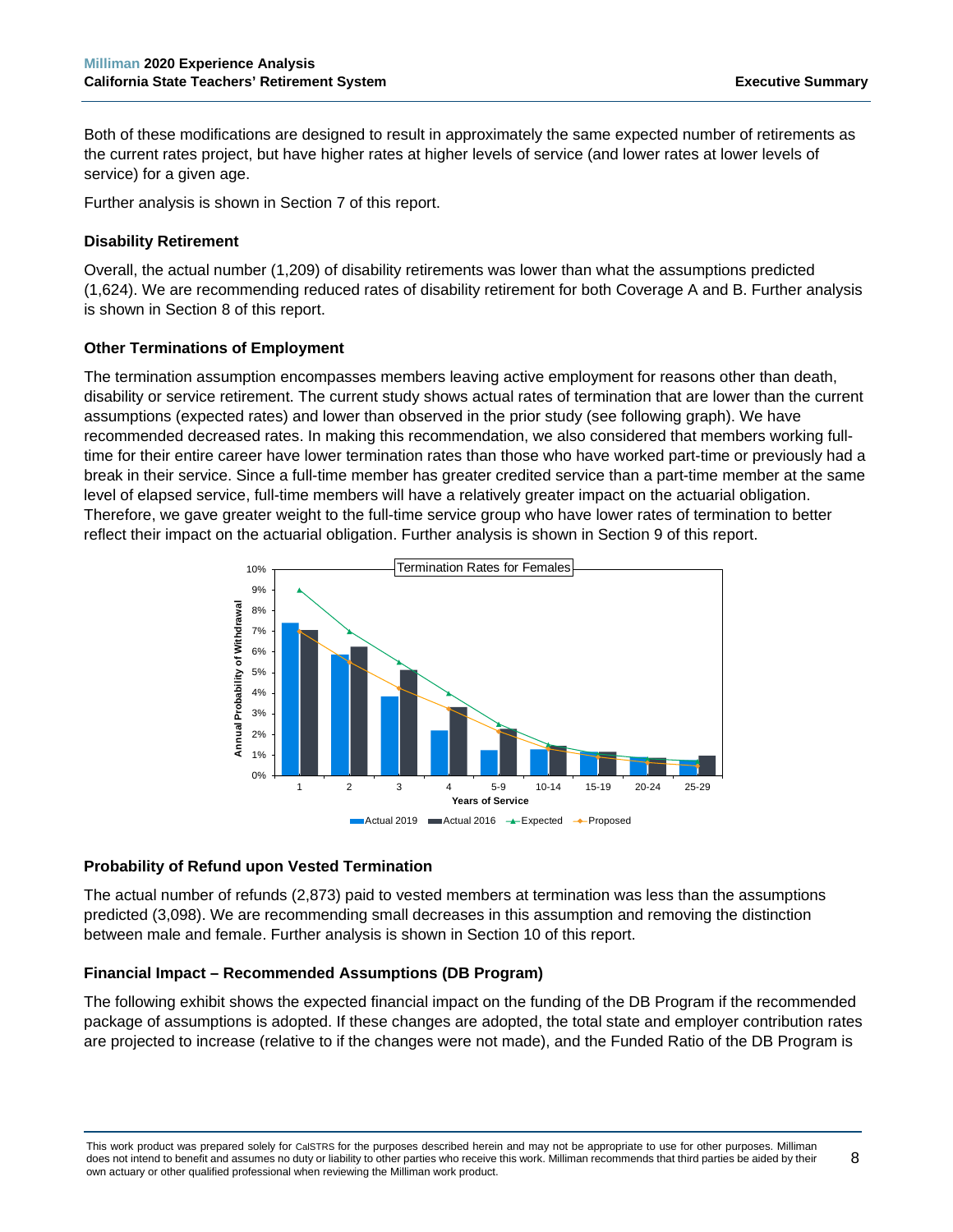Both of these modifications are designed to result in approximately the same expected number of retirements as the current rates project, but have higher rates at higher levels of service (and lower rates at lower levels of service) for a given age.

Further analysis is shown in Section 7 of this report.

### Disability Retirement

Overall, the actual number (1,209) of disability retirements was lower than what the assumptions predicted (1,624). We are recommending reduced rates of disability retirement for both Coverage A and B. Further analysis is shown in Section 8 of this report.

### Other Terminations of Employment

The termination assumption encompasses members leaving active employment for reasons other than death, disability or service retirement. The current study shows actual rates of termination that are lower than the current assumptions (expected rates) and lower than observed in the prior study (see following graph). We have recommended decreased rates. In making this recommendation, we also considered that members working full-time for their entire career have lower termination rates than those who have worked part-time or previously had a break in their service. Since a full-time member has greater credited service than a part-time member at the same level of elapsed service, full-time members will have a relatively greater impact on the actuarial obligation. Therefore, we gave greater weight to the full-time service group who have lower rates of termination to better reflect their impact on the actuarial obligation. Further analysis is shown in Section 9 of this report.

Termination Rates for Females

### Probability of Refund upon Vested Termination

The actual number of refunds (2,873) paid to vested members at termination was less than the assumptions predicted (3,098). We are recommending small decreases in this assumption and removing the distinction between male and female. Further analysis is shown in Section 10 of this report.

### Financial Impact – Recommended Assumptions (DB Program)

The following exhibit shows the expected financial impact on the funding of the DB Program if the recommended package of assumptions is adopted. If these changes are adopted, the total state and employer contribution rates are projected to increase (relative to if the changes were not made), and the Funded Ratio of the DB Program is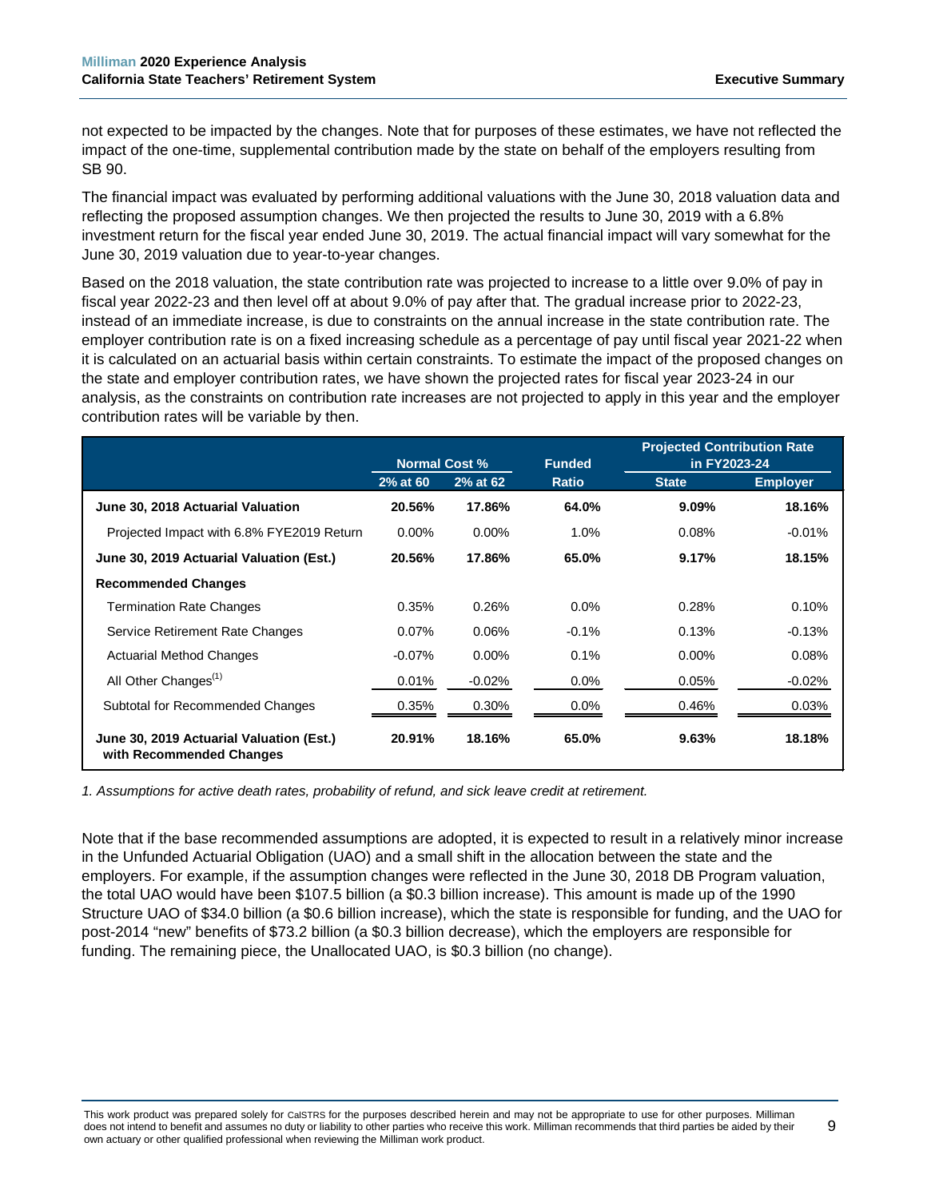not expected to be impacted by the changes. Note that for purposes of these estimates, we have not reflected the impact of the one-time, supplemental contribution made by the state on behalf of the employers resulting from SB 90.

The financial impact was evaluated by performing additional valuations with the June 30, 2018 valuation data and reflecting the proposed assumption changes. We then projected the results to June 30, 2019 with a 6.8% investment return for the fiscal year ended June 30, 2019. The actual financial impact will vary somewhat for the June 30, 2019 valuation due to year-to-year changes.

Based on the 2018 valuation, the state contribution rate was projected to increase to a little over 9.0% of pay in fiscal year 2022-23 and then level off at about 9.0% of pay after that. The gradual increase prior to 2022-23, instead of an immediate increase, is due to constraints on the annual increase in the state contribution rate. The employer contribution rate is on a fixed increasing schedule as a percentage of pay until fiscal year 2021-22 when it is calculated on an actuarial basis within certain constraints. To estimate the impact of the proposed changes on the state and employer contribution rates, we have shown the projected rates for fiscal year 2023-24 in our analysis, as the constraints on contribution rate increases are not projected to apply in this year and the employer contribution rates will be variable by then.

| | Normal Cost % | | Funded | Projected Contribution Rate in FY2023-24 | |
|---|---|---|---|---|---|
| | 2% at 60 | 2% at 62 | Ratio | State | Employer |
| **June 30, 2018 Actuarial Valuation** | **20.56%** | **17.86%** | **64.0%** | **9.09%** | **18.16%** |
| Projected Impact with 6.8% FYE2019 Return | 0.00% | 0.00% | 1.0% | 0.08% | -0.01% |
| **June 30, 2019 Actuarial Valuation (Est.)** | **20.56%** | **17.86%** | **65.0%** | **9.17%** | **18.15%** |
| **Recommended Changes** | | | | | |
| Termination Rate Changes | 0.35% | 0.26% | 0.0% | 0.28% | 0.10% |
| Service Retirement Rate Changes | 0.07% | 0.06% | -0.1% | 0.13% | -0.13% |
| Actuarial Method Changes | -0.07% | 0.00% | 0.1% | 0.00% | 0.08% |
| All Other Changes[1] | 0.01% | -0.02% | 0.0% | 0.05% | -0.02% |
| Subtotal for Recommended Changes | 0.35% | 0.30% | 0.0% | 0.46% | 0.03% |
| **June 30, 2019 Actuarial Valuation (Est.) with Recommended Changes** | **20.91%** | **18.16%** | **65.0%** | **9.63%** | **18.18%** |

*1. Assumptions for active death rates, probability of refund, and sick leave credit at retirement.*

Note that if the base recommended assumptions are adopted, it is expected to result in a relatively minor increase in the Unfunded Actuarial Obligation (UAO) and a small shift in the allocation between the state and the employers. For example, if the assumption changes were reflected in the June 30, 2018 DB Program valuation, the total UAO would have been $107.5 billion (a $0.3 billion increase). This amount is made up of the 1990 Structure UAO of $34.0 billion (a $0.6 billion increase), which the state is responsible for funding, and the UAO for post-2014 "new" benefits of $73.2 billion (a $0.3 billion decrease), which the employers are responsible for funding. The remaining piece, the Unallocated UAO, is $0.3 billion (no change).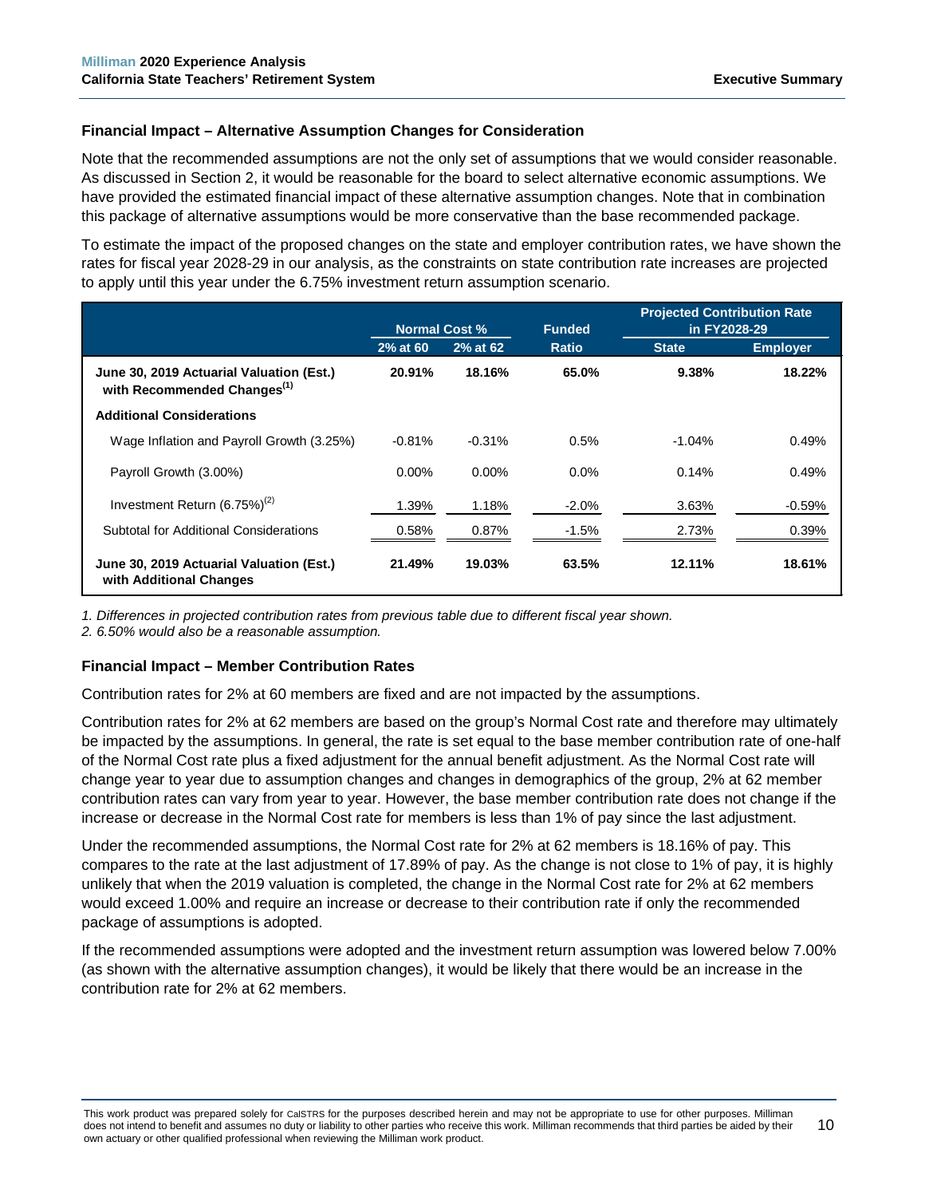### Financial Impact – Alternative Assumption Changes for Consideration

Note that the recommended assumptions are not the only set of assumptions that we would consider reasonable. As discussed in Section 2, it would be reasonable for the board to select alternative economic assumptions. We have provided the estimated financial impact of these alternative assumption changes. Note that in combination this package of alternative assumptions would be more conservative than the base recommended package.

To estimate the impact of the proposed changes on the state and employer contribution rates, we have shown the rates for fiscal year 2028-29 in our analysis, as the constraints on state contribution rate increases are projected to apply until this year under the 6.75% investment return assumption scenario.

| | Normal Cost % | | Funded | Projected Contribution Rate in FY2028-29 | |
|---|---|---|---|---|---|
| | 2% at 60 | 2% at 62 | Ratio | State | Employer |
| **June 30, 2019 Actuarial Valuation (Est.) with Recommended Changes[1]** | **20.91%** | **18.16%** | **65.0%** | **9.38%** | **18.22%** |
| **Additional Considerations** | | | | | |
| Wage Inflation and Payroll Growth (3.25%) | -0.81% | -0.31% | 0.5% | -1.04% | 0.49% |
| Payroll Growth (3.00%) | 0.00% | 0.00% | 0.0% | 0.14% | 0.49% |
| Investment Return (6.75%)[2] | 1.39% | 1.18% | -2.0% | 3.63% | -0.59% |
| Subtotal for Additional Considerations | 0.58% | 0.87% | -1.5% | 2.73% | 0.39% |
| **June 30, 2019 Actuarial Valuation (Est.) with Additional Changes** | **21.49%** | **19.03%** | **63.5%** | **12.11%** | **18.61%** |

*1. Differences in projected contribution rates from previous table due to different fiscal year shown.*

*2. 6.50% would also be a reasonable assumption.*

### Financial Impact – Member Contribution Rates

Contribution rates for 2% at 60 members are fixed and are not impacted by the assumptions.

Contribution rates for 2% at 62 members are based on the group's Normal Cost rate and therefore may ultimately be impacted by the assumptions. In general, the rate is set equal to the base member contribution rate of one-half of the Normal Cost rate plus a fixed adjustment for the annual benefit adjustment. As the Normal Cost rate will change year to year due to assumption changes and changes in demographics of the group, 2% at 62 member contribution rates can vary from year to year. However, the base member contribution rate does not change if the increase or decrease in the Normal Cost rate for members is less than 1% of pay since the last adjustment.

Under the recommended assumptions, the Normal Cost rate for 2% at 62 members is 18.16% of pay. This compares to the rate at the last adjustment of 17.89% of pay. As the change is not close to 1% of pay, it is highly unlikely that when the 2019 valuation is completed, the change in the Normal Cost rate for 2% at 62 members would exceed 1.00% and require an increase or decrease to their contribution rate if only the recommended package of assumptions is adopted.

If the recommended assumptions were adopted and the investment return assumption was lowered below 7.00% (as shown with the alternative assumption changes), it would be likely that there would be an increase in the contribution rate for 2% at 62 members.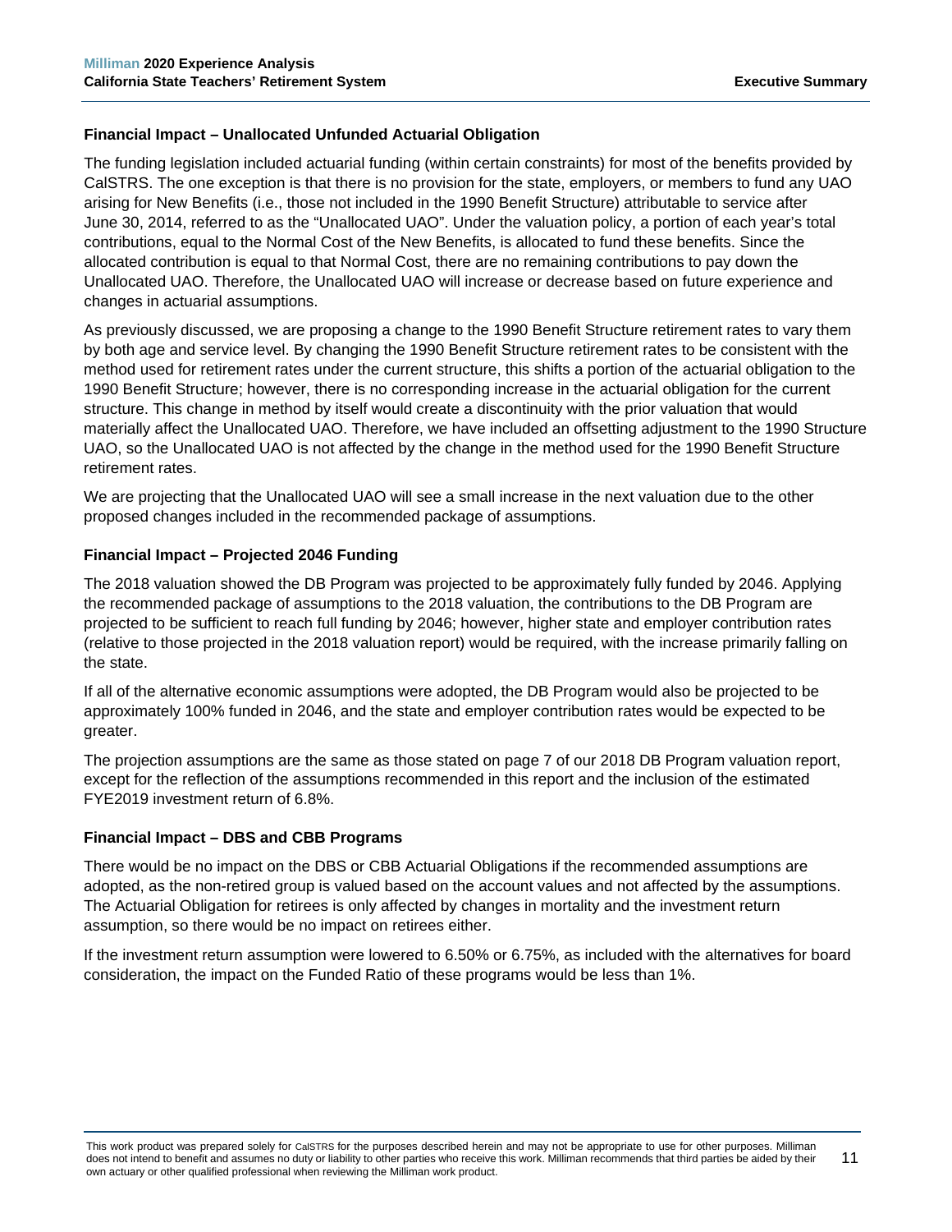### Financial Impact – Unallocated Unfunded Actuarial Obligation

The funding legislation included actuarial funding (within certain constraints) for most of the benefits provided by CalSTRS. The one exception is that there is no provision for the state, employers, or members to fund any UAO arising for New Benefits (i.e., those not included in the 1990 Benefit Structure) attributable to service after June 30, 2014, referred to as the "Unallocated UAO". Under the valuation policy, a portion of each year's total contributions, equal to the Normal Cost of the New Benefits, is allocated to fund these benefits. Since the allocated contribution is equal to that Normal Cost, there are no remaining contributions to pay down the Unallocated UAO. Therefore, the Unallocated UAO will increase or decrease based on future experience and changes in actuarial assumptions.

As previously discussed, we are proposing a change to the 1990 Benefit Structure retirement rates to vary them by both age and service level. By changing the 1990 Benefit Structure retirement rates to be consistent with the method used for retirement rates under the current structure, this shifts a portion of the actuarial obligation to the 1990 Benefit Structure; however, there is no corresponding increase in the actuarial obligation for the current structure. This change in method by itself would create a discontinuity with the prior valuation that would materially affect the Unallocated UAO. Therefore, we have included an offsetting adjustment to the 1990 Structure UAO, so the Unallocated UAO is not affected by the change in the method used for the 1990 Benefit Structure retirement rates.

We are projecting that the Unallocated UAO will see a small increase in the next valuation due to the other proposed changes included in the recommended package of assumptions.

### Financial Impact – Projected 2046 Funding

The 2018 valuation showed the DB Program was projected to be approximately fully funded by 2046. Applying the recommended package of assumptions to the 2018 valuation, the contributions to the DB Program are projected to be sufficient to reach full funding by 2046; however, higher state and employer contribution rates (relative to those projected in the 2018 valuation report) would be required, with the increase primarily falling on the state.

If all of the alternative economic assumptions were adopted, the DB Program would also be projected to be approximately 100% funded in 2046, and the state and employer contribution rates would be expected to be greater.

The projection assumptions are the same as those stated on page 7 of our 2018 DB Program valuation report, except for the reflection of the assumptions recommended in this report and the inclusion of the estimated FYE2019 investment return of 6.8%.

### Financial Impact – DBS and CBB Programs

There would be no impact on the DBS or CBB Actuarial Obligations if the recommended assumptions are adopted, as the non-retired group is valued based on the account values and not affected by the assumptions. The Actuarial Obligation for retirees is only affected by changes in mortality and the investment return assumption, so there would be no impact on retirees either.

If the investment return assumption were lowered to 6.50% or 6.75%, as included with the alternatives for board consideration, the impact on the Funded Ratio of these programs would be less than 1%.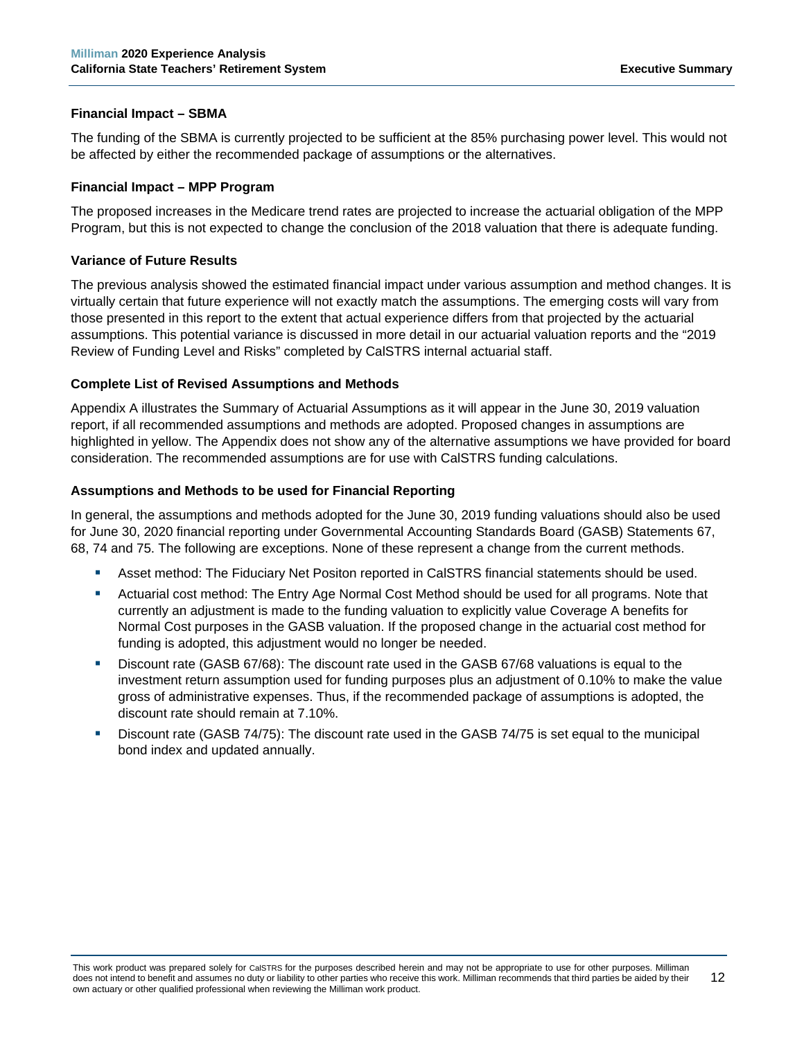### Financial Impact – SBMA

The funding of the SBMA is currently projected to be sufficient at the 85% purchasing power level. This would not be affected by either the recommended package of assumptions or the alternatives.

### Financial Impact – MPP Program

The proposed increases in the Medicare trend rates are projected to increase the actuarial obligation of the MPP Program, but this is not expected to change the conclusion of the 2018 valuation that there is adequate funding.

### Variance of Future Results

The previous analysis showed the estimated financial impact under various assumption and method changes. It is virtually certain that future experience will not exactly match the assumptions. The emerging costs will vary from those presented in this report to the extent that actual experience differs from that projected by the actuarial assumptions. This potential variance is discussed in more detail in our actuarial valuation reports and the "2019 Review of Funding Level and Risks" completed by CalSTRS internal actuarial staff.

### Complete List of Revised Assumptions and Methods

Appendix A illustrates the Summary of Actuarial Assumptions as it will appear in the June 30, 2019 valuation report, if all recommended assumptions and methods are adopted. Proposed changes in assumptions are highlighted in yellow. The Appendix does not show any of the alternative assumptions we have provided for board consideration. The recommended assumptions are for use with CalSTRS funding calculations.

### Assumptions and Methods to be used for Financial Reporting

In general, the assumptions and methods adopted for the June 30, 2019 funding valuations should also be used for June 30, 2020 financial reporting under Governmental Accounting Standards Board (GASB) Statements 67, 68, 74 and 75. The following are exceptions. None of these represent a change from the current methods.

- Asset method: The Fiduciary Net Positon reported in CalSTRS financial statements should be used.
- Actuarial cost method: The Entry Age Normal Cost Method should be used for all programs. Note that currently an adjustment is made to the funding valuation to explicitly value Coverage A benefits for Normal Cost purposes in the GASB valuation. If the proposed change in the actuarial cost method for funding is adopted, this adjustment would no longer be needed.
- Discount rate (GASB 67/68): The discount rate used in the GASB 67/68 valuations is equal to the investment return assumption used for funding purposes plus an adjustment of 0.10% to make the value gross of administrative expenses. Thus, if the recommended package of assumptions is adopted, the discount rate should remain at 7.10%.
- Discount rate (GASB 74/75): The discount rate used in the GASB 74/75 is set equal to the municipal bond index and updated annually.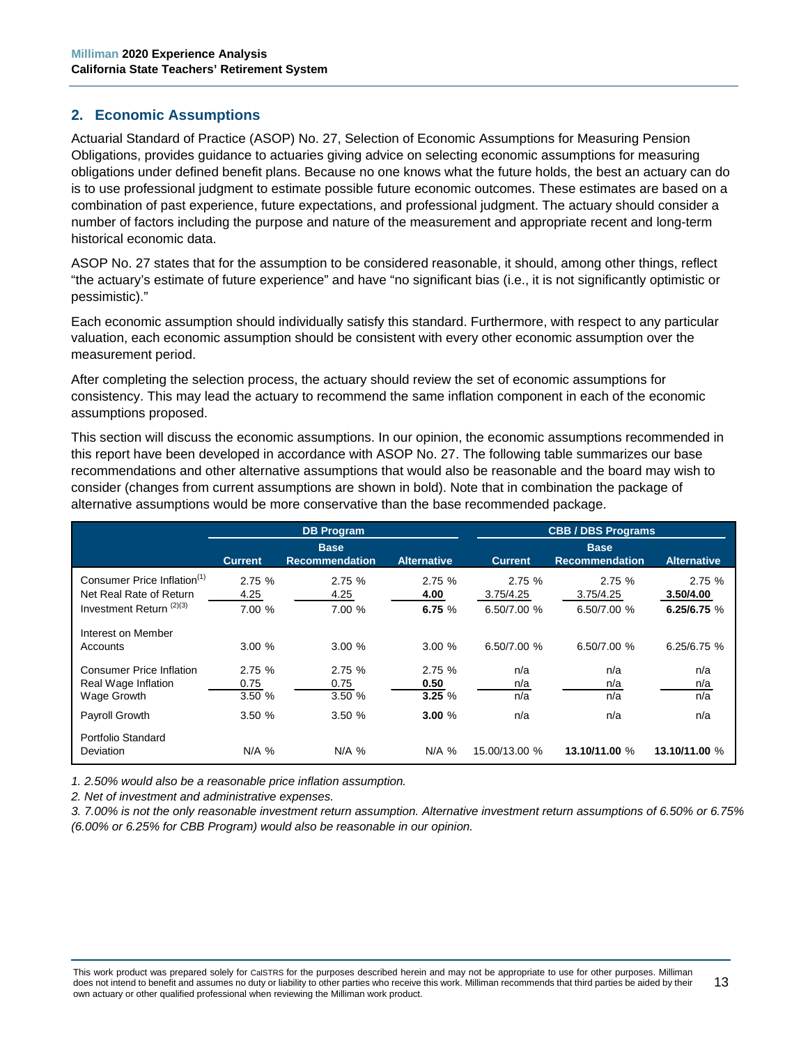## 2. Economic Assumptions

Actuarial Standard of Practice (ASOP) No. 27, Selection of Economic Assumptions for Measuring Pension Obligations, provides guidance to actuaries giving advice on selecting economic assumptions for measuring obligations under defined benefit plans. Because no one knows what the future holds, the best an actuary can do is to use professional judgment to estimate possible future economic outcomes. These estimates are based on a combination of past experience, future expectations, and professional judgment. The actuary should consider a number of factors including the purpose and nature of the measurement and appropriate recent and long-term historical economic data.

ASOP No. 27 states that for the assumption to be considered reasonable, it should, among other things, reflect "the actuary's estimate of future experience" and have "no significant bias (i.e., it is not significantly optimistic or pessimistic)."

Each economic assumption should individually satisfy this standard. Furthermore, with respect to any particular valuation, each economic assumption should be consistent with every other economic assumption over the measurement period.

After completing the selection process, the actuary should review the set of economic assumptions for consistency. This may lead the actuary to recommend the same inflation component in each of the economic assumptions proposed.

This section will discuss the economic assumptions. In our opinion, the economic assumptions recommended in this report have been developed in accordance with ASOP No. 27. The following table summarizes our base recommendations and other alternative assumptions that would also be reasonable and the board may wish to consider (changes from current assumptions are shown in bold). Note that in combination the package of alternative assumptions would be more conservative than the base recommended package.

| | DB Program | | | CBB / DBS Programs | | |
|---|---|---|---|---|---|---|
| | Current | Base Recommendation | Alternative | Current | Base Recommendation | Alternative |
| Consumer Price Inflation[1] | 2.75 % | 2.75 % | 2.75 % | 2.75 % | 2.75 % | 2.75 % |
| Net Real Rate of Return | 4.25 | 4.25 | **4.00** | 3.75/4.25 | 3.75/4.25 | **3.50/4.00** |
| Investment Return [2][3] | 7.00 % | 7.00 % | **6.75** % | 6.50/7.00 % | 6.50/7.00 % | **6.25/6.75** % |
| Interest on Member Accounts | 3.00 % | 3.00 % | 3.00 % | 6.50/7.00 % | 6.50/7.00 % | 6.25/6.75 % |
| Consumer Price Inflation | 2.75 % | 2.75 % | 2.75 % | n/a | n/a | n/a |
| Real Wage Inflation | 0.75 | 0.75 | **0.50** | n/a | n/a | n/a |
| Wage Growth | 3.50 % | 3.50 % | **3.25** % | n/a | n/a | n/a |
| Payroll Growth | 3.50 % | 3.50 % | **3.00** % | n/a | n/a | n/a |
| Portfolio Standard Deviation | N/A % | N/A % | N/A % | 15.00/13.00 % | **13.10/11.00** % | **13.10/11.00** % |

*1. 2.50% would also be a reasonable price inflation assumption.*

*2. Net of investment and administrative expenses.*

*3. 7.00% is not the only reasonable investment return assumption. Alternative investment return assumptions of 6.50% or 6.75% (6.00% or 6.25% for CBB Program) would also be reasonable in our opinion.*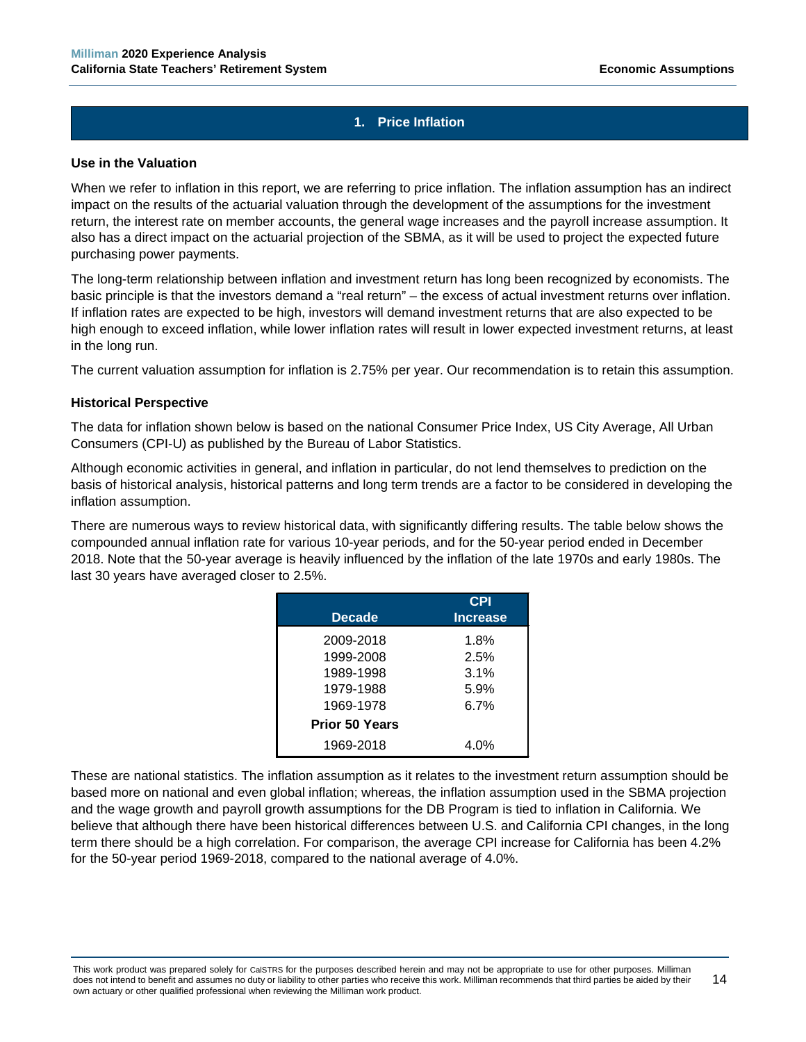## 1. Price Inflation

### Use in the Valuation

When we refer to inflation in this report, we are referring to price inflation. The inflation assumption has an indirect impact on the results of the actuarial valuation through the development of the assumptions for the investment return, the interest rate on member accounts, the general wage increases and the payroll increase assumption. It also has a direct impact on the actuarial projection of the SBMA, as it will be used to project the expected future purchasing power payments.

The long-term relationship between inflation and investment return has long been recognized by economists. The basic principle is that the investors demand a "real return" – the excess of actual investment returns over inflation. If inflation rates are expected to be high, investors will demand investment returns that are also expected to be high enough to exceed inflation, while lower inflation rates will result in lower expected investment returns, at least in the long run.

The current valuation assumption for inflation is 2.75% per year. Our recommendation is to retain this assumption.

### Historical Perspective

The data for inflation shown below is based on the national Consumer Price Index, US City Average, All Urban Consumers (CPI-U) as published by the Bureau of Labor Statistics.

Although economic activities in general, and inflation in particular, do not lend themselves to prediction on the basis of historical analysis, historical patterns and long term trends are a factor to be considered in developing the inflation assumption.

There are numerous ways to review historical data, with significantly differing results. The table below shows the compounded annual inflation rate for various 10-year periods, and for the 50-year period ended in December 2018. Note that the 50-year average is heavily influenced by the inflation of the late 1970s and early 1980s. The last 30 years have averaged closer to 2.5%.

| Decade | CPI Increase |
|---|---|
| 2009-2018 | 1.8% |
| 1999-2008 | 2.5% |
| 1989-1998 | 3.1% |
| 1979-1988 | 5.9% |
| 1969-1978 | 6.7% |
| **Prior 50 Years** | |
| 1969-2018 | 4.0% |

These are national statistics. The inflation assumption as it relates to the investment return assumption should be based more on national and even global inflation; whereas, the inflation assumption used in the SBMA projection and the wage growth and payroll growth assumptions for the DB Program is tied to inflation in California. We believe that although there have been historical differences between U.S. and California CPI changes, in the long term there should be a high correlation. For comparison, the average CPI increase for California has been 4.2% for the 50-year period 1969-2018, compared to the national average of 4.0%.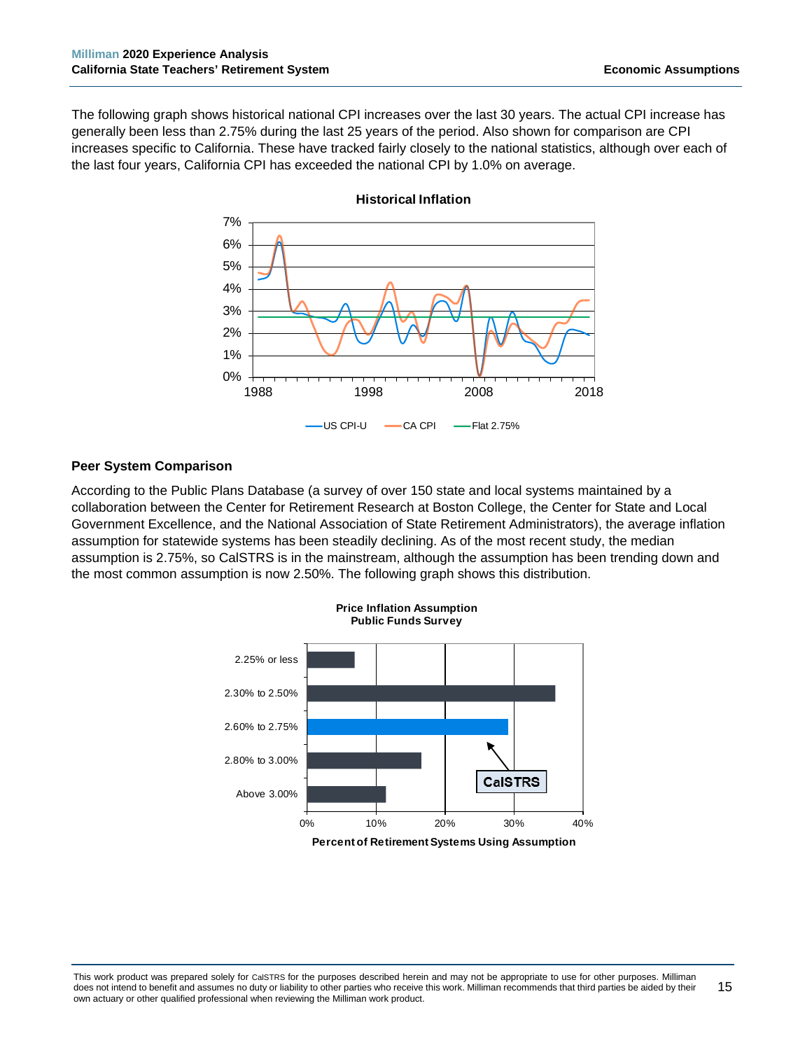The following graph shows historical national CPI increases over the last 30 years. The actual CPI increase has generally been less than 2.75% during the last 25 years of the period. Also shown for comparison are CPI increases specific to California. These have tracked fairly closely to the national statistics, although over each of the last four years, California CPI has exceeded the national CPI by 1.0% on average.

**Historical Inflation**

## Peer System Comparison

According to the Public Plans Database (a survey of over 150 state and local systems maintained by a collaboration between the Center for Retirement Research at Boston College, the Center for State and Local Government Excellence, and the National Association of State Retirement Administrators), the average inflation assumption for statewide systems has been steadily declining. As of the most recent study, the median assumption is 2.75%, so CalSTRS is in the mainstream, although the assumption has been trending down and the most common assumption is now 2.50%. The following graph shows this distribution.

**Price Inflation Assumption**
**Public Funds Survey**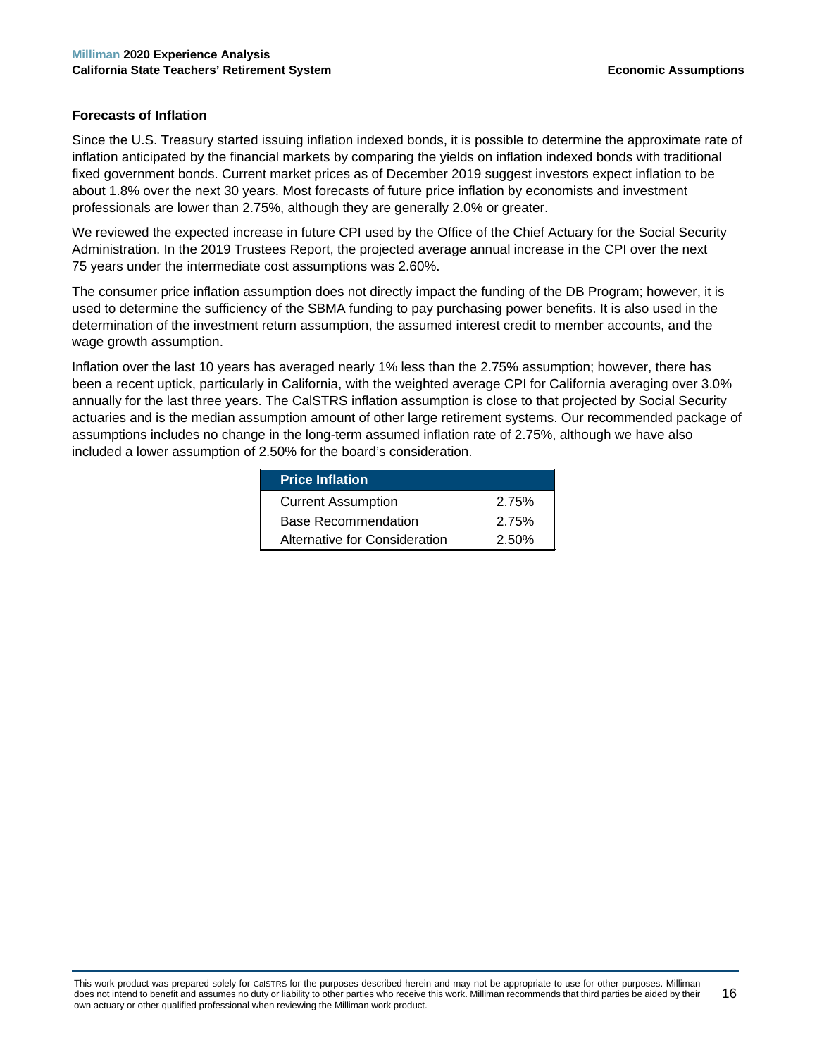### Forecasts of Inflation

Since the U.S. Treasury started issuing inflation indexed bonds, it is possible to determine the approximate rate of inflation anticipated by the financial markets by comparing the yields on inflation indexed bonds with traditional fixed government bonds. Current market prices as of December 2019 suggest investors expect inflation to be about 1.8% over the next 30 years. Most forecasts of future price inflation by economists and investment professionals are lower than 2.75%, although they are generally 2.0% or greater.

We reviewed the expected increase in future CPI used by the Office of the Chief Actuary for the Social Security Administration. In the 2019 Trustees Report, the projected average annual increase in the CPI over the next 75 years under the intermediate cost assumptions was 2.60%.

The consumer price inflation assumption does not directly impact the funding of the DB Program; however, it is used to determine the sufficiency of the SBMA funding to pay purchasing power benefits. It is also used in the determination of the investment return assumption, the assumed interest credit to member accounts, and the wage growth assumption.

Inflation over the last 10 years has averaged nearly 1% less than the 2.75% assumption; however, there has been a recent uptick, particularly in California, with the weighted average CPI for California averaging over 3.0% annually for the last three years. The CalSTRS inflation assumption is close to that projected by Social Security actuaries and is the median assumption amount of other large retirement systems. Our recommended package of assumptions includes no change in the long-term assumed inflation rate of 2.75%, although we have also included a lower assumption of 2.50% for the board's consideration.

| Price Inflation | |
|---|---|
| Current Assumption | 2.75% |
| Base Recommendation | 2.75% |
| Alternative for Consideration | 2.50% |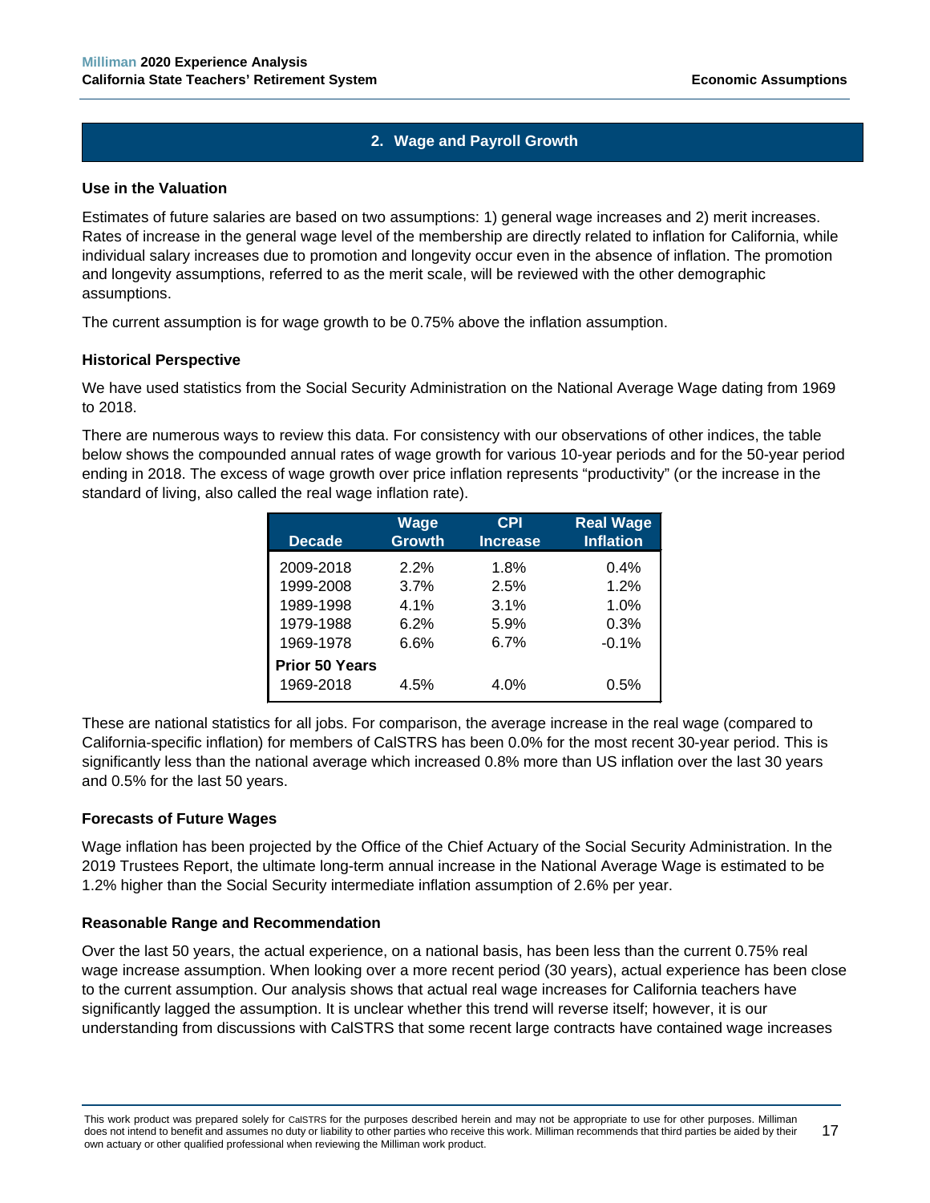## 2. Wage and Payroll Growth

### Use in the Valuation

Estimates of future salaries are based on two assumptions: 1) general wage increases and 2) merit increases. Rates of increase in the general wage level of the membership are directly related to inflation for California, while individual salary increases due to promotion and longevity occur even in the absence of inflation. The promotion and longevity assumptions, referred to as the merit scale, will be reviewed with the other demographic assumptions.

The current assumption is for wage growth to be 0.75% above the inflation assumption.

### Historical Perspective

We have used statistics from the Social Security Administration on the National Average Wage dating from 1969 to 2018.

There are numerous ways to review this data. For consistency with our observations of other indices, the table below shows the compounded annual rates of wage growth for various 10-year periods and for the 50-year period ending in 2018. The excess of wage growth over price inflation represents "productivity" (or the increase in the standard of living, also called the real wage inflation rate).

| Decade | Wage Growth | CPI Increase | Real Wage Inflation |
|---|---|---|---|
| 2009-2018 | 2.2% | 1.8% | 0.4% |
| 1999-2008 | 3.7% | 2.5% | 1.2% |
| 1989-1998 | 4.1% | 3.1% | 1.0% |
| 1979-1988 | 6.2% | 5.9% | 0.3% |
| 1969-1978 | 6.6% | 6.7% | -0.1% |
| **Prior 50 Years** | | | |
| 1969-2018 | 4.5% | 4.0% | 0.5% |

These are national statistics for all jobs. For comparison, the average increase in the real wage (compared to California-specific inflation) for members of CalSTRS has been 0.0% for the most recent 30-year period. This is significantly less than the national average which increased 0.8% more than US inflation over the last 30 years and 0.5% for the last 50 years.

### Forecasts of Future Wages

Wage inflation has been projected by the Office of the Chief Actuary of the Social Security Administration. In the 2019 Trustees Report, the ultimate long-term annual increase in the National Average Wage is estimated to be 1.2% higher than the Social Security intermediate inflation assumption of 2.6% per year.

### Reasonable Range and Recommendation

Over the last 50 years, the actual experience, on a national basis, has been less than the current 0.75% real wage increase assumption. When looking over a more recent period (30 years), actual experience has been close to the current assumption. Our analysis shows that actual real wage increases for California teachers have significantly lagged the assumption. It is unclear whether this trend will reverse itself; however, it is our understanding from discussions with CalSTRS that some recent large contracts have contained wage increases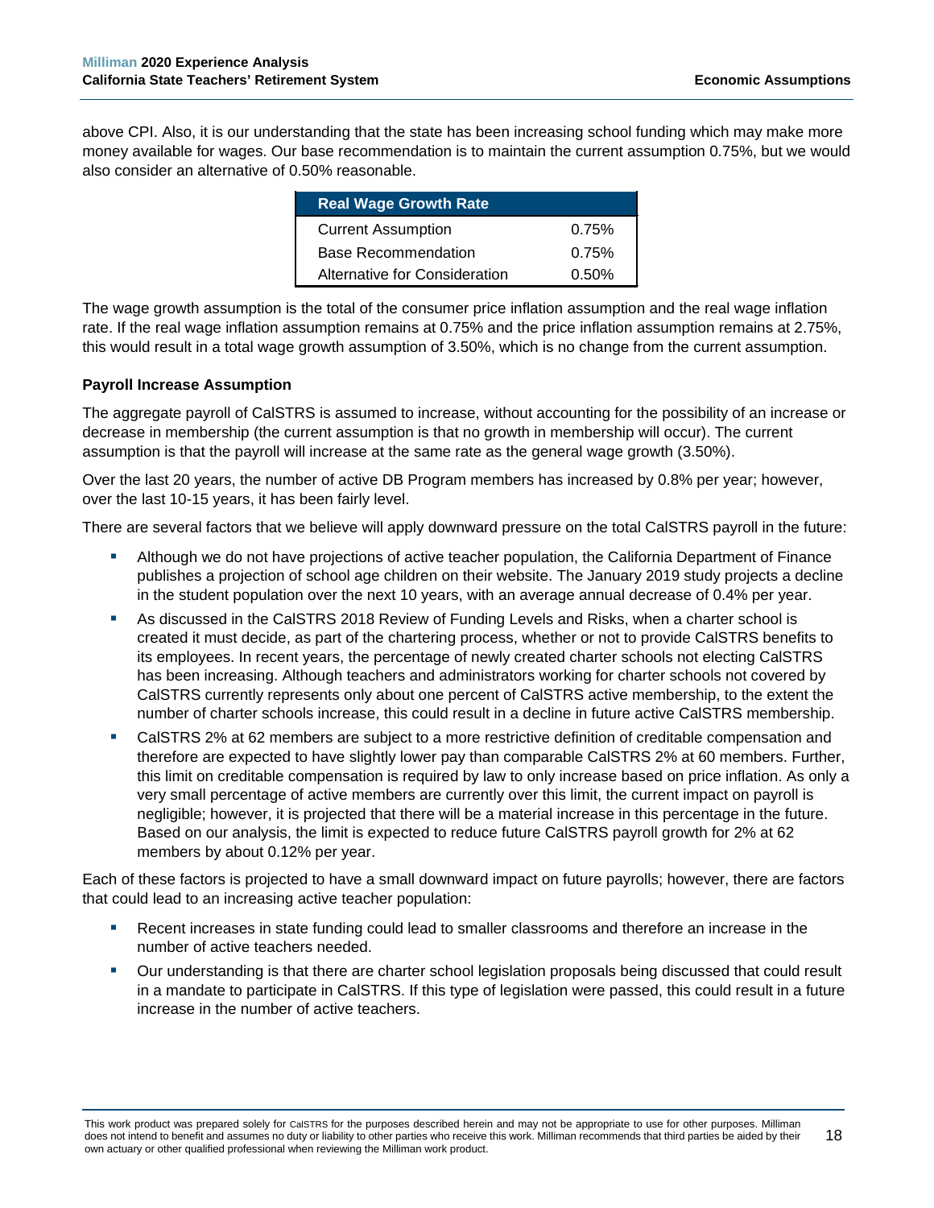above CPI. Also, it is our understanding that the state has been increasing school funding which may make more money available for wages. Our base recommendation is to maintain the current assumption 0.75%, but we would also consider an alternative of 0.50% reasonable.

| Real Wage Growth Rate | |
|---|---|
| Current Assumption | 0.75% |
| Base Recommendation | 0.75% |
| Alternative for Consideration | 0.50% |

The wage growth assumption is the total of the consumer price inflation assumption and the real wage inflation rate. If the real wage inflation assumption remains at 0.75% and the price inflation assumption remains at 2.75%, this would result in a total wage growth assumption of 3.50%, which is no change from the current assumption.

**Payroll Increase Assumption**

The aggregate payroll of CalSTRS is assumed to increase, without accounting for the possibility of an increase or decrease in membership (the current assumption is that no growth in membership will occur). The current assumption is that the payroll will increase at the same rate as the general wage growth (3.50%).

Over the last 20 years, the number of active DB Program members has increased by 0.8% per year; however, over the last 10-15 years, it has been fairly level.

There are several factors that we believe will apply downward pressure on the total CalSTRS payroll in the future:

- Although we do not have projections of active teacher population, the California Department of Finance publishes a projection of school age children on their website. The January 2019 study projects a decline in the student population over the next 10 years, with an average annual decrease of 0.4% per year.
- As discussed in the CalSTRS 2018 Review of Funding Levels and Risks, when a charter school is created it must decide, as part of the chartering process, whether or not to provide CalSTRS benefits to its employees. In recent years, the percentage of newly created charter schools not electing CalSTRS has been increasing. Although teachers and administrators working for charter schools not covered by CalSTRS currently represents only about one percent of CalSTRS active membership, to the extent the number of charter schools increase, this could result in a decline in future active CalSTRS membership.
- CalSTRS 2% at 62 members are subject to a more restrictive definition of creditable compensation and therefore are expected to have slightly lower pay than comparable CalSTRS 2% at 60 members. Further, this limit on creditable compensation is required by law to only increase based on price inflation. As only a very small percentage of active members are currently over this limit, the current impact on payroll is negligible; however, it is projected that there will be a material increase in this percentage in the future. Based on our analysis, the limit is expected to reduce future CalSTRS payroll growth for 2% at 62 members by about 0.12% per year.

Each of these factors is projected to have a small downward impact on future payrolls; however, there are factors that could lead to an increasing active teacher population:

- Recent increases in state funding could lead to smaller classrooms and therefore an increase in the number of active teachers needed.
- Our understanding is that there are charter school legislation proposals being discussed that could result in a mandate to participate in CalSTRS. If this type of legislation were passed, this could result in a future increase in the number of active teachers.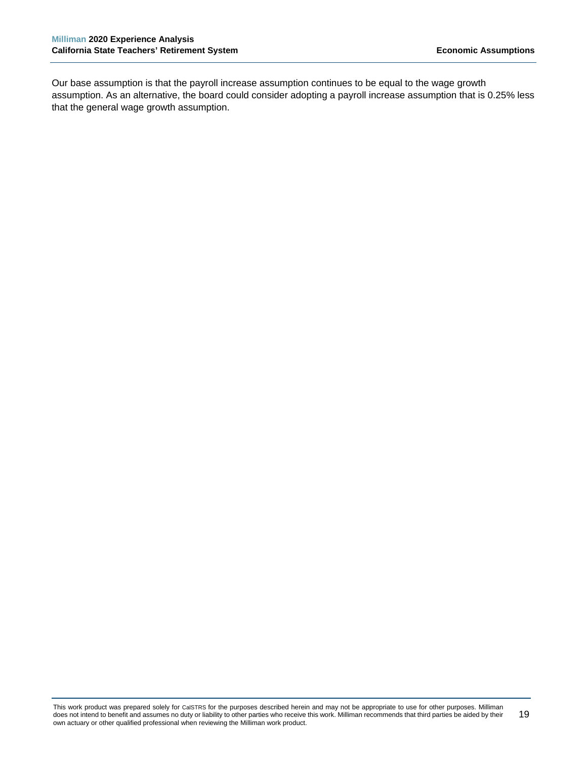Our base assumption is that the payroll increase assumption continues to be equal to the wage growth assumption. As an alternative, the board could consider adopting a payroll increase assumption that is 0.25% less that the general wage growth assumption.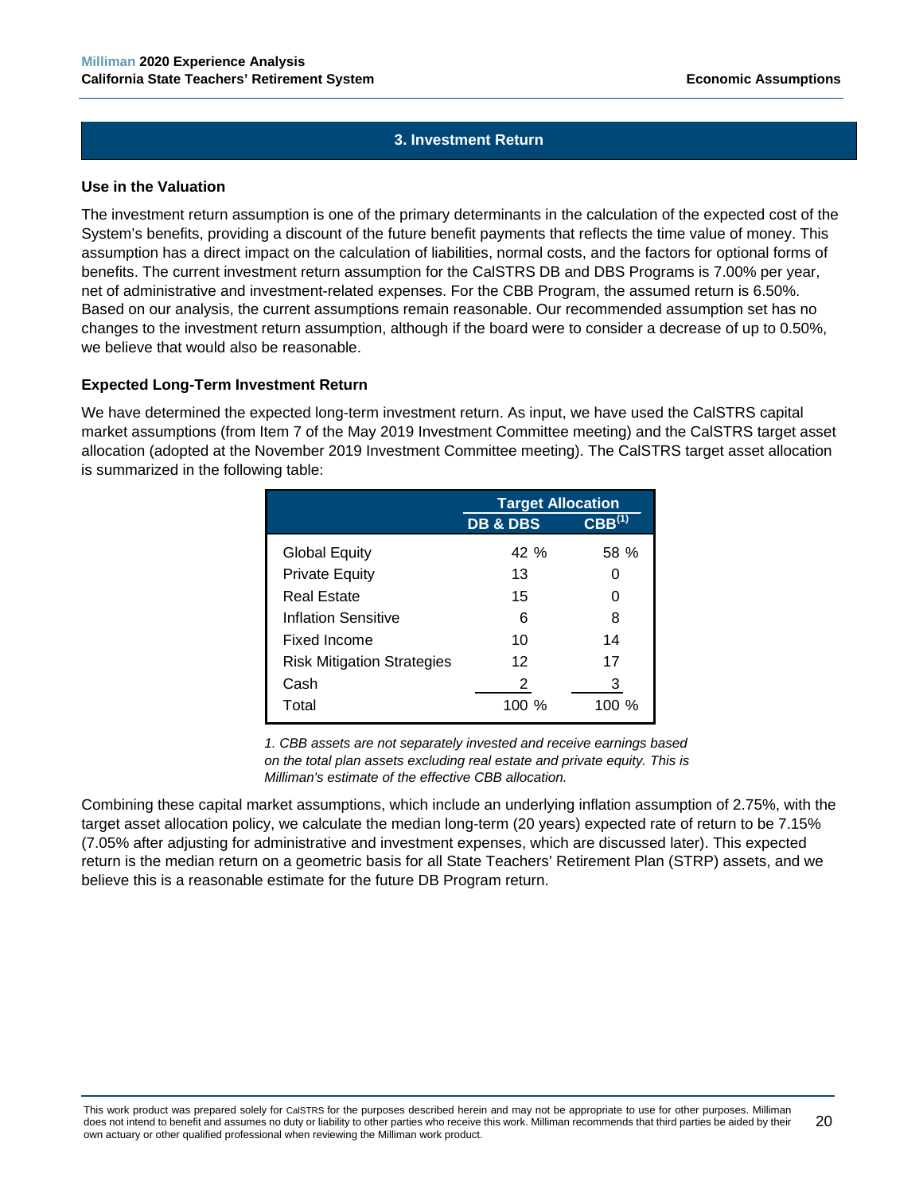## 3. Investment Return

### Use in the Valuation

The investment return assumption is one of the primary determinants in the calculation of the expected cost of the System's benefits, providing a discount of the future benefit payments that reflects the time value of money. This assumption has a direct impact on the calculation of liabilities, normal costs, and the factors for optional forms of benefits. The current investment return assumption for the CalSTRS DB and DBS Programs is 7.00% per year, net of administrative and investment-related expenses. For the CBB Program, the assumed return is 6.50%. Based on our analysis, the current assumptions remain reasonable. Our recommended assumption set has no changes to the investment return assumption, although if the board were to consider a decrease of up to 0.50%, we believe that would also be reasonable.

### Expected Long-Term Investment Return

We have determined the expected long-term investment return. As input, we have used the CalSTRS capital market assumptions (from Item 7 of the May 2019 Investment Committee meeting) and the CalSTRS target asset allocation (adopted at the November 2019 Investment Committee meeting). The CalSTRS target asset allocation is summarized in the following table:

| | Target Allocation | |
|---|---|---|
| | DB & DBS | CBB[1] |
| Global Equity | 42 % | 58 % |
| Private Equity | 13 | 0 |
| Real Estate | 15 | 0 |
| Inflation Sensitive | 6 | 8 |
| Fixed Income | 10 | 14 |
| Risk Mitigation Strategies | 12 | 17 |
| Cash | 2 | 3 |
| Total | 100 % | 100 % |

*1. CBB assets are not separately invested and receive earnings based on the total plan assets excluding real estate and private equity. This is Milliman's estimate of the effective CBB allocation.*

Combining these capital market assumptions, which include an underlying inflation assumption of 2.75%, with the target asset allocation policy, we calculate the median long-term (20 years) expected rate of return to be 7.15% (7.05% after adjusting for administrative and investment expenses, which are discussed later). This expected return is the median return on a geometric basis for all State Teachers' Retirement Plan (STRP) assets, and we believe this is a reasonable estimate for the future DB Program return.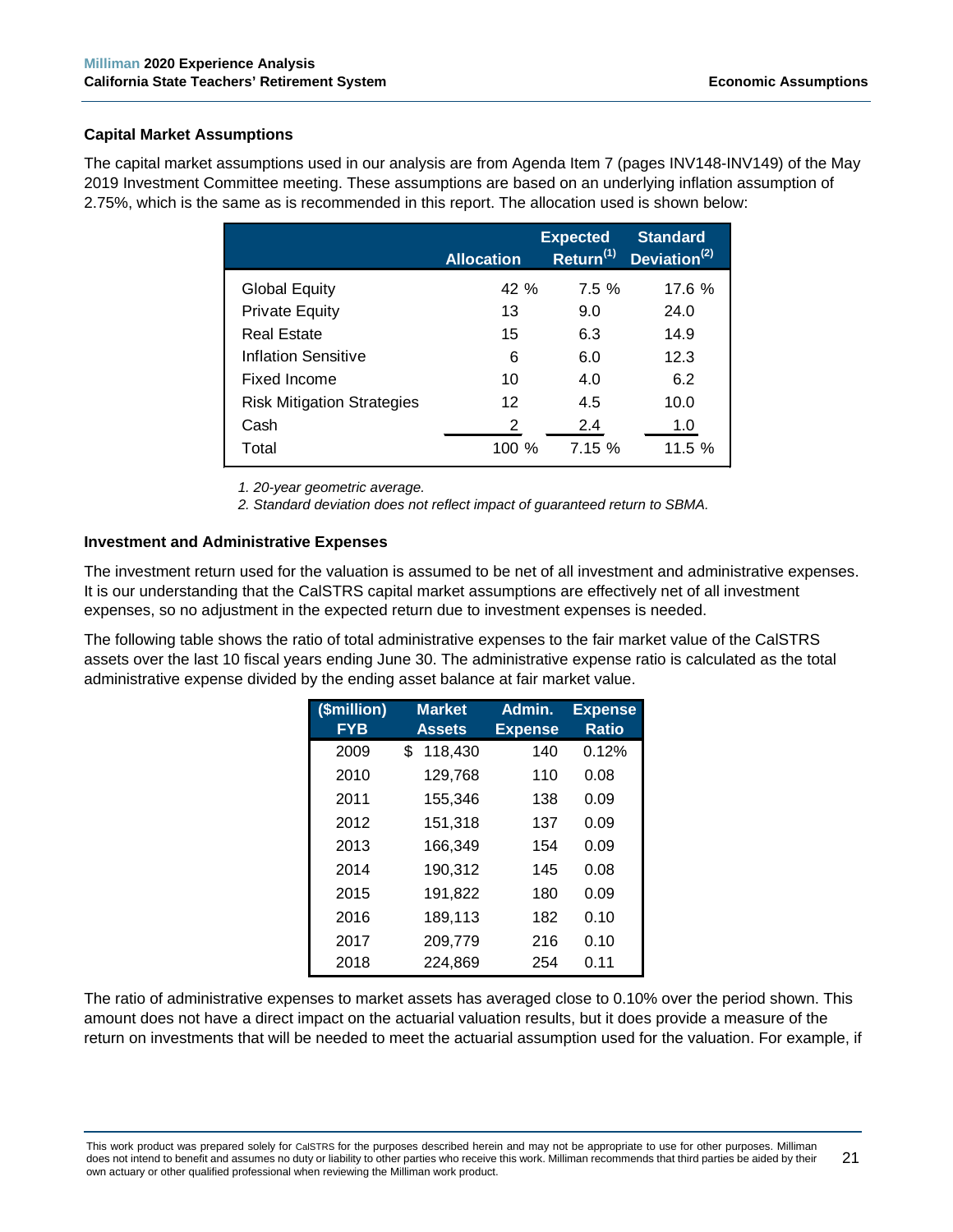### Capital Market Assumptions

The capital market assumptions used in our analysis are from Agenda Item 7 (pages INV148-INV149) of the May 2019 Investment Committee meeting. These assumptions are based on an underlying inflation assumption of 2.75%, which is the same as is recommended in this report. The allocation used is shown below:

| | Allocation | Expected Return[1] | Standard Deviation[2] |
|---|---|---|---|
| Global Equity | 42 % | 7.5 % | 17.6 % |
| Private Equity | 13 | 9.0 | 24.0 |
| Real Estate | 15 | 6.3 | 14.9 |
| Inflation Sensitive | 6 | 6.0 | 12.3 |
| Fixed Income | 10 | 4.0 | 6.2 |
| Risk Mitigation Strategies | 12 | 4.5 | 10.0 |
| Cash | 2 | 2.4 | 1.0 |
| Total | 100 % | 7.15 % | 11.5 % |

*1. 20-year geometric average.*

*2. Standard deviation does not reflect impact of guaranteed return to SBMA.*

### Investment and Administrative Expenses

The investment return used for the valuation is assumed to be net of all investment and administrative expenses. It is our understanding that the CalSTRS capital market assumptions are effectively net of all investment expenses, so no adjustment in the expected return due to investment expenses is needed.

The following table shows the ratio of total administrative expenses to the fair market value of the CalSTRS assets over the last 10 fiscal years ending June 30. The administrative expense ratio is calculated as the total administrative expense divided by the ending asset balance at fair market value.

| ($million) FYB | Market Assets | Admin. Expense | Expense Ratio |
|---|---|---|---|
| 2009 | $ 118,430 | 140 | 0.12% |
| 2010 | 129,768 | 110 | 0.08 |
| 2011 | 155,346 | 138 | 0.09 |
| 2012 | 151,318 | 137 | 0.09 |
| 2013 | 166,349 | 154 | 0.09 |
| 2014 | 190,312 | 145 | 0.08 |
| 2015 | 191,822 | 180 | 0.09 |
| 2016 | 189,113 | 182 | 0.10 |
| 2017 | 209,779 | 216 | 0.10 |
| 2018 | 224,869 | 254 | 0.11 |

The ratio of administrative expenses to market assets has averaged close to 0.10% over the period shown. This amount does not have a direct impact on the actuarial valuation results, but it does provide a measure of the return on investments that will be needed to meet the actuarial assumption used for the valuation. For example, if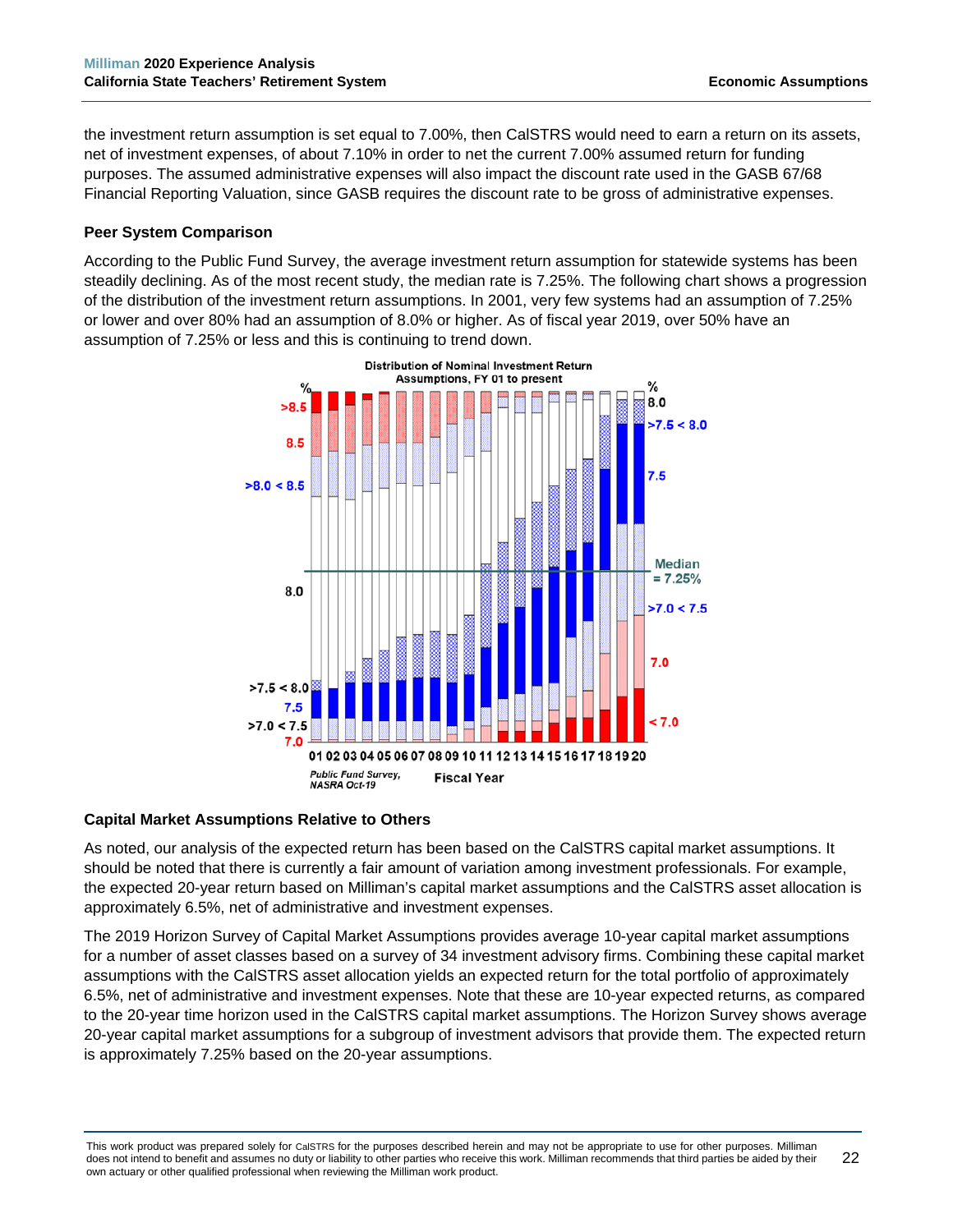the investment return assumption is set equal to 7.00%, then CalSTRS would need to earn a return on its assets, net of investment expenses, of about 7.10% in order to net the current 7.00% assumed return for funding purposes. The assumed administrative expenses will also impact the discount rate used in the GASB 67/68 Financial Reporting Valuation, since GASB requires the discount rate to be gross of administrative expenses.

### Peer System Comparison

According to the Public Fund Survey, the average investment return assumption for statewide systems has been steadily declining. As of the most recent study, the median rate is 7.25%. The following chart shows a progression of the distribution of the investment return assumptions. In 2001, very few systems had an assumption of 7.25% or lower and over 80% had an assumption of 8.0% or higher. As of fiscal year 2019, over 50% have an assumption of 7.25% or less and this is continuing to trend down.

Distribution of Nominal Investment Return Assumptions, FY 01 to present

Public Fund Survey, NASRA Oct-19

### Capital Market Assumptions Relative to Others

As noted, our analysis of the expected return has been based on the CalSTRS capital market assumptions. It should be noted that there is currently a fair amount of variation among investment professionals. For example, the expected 20-year return based on Milliman's capital market assumptions and the CalSTRS asset allocation is approximately 6.5%, net of administrative and investment expenses.

The 2019 Horizon Survey of Capital Market Assumptions provides average 10-year capital market assumptions for a number of asset classes based on a survey of 34 investment advisory firms. Combining these capital market assumptions with the CalSTRS asset allocation yields an expected return for the total portfolio of approximately 6.5%, net of administrative and investment expenses. Note that these are 10-year expected returns, as compared to the 20-year time horizon used in the CalSTRS capital market assumptions. The Horizon Survey shows average 20-year capital market assumptions for a subgroup of investment advisors that provide them. The expected return is approximately 7.25% based on the 20-year assumptions.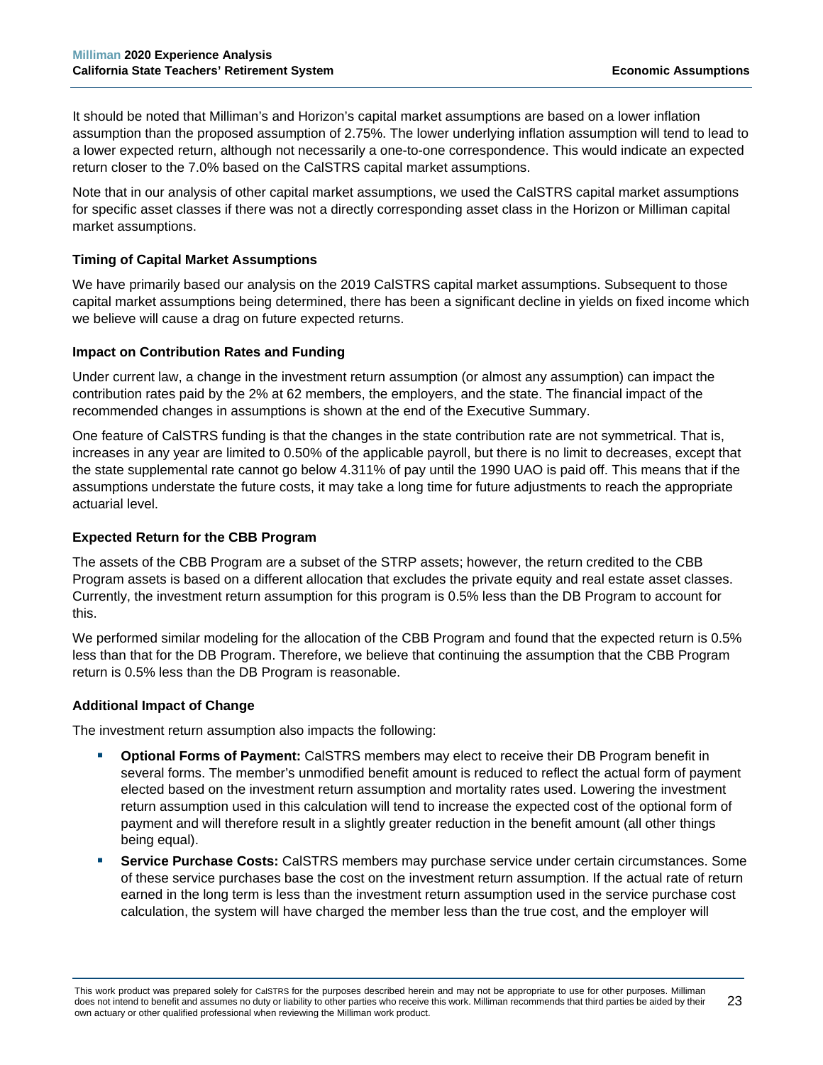It should be noted that Milliman's and Horizon's capital market assumptions are based on a lower inflation assumption than the proposed assumption of 2.75%. The lower underlying inflation assumption will tend to lead to a lower expected return, although not necessarily a one-to-one correspondence. This would indicate an expected return closer to the 7.0% based on the CalSTRS capital market assumptions.

Note that in our analysis of other capital market assumptions, we used the CalSTRS capital market assumptions for specific asset classes if there was not a directly corresponding asset class in the Horizon or Milliman capital market assumptions.

**Timing of Capital Market Assumptions**

We have primarily based our analysis on the 2019 CalSTRS capital market assumptions. Subsequent to those capital market assumptions being determined, there has been a significant decline in yields on fixed income which we believe will cause a drag on future expected returns.

**Impact on Contribution Rates and Funding**

Under current law, a change in the investment return assumption (or almost any assumption) can impact the contribution rates paid by the 2% at 62 members, the employers, and the state. The financial impact of the recommended changes in assumptions is shown at the end of the Executive Summary.

One feature of CalSTRS funding is that the changes in the state contribution rate are not symmetrical. That is, increases in any year are limited to 0.50% of the applicable payroll, but there is no limit to decreases, except that the state supplemental rate cannot go below 4.311% of pay until the 1990 UAO is paid off. This means that if the assumptions understate the future costs, it may take a long time for future adjustments to reach the appropriate actuarial level.

**Expected Return for the CBB Program**

The assets of the CBB Program are a subset of the STRP assets; however, the return credited to the CBB Program assets is based on a different allocation that excludes the private equity and real estate asset classes. Currently, the investment return assumption for this program is 0.5% less than the DB Program to account for this.

We performed similar modeling for the allocation of the CBB Program and found that the expected return is 0.5% less than that for the DB Program. Therefore, we believe that continuing the assumption that the CBB Program return is 0.5% less than the DB Program is reasonable.

**Additional Impact of Change**

The investment return assumption also impacts the following:

- **Optional Forms of Payment:** CalSTRS members may elect to receive their DB Program benefit in several forms. The member's unmodified benefit amount is reduced to reflect the actual form of payment elected based on the investment return assumption and mortality rates used. Lowering the investment return assumption used in this calculation will tend to increase the expected cost of the optional form of payment and will therefore result in a slightly greater reduction in the benefit amount (all other things being equal).
- **Service Purchase Costs:** CalSTRS members may purchase service under certain circumstances. Some of these service purchases base the cost on the investment return assumption. If the actual rate of return earned in the long term is less than the investment return assumption used in the service purchase cost calculation, the system will have charged the member less than the true cost, and the employer will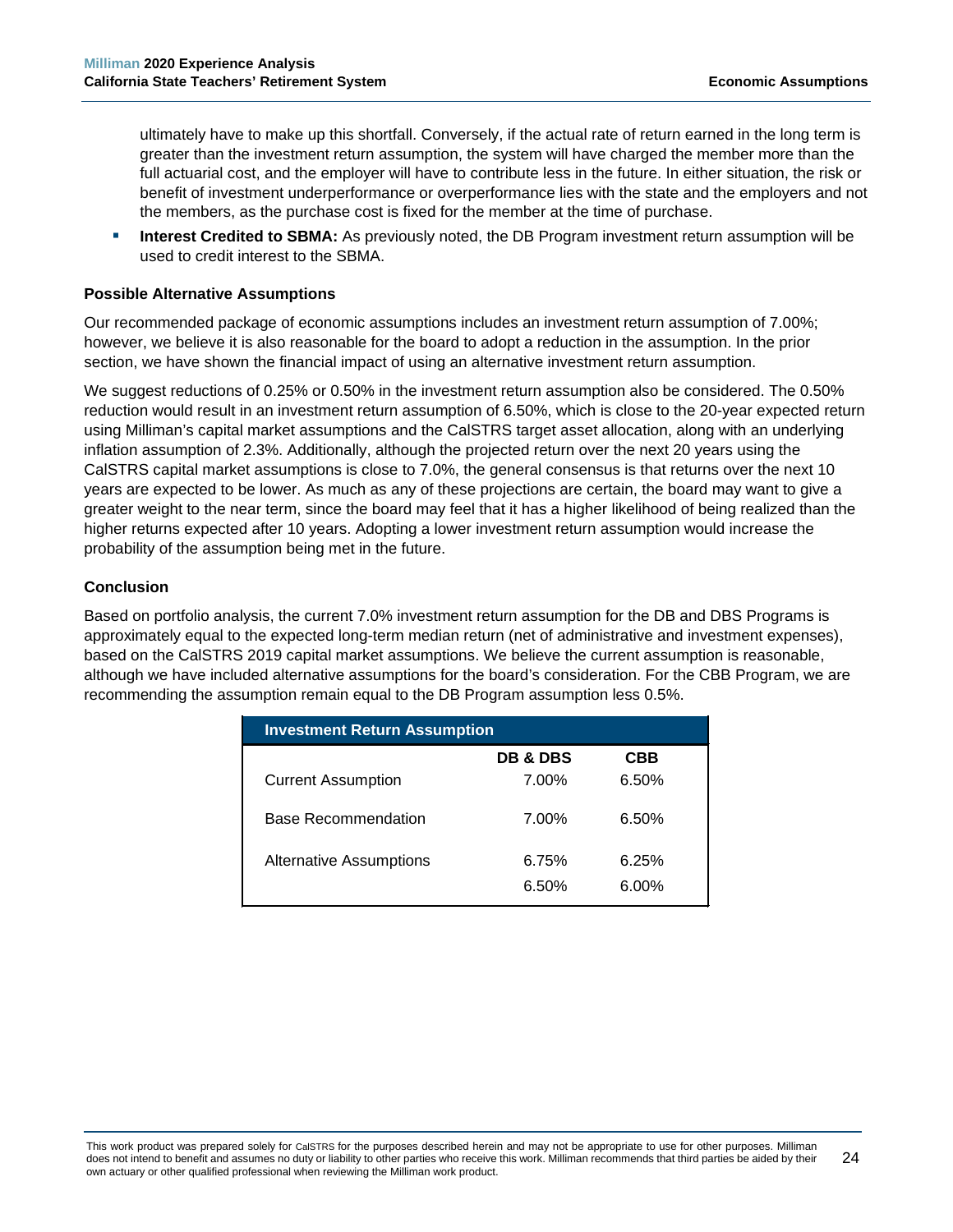ultimately have to make up this shortfall. Conversely, if the actual rate of return earned in the long term is greater than the investment return assumption, the system will have charged the member more than the full actuarial cost, and the employer will have to contribute less in the future. In either situation, the risk or benefit of investment underperformance or overperformance lies with the state and the employers and not the members, as the purchase cost is fixed for the member at the time of purchase.

- **Interest Credited to SBMA:** As previously noted, the DB Program investment return assumption will be used to credit interest to the SBMA.

### Possible Alternative Assumptions

Our recommended package of economic assumptions includes an investment return assumption of 7.00%; however, we believe it is also reasonable for the board to adopt a reduction in the assumption. In the prior section, we have shown the financial impact of using an alternative investment return assumption.

We suggest reductions of 0.25% or 0.50% in the investment return assumption also be considered. The 0.50% reduction would result in an investment return assumption of 6.50%, which is close to the 20-year expected return using Milliman's capital market assumptions and the CalSTRS target asset allocation, along with an underlying inflation assumption of 2.3%. Additionally, although the projected return over the next 20 years using the CalSTRS capital market assumptions is close to 7.0%, the general consensus is that returns over the next 10 years are expected to be lower. As much as any of these projections are certain, the board may want to give a greater weight to the near term, since the board may feel that it has a higher likelihood of being realized than the higher returns expected after 10 years. Adopting a lower investment return assumption would increase the probability of the assumption being met in the future.

### Conclusion

Based on portfolio analysis, the current 7.0% investment return assumption for the DB and DBS Programs is approximately equal to the expected long-term median return (net of administrative and investment expenses), based on the CalSTRS 2019 capital market assumptions. We believe the current assumption is reasonable, although we have included alternative assumptions for the board's consideration. For the CBB Program, we are recommending the assumption remain equal to the DB Program assumption less 0.5%.

| Investment Return Assumption | DB & DBS | CBB |
|---|---|---|
| Current Assumption | 7.00% | 6.50% |
| Base Recommendation | 7.00% | 6.50% |
| Alternative Assumptions | 6.75% | 6.25% |
| | 6.50% | 6.00% |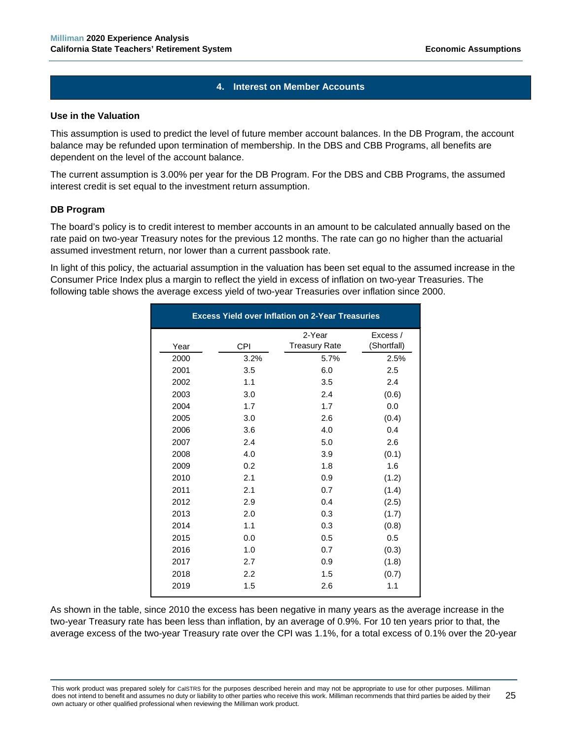## 4. Interest on Member Accounts

### Use in the Valuation

This assumption is used to predict the level of future member account balances. In the DB Program, the account balance may be refunded upon termination of membership. In the DBS and CBB Programs, all benefits are dependent on the level of the account balance.

The current assumption is 3.00% per year for the DB Program. For the DBS and CBB Programs, the assumed interest credit is set equal to the investment return assumption.

### DB Program

The board's policy is to credit interest to member accounts in an amount to be calculated annually based on the rate paid on two-year Treasury notes for the previous 12 months. The rate can go no higher than the actuarial assumed investment return, nor lower than a current passbook rate.

In light of this policy, the actuarial assumption in the valuation has been set equal to the assumed increase in the Consumer Price Index plus a margin to reflect the yield in excess of inflation on two-year Treasuries. The following table shows the average excess yield of two-year Treasuries over inflation since 2000.

| Excess Yield over Inflation on 2-Year Treasuries | | | |
|---|---|---|---|
| Year | CPI | 2-Year Treasury Rate | Excess / (Shortfall) |
| 2000 | 3.2% | 5.7% | 2.5% |
| 2001 | 3.5 | 6.0 | 2.5 |
| 2002 | 1.1 | 3.5 | 2.4 |
| 2003 | 3.0 | 2.4 | (0.6) |
| 2004 | 1.7 | 1.7 | 0.0 |
| 2005 | 3.0 | 2.6 | (0.4) |
| 2006 | 3.6 | 4.0 | 0.4 |
| 2007 | 2.4 | 5.0 | 2.6 |
| 2008 | 4.0 | 3.9 | (0.1) |
| 2009 | 0.2 | 1.8 | 1.6 |
| 2010 | 2.1 | 0.9 | (1.2) |
| 2011 | 2.1 | 0.7 | (1.4) |
| 2012 | 2.9 | 0.4 | (2.5) |
| 2013 | 2.0 | 0.3 | (1.7) |
| 2014 | 1.1 | 0.3 | (0.8) |
| 2015 | 0.0 | 0.5 | 0.5 |
| 2016 | 1.0 | 0.7 | (0.3) |
| 2017 | 2.7 | 0.9 | (1.8) |
| 2018 | 2.2 | 1.5 | (0.7) |
| 2019 | 1.5 | 2.6 | 1.1 |

As shown in the table, since 2010 the excess has been negative in many years as the average increase in the two-year Treasury rate has been less than inflation, by an average of 0.9%. For 10 ten years prior to that, the average excess of the two-year Treasury rate over the CPI was 1.1%, for a total excess of 0.1% over the 20-year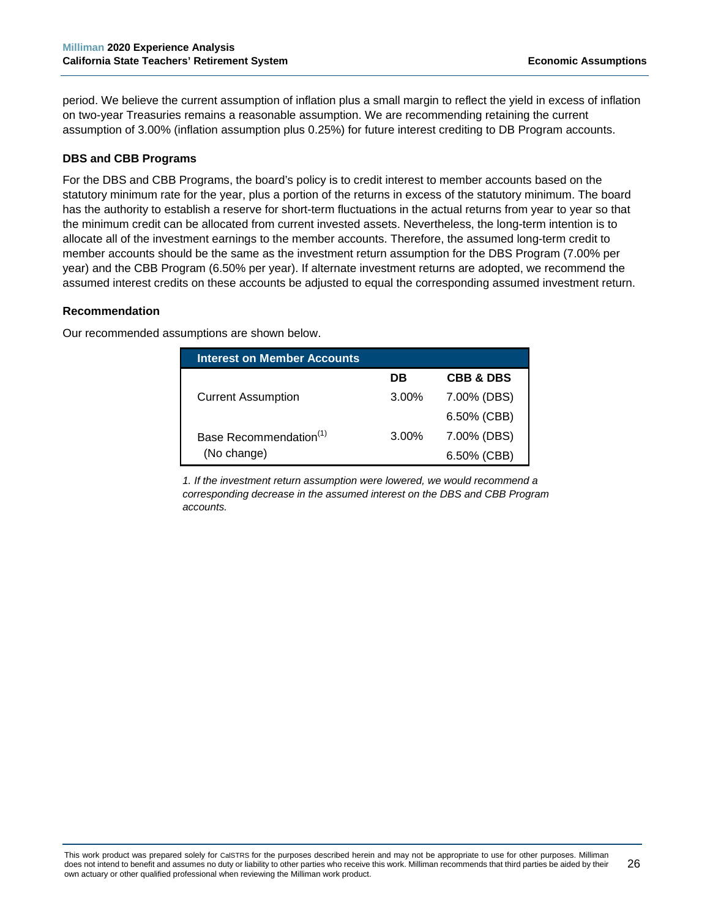period. We believe the current assumption of inflation plus a small margin to reflect the yield in excess of inflation on two-year Treasuries remains a reasonable assumption. We are recommending retaining the current assumption of 3.00% (inflation assumption plus 0.25%) for future interest crediting to DB Program accounts.

### DBS and CBB Programs

For the DBS and CBB Programs, the board's policy is to credit interest to member accounts based on the statutory minimum rate for the year, plus a portion of the returns in excess of the statutory minimum. The board has the authority to establish a reserve for short-term fluctuations in the actual returns from year to year so that the minimum credit can be allocated from current invested assets. Nevertheless, the long-term intention is to allocate all of the investment earnings to the member accounts. Therefore, the assumed long-term credit to member accounts should be the same as the investment return assumption for the DBS Program (7.00% per year) and the CBB Program (6.50% per year). If alternate investment returns are adopted, we recommend the assumed interest credits on these accounts be adjusted to equal the corresponding assumed investment return.

### Recommendation

Our recommended assumptions are shown below.

| Interest on Member Accounts | | |
|---|---|---|
| | **DB** | **CBB & DBS** |
| Current Assumption | 3.00% | 7.00% (DBS) |
| | | 6.50% (CBB) |
| Base Recommendation[1] | 3.00% | 7.00% (DBS) |
| (No change) | | 6.50% (CBB) |

*1. If the investment return assumption were lowered, we would recommend a corresponding decrease in the assumed interest on the DBS and CBB Program accounts.*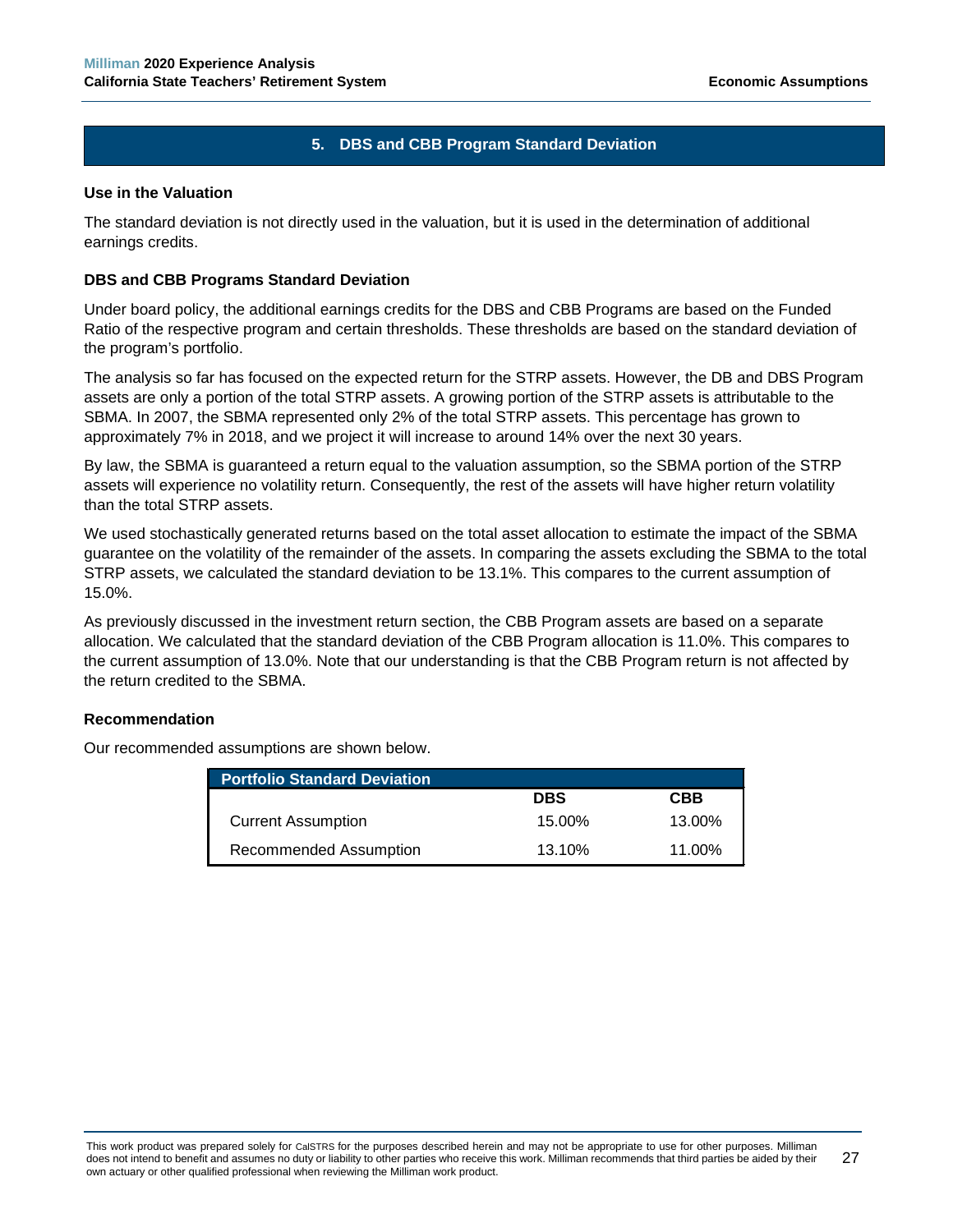## 5. DBS and CBB Program Standard Deviation

### Use in the Valuation

The standard deviation is not directly used in the valuation, but it is used in the determination of additional earnings credits.

### DBS and CBB Programs Standard Deviation

Under board policy, the additional earnings credits for the DBS and CBB Programs are based on the Funded Ratio of the respective program and certain thresholds. These thresholds are based on the standard deviation of the program's portfolio.

The analysis so far has focused on the expected return for the STRP assets. However, the DB and DBS Program assets are only a portion of the total STRP assets. A growing portion of the STRP assets is attributable to the SBMA. In 2007, the SBMA represented only 2% of the total STRP assets. This percentage has grown to approximately 7% in 2018, and we project it will increase to around 14% over the next 30 years.

By law, the SBMA is guaranteed a return equal to the valuation assumption, so the SBMA portion of the STRP assets will experience no volatility return. Consequently, the rest of the assets will have higher return volatility than the total STRP assets.

We used stochastically generated returns based on the total asset allocation to estimate the impact of the SBMA guarantee on the volatility of the remainder of the assets. In comparing the assets excluding the SBMA to the total STRP assets, we calculated the standard deviation to be 13.1%. This compares to the current assumption of 15.0%.

As previously discussed in the investment return section, the CBB Program assets are based on a separate allocation. We calculated that the standard deviation of the CBB Program allocation is 11.0%. This compares to the current assumption of 13.0%. Note that our understanding is that the CBB Program return is not affected by the return credited to the SBMA.

### Recommendation

Our recommended assumptions are shown below.

| Portfolio Standard Deviation | | |
|---|---|---|
| | **DBS** | **CBB** |
| Current Assumption | 15.00% | 13.00% |
| Recommended Assumption | 13.10% | 11.00% |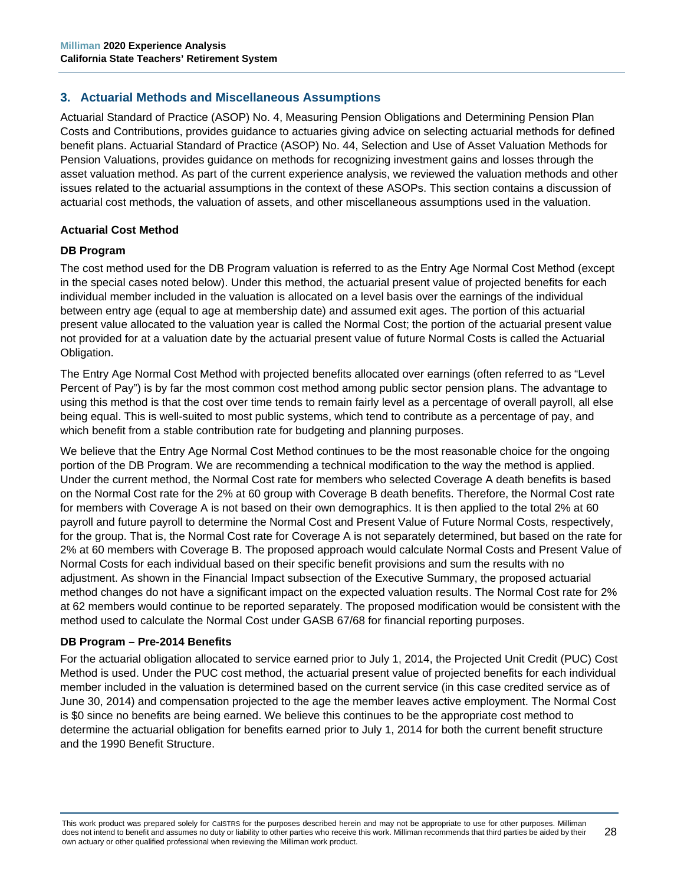## 3. Actuarial Methods and Miscellaneous Assumptions

Actuarial Standard of Practice (ASOP) No. 4, Measuring Pension Obligations and Determining Pension Plan Costs and Contributions, provides guidance to actuaries giving advice on selecting actuarial methods for defined benefit plans. Actuarial Standard of Practice (ASOP) No. 44, Selection and Use of Asset Valuation Methods for Pension Valuations, provides guidance on methods for recognizing investment gains and losses through the asset valuation method. As part of the current experience analysis, we reviewed the valuation methods and other issues related to the actuarial assumptions in the context of these ASOPs. This section contains a discussion of actuarial cost methods, the valuation of assets, and other miscellaneous assumptions used in the valuation.

### Actuarial Cost Method

#### DB Program

The cost method used for the DB Program valuation is referred to as the Entry Age Normal Cost Method (except in the special cases noted below). Under this method, the actuarial present value of projected benefits for each individual member included in the valuation is allocated on a level basis over the earnings of the individual between entry age (equal to age at membership date) and assumed exit ages. The portion of this actuarial present value allocated to the valuation year is called the Normal Cost; the portion of the actuarial present value not provided for at a valuation date by the actuarial present value of future Normal Costs is called the Actuarial Obligation.

The Entry Age Normal Cost Method with projected benefits allocated over earnings (often referred to as "Level Percent of Pay") is by far the most common cost method among public sector pension plans. The advantage to using this method is that the cost over time tends to remain fairly level as a percentage of overall payroll, all else being equal. This is well-suited to most public systems, which tend to contribute as a percentage of pay, and which benefit from a stable contribution rate for budgeting and planning purposes.

We believe that the Entry Age Normal Cost Method continues to be the most reasonable choice for the ongoing portion of the DB Program. We are recommending a technical modification to the way the method is applied. Under the current method, the Normal Cost rate for members who selected Coverage A death benefits is based on the Normal Cost rate for the 2% at 60 group with Coverage B death benefits. Therefore, the Normal Cost rate for members with Coverage A is not based on their own demographics. It is then applied to the total 2% at 60 payroll and future payroll to determine the Normal Cost and Present Value of Future Normal Costs, respectively, for the group. That is, the Normal Cost rate for Coverage A is not separately determined, but based on the rate for 2% at 60 members with Coverage B. The proposed approach would calculate Normal Costs and Present Value of Normal Costs for each individual based on their specific benefit provisions and sum the results with no adjustment. As shown in the Financial Impact subsection of the Executive Summary, the proposed actuarial method changes do not have a significant impact on the expected valuation results. The Normal Cost rate for 2% at 62 members would continue to be reported separately. The proposed modification would be consistent with the method used to calculate the Normal Cost under GASB 67/68 for financial reporting purposes.

#### DB Program – Pre-2014 Benefits

For the actuarial obligation allocated to service earned prior to July 1, 2014, the Projected Unit Credit (PUC) Cost Method is used. Under the PUC cost method, the actuarial present value of projected benefits for each individual member included in the valuation is determined based on the current service (in this case credited service as of June 30, 2014) and compensation projected to the age the member leaves active employment. The Normal Cost is $0 since no benefits are being earned. We believe this continues to be the appropriate cost method to determine the actuarial obligation for benefits earned prior to July 1, 2014 for both the current benefit structure and the 1990 Benefit Structure.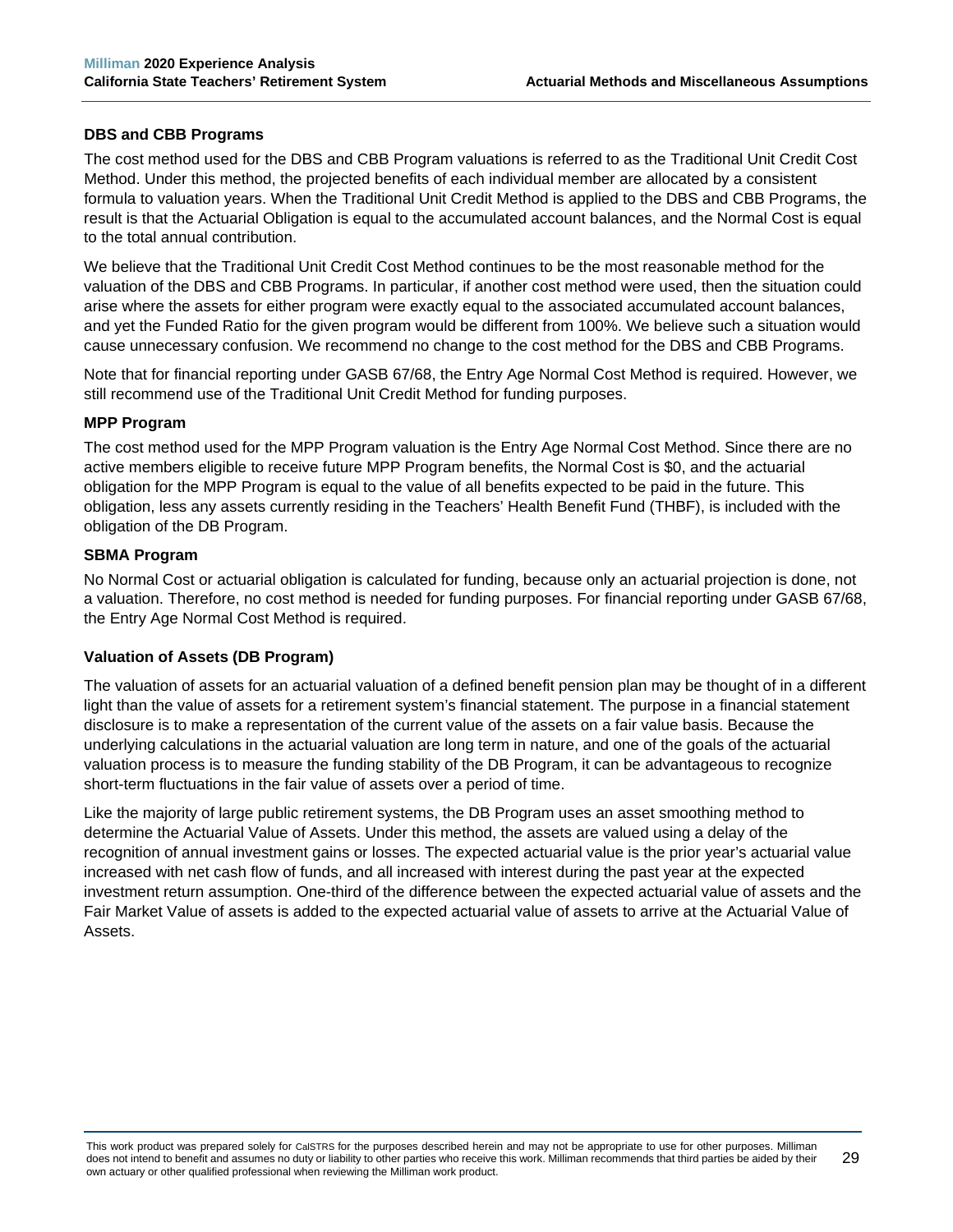### DBS and CBB Programs

The cost method used for the DBS and CBB Program valuations is referred to as the Traditional Unit Credit Cost Method. Under this method, the projected benefits of each individual member are allocated by a consistent formula to valuation years. When the Traditional Unit Credit Method is applied to the DBS and CBB Programs, the result is that the Actuarial Obligation is equal to the accumulated account balances, and the Normal Cost is equal to the total annual contribution.

We believe that the Traditional Unit Credit Cost Method continues to be the most reasonable method for the valuation of the DBS and CBB Programs. In particular, if another cost method were used, then the situation could arise where the assets for either program were exactly equal to the associated accumulated account balances, and yet the Funded Ratio for the given program would be different from 100%. We believe such a situation would cause unnecessary confusion. We recommend no change to the cost method for the DBS and CBB Programs.

Note that for financial reporting under GASB 67/68, the Entry Age Normal Cost Method is required. However, we still recommend use of the Traditional Unit Credit Method for funding purposes.

### MPP Program

The cost method used for the MPP Program valuation is the Entry Age Normal Cost Method. Since there are no active members eligible to receive future MPP Program benefits, the Normal Cost is $0, and the actuarial obligation for the MPP Program is equal to the value of all benefits expected to be paid in the future. This obligation, less any assets currently residing in the Teachers' Health Benefit Fund (THBF), is included with the obligation of the DB Program.

### SBMA Program

No Normal Cost or actuarial obligation is calculated for funding, because only an actuarial projection is done, not a valuation. Therefore, no cost method is needed for funding purposes. For financial reporting under GASB 67/68, the Entry Age Normal Cost Method is required.

### Valuation of Assets (DB Program)

The valuation of assets for an actuarial valuation of a defined benefit pension plan may be thought of in a different light than the value of assets for a retirement system's financial statement. The purpose in a financial statement disclosure is to make a representation of the current value of the assets on a fair value basis. Because the underlying calculations in the actuarial valuation are long term in nature, and one of the goals of the actuarial valuation process is to measure the funding stability of the DB Program, it can be advantageous to recognize short-term fluctuations in the fair value of assets over a period of time.

Like the majority of large public retirement systems, the DB Program uses an asset smoothing method to determine the Actuarial Value of Assets. Under this method, the assets are valued using a delay of the recognition of annual investment gains or losses. The expected actuarial value is the prior year's actuarial value increased with net cash flow of funds, and all increased with interest during the past year at the expected investment return assumption. One-third of the difference between the expected actuarial value of assets and the Fair Market Value of assets is added to the expected actuarial value of assets to arrive at the Actuarial Value of Assets.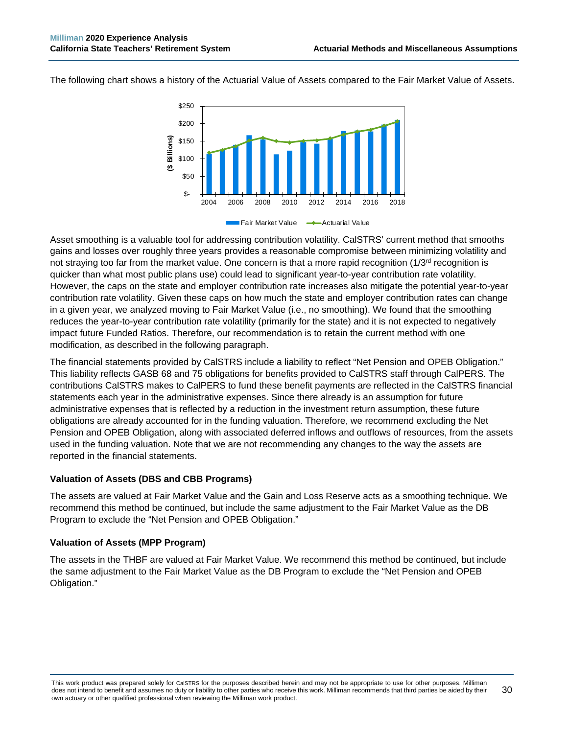The following chart shows a history of the Actuarial Value of Assets compared to the Fair Market Value of Assets.

Asset smoothing is a valuable tool for addressing contribution volatility. CalSTRS' current method that smooths gains and losses over roughly three years provides a reasonable compromise between minimizing volatility and not straying too far from the market value. One concern is that a more rapid recognition (1/3rd recognition is quicker than what most public plans use) could lead to significant year-to-year contribution rate volatility. However, the caps on the state and employer contribution rate increases also mitigate the potential year-to-year contribution rate volatility. Given these caps on how much the state and employer contribution rates can change in a given year, we analyzed moving to Fair Market Value (i.e., no smoothing). We found that the smoothing reduces the year-to-year contribution rate volatility (primarily for the state) and it is not expected to negatively impact future Funded Ratios. Therefore, our recommendation is to retain the current method with one modification, as described in the following paragraph.

The financial statements provided by CalSTRS include a liability to reflect "Net Pension and OPEB Obligation." This liability reflects GASB 68 and 75 obligations for benefits provided to CalSTRS staff through CalPERS. The contributions CalSTRS makes to CalPERS to fund these benefit payments are reflected in the CalSTRS financial statements each year in the administrative expenses. Since there already is an assumption for future administrative expenses that is reflected by a reduction in the investment return assumption, these future obligations are already accounted for in the funding valuation. Therefore, we recommend excluding the Net Pension and OPEB Obligation, along with associated deferred inflows and outflows of resources, from the assets used in the funding valuation. Note that we are not recommending any changes to the way the assets are reported in the financial statements.

### Valuation of Assets (DBS and CBB Programs)

The assets are valued at Fair Market Value and the Gain and Loss Reserve acts as a smoothing technique. We recommend this method be continued, but include the same adjustment to the Fair Market Value as the DB Program to exclude the "Net Pension and OPEB Obligation."

### Valuation of Assets (MPP Program)

The assets in the THBF are valued at Fair Market Value. We recommend this method be continued, but include the same adjustment to the Fair Market Value as the DB Program to exclude the "Net Pension and OPEB Obligation."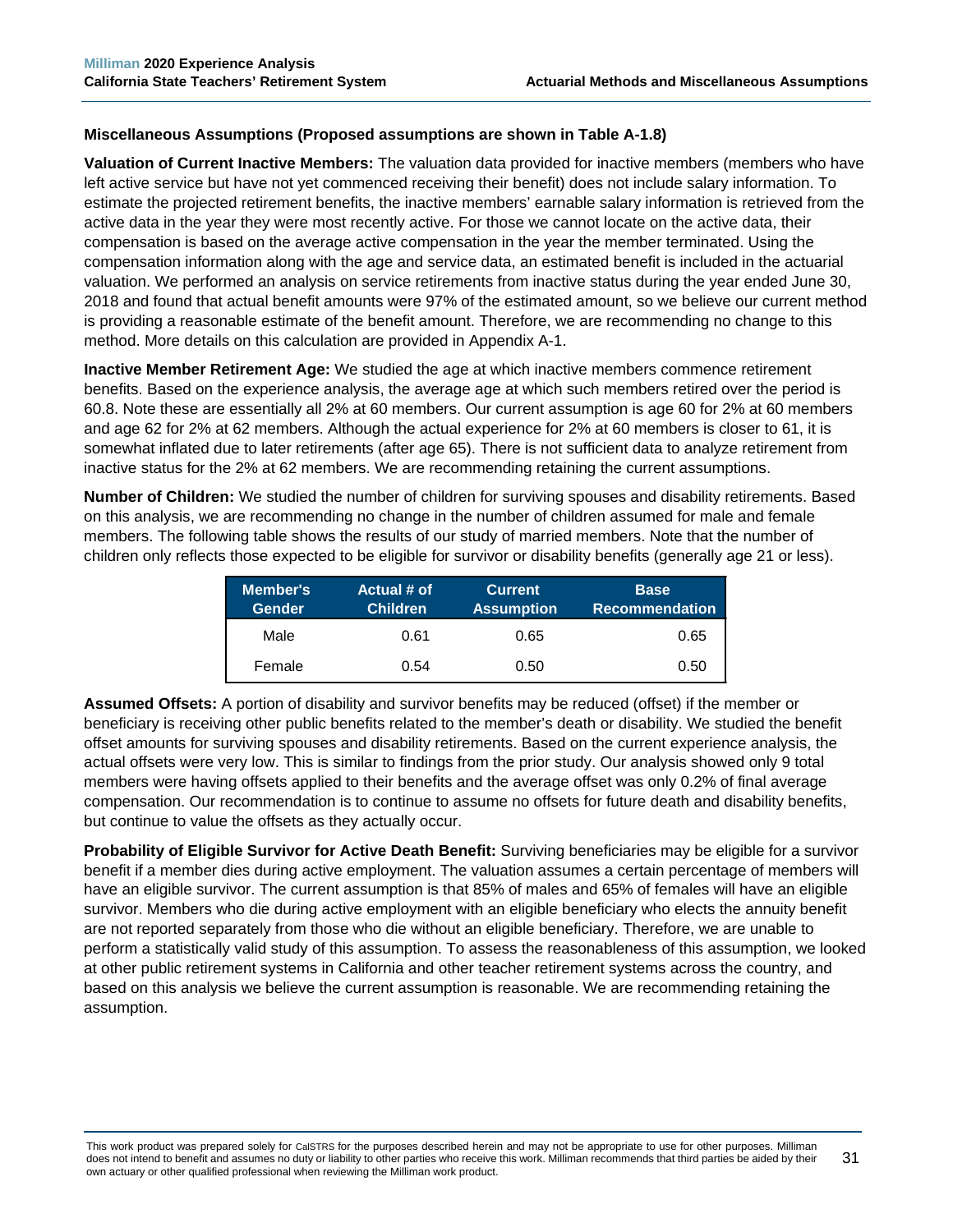### Miscellaneous Assumptions (Proposed assumptions are shown in Table A-1.8)

**Valuation of Current Inactive Members:** The valuation data provided for inactive members (members who have left active service but have not yet commenced receiving their benefit) does not include salary information. To estimate the projected retirement benefits, the inactive members' earnable salary information is retrieved from the active data in the year they were most recently active. For those we cannot locate on the active data, their compensation is based on the average active compensation in the year the member terminated. Using the compensation information along with the age and service data, an estimated benefit is included in the actuarial valuation. We performed an analysis on service retirements from inactive status during the year ended June 30, 2018 and found that actual benefit amounts were 97% of the estimated amount, so we believe our current method is providing a reasonable estimate of the benefit amount. Therefore, we are recommending no change to this method. More details on this calculation are provided in Appendix A-1.

**Inactive Member Retirement Age:** We studied the age at which inactive members commence retirement benefits. Based on the experience analysis, the average age at which such members retired over the period is 60.8. Note these are essentially all 2% at 60 members. Our current assumption is age 60 for 2% at 60 members and age 62 for 2% at 62 members. Although the actual experience for 2% at 60 members is closer to 61, it is somewhat inflated due to later retirements (after age 65). There is not sufficient data to analyze retirement from inactive status for the 2% at 62 members. We are recommending retaining the current assumptions.

**Number of Children:** We studied the number of children for surviving spouses and disability retirements. Based on this analysis, we are recommending no change in the number of children assumed for male and female members. The following table shows the results of our study of married members. Note that the number of children only reflects those expected to be eligible for survivor or disability benefits (generally age 21 or less).

| Member's Gender | Actual # of Children | Current Assumption | Base Recommendation |
|---|---|---|---|
| Male | 0.61 | 0.65 | 0.65 |
| Female | 0.54 | 0.50 | 0.50 |

**Assumed Offsets:** A portion of disability and survivor benefits may be reduced (offset) if the member or beneficiary is receiving other public benefits related to the member's death or disability. We studied the benefit offset amounts for surviving spouses and disability retirements. Based on the current experience analysis, the actual offsets were very low. This is similar to findings from the prior study. Our analysis showed only 9 total members were having offsets applied to their benefits and the average offset was only 0.2% of final average compensation. Our recommendation is to continue to assume no offsets for future death and disability benefits, but continue to value the offsets as they actually occur.

**Probability of Eligible Survivor for Active Death Benefit:** Surviving beneficiaries may be eligible for a survivor benefit if a member dies during active employment. The valuation assumes a certain percentage of members will have an eligible survivor. The current assumption is that 85% of males and 65% of females will have an eligible survivor. Members who die during active employment with an eligible beneficiary who elects the annuity benefit are not reported separately from those who die without an eligible beneficiary. Therefore, we are unable to perform a statistically valid study of this assumption. To assess the reasonableness of this assumption, we looked at other public retirement systems in California and other teacher retirement systems across the country, and based on this analysis we believe the current assumption is reasonable. We are recommending retaining the assumption.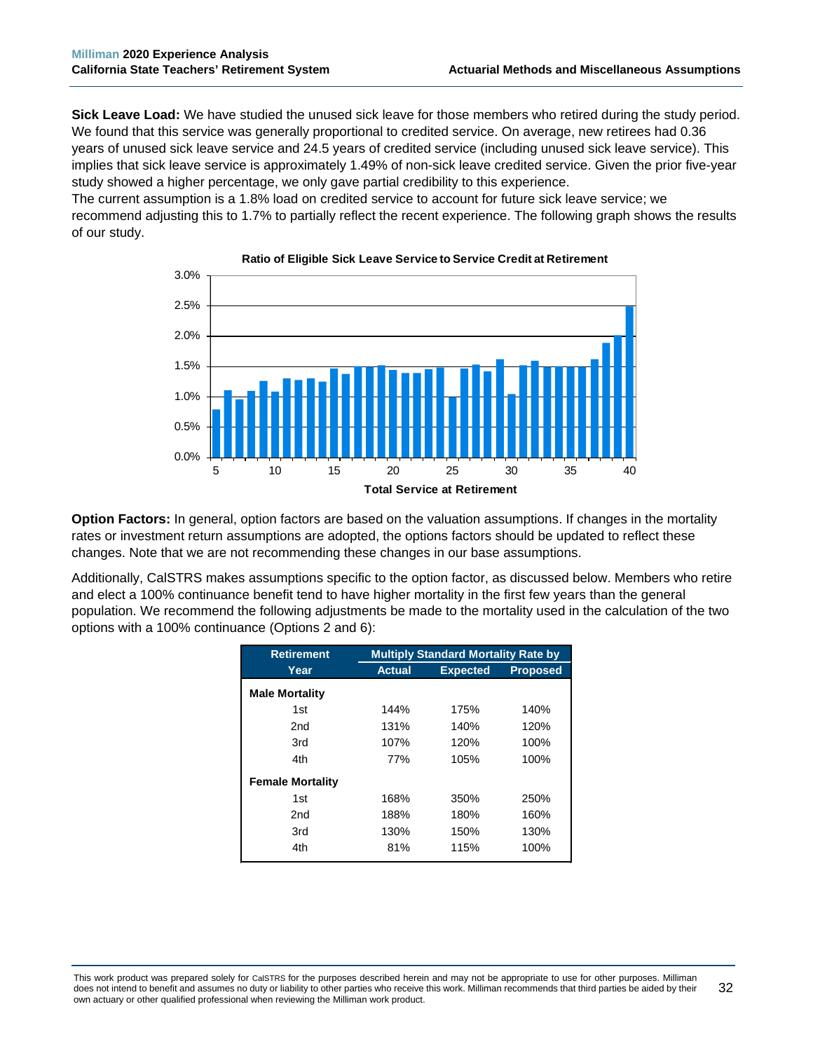**Sick Leave Load:** We have studied the unused sick leave for those members who retired during the study period. We found that this service was generally proportional to credited service. On average, new retirees had 0.36 years of unused sick leave service and 24.5 years of credited service (including unused sick leave service). This implies that sick leave service is approximately 1.49% of non-sick leave credited service. Given the prior five-year study showed a higher percentage, we only gave partial credibility to this experience.

The current assumption is a 1.8% load on credited service to account for future sick leave service; we recommend adjusting this to 1.7% to partially reflect the recent experience. The following graph shows the results of our study.

**Ratio of Eligible Sick Leave Service to Service Credit at Retirement**

**Total Service at Retirement**

**Option Factors:** In general, option factors are based on the valuation assumptions. If changes in the mortality rates or investment return assumptions are adopted, the options factors should be updated to reflect these changes. Note that we are not recommending these changes in our base assumptions.

Additionally, CalSTRS makes assumptions specific to the option factor, as discussed below. Members who retire and elect a 100% continuance benefit tend to have higher mortality in the first few years than the general population. We recommend the following adjustments be made to the mortality used in the calculation of the two options with a 100% continuance (Options 2 and 6):

| Retirement | Multiply Standard Mortality Rate by | | |
|---|---|---|---|
| Year | Actual | Expected | Proposed |
| **Male Mortality** | | | |
| 1st | 144% | 175% | 140% |
| 2nd | 131% | 140% | 120% |
| 3rd | 107% | 120% | 100% |
| 4th | 77% | 105% | 100% |
| **Female Mortality** | | | |
| 1st | 168% | 350% | 250% |
| 2nd | 188% | 180% | 160% |
| 3rd | 130% | 150% | 130% |
| 4th | 81% | 115% | 100% |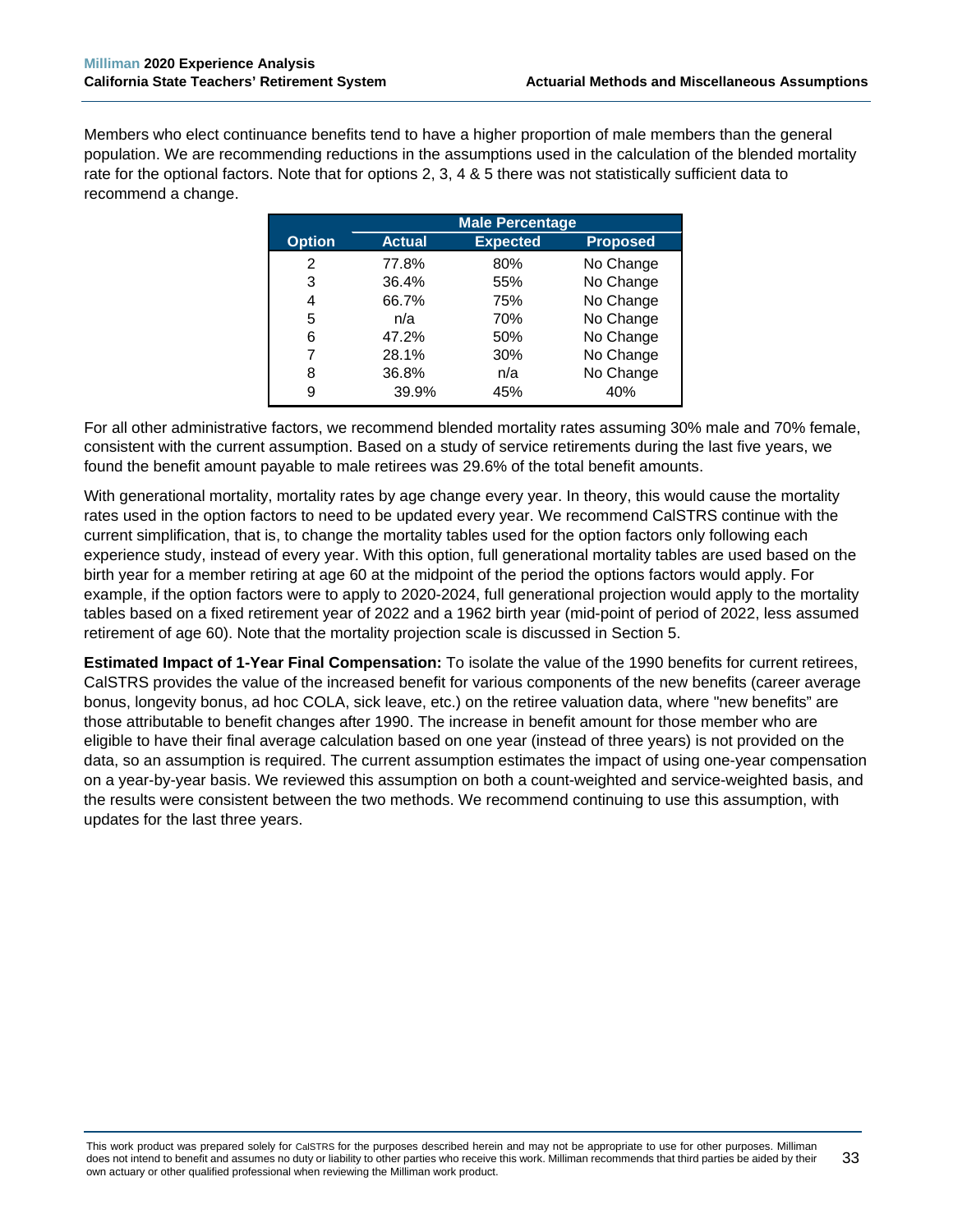Members who elect continuance benefits tend to have a higher proportion of male members than the general population. We are recommending reductions in the assumptions used in the calculation of the blended mortality rate for the optional factors. Note that for options 2, 3, 4 & 5 there was not statistically sufficient data to recommend a change.

| | Male Percentage | | |
|---|---|---|---|
| Option | Actual | Expected | Proposed |
| 2 | 77.8% | 80% | No Change |
| 3 | 36.4% | 55% | No Change |
| 4 | 66.7% | 75% | No Change |
| 5 | n/a | 70% | No Change |
| 6 | 47.2% | 50% | No Change |
| 7 | 28.1% | 30% | No Change |
| 8 | 36.8% | n/a | No Change |
| 9 | 39.9% | 45% | 40% |

For all other administrative factors, we recommend blended mortality rates assuming 30% male and 70% female, consistent with the current assumption. Based on a study of service retirements during the last five years, we found the benefit amount payable to male retirees was 29.6% of the total benefit amounts.

With generational mortality, mortality rates by age change every year. In theory, this would cause the mortality rates used in the option factors to need to be updated every year. We recommend CalSTRS continue with the current simplification, that is, to change the mortality tables used for the option factors only following each experience study, instead of every year. With this option, full generational mortality tables are used based on the birth year for a member retiring at age 60 at the midpoint of the period the options factors would apply. For example, if the option factors were to apply to 2020-2024, full generational projection would apply to the mortality tables based on a fixed retirement year of 2022 and a 1962 birth year (mid-point of period of 2022, less assumed retirement of age 60). Note that the mortality projection scale is discussed in Section 5.

**Estimated Impact of 1-Year Final Compensation:** To isolate the value of the 1990 benefits for current retirees, CalSTRS provides the value of the increased benefit for various components of the new benefits (career average bonus, longevity bonus, ad hoc COLA, sick leave, etc.) on the retiree valuation data, where "new benefits" are those attributable to benefit changes after 1990. The increase in benefit amount for those member who are eligible to have their final average calculation based on one year (instead of three years) is not provided on the data, so an assumption is required. The current assumption estimates the impact of using one-year compensation on a year-by-year basis. We reviewed this assumption on both a count-weighted and service-weighted basis, and the results were consistent between the two methods. We recommend continuing to use this assumption, with updates for the last three years.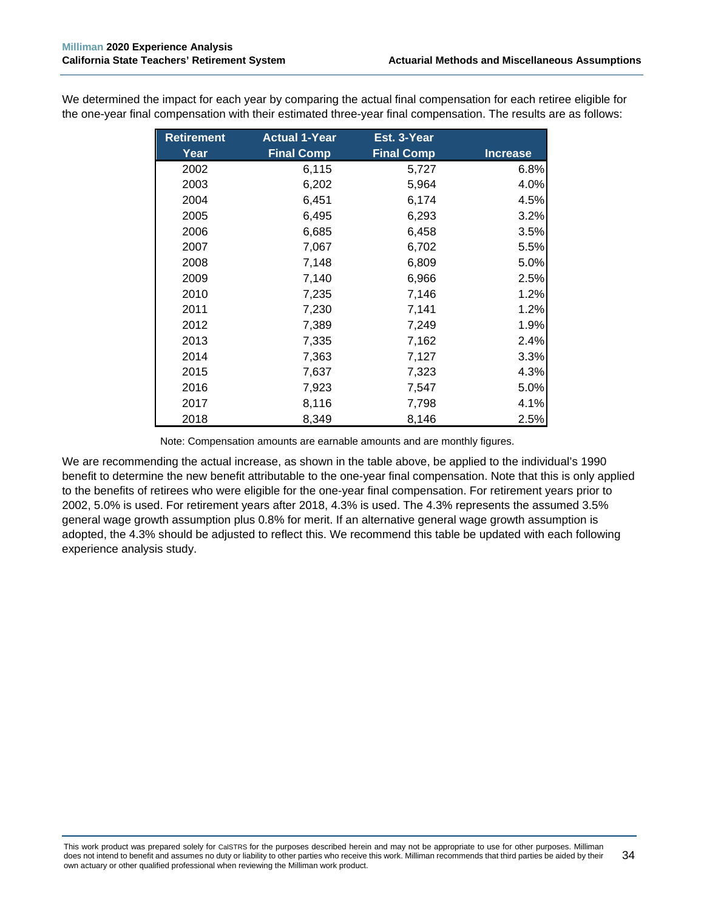We determined the impact for each year by comparing the actual final compensation for each retiree eligible for the one-year final compensation with their estimated three-year final compensation. The results are as follows:

| Retirement Year | Actual 1-Year Final Comp | Est. 3-Year Final Comp | Increase |
|---|---|---|---|
| 2002 | 6,115 | 5,727 | 6.8% |
| 2003 | 6,202 | 5,964 | 4.0% |
| 2004 | 6,451 | 6,174 | 4.5% |
| 2005 | 6,495 | 6,293 | 3.2% |
| 2006 | 6,685 | 6,458 | 3.5% |
| 2007 | 7,067 | 6,702 | 5.5% |
| 2008 | 7,148 | 6,809 | 5.0% |
| 2009 | 7,140 | 6,966 | 2.5% |
| 2010 | 7,235 | 7,146 | 1.2% |
| 2011 | 7,230 | 7,141 | 1.2% |
| 2012 | 7,389 | 7,249 | 1.9% |
| 2013 | 7,335 | 7,162 | 2.4% |
| 2014 | 7,363 | 7,127 | 3.3% |
| 2015 | 7,637 | 7,323 | 4.3% |
| 2016 | 7,923 | 7,547 | 5.0% |
| 2017 | 8,116 | 7,798 | 4.1% |
| 2018 | 8,349 | 8,146 | 2.5% |

Note: Compensation amounts are earnable amounts and are monthly figures.

We are recommending the actual increase, as shown in the table above, be applied to the individual's 1990 benefit to determine the new benefit attributable to the one-year final compensation. Note that this is only applied to the benefits of retirees who were eligible for the one-year final compensation. For retirement years prior to 2002, 5.0% is used. For retirement years after 2018, 4.3% is used. The 4.3% represents the assumed 3.5% general wage growth assumption plus 0.8% for merit. If an alternative general wage growth assumption is adopted, the 4.3% should be adjusted to reflect this. We recommend this table be updated with each following experience analysis study.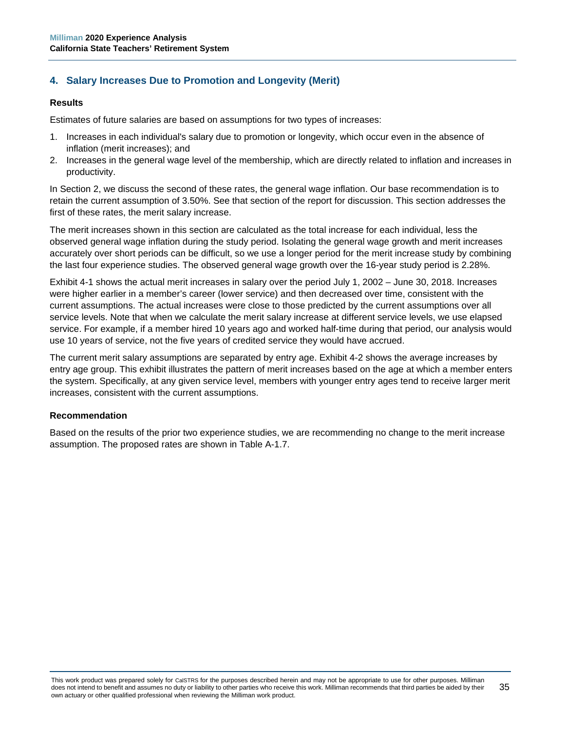## 4. Salary Increases Due to Promotion and Longevity (Merit)

### Results

Estimates of future salaries are based on assumptions for two types of increases:

1. Increases in each individual's salary due to promotion or longevity, which occur even in the absence of inflation (merit increases); and
2. Increases in the general wage level of the membership, which are directly related to inflation and increases in productivity.

In Section 2, we discuss the second of these rates, the general wage inflation. Our base recommendation is to retain the current assumption of 3.50%. See that section of the report for discussion. This section addresses the first of these rates, the merit salary increase.

The merit increases shown in this section are calculated as the total increase for each individual, less the observed general wage inflation during the study period. Isolating the general wage growth and merit increases accurately over short periods can be difficult, so we use a longer period for the merit increase study by combining the last four experience studies. The observed general wage growth over the 16-year study period is 2.28%.

Exhibit 4-1 shows the actual merit increases in salary over the period July 1, 2002 – June 30, 2018. Increases were higher earlier in a member's career (lower service) and then decreased over time, consistent with the current assumptions. The actual increases were close to those predicted by the current assumptions over all service levels. Note that when we calculate the merit salary increase at different service levels, we use elapsed service. For example, if a member hired 10 years ago and worked half-time during that period, our analysis would use 10 years of service, not the five years of credited service they would have accrued.

The current merit salary assumptions are separated by entry age. Exhibit 4-2 shows the average increases by entry age group. This exhibit illustrates the pattern of merit increases based on the age at which a member enters the system. Specifically, at any given service level, members with younger entry ages tend to receive larger merit increases, consistent with the current assumptions.

### Recommendation

Based on the results of the prior two experience studies, we are recommending no change to the merit increase assumption. The proposed rates are shown in Table A-1.7.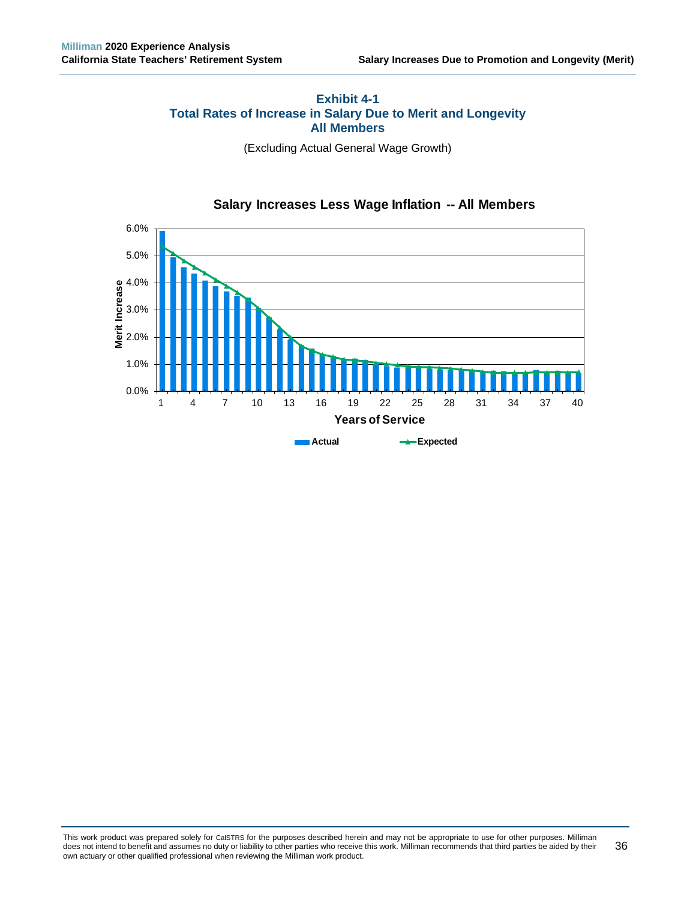### Exhibit 4-1
### Total Rates of Increase in Salary Due to Merit and Longevity
### All Members

(Excluding Actual General Wage Growth)

**Salary Increases Less Wage Inflation -- All Members**

Merit Increase

6.0%
5.0%
4.0%
3.0%
2.0%
1.0%
0.0%

1 4 7 10 13 16 19 22 25 28 31 34 37 40

**Years of Service**

**Actual** **Expected**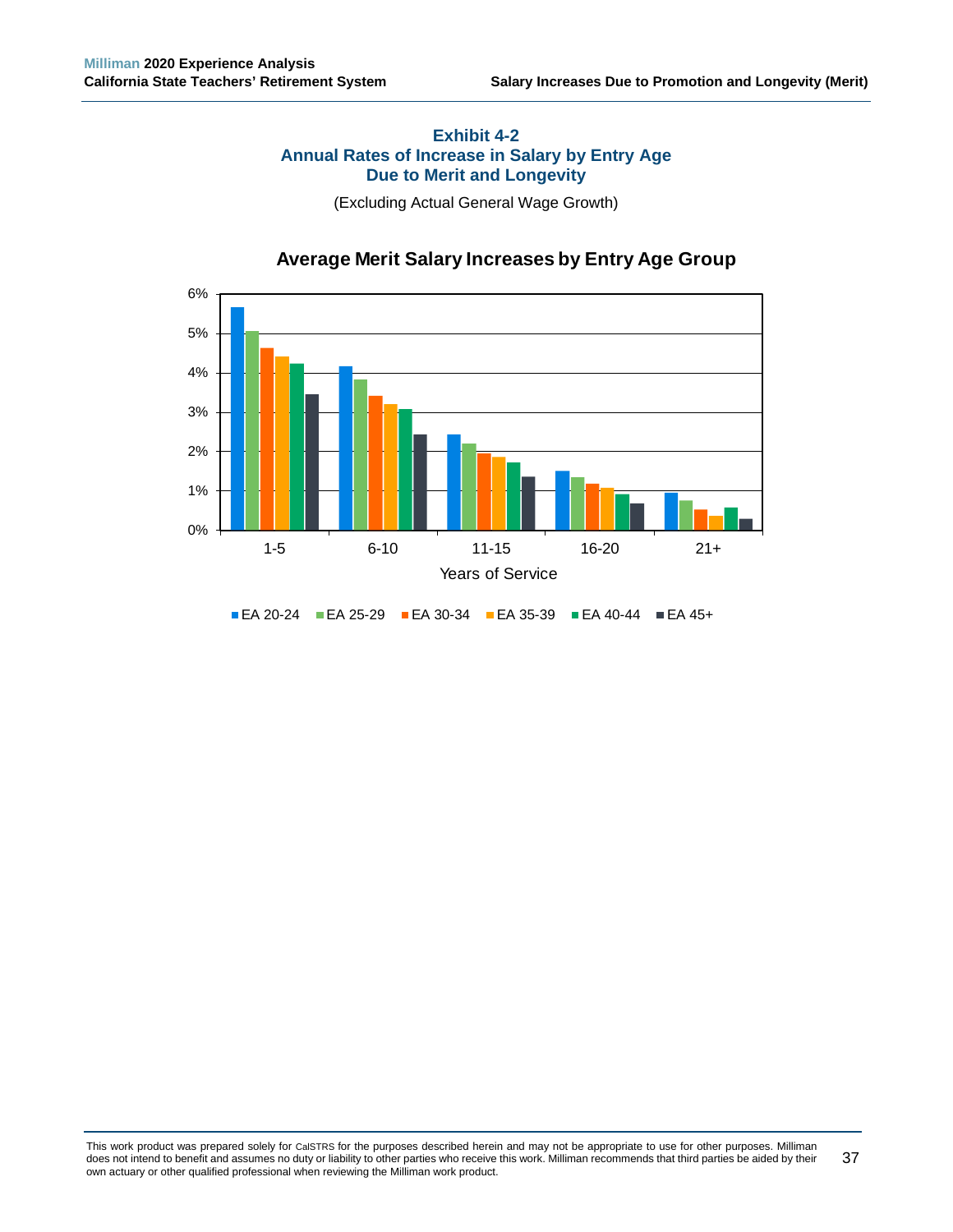### Exhibit 4-2
### Annual Rates of Increase in Salary by Entry Age
### Due to Merit and Longevity

(Excluding Actual General Wage Growth)

**Average Merit Salary Increases by Entry Age Group**

Years of Service: 1-5, 6-10, 11-15, 16-20, 21+

EA 20-24 | EA 25-29 | EA 30-34 | EA 35-39 | EA 40-44 | EA 45+

This work product was prepared solely for CalSTRS for the purposes described herein and may not be appropriate to use for other purposes. Milliman does not intend to benefit and assumes no duty or liability to other parties who receive this work. Milliman recommends that third parties be aided by their own actuary or other qualified professional when reviewing the Milliman work product.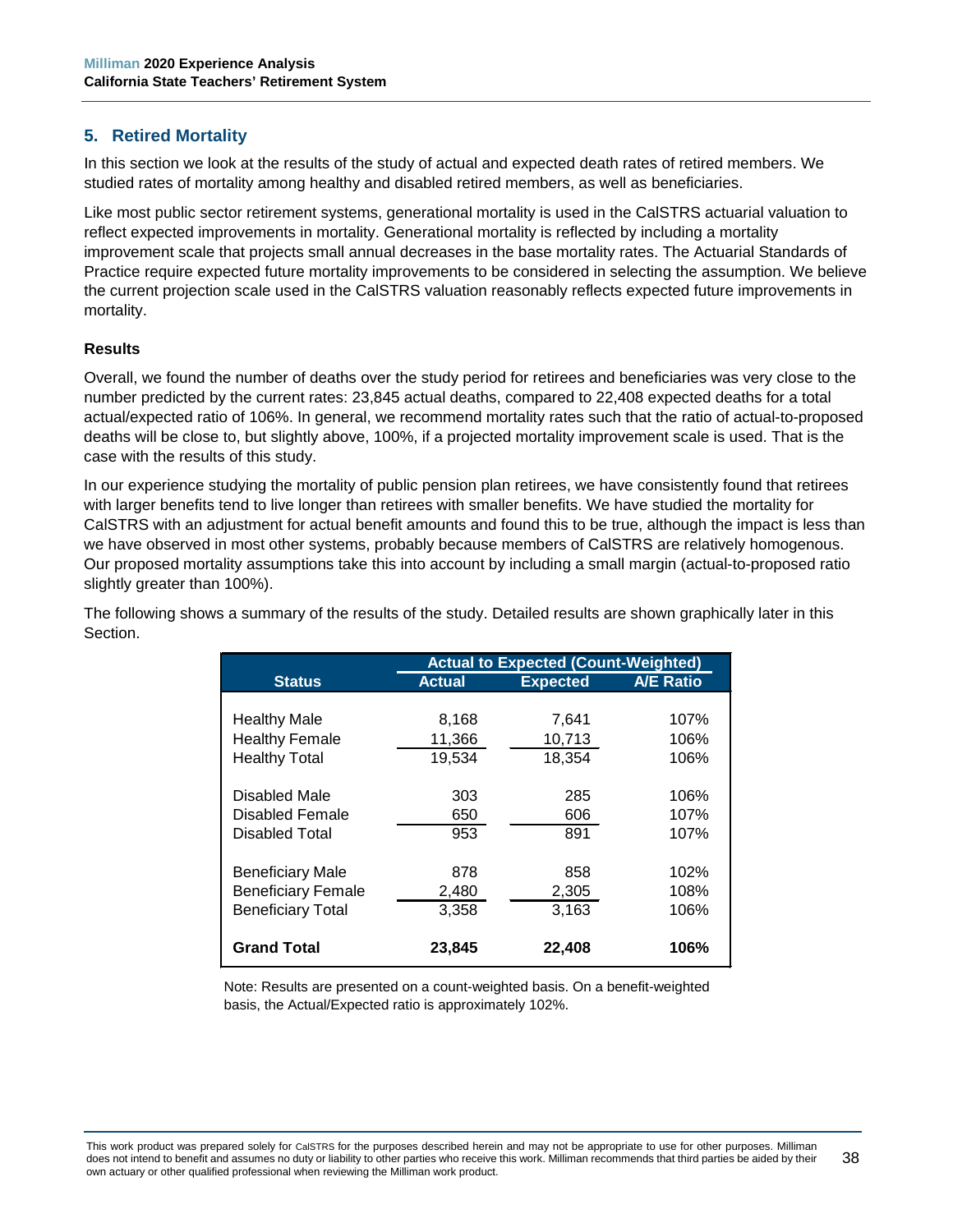## 5. Retired Mortality

In this section we look at the results of the study of actual and expected death rates of retired members. We studied rates of mortality among healthy and disabled retired members, as well as beneficiaries.

Like most public sector retirement systems, generational mortality is used in the CalSTRS actuarial valuation to reflect expected improvements in mortality. Generational mortality is reflected by including a mortality improvement scale that projects small annual decreases in the base mortality rates. The Actuarial Standards of Practice require expected future mortality improvements to be considered in selecting the assumption. We believe the current projection scale used in the CalSTRS valuation reasonably reflects expected future improvements in mortality.

### Results

Overall, we found the number of deaths over the study period for retirees and beneficiaries was very close to the number predicted by the current rates: 23,845 actual deaths, compared to 22,408 expected deaths for a total actual/expected ratio of 106%. In general, we recommend mortality rates such that the ratio of actual-to-proposed deaths will be close to, but slightly above, 100%, if a projected mortality improvement scale is used. That is the case with the results of this study.

In our experience studying the mortality of public pension plan retirees, we have consistently found that retirees with larger benefits tend to live longer than retirees with smaller benefits. We have studied the mortality for CalSTRS with an adjustment for actual benefit amounts and found this to be true, although the impact is less than we have observed in most other systems, probably because members of CalSTRS are relatively homogenous. Our proposed mortality assumptions take this into account by including a small margin (actual-to-proposed ratio slightly greater than 100%).

The following shows a summary of the results of the study. Detailed results are shown graphically later in this Section.

| | Actual to Expected (Count-Weighted) | | |
|---|---|---|---|
| **Status** | **Actual** | **Expected** | **A/E Ratio** |
| Healthy Male | 8,168 | 7,641 | 107% |
| Healthy Female | 11,366 | 10,713 | 106% |
| Healthy Total | 19,534 | 18,354 | 106% |
| Disabled Male | 303 | 285 | 106% |
| Disabled Female | 650 | 606 | 107% |
| Disabled Total | 953 | 891 | 107% |
| Beneficiary Male | 878 | 858 | 102% |
| Beneficiary Female | 2,480 | 2,305 | 108% |
| Beneficiary Total | 3,358 | 3,163 | 106% |
| **Grand Total** | **23,845** | **22,408** | **106%** |

Note: Results are presented on a count-weighted basis. On a benefit-weighted basis, the Actual/Expected ratio is approximately 102%.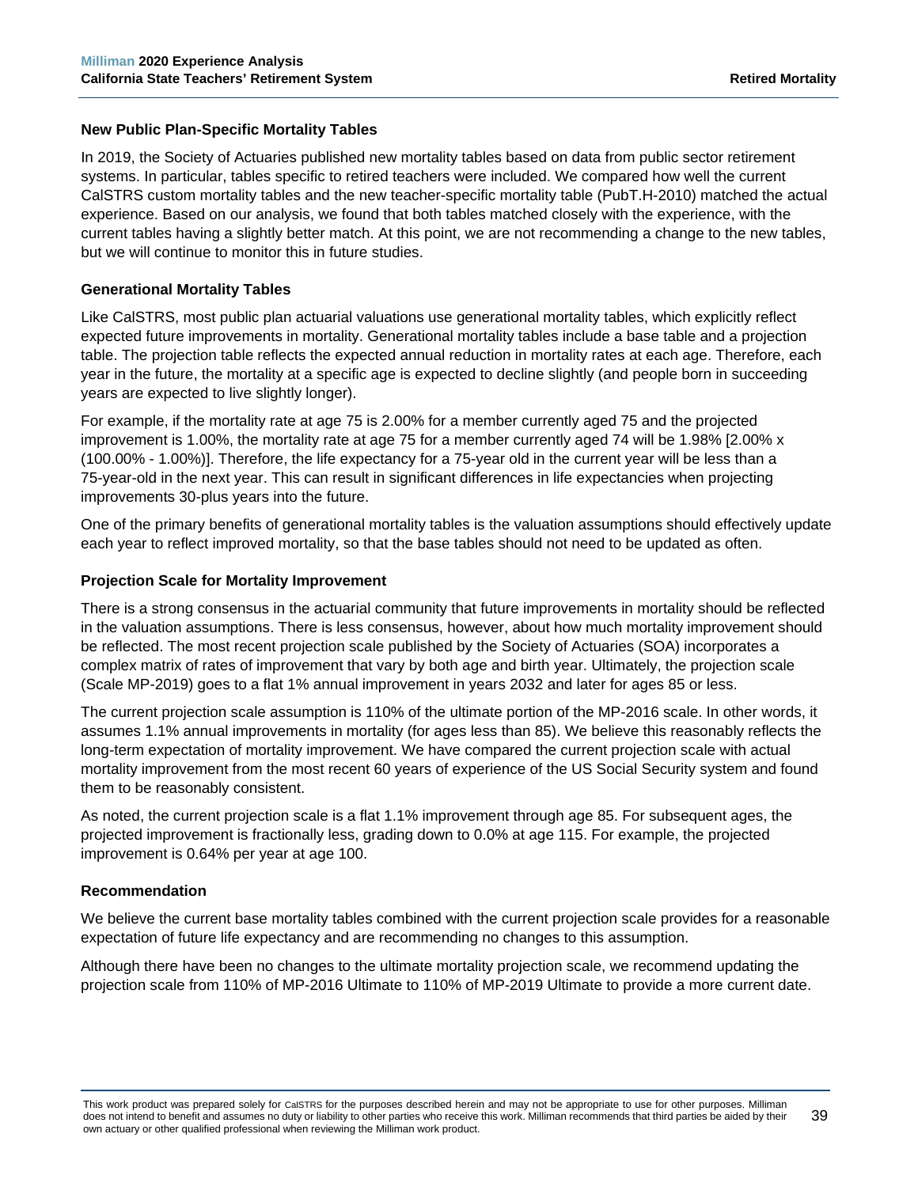### New Public Plan-Specific Mortality Tables

In 2019, the Society of Actuaries published new mortality tables based on data from public sector retirement systems. In particular, tables specific to retired teachers were included. We compared how well the current CalSTRS custom mortality tables and the new teacher-specific mortality table (PubT.H-2010) matched the actual experience. Based on our analysis, we found that both tables matched closely with the experience, with the current tables having a slightly better match. At this point, we are not recommending a change to the new tables, but we will continue to monitor this in future studies.

### Generational Mortality Tables

Like CalSTRS, most public plan actuarial valuations use generational mortality tables, which explicitly reflect expected future improvements in mortality. Generational mortality tables include a base table and a projection table. The projection table reflects the expected annual reduction in mortality rates at each age. Therefore, each year in the future, the mortality at a specific age is expected to decline slightly (and people born in succeeding years are expected to live slightly longer).

For example, if the mortality rate at age 75 is 2.00% for a member currently aged 75 and the projected improvement is 1.00%, the mortality rate at age 75 for a member currently aged 74 will be 1.98% [2.00% x (100.00% - 1.00%)]. Therefore, the life expectancy for a 75-year old in the current year will be less than a 75-year-old in the next year. This can result in significant differences in life expectancies when projecting improvements 30-plus years into the future.

One of the primary benefits of generational mortality tables is the valuation assumptions should effectively update each year to reflect improved mortality, so that the base tables should not need to be updated as often.

### Projection Scale for Mortality Improvement

There is a strong consensus in the actuarial community that future improvements in mortality should be reflected in the valuation assumptions. There is less consensus, however, about how much mortality improvement should be reflected. The most recent projection scale published by the Society of Actuaries (SOA) incorporates a complex matrix of rates of improvement that vary by both age and birth year. Ultimately, the projection scale (Scale MP-2019) goes to a flat 1% annual improvement in years 2032 and later for ages 85 or less.

The current projection scale assumption is 110% of the ultimate portion of the MP-2016 scale. In other words, it assumes 1.1% annual improvements in mortality (for ages less than 85). We believe this reasonably reflects the long-term expectation of mortality improvement. We have compared the current projection scale with actual mortality improvement from the most recent 60 years of experience of the US Social Security system and found them to be reasonably consistent.

As noted, the current projection scale is a flat 1.1% improvement through age 85. For subsequent ages, the projected improvement is fractionally less, grading down to 0.0% at age 115. For example, the projected improvement is 0.64% per year at age 100.

### Recommendation

We believe the current base mortality tables combined with the current projection scale provides for a reasonable expectation of future life expectancy and are recommending no changes to this assumption.

Although there have been no changes to the ultimate mortality projection scale, we recommend updating the projection scale from 110% of MP-2016 Ultimate to 110% of MP-2019 Ultimate to provide a more current date.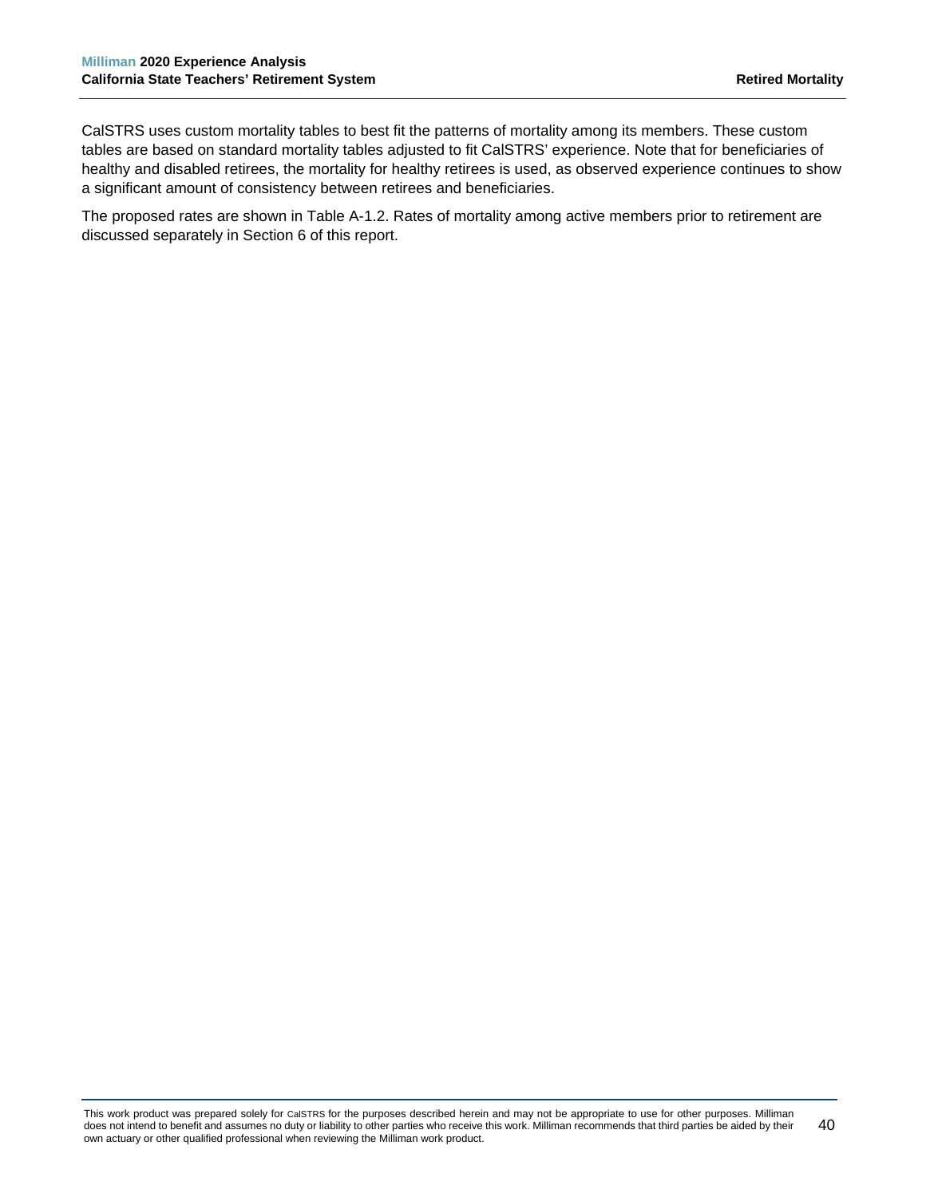CalSTRS uses custom mortality tables to best fit the patterns of mortality among its members. These custom tables are based on standard mortality tables adjusted to fit CalSTRS' experience. Note that for beneficiaries of healthy and disabled retirees, the mortality for healthy retirees is used, as observed experience continues to show a significant amount of consistency between retirees and beneficiaries.

The proposed rates are shown in Table A-1.2. Rates of mortality among active members prior to retirement are discussed separately in Section 6 of this report.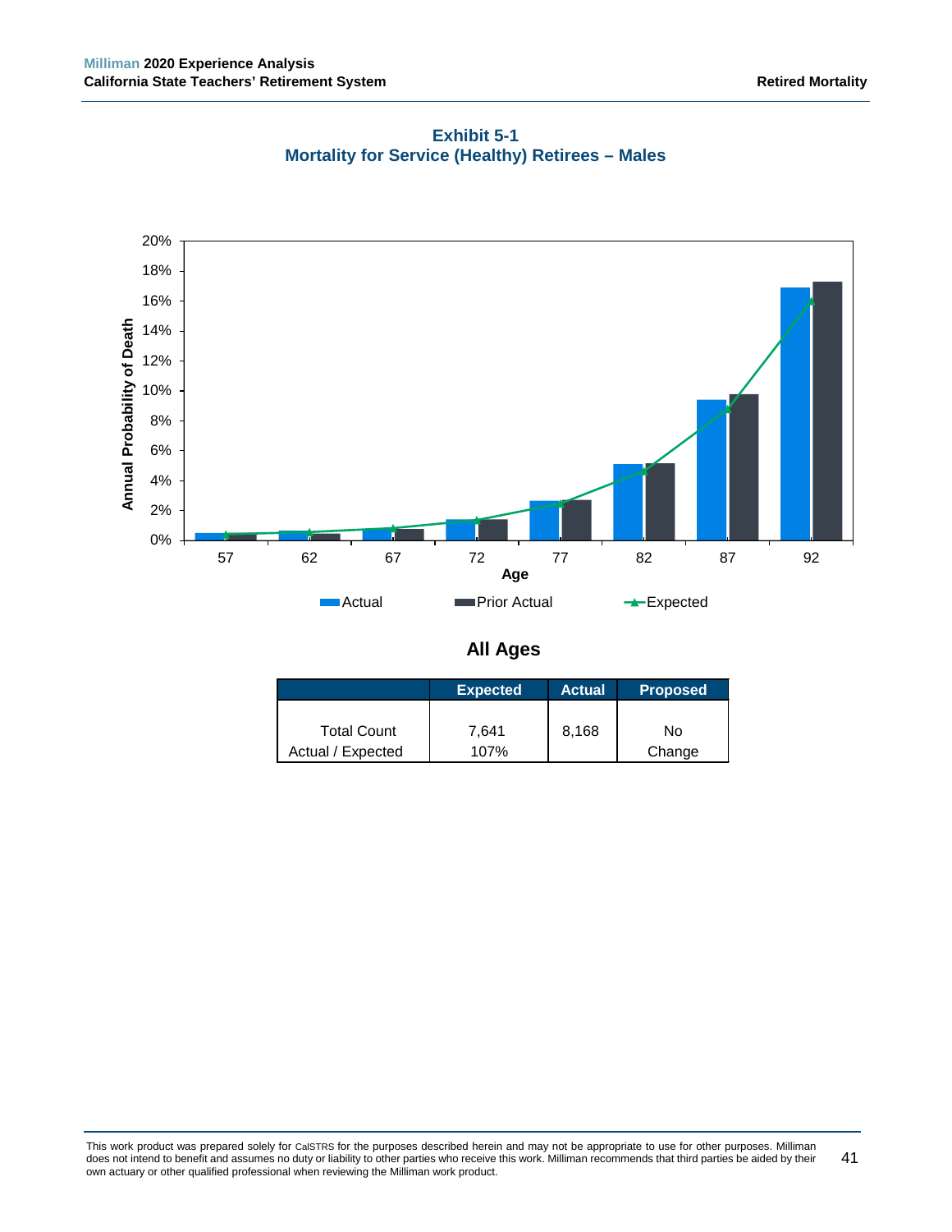## Exhibit 5-1
## Mortality for Service (Healthy) Retirees – Males

### All Ages

| | Expected | Actual | Proposed |
|---|---|---|---|
| Total Count | 7,641 | 8,168 | No |
| Actual / Expected | 107% | | Change |

This work product was prepared solely for CalSTRS for the purposes described herein and may not be appropriate to use for other purposes. Milliman does not intend to benefit and assumes no duty or liability to other parties who receive this work. Milliman recommends that third parties be aided by their own actuary or other qualified professional when reviewing the Milliman work product.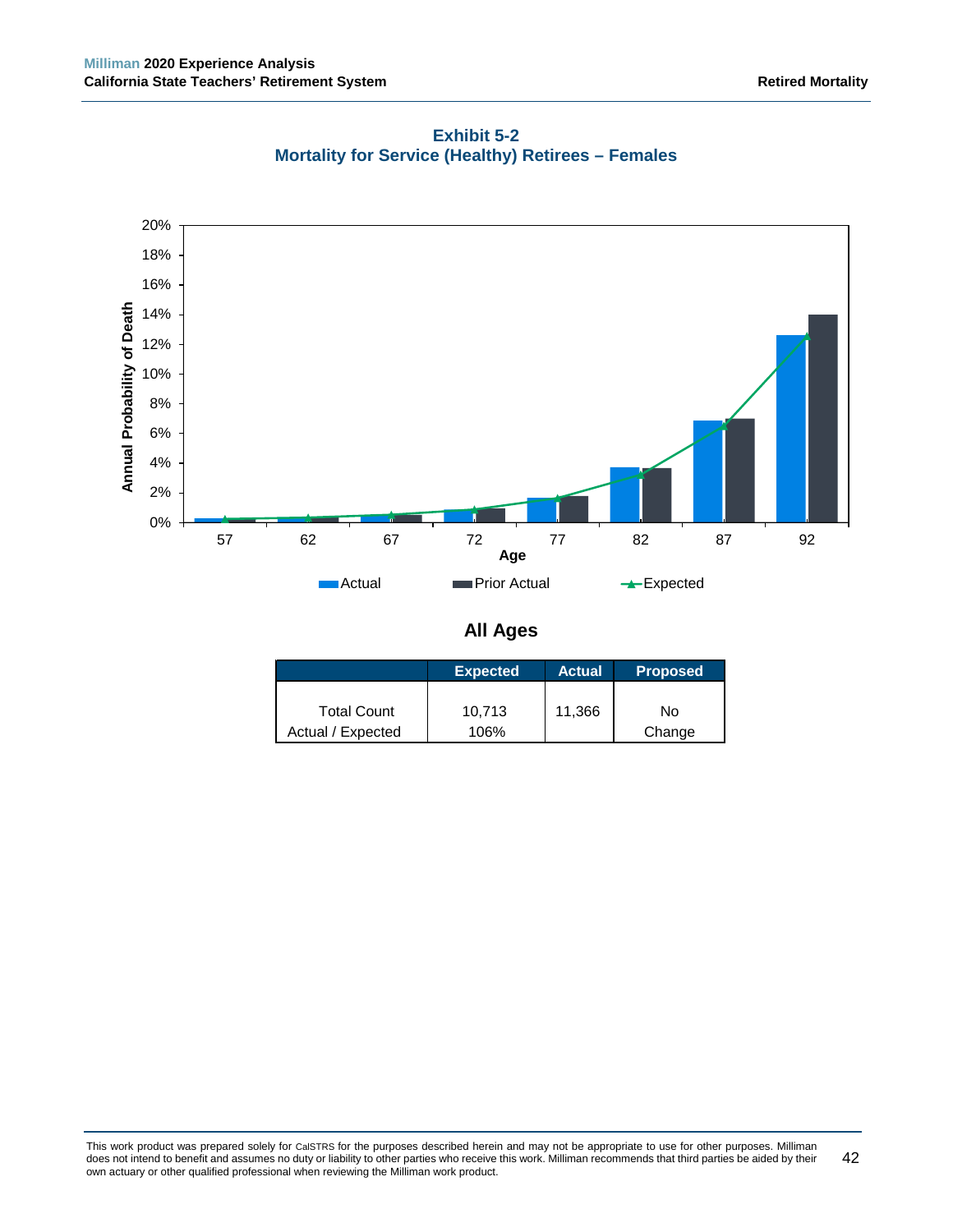## Exhibit 5-2
## Mortality for Service (Healthy) Retirees – Females

### All Ages

| | Expected | Actual | Proposed |
|---|---|---|---|
| Total Count | 10,713 | 11,366 | No Change |
| Actual / Expected | 106% | | |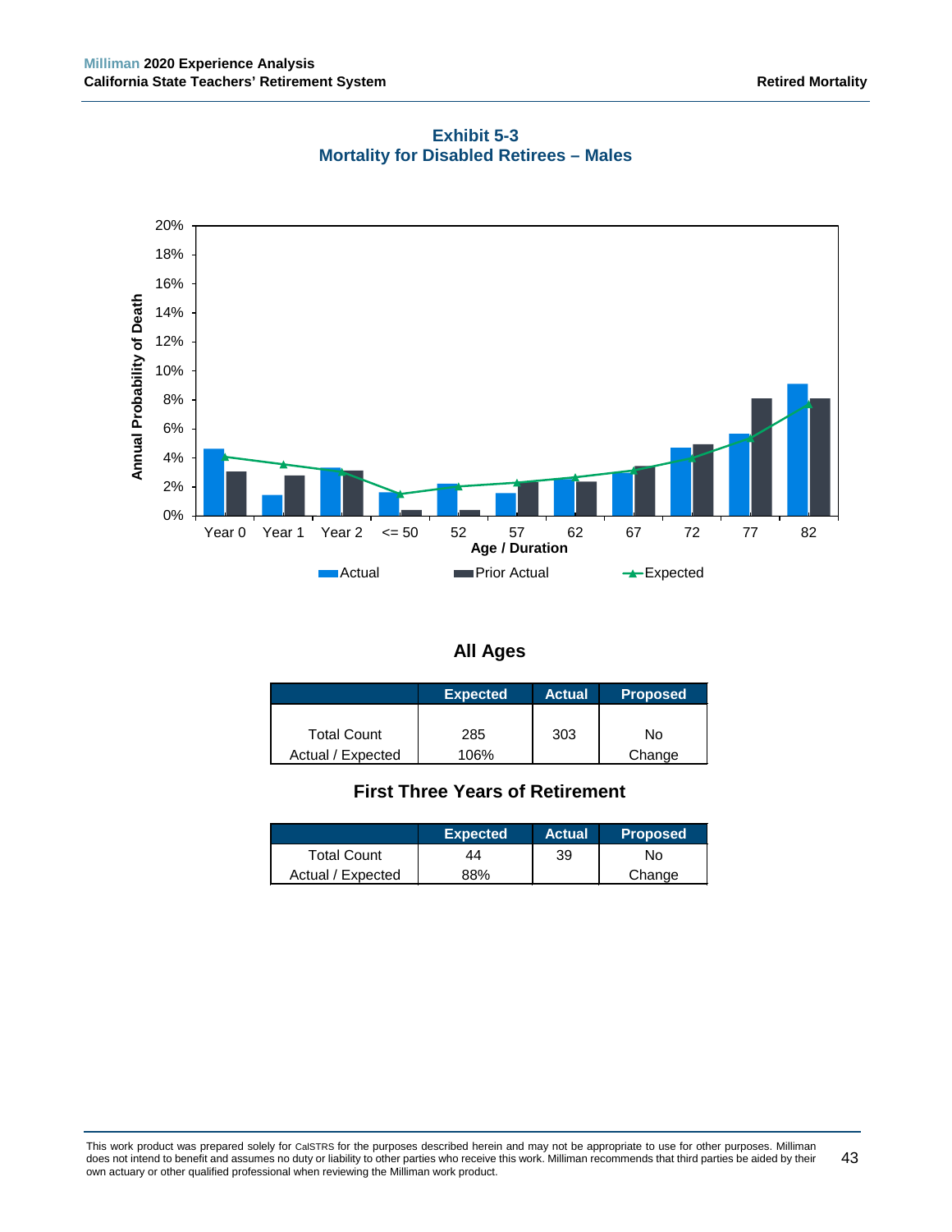## Exhibit 5-3
## Mortality for Disabled Retirees – Males

### All Ages

| | Expected | Actual | Proposed |
|---|---|---|---|
| Total Count | 285 | 303 | No Change |
| Actual / Expected | 106% | | |

### First Three Years of Retirement

| | Expected | Actual | Proposed |
|---|---|---|---|
| Total Count | 44 | 39 | No Change |
| Actual / Expected | 88% | | |

This work product was prepared solely for CalSTRS for the purposes described herein and may not be appropriate to use for other purposes. Milliman does not intend to benefit and assumes no duty or liability to other parties who receive this work. Milliman recommends that third parties be aided by their own actuary or other qualified professional when reviewing the Milliman work product.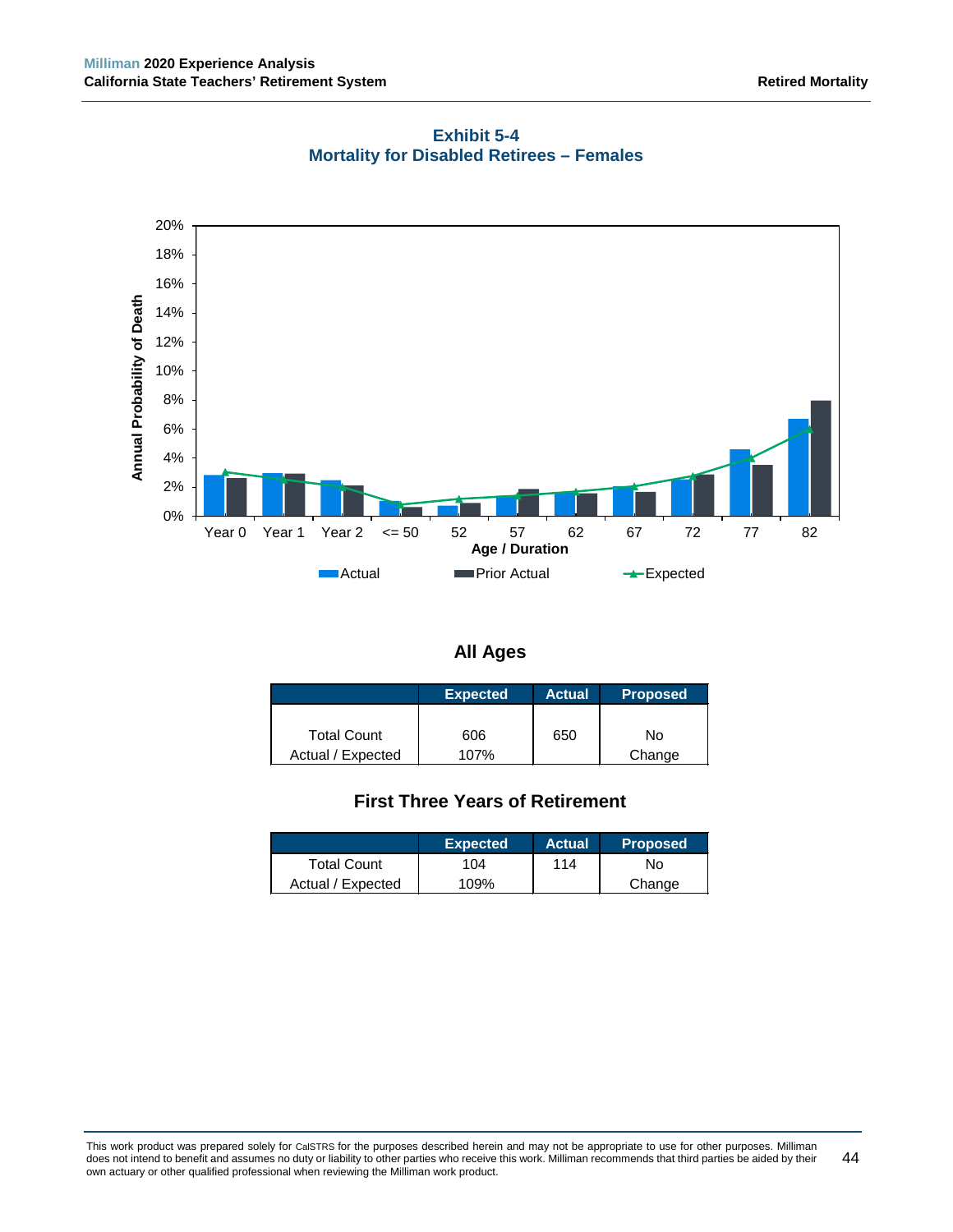## Exhibit 5-4
## Mortality for Disabled Retirees – Females

Annual Probability of Death

Age / Duration

Actual | Prior Actual | Expected

### All Ages

| | Expected | Actual | Proposed |
|---|---|---|---|
| Total Count | 606 | 650 | No |
| Actual / Expected | 107% | | Change |

### First Three Years of Retirement

| | Expected | Actual | Proposed |
|---|---|---|---|
| Total Count | 104 | 114 | No |
| Actual / Expected | 109% | | Change |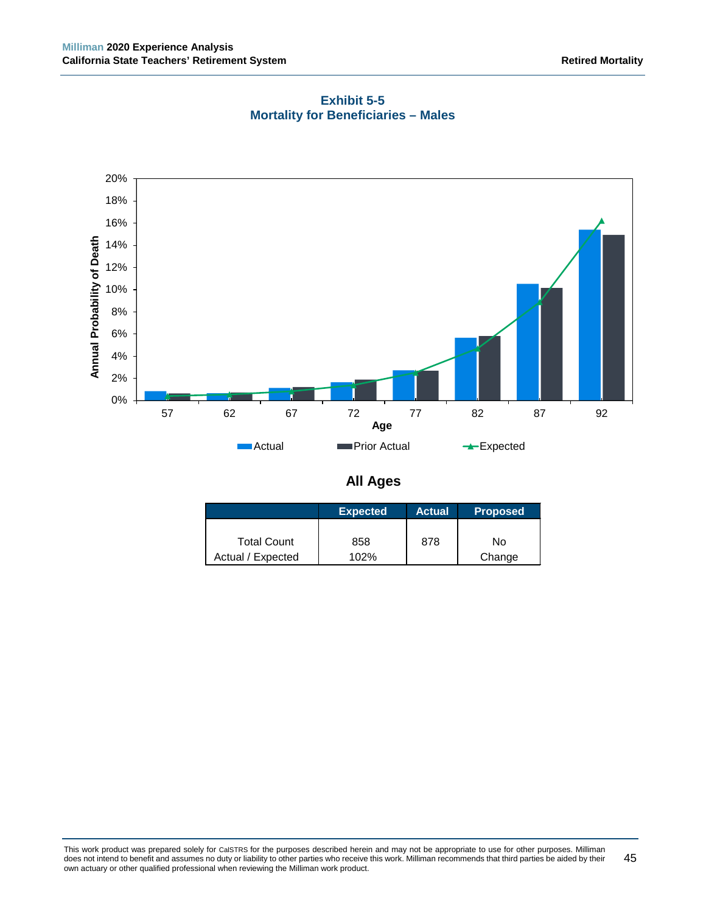## Exhibit 5-5
## Mortality for Beneficiaries – Males

Annual Probability of Death

20%
18%
16%
14%
12%
10%
8%
6%
4%
2%
0%

57 62 67 72 77 82 87 92

Age

Actual Prior Actual Expected

### All Ages

| | Expected | Actual | Proposed |
|---|---|---|---|
| Total Count | 858 | 878 | No |
| Actual / Expected | 102% | | Change |

This work product was prepared solely for CalSTRS for the purposes described herein and may not be appropriate to use for other purposes. Milliman does not intend to benefit and assumes no duty or liability to other parties who receive this work. Milliman recommends that third parties be aided by their own actuary or other qualified professional when reviewing the Milliman work product.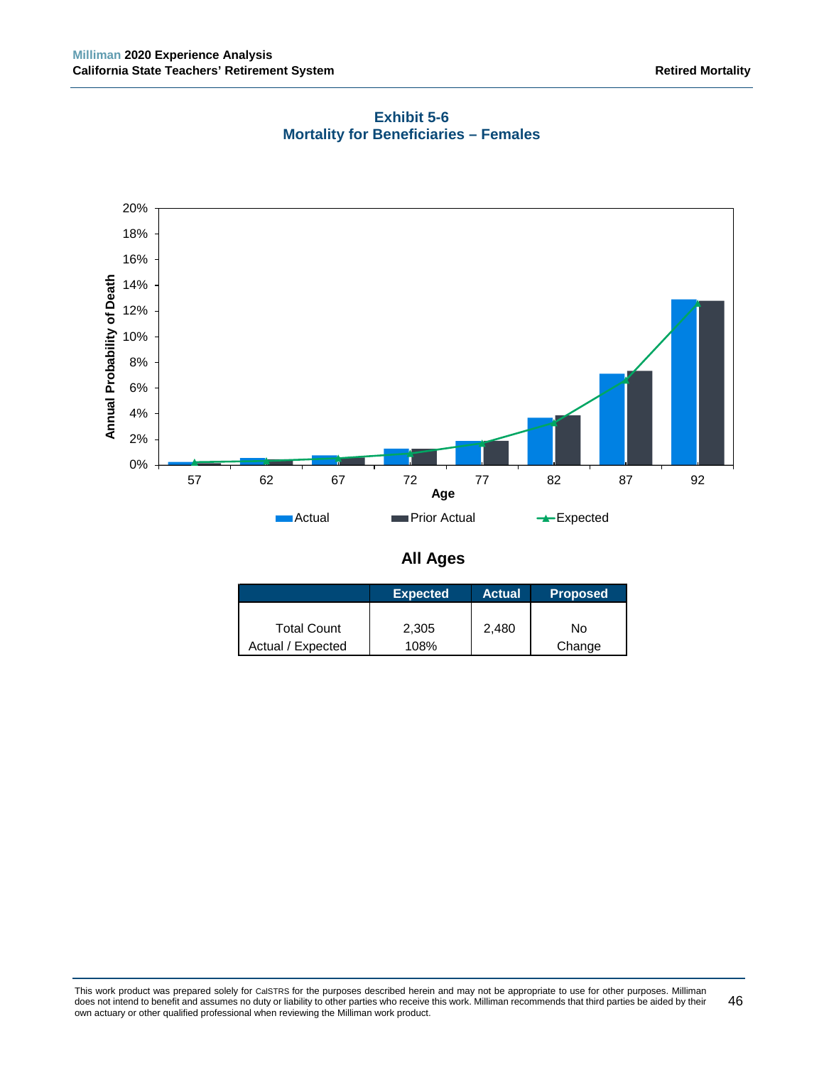## Exhibit 5-6
## Mortality for Beneficiaries – Females

### All Ages

| | Expected | Actual | Proposed |
|---|---|---|---|
| Total Count | 2,305 | 2,480 | No |
| Actual / Expected | 108% | | Change |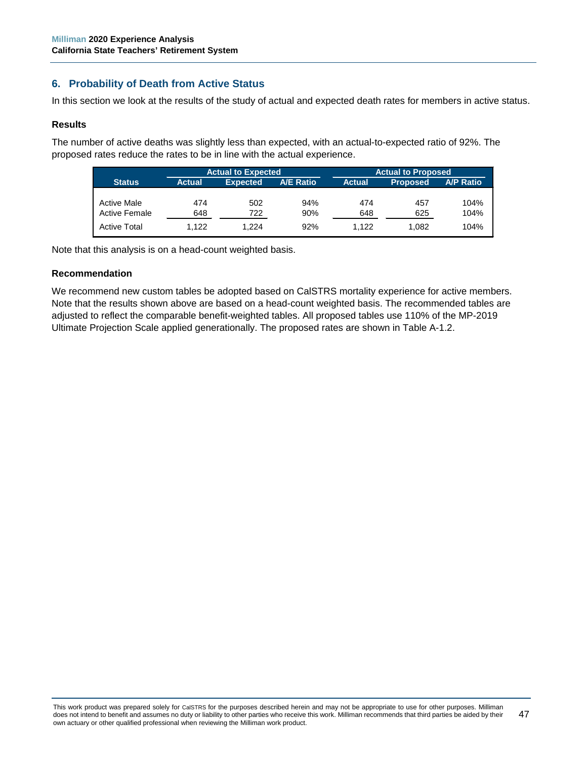## 6. Probability of Death from Active Status

In this section we look at the results of the study of actual and expected death rates for members in active status.

### Results

The number of active deaths was slightly less than expected, with an actual-to-expected ratio of 92%. The proposed rates reduce the rates to be in line with the actual experience.

| | Actual to Expected | | | Actual to Proposed | | |
|---|---|---|---|---|---|---|
| Status | Actual | Expected | A/E Ratio | Actual | Proposed | A/P Ratio |
| Active Male | 474 | 502 | 94% | 474 | 457 | 104% |
| Active Female | 648 | 722 | 90% | 648 | 625 | 104% |
| Active Total | 1,122 | 1,224 | 92% | 1,122 | 1,082 | 104% |

Note that this analysis is on a head-count weighted basis.

### Recommendation

We recommend new custom tables be adopted based on CalSTRS mortality experience for active members. Note that the results shown above are based on a head-count weighted basis. The recommended tables are adjusted to reflect the comparable benefit-weighted tables. All proposed tables use 110% of the MP-2019 Ultimate Projection Scale applied generationally. The proposed rates are shown in Table A-1.2.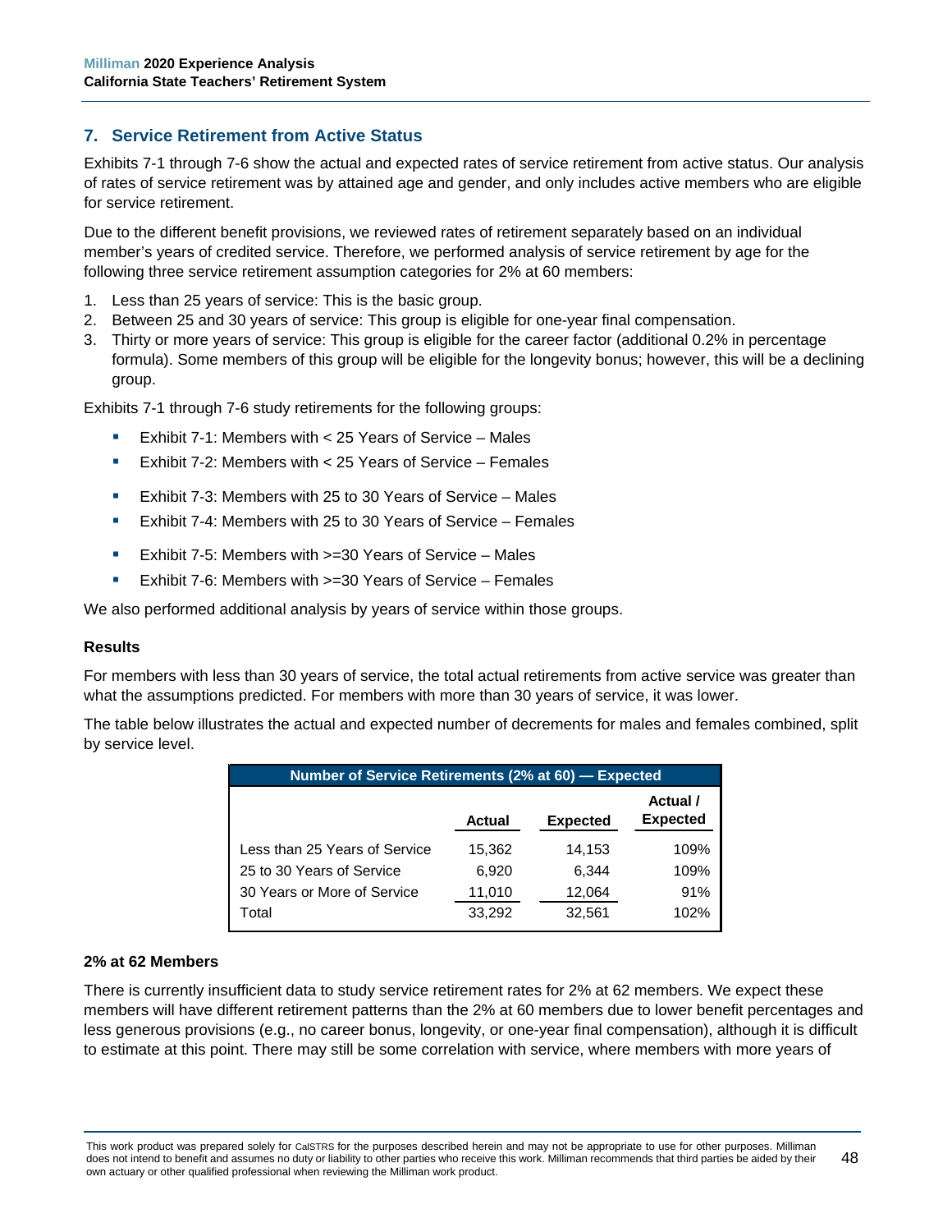## 7. Service Retirement from Active Status

Exhibits 7-1 through 7-6 show the actual and expected rates of service retirement from active status. Our analysis of rates of service retirement was by attained age and gender, and only includes active members who are eligible for service retirement.

Due to the different benefit provisions, we reviewed rates of retirement separately based on an individual member's years of credited service. Therefore, we performed analysis of service retirement by age for the following three service retirement assumption categories for 2% at 60 members:

1. Less than 25 years of service: This is the basic group.
2. Between 25 and 30 years of service: This group is eligible for one-year final compensation.
3. Thirty or more years of service: This group is eligible for the career factor (additional 0.2% in percentage formula). Some members of this group will be eligible for the longevity bonus; however, this will be a declining group.

Exhibits 7-1 through 7-6 study retirements for the following groups:

- Exhibit 7-1: Members with < 25 Years of Service – Males
- Exhibit 7-2: Members with < 25 Years of Service – Females
- Exhibit 7-3: Members with 25 to 30 Years of Service – Males
- Exhibit 7-4: Members with 25 to 30 Years of Service – Females
- Exhibit 7-5: Members with >=30 Years of Service – Males
- Exhibit 7-6: Members with >=30 Years of Service – Females

We also performed additional analysis by years of service within those groups.

**Results**

For members with less than 30 years of service, the total actual retirements from active service was greater than what the assumptions predicted. For members with more than 30 years of service, it was lower.

The table below illustrates the actual and expected number of decrements for males and females combined, split by service level.

| Number of Service Retirements (2% at 60) — Expected | Actual | Expected | Actual / Expected |
|---|---|---|---|
| Less than 25 Years of Service | 15,362 | 14,153 | 109% |
| 25 to 30 Years of Service | 6,920 | 6,344 | 109% |
| 30 Years or More of Service | 11,010 | 12,064 | 91% |
| Total | 33,292 | 32,561 | 102% |

**2% at 62 Members**

There is currently insufficient data to study service retirement rates for 2% at 62 members. We expect these members will have different retirement patterns than the 2% at 60 members due to lower benefit percentages and less generous provisions (e.g., no career bonus, longevity, or one-year final compensation), although it is difficult to estimate at this point. There may still be some correlation with service, where members with more years of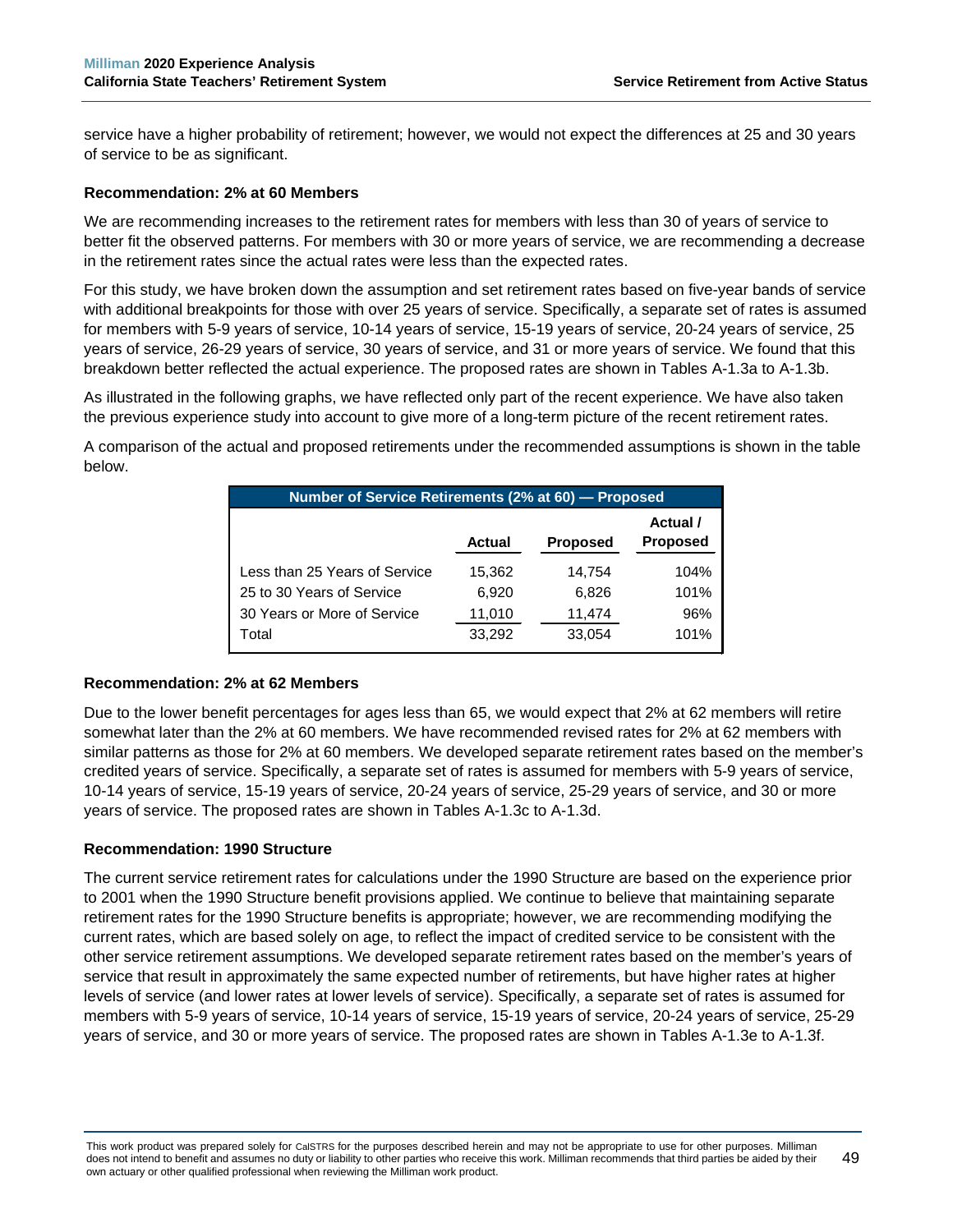service have a higher probability of retirement; however, we would not expect the differences at 25 and 30 years of service to be as significant.

**Recommendation: 2% at 60 Members**

We are recommending increases to the retirement rates for members with less than 30 of years of service to better fit the observed patterns. For members with 30 or more years of service, we are recommending a decrease in the retirement rates since the actual rates were less than the expected rates.

For this study, we have broken down the assumption and set retirement rates based on five-year bands of service with additional breakpoints for those with over 25 years of service. Specifically, a separate set of rates is assumed for members with 5-9 years of service, 10-14 years of service, 15-19 years of service, 20-24 years of service, 25 years of service, 26-29 years of service, 30 years of service, and 31 or more years of service. We found that this breakdown better reflected the actual experience. The proposed rates are shown in Tables A-1.3a to A-1.3b.

As illustrated in the following graphs, we have reflected only part of the recent experience. We have also taken the previous experience study into account to give more of a long-term picture of the recent retirement rates.

A comparison of the actual and proposed retirements under the recommended assumptions is shown in the table below.

| Number of Service Retirements (2% at 60) — Proposed | | | |
|---|---|---|---|
| | Actual | Proposed | Actual / Proposed |
| Less than 25 Years of Service | 15,362 | 14,754 | 104% |
| 25 to 30 Years of Service | 6,920 | 6,826 | 101% |
| 30 Years or More of Service | 11,010 | 11,474 | 96% |
| Total | 33,292 | 33,054 | 101% |

**Recommendation: 2% at 62 Members**

Due to the lower benefit percentages for ages less than 65, we would expect that 2% at 62 members will retire somewhat later than the 2% at 60 members. We have recommended revised rates for 2% at 62 members with similar patterns as those for 2% at 60 members. We developed separate retirement rates based on the member's credited years of service. Specifically, a separate set of rates is assumed for members with 5-9 years of service, 10-14 years of service, 15-19 years of service, 20-24 years of service, 25-29 years of service, and 30 or more years of service. The proposed rates are shown in Tables A-1.3c to A-1.3d.

**Recommendation: 1990 Structure**

The current service retirement rates for calculations under the 1990 Structure are based on the experience prior to 2001 when the 1990 Structure benefit provisions applied. We continue to believe that maintaining separate retirement rates for the 1990 Structure benefits is appropriate; however, we are recommending modifying the current rates, which are based solely on age, to reflect the impact of credited service to be consistent with the other service retirement assumptions. We developed separate retirement rates based on the member's years of service that result in approximately the same expected number of retirements, but have higher rates at higher levels of service (and lower rates at lower levels of service). Specifically, a separate set of rates is assumed for members with 5-9 years of service, 10-14 years of service, 15-19 years of service, 20-24 years of service, 25-29 years of service, and 30 or more years of service. The proposed rates are shown in Tables A-1.3e to A-1.3f.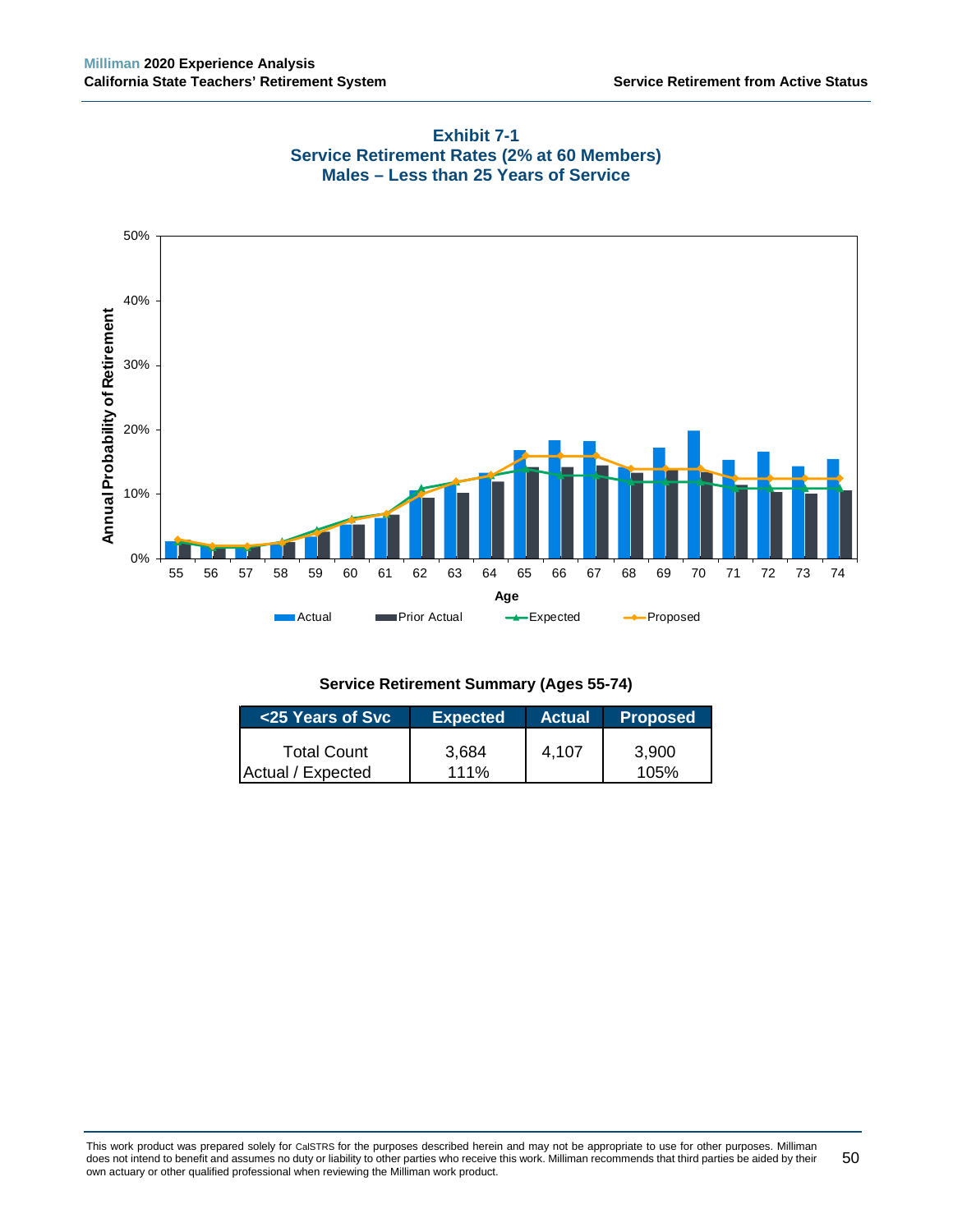## Exhibit 7-1
## Service Retirement Rates (2% at 60 Members)
## Males – Less than 25 Years of Service

**Service Retirement Summary (Ages 55-74)**

| <25 Years of Svc | Expected | Actual | Proposed |
|---|---|---|---|
| Total Count | 3,684 | 4,107 | 3,900 |
| Actual / Expected | 111% | | 105% |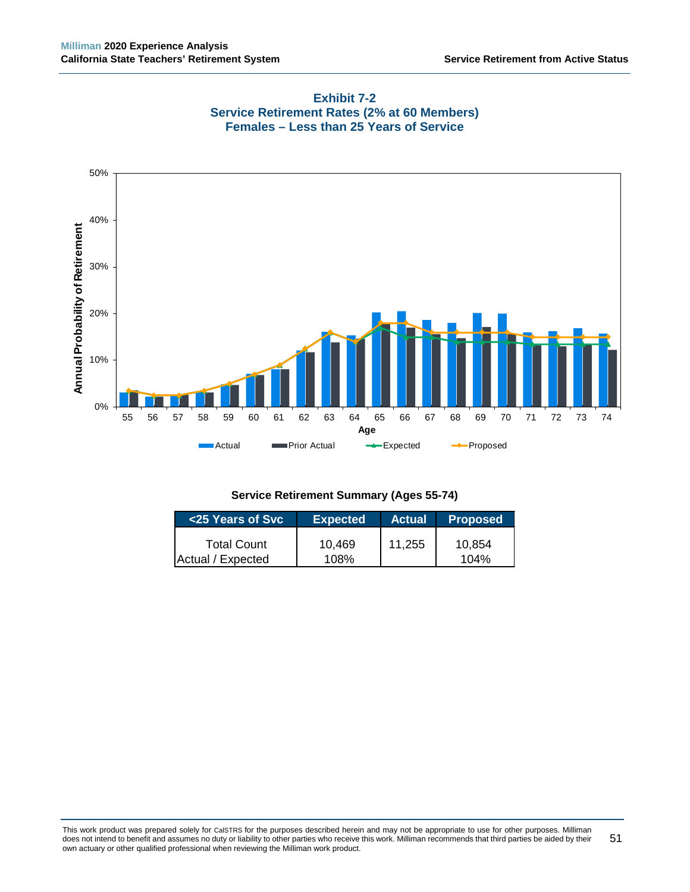## Exhibit 7-2
## Service Retirement Rates (2% at 60 Members)
## Females – Less than 25 Years of Service

Annual Probability of Retirement

0% 10% 20% 30% 40% 50%

Age: 55 56 57 58 59 60 61 62 63 64 65 66 67 68 69 70 71 72 73 74

Actual | Prior Actual | Expected | Proposed

**Service Retirement Summary (Ages 55-74)**

| <25 Years of Svc | Expected | Actual | Proposed |
|---|---|---|---|
| Total Count | 10,469 | 11,255 | 10,854 |
| Actual / Expected | 108% | | 104% |

This work product was prepared solely for CalSTRS for the purposes described herein and may not be appropriate to use for other purposes. Milliman does not intend to benefit and assumes no duty or liability to other parties who receive this work. Milliman recommends that third parties be aided by their own actuary or other qualified professional when reviewing the Milliman work product.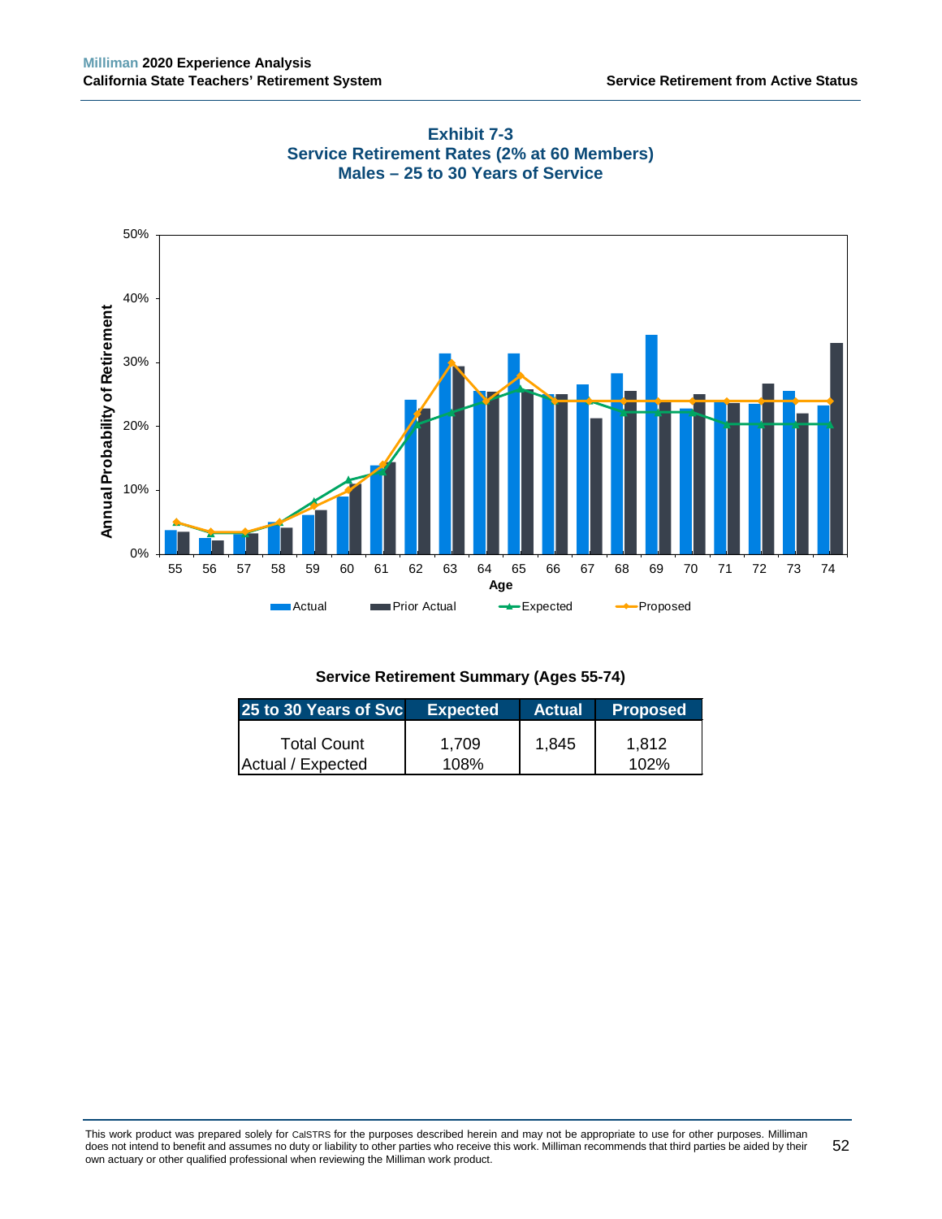### Exhibit 7-3
### Service Retirement Rates (2% at 60 Members)
### Males – 25 to 30 Years of Service

**Service Retirement Summary (Ages 55-74)**

| 25 to 30 Years of Svc | Expected | Actual | Proposed |
|---|---|---|---|
| Total Count | 1,709 | 1,845 | 1,812 |
| Actual / Expected | 108% | | 102% |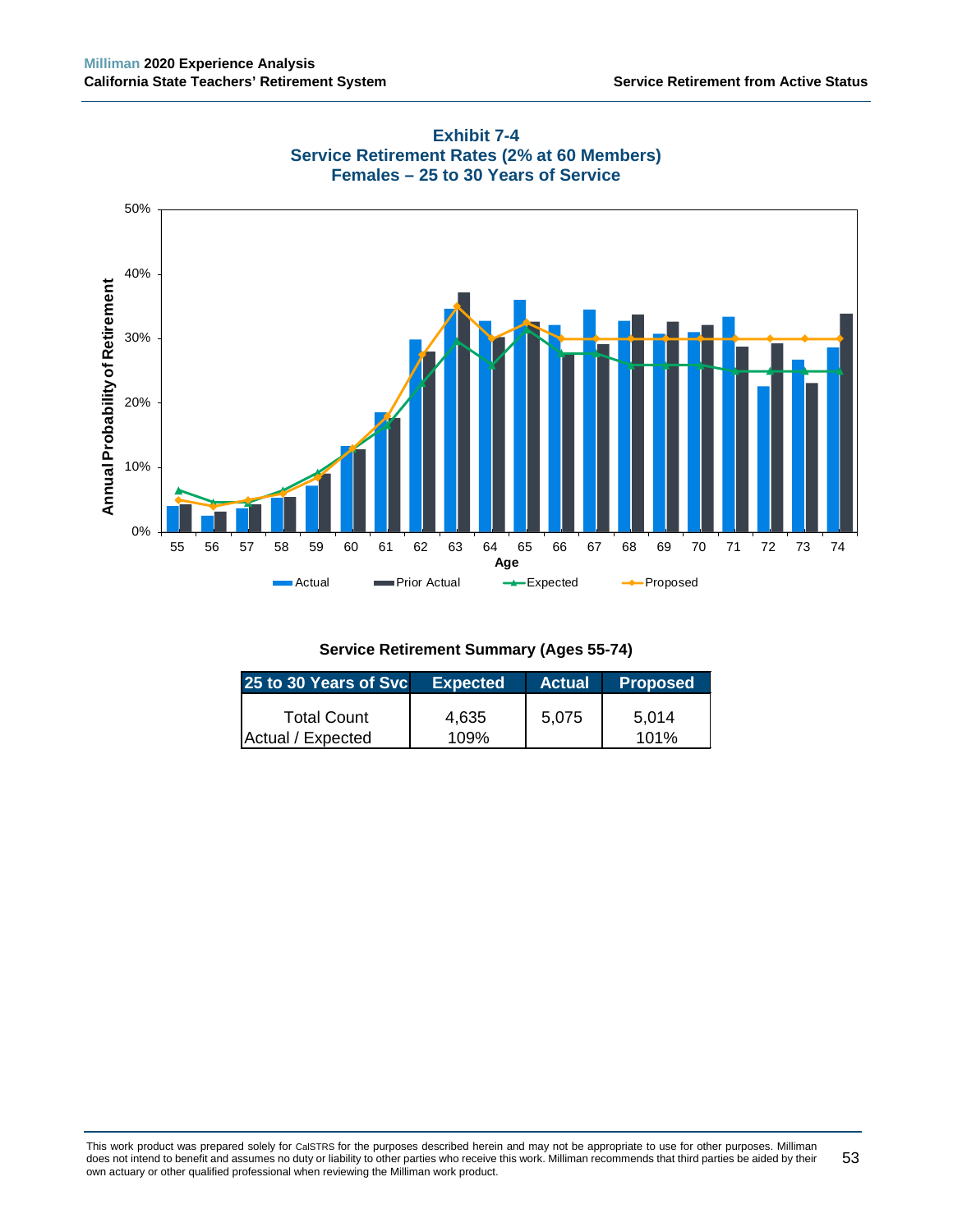## Exhibit 7-4
## Service Retirement Rates (2% at 60 Members)
## Females – 25 to 30 Years of Service

### Service Retirement Summary (Ages 55-74)

| 25 to 30 Years of Svc | Expected | Actual | Proposed |
|---|---|---|---|
| Total Count | 4,635 | 5,075 | 5,014 |
| Actual / Expected | 109% | | 101% |

This work product was prepared solely for CalSTRS for the purposes described herein and may not be appropriate to use for other purposes. Milliman does not intend to benefit and assumes no duty or liability to other parties who receive this work. Milliman recommends that third parties be aided by their own actuary or other qualified professional when reviewing the Milliman work product.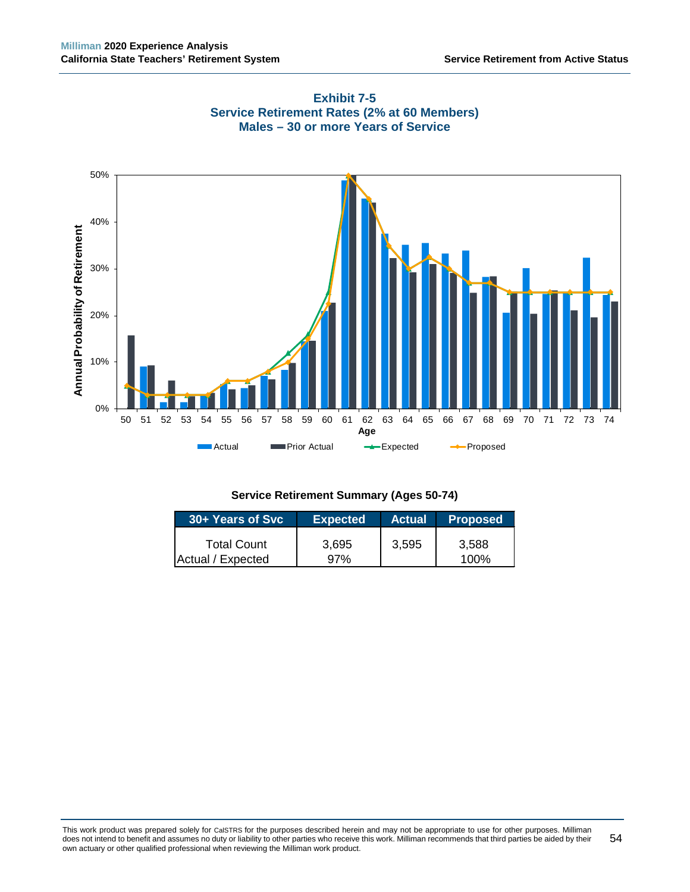## Exhibit 7-5
## Service Retirement Rates (2% at 60 Members)
## Males – 30 or more Years of Service

### Service Retirement Summary (Ages 50-74)

| 30+ Years of Svc | Expected | Actual | Proposed |
|---|---|---|---|
| Total Count | 3,695 | 3,595 | 3,588 |
| Actual / Expected | 97% | | 100% |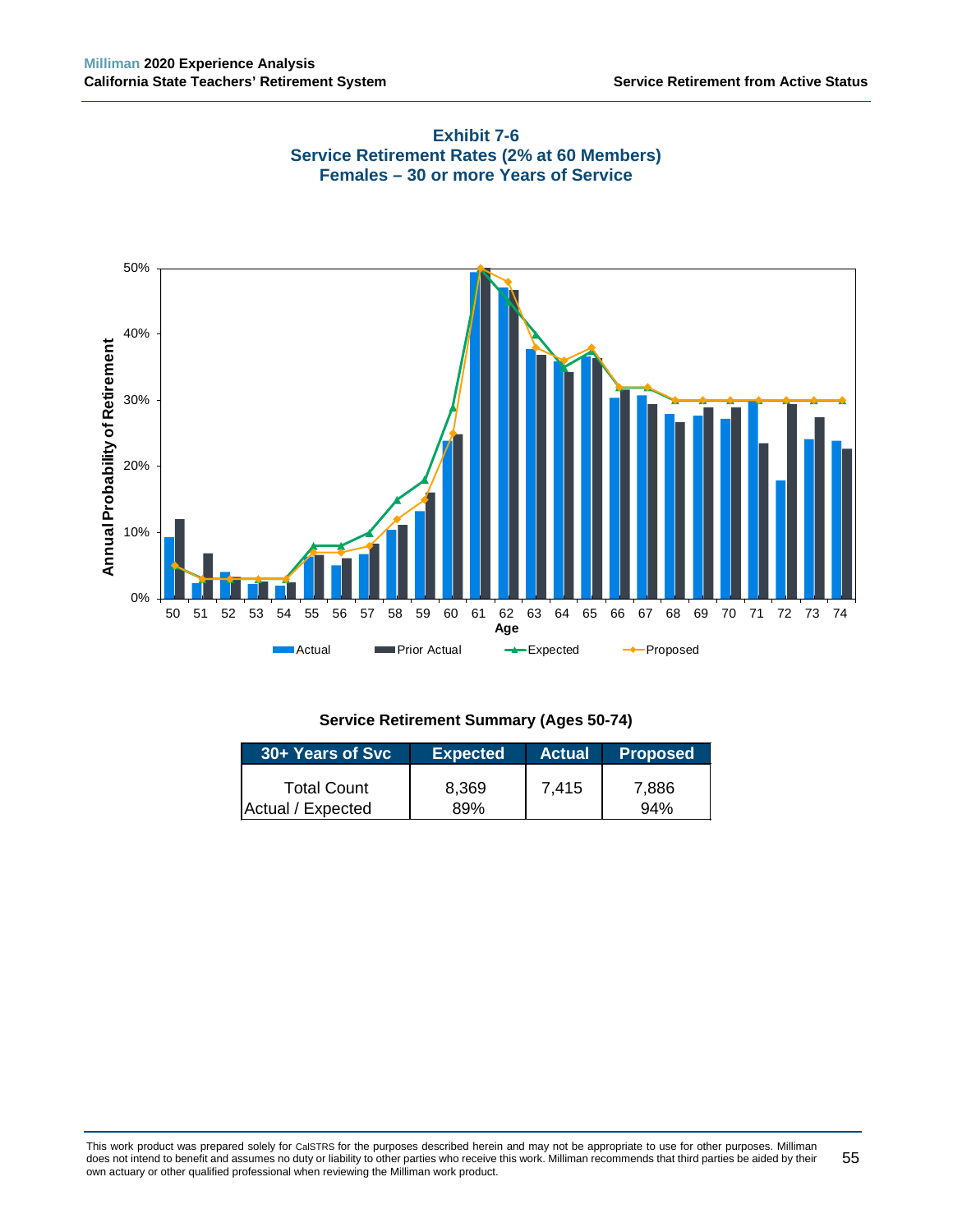## Exhibit 7-6
## Service Retirement Rates (2% at 60 Members)
## Females – 30 or more Years of Service

### Service Retirement Summary (Ages 50-74)

| 30+ Years of Svc | Expected | Actual | Proposed |
|---|---|---|---|
| Total Count | 8,369 | 7,415 | 7,886 |
| Actual / Expected | 89% | | 94% |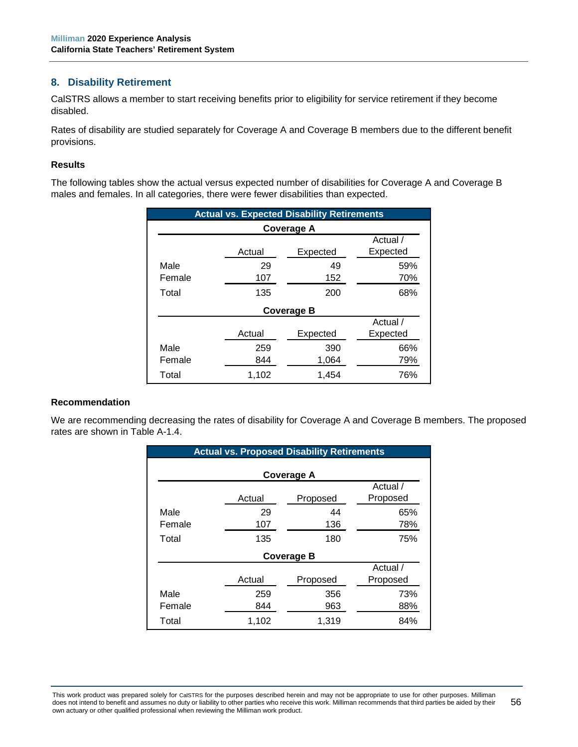## 8. Disability Retirement

CalSTRS allows a member to start receiving benefits prior to eligibility for service retirement if they become disabled.

Rates of disability are studied separately for Coverage A and Coverage B members due to the different benefit provisions.

### Results

The following tables show the actual versus expected number of disabilities for Coverage A and Coverage B males and females. In all categories, there were fewer disabilities than expected.

**Actual vs. Expected Disability Retirements**

| Coverage A | Actual | Expected | Actual / Expected |
|---|---|---|---|
| Male | 29 | 49 | 59% |
| Female | 107 | 152 | 70% |
| Total | 135 | 200 | 68% |

| Coverage B | Actual | Expected | Actual / Expected |
|---|---|---|---|
| Male | 259 | 390 | 66% |
| Female | 844 | 1,064 | 79% |
| Total | 1,102 | 1,454 | 76% |

### Recommendation

We are recommending decreasing the rates of disability for Coverage A and Coverage B members. The proposed rates are shown in Table A-1.4.

**Actual vs. Proposed Disability Retirements**

| Coverage A | Actual | Proposed | Actual / Proposed |
|---|---|---|---|
| Male | 29 | 44 | 65% |
| Female | 107 | 136 | 78% |
| Total | 135 | 180 | 75% |

| Coverage B | Actual | Proposed | Actual / Proposed |
|---|---|---|---|
| Male | 259 | 356 | 73% |
| Female | 844 | 963 | 88% |
| Total | 1,102 | 1,319 | 84% |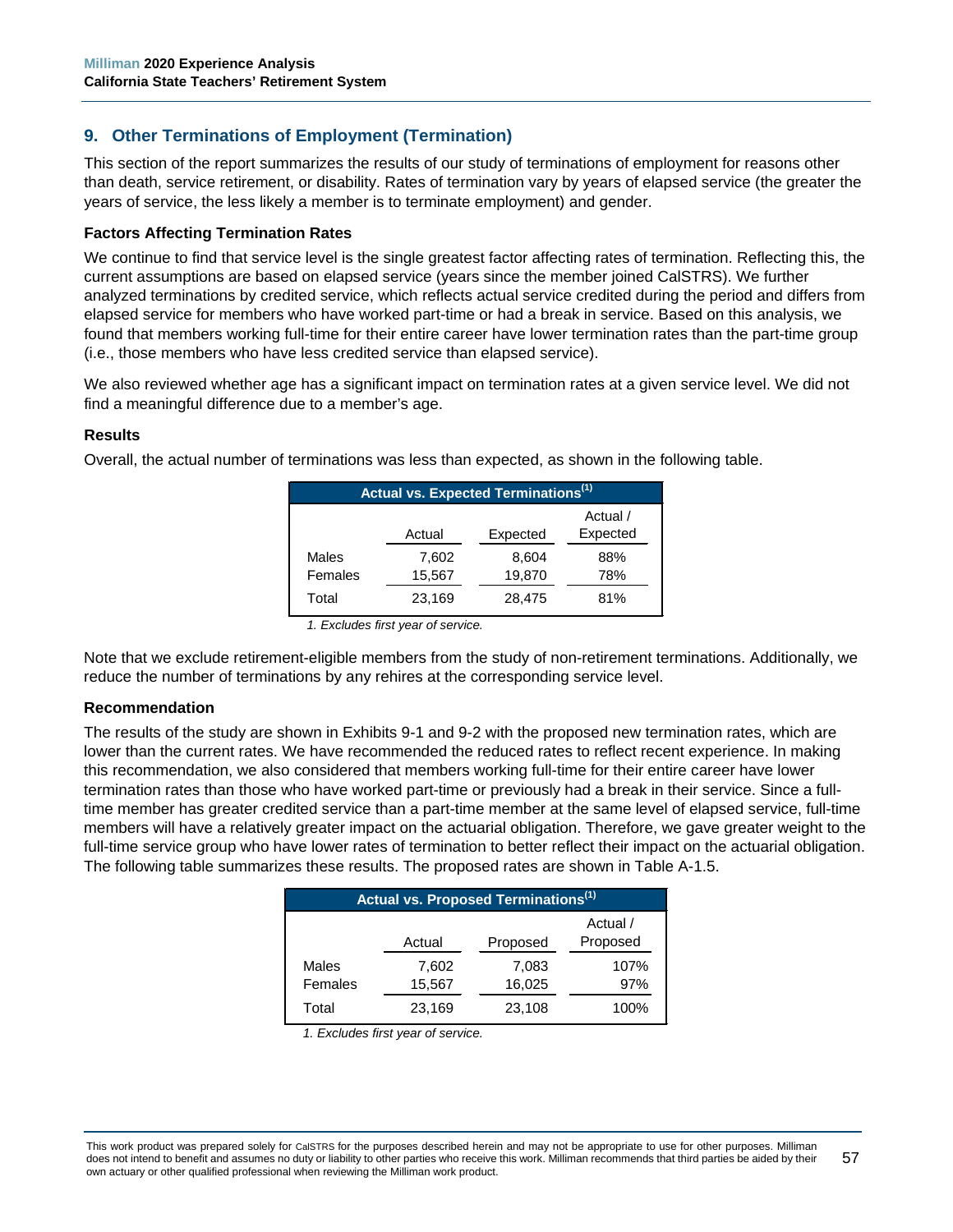## 9. Other Terminations of Employment (Termination)

This section of the report summarizes the results of our study of terminations of employment for reasons other than death, service retirement, or disability. Rates of termination vary by years of elapsed service (the greater the years of service, the less likely a member is to terminate employment) and gender.

### Factors Affecting Termination Rates

We continue to find that service level is the single greatest factor affecting rates of termination. Reflecting this, the current assumptions are based on elapsed service (years since the member joined CalSTRS). We further analyzed terminations by credited service, which reflects actual service credited during the period and differs from elapsed service for members who have worked part-time or had a break in service. Based on this analysis, we found that members working full-time for their entire career have lower termination rates than the part-time group (i.e., those members who have less credited service than elapsed service).

We also reviewed whether age has a significant impact on termination rates at a given service level. We did not find a meaningful difference due to a member's age.

### Results

Overall, the actual number of terminations was less than expected, as shown in the following table.

**Actual vs. Expected Terminations[1]**

| | Actual | Expected | Actual / Expected |
|---|---|---|---|
| Males | 7,602 | 8,604 | 88% |
| Females | 15,567 | 19,870 | 78% |
| Total | 23,169 | 28,475 | 81% |

*1. Excludes first year of service.*

Note that we exclude retirement-eligible members from the study of non-retirement terminations. Additionally, we reduce the number of terminations by any rehires at the corresponding service level.

### Recommendation

The results of the study are shown in Exhibits 9-1 and 9-2 with the proposed new termination rates, which are lower than the current rates. We have recommended the reduced rates to reflect recent experience. In making this recommendation, we also considered that members working full-time for their entire career have lower termination rates than those who have worked part-time or previously had a break in their service. Since a full-time member has greater credited service than a part-time member at the same level of elapsed service, full-time members will have a relatively greater impact on the actuarial obligation. Therefore, we gave greater weight to the full-time service group who have lower rates of termination to better reflect their impact on the actuarial obligation. The following table summarizes these results. The proposed rates are shown in Table A-1.5.

**Actual vs. Proposed Terminations[1]**

| | Actual | Proposed | Actual / Proposed |
|---|---|---|---|
| Males | 7,602 | 7,083 | 107% |
| Females | 15,567 | 16,025 | 97% |
| Total | 23,169 | 23,108 | 100% |

*1. Excludes first year of service.*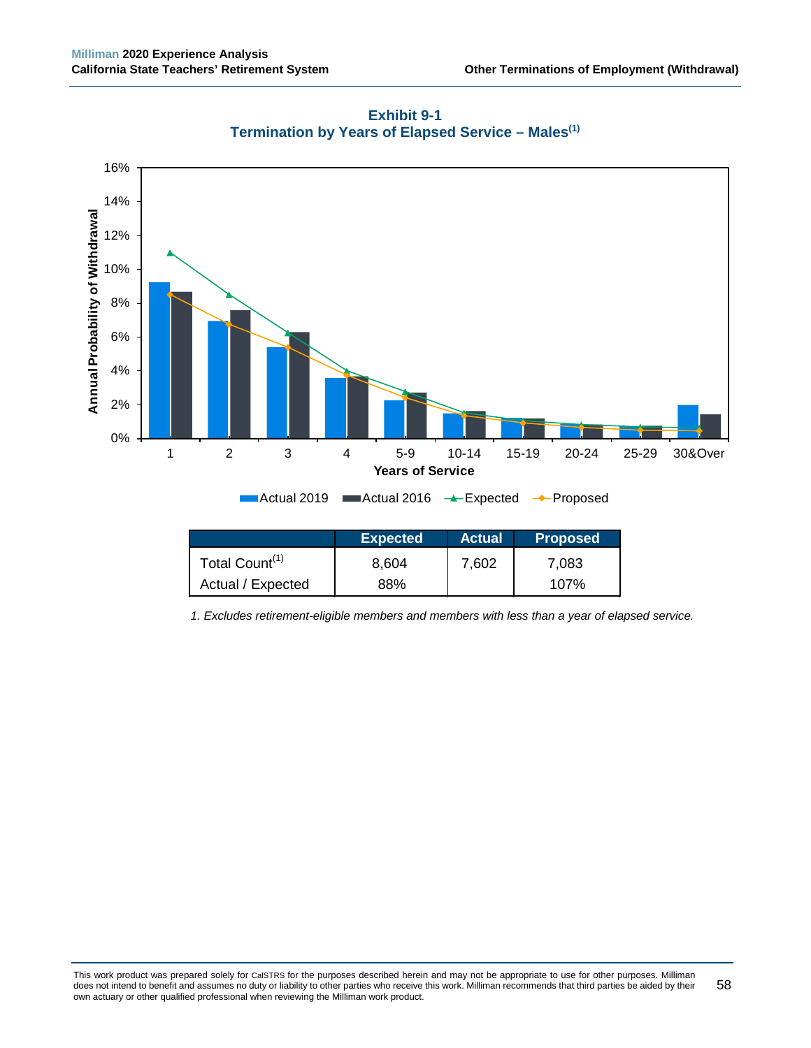## Exhibit 9-1
### Termination by Years of Elapsed Service – Males[1]

| | Expected | Actual | Proposed |
|---|---|---|---|
| Total Count[1] | 8,604 | 7,602 | 7,083 |
| Actual / Expected | 88% | | 107% |

*1. Excludes retirement-eligible members and members with less than a year of elapsed service.*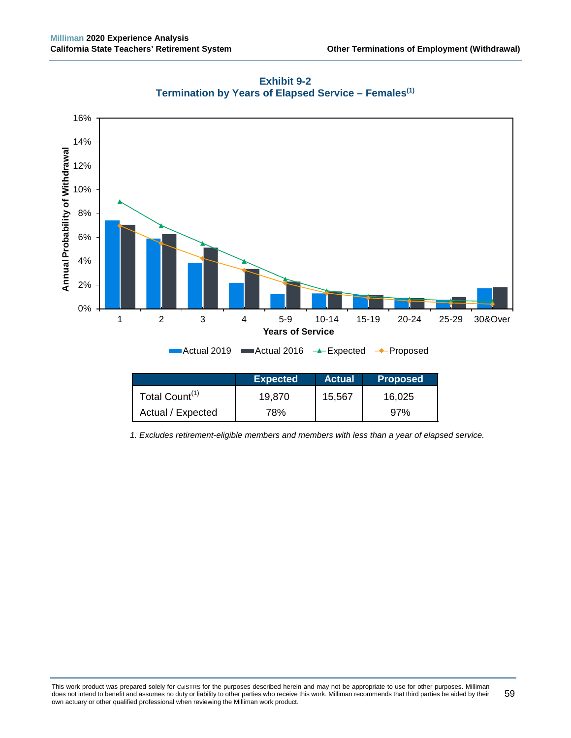**Exhibit 9-2**
**Termination by Years of Elapsed Service – Females[1]**

|  | Expected | Actual | Proposed |
|---|---|---|---|
| Total Count[1] | 19,870 | 15,567 | 16,025 |
| Actual / Expected | 78% |  | 97% |

*1. Excludes retirement-eligible members and members with less than a year of elapsed service.*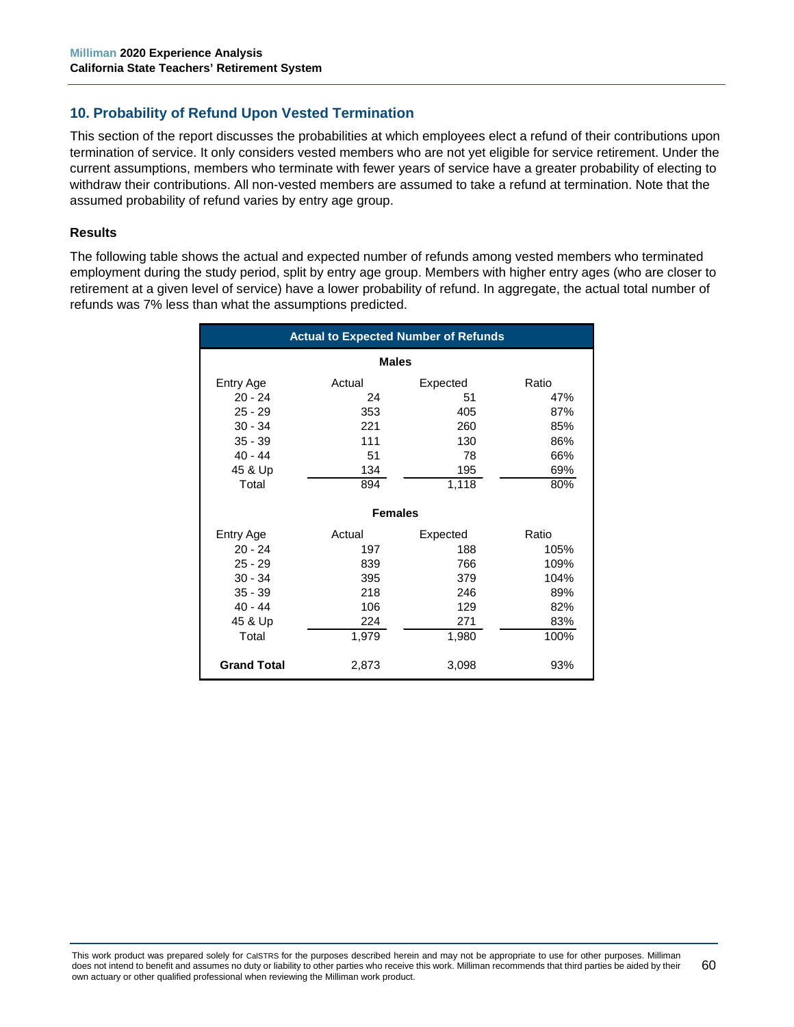## 10. Probability of Refund Upon Vested Termination

This section of the report discusses the probabilities at which employees elect a refund of their contributions upon termination of service. It only considers vested members who are not yet eligible for service retirement. Under the current assumptions, members who terminate with fewer years of service have a greater probability of electing to withdraw their contributions. All non-vested members are assumed to take a refund at termination. Note that the assumed probability of refund varies by entry age group.

### Results

The following table shows the actual and expected number of refunds among vested members who terminated employment during the study period, split by entry age group. Members with higher entry ages (who are closer to retirement at a given level of service) have a lower probability of refund. In aggregate, the actual total number of refunds was 7% less than what the assumptions predicted.

**Actual to Expected Number of Refunds**

| Entry Age | Actual | Expected | Ratio |
|---|---|---|---|
| **Males** | | | |
| 20 - 24 | 24 | 51 | 47% |
| 25 - 29 | 353 | 405 | 87% |
| 30 - 34 | 221 | 260 | 85% |
| 35 - 39 | 111 | 130 | 86% |
| 40 - 44 | 51 | 78 | 66% |
| 45 & Up | 134 | 195 | 69% |
| Total | 894 | 1,118 | 80% |
| **Females** | | | |
| 20 - 24 | 197 | 188 | 105% |
| 25 - 29 | 839 | 766 | 109% |
| 30 - 34 | 395 | 379 | 104% |
| 35 - 39 | 218 | 246 | 89% |
| 40 - 44 | 106 | 129 | 82% |
| 45 & Up | 224 | 271 | 83% |
| Total | 1,979 | 1,980 | 100% |
| **Grand Total** | 2,873 | 3,098 | 93% |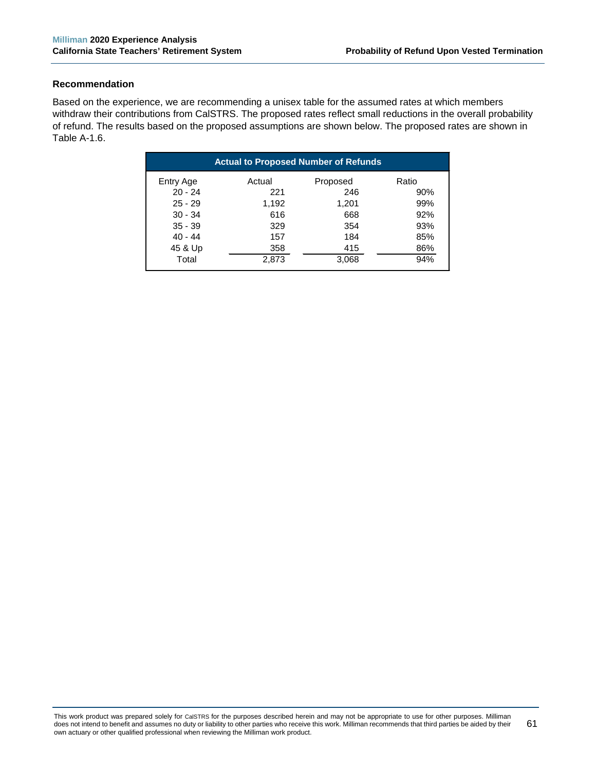### Recommendation

Based on the experience, we are recommending a unisex table for the assumed rates at which members withdraw their contributions from CalSTRS. The proposed rates reflect small reductions in the overall probability of refund. The results based on the proposed assumptions are shown below. The proposed rates are shown in Table A-1.6.

**Actual to Proposed Number of Refunds**

| Entry Age | Actual | Proposed | Ratio |
|---|---|---|---|
| 20 - 24 | 221 | 246 | 90% |
| 25 - 29 | 1,192 | 1,201 | 99% |
| 30 - 34 | 616 | 668 | 92% |
| 35 - 39 | 329 | 354 | 93% |
| 40 - 44 | 157 | 184 | 85% |
| 45 & Up | 358 | 415 | 86% |
| Total | 2,873 | 3,068 | 94% |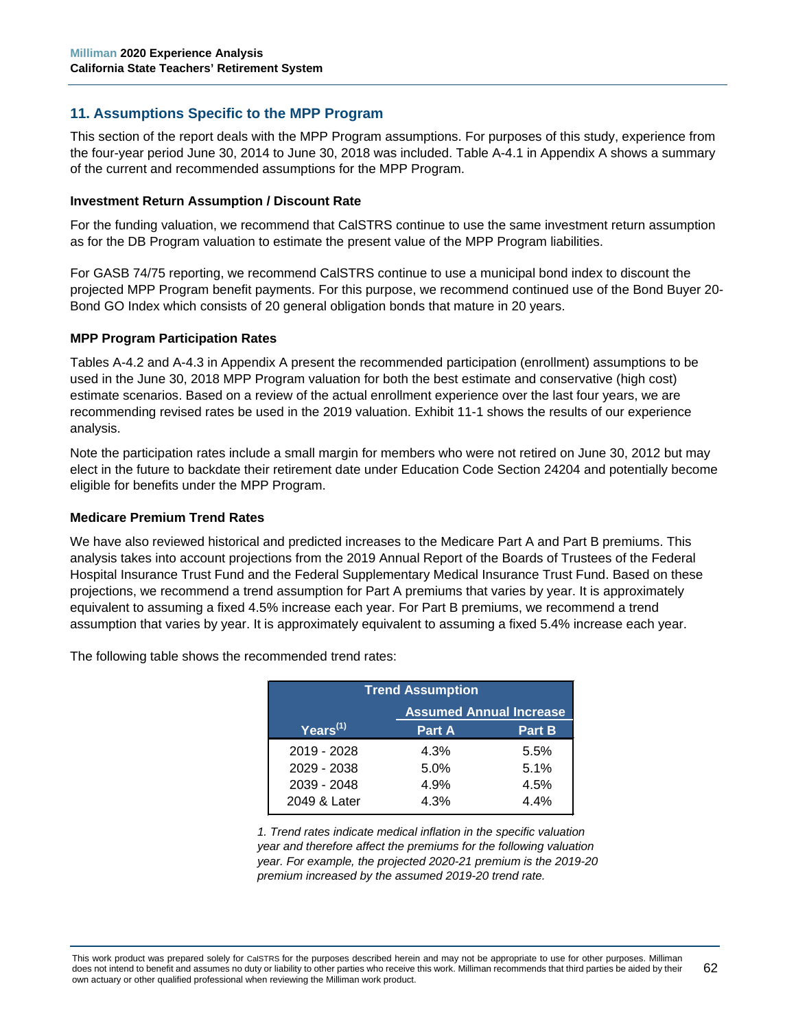## 11. Assumptions Specific to the MPP Program

This section of the report deals with the MPP Program assumptions. For purposes of this study, experience from the four-year period June 30, 2014 to June 30, 2018 was included. Table A-4.1 in Appendix A shows a summary of the current and recommended assumptions for the MPP Program.

### Investment Return Assumption / Discount Rate

For the funding valuation, we recommend that CalSTRS continue to use the same investment return assumption as for the DB Program valuation to estimate the present value of the MPP Program liabilities.

For GASB 74/75 reporting, we recommend CalSTRS continue to use a municipal bond index to discount the projected MPP Program benefit payments. For this purpose, we recommend continued use of the Bond Buyer 20-Bond GO Index which consists of 20 general obligation bonds that mature in 20 years.

### MPP Program Participation Rates

Tables A-4.2 and A-4.3 in Appendix A present the recommended participation (enrollment) assumptions to be used in the June 30, 2018 MPP Program valuation for both the best estimate and conservative (high cost) estimate scenarios. Based on a review of the actual enrollment experience over the last four years, we are recommending revised rates be used in the 2019 valuation. Exhibit 11-1 shows the results of our experience analysis.

Note the participation rates include a small margin for members who were not retired on June 30, 2012 but may elect in the future to backdate their retirement date under Education Code Section 24204 and potentially become eligible for benefits under the MPP Program.

### Medicare Premium Trend Rates

We have also reviewed historical and predicted increases to the Medicare Part A and Part B premiums. This analysis takes into account projections from the 2019 Annual Report of the Boards of Trustees of the Federal Hospital Insurance Trust Fund and the Federal Supplementary Medical Insurance Trust Fund. Based on these projections, we recommend a trend assumption for Part A premiums that varies by year. It is approximately equivalent to assuming a fixed 4.5% increase each year. For Part B premiums, we recommend a trend assumption that varies by year. It is approximately equivalent to assuming a fixed 5.4% increase each year.

The following table shows the recommended trend rates:

| Trend Assumption | | |
|---|---|---|
| | Assumed Annual Increase | |
| Years[1] | Part A | Part B |
| 2019 - 2028 | 4.3% | 5.5% |
| 2029 - 2038 | 5.0% | 5.1% |
| 2039 - 2048 | 4.9% | 4.5% |
| 2049 & Later | 4.3% | 4.4% |

*1. Trend rates indicate medical inflation in the specific valuation year and therefore affect the premiums for the following valuation year. For example, the projected 2020-21 premium is the 2019-20 premium increased by the assumed 2019-20 trend rate.*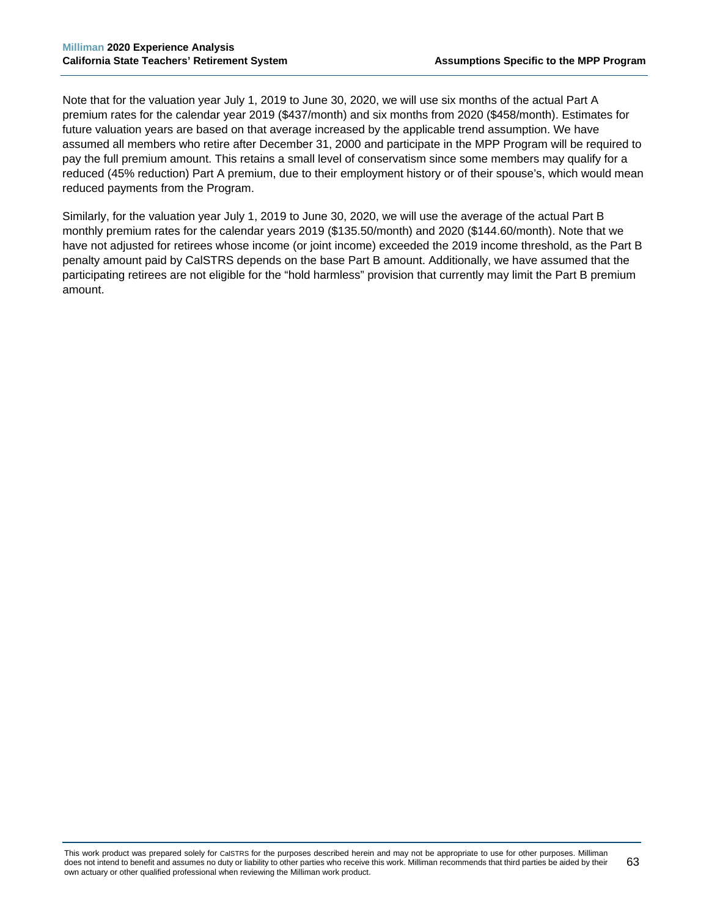Note that for the valuation year July 1, 2019 to June 30, 2020, we will use six months of the actual Part A premium rates for the calendar year 2019 ($437/month) and six months from 2020 ($458/month). Estimates for future valuation years are based on that average increased by the applicable trend assumption. We have assumed all members who retire after December 31, 2000 and participate in the MPP Program will be required to pay the full premium amount. This retains a small level of conservatism since some members may qualify for a reduced (45% reduction) Part A premium, due to their employment history or of their spouse's, which would mean reduced payments from the Program.

Similarly, for the valuation year July 1, 2019 to June 30, 2020, we will use the average of the actual Part B monthly premium rates for the calendar years 2019 ($135.50/month) and 2020 ($144.60/month). Note that we have not adjusted for retirees whose income (or joint income) exceeded the 2019 income threshold, as the Part B penalty amount paid by CalSTRS depends on the base Part B amount. Additionally, we have assumed that the participating retirees are not eligible for the "hold harmless" provision that currently may limit the Part B premium amount.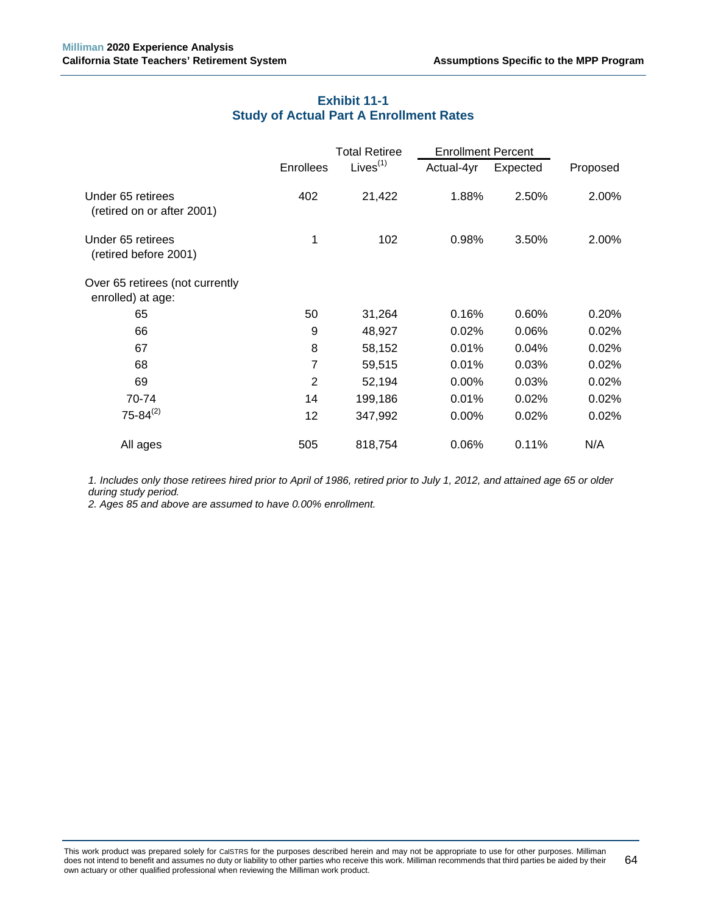## Exhibit 11-1
## Study of Actual Part A Enrollment Rates

| | Enrollees | Total Retiree Lives[(1)] | Enrollment Percent Actual-4yr | Enrollment Percent Expected | Proposed |
|---|---|---|---|---|---|
| Under 65 retirees (retired on or after 2001) | 402 | 21,422 | 1.88% | 2.50% | 2.00% |
| Under 65 retirees (retired before 2001) | 1 | 102 | 0.98% | 3.50% | 2.00% |
| Over 65 retirees (not currently enrolled) at age: | | | | | |
| 65 | 50 | 31,264 | 0.16% | 0.60% | 0.20% |
| 66 | 9 | 48,927 | 0.02% | 0.06% | 0.02% |
| 67 | 8 | 58,152 | 0.01% | 0.04% | 0.02% |
| 68 | 7 | 59,515 | 0.01% | 0.03% | 0.02% |
| 69 | 2 | 52,194 | 0.00% | 0.03% | 0.02% |
| 70-74 | 14 | 199,186 | 0.01% | 0.02% | 0.02% |
| 75-84[(2)] | 12 | 347,992 | 0.00% | 0.02% | 0.02% |
| All ages | 505 | 818,754 | 0.06% | 0.11% | N/A |

*1. Includes only those retirees hired prior to April of 1986, retired prior to July 1, 2012, and attained age 65 or older during study period.*

*2. Ages 85 and above are assumed to have 0.00% enrollment.*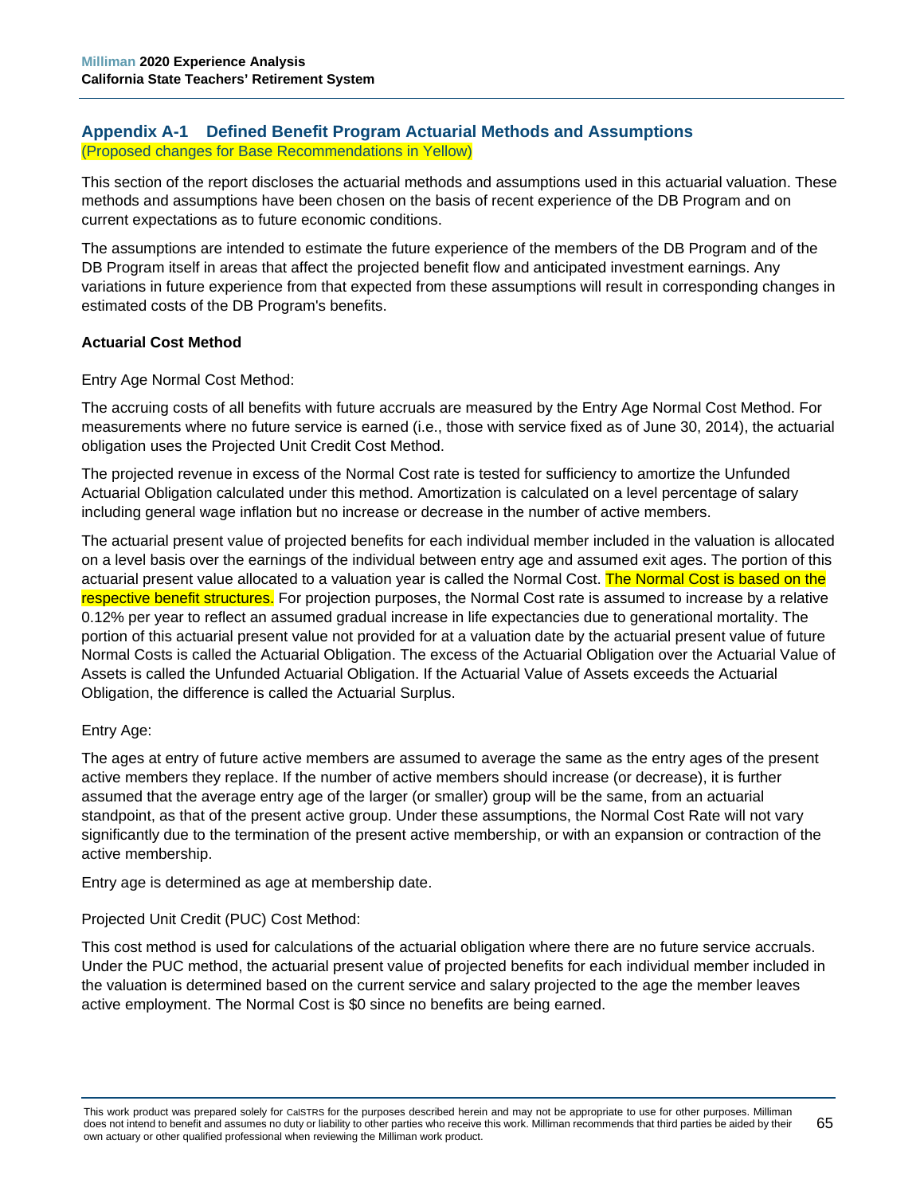## Appendix A-1 Defined Benefit Program Actuarial Methods and Assumptions

(Proposed changes for Base Recommendations in Yellow)

This section of the report discloses the actuarial methods and assumptions used in this actuarial valuation. These methods and assumptions have been chosen on the basis of recent experience of the DB Program and on current expectations as to future economic conditions.

The assumptions are intended to estimate the future experience of the members of the DB Program and of the DB Program itself in areas that affect the projected benefit flow and anticipated investment earnings. Any variations in future experience from that expected from these assumptions will result in corresponding changes in estimated costs of the DB Program's benefits.

### Actuarial Cost Method

Entry Age Normal Cost Method:

The accruing costs of all benefits with future accruals are measured by the Entry Age Normal Cost Method. For measurements where no future service is earned (i.e., those with service fixed as of June 30, 2014), the actuarial obligation uses the Projected Unit Credit Cost Method.

The projected revenue in excess of the Normal Cost rate is tested for sufficiency to amortize the Unfunded Actuarial Obligation calculated under this method. Amortization is calculated on a level percentage of salary including general wage inflation but no increase or decrease in the number of active members.

The actuarial present value of projected benefits for each individual member included in the valuation is allocated on a level basis over the earnings of the individual between entry age and assumed exit ages. The portion of this actuarial present value allocated to a valuation year is called the Normal Cost. The Normal Cost is based on the respective benefit structures. For projection purposes, the Normal Cost rate is assumed to increase by a relative 0.12% per year to reflect an assumed gradual increase in life expectancies due to generational mortality. The portion of this actuarial present value not provided for at a valuation date by the actuarial present value of future Normal Costs is called the Actuarial Obligation. The excess of the Actuarial Obligation over the Actuarial Value of Assets is called the Unfunded Actuarial Obligation. If the Actuarial Value of Assets exceeds the Actuarial Obligation, the difference is called the Actuarial Surplus.

Entry Age:

The ages at entry of future active members are assumed to average the same as the entry ages of the present active members they replace. If the number of active members should increase (or decrease), it is further assumed that the average entry age of the larger (or smaller) group will be the same, from an actuarial standpoint, as that of the present active group. Under these assumptions, the Normal Cost Rate will not vary significantly due to the termination of the present active membership, or with an expansion or contraction of the active membership.

Entry age is determined as age at membership date.

Projected Unit Credit (PUC) Cost Method:

This cost method is used for calculations of the actuarial obligation where there are no future service accruals. Under the PUC method, the actuarial present value of projected benefits for each individual member included in the valuation is determined based on the current service and salary projected to the age the member leaves active employment. The Normal Cost is $0 since no benefits are being earned.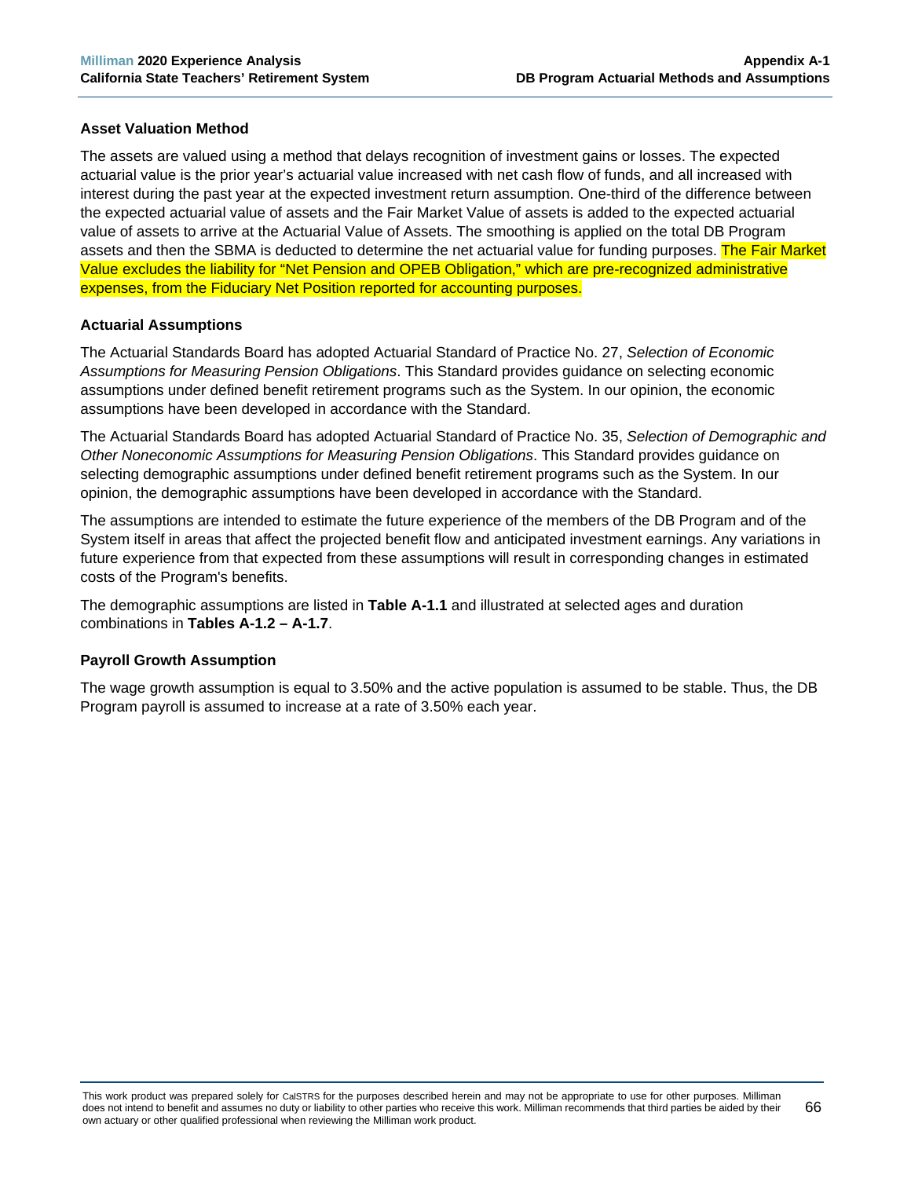### Asset Valuation Method

The assets are valued using a method that delays recognition of investment gains or losses. The expected actuarial value is the prior year's actuarial value increased with net cash flow of funds, and all increased with interest during the past year at the expected investment return assumption. One-third of the difference between the expected actuarial value of assets and the Fair Market Value of assets is added to the expected actuarial value of assets to arrive at the Actuarial Value of Assets. The smoothing is applied on the total DB Program assets and then the SBMA is deducted to determine the net actuarial value for funding purposes. The Fair Market Value excludes the liability for "Net Pension and OPEB Obligation," which are pre-recognized administrative expenses, from the Fiduciary Net Position reported for accounting purposes.

### Actuarial Assumptions

The Actuarial Standards Board has adopted Actuarial Standard of Practice No. 27, *Selection of Economic Assumptions for Measuring Pension Obligations*. This Standard provides guidance on selecting economic assumptions under defined benefit retirement programs such as the System. In our opinion, the economic assumptions have been developed in accordance with the Standard.

The Actuarial Standards Board has adopted Actuarial Standard of Practice No. 35, *Selection of Demographic and Other Noneconomic Assumptions for Measuring Pension Obligations*. This Standard provides guidance on selecting demographic assumptions under defined benefit retirement programs such as the System. In our opinion, the demographic assumptions have been developed in accordance with the Standard.

The assumptions are intended to estimate the future experience of the members of the DB Program and of the System itself in areas that affect the projected benefit flow and anticipated investment earnings. Any variations in future experience from that expected from these assumptions will result in corresponding changes in estimated costs of the Program's benefits.

The demographic assumptions are listed in **Table A-1.1** and illustrated at selected ages and duration combinations in **Tables A-1.2 – A-1.7**.

### Payroll Growth Assumption

The wage growth assumption is equal to 3.50% and the active population is assumed to be stable. Thus, the DB Program payroll is assumed to increase at a rate of 3.50% each year.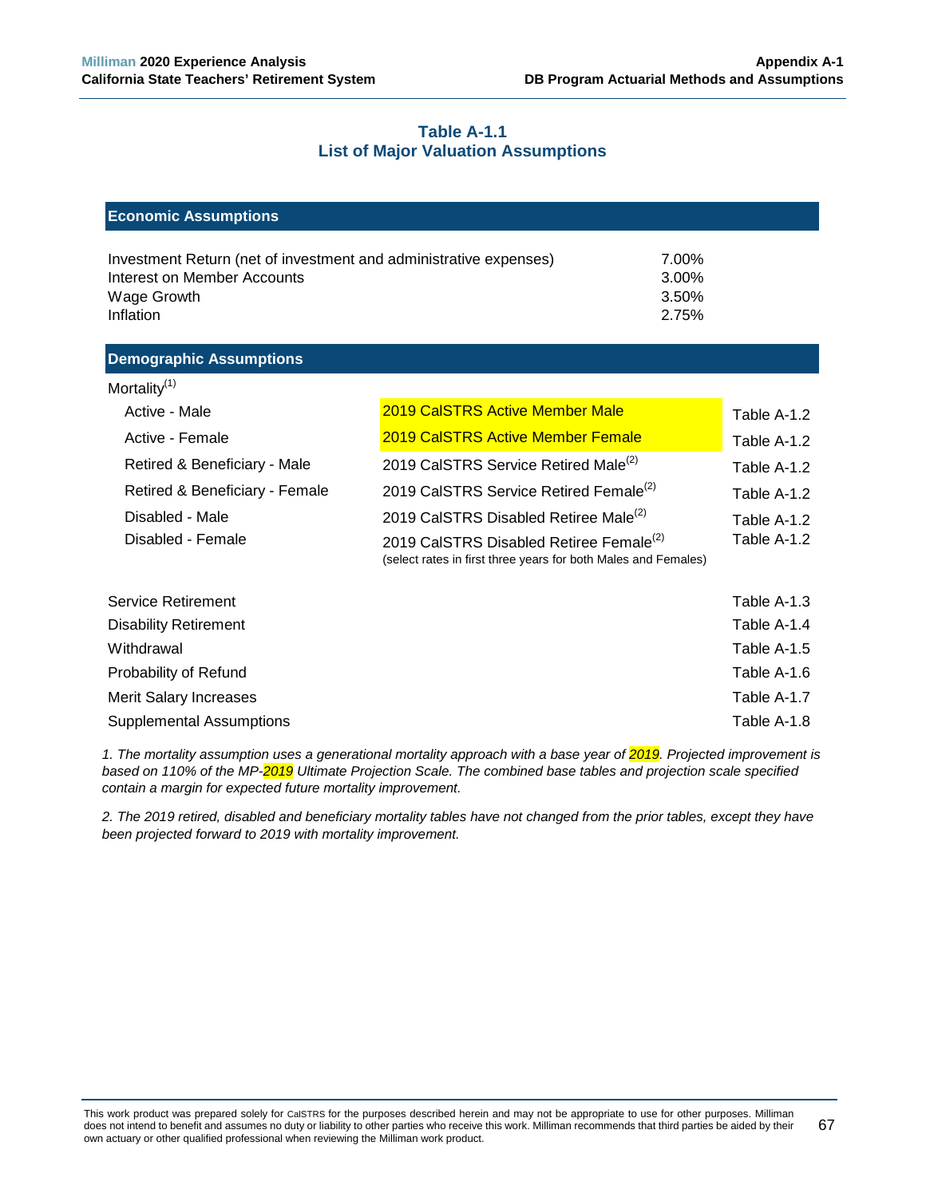## Table A-1.1
## List of Major Valuation Assumptions

### Economic Assumptions

| | |
|---|---|
| Investment Return (net of investment and administrative expenses) | 7.00% |
| Interest on Member Accounts | 3.00% |
| Wage Growth | 3.50% |
| Inflation | 2.75% |

### Demographic Assumptions

Mortality[1]

| | | |
|---|---|---|
| Active - Male | 2019 CalSTRS Active Member Male | Table A-1.2 |
| Active - Female | 2019 CalSTRS Active Member Female | Table A-1.2 |
| Retired & Beneficiary - Male | 2019 CalSTRS Service Retired Male[2] | Table A-1.2 |
| Retired & Beneficiary - Female | 2019 CalSTRS Service Retired Female[2] | Table A-1.2 |
| Disabled - Male | 2019 CalSTRS Disabled Retiree Male[2] | Table A-1.2 |
| Disabled - Female | 2019 CalSTRS Disabled Retiree Female[2] (select rates in first three years for both Males and Females) | Table A-1.2 |

| | |
|---|---|
| Service Retirement | Table A-1.3 |
| Disability Retirement | Table A-1.4 |
| Withdrawal | Table A-1.5 |
| Probability of Refund | Table A-1.6 |
| Merit Salary Increases | Table A-1.7 |
| Supplemental Assumptions | Table A-1.8 |

*1. The mortality assumption uses a generational mortality approach with a base year of 2019. Projected improvement is based on 110% of the MP-2019 Ultimate Projection Scale. The combined base tables and projection scale specified contain a margin for expected future mortality improvement.*

*2. The 2019 retired, disabled and beneficiary mortality tables have not changed from the prior tables, except they have been projected forward to 2019 with mortality improvement.*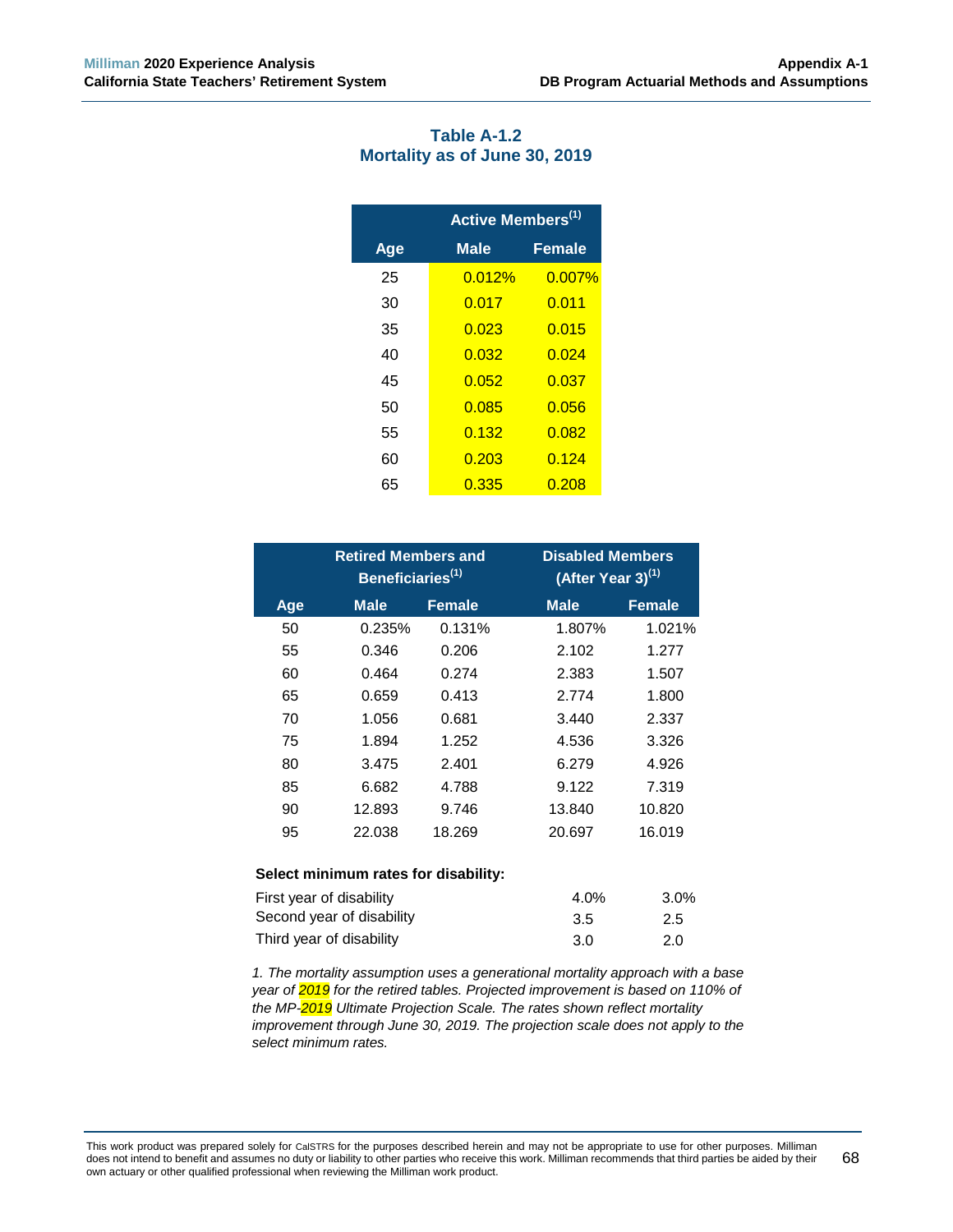### Table A-1.2
### Mortality as of June 30, 2019

| | Active Members[(1)] | |
|---|---|---|
| Age | Male | Female |
| 25 | 0.012% | 0.007% |
| 30 | 0.017 | 0.011 |
| 35 | 0.023 | 0.015 |
| 40 | 0.032 | 0.024 |
| 45 | 0.052 | 0.037 |
| 50 | 0.085 | 0.056 |
| 55 | 0.132 | 0.082 |
| 60 | 0.203 | 0.124 |
| 65 | 0.335 | 0.208 |

| | Retired Members and Beneficiaries[(1)] | | Disabled Members (After Year 3)[(1)] | |
|---|---|---|---|---|
| Age | Male | Female | Male | Female |
| 50 | 0.235% | 0.131% | 1.807% | 1.021% |
| 55 | 0.346 | 0.206 | 2.102 | 1.277 |
| 60 | 0.464 | 0.274 | 2.383 | 1.507 |
| 65 | 0.659 | 0.413 | 2.774 | 1.800 |
| 70 | 1.056 | 0.681 | 3.440 | 2.337 |
| 75 | 1.894 | 1.252 | 4.536 | 3.326 |
| 80 | 3.475 | 2.401 | 6.279 | 4.926 |
| 85 | 6.682 | 4.788 | 9.122 | 7.319 |
| 90 | 12.893 | 9.746 | 13.840 | 10.820 |
| 95 | 22.038 | 18.269 | 20.697 | 16.019 |

**Select minimum rates for disability:**

| | Male | Female |
|---|---|---|
| First year of disability | 4.0% | 3.0% |
| Second year of disability | 3.5 | 2.5 |
| Third year of disability | 3.0 | 2.0 |

*1. The mortality assumption uses a generational mortality approach with a base year of 2019 for the retired tables. Projected improvement is based on 110% of the MP-2019 Ultimate Projection Scale. The rates shown reflect mortality improvement through June 30, 2019. The projection scale does not apply to the select minimum rates.*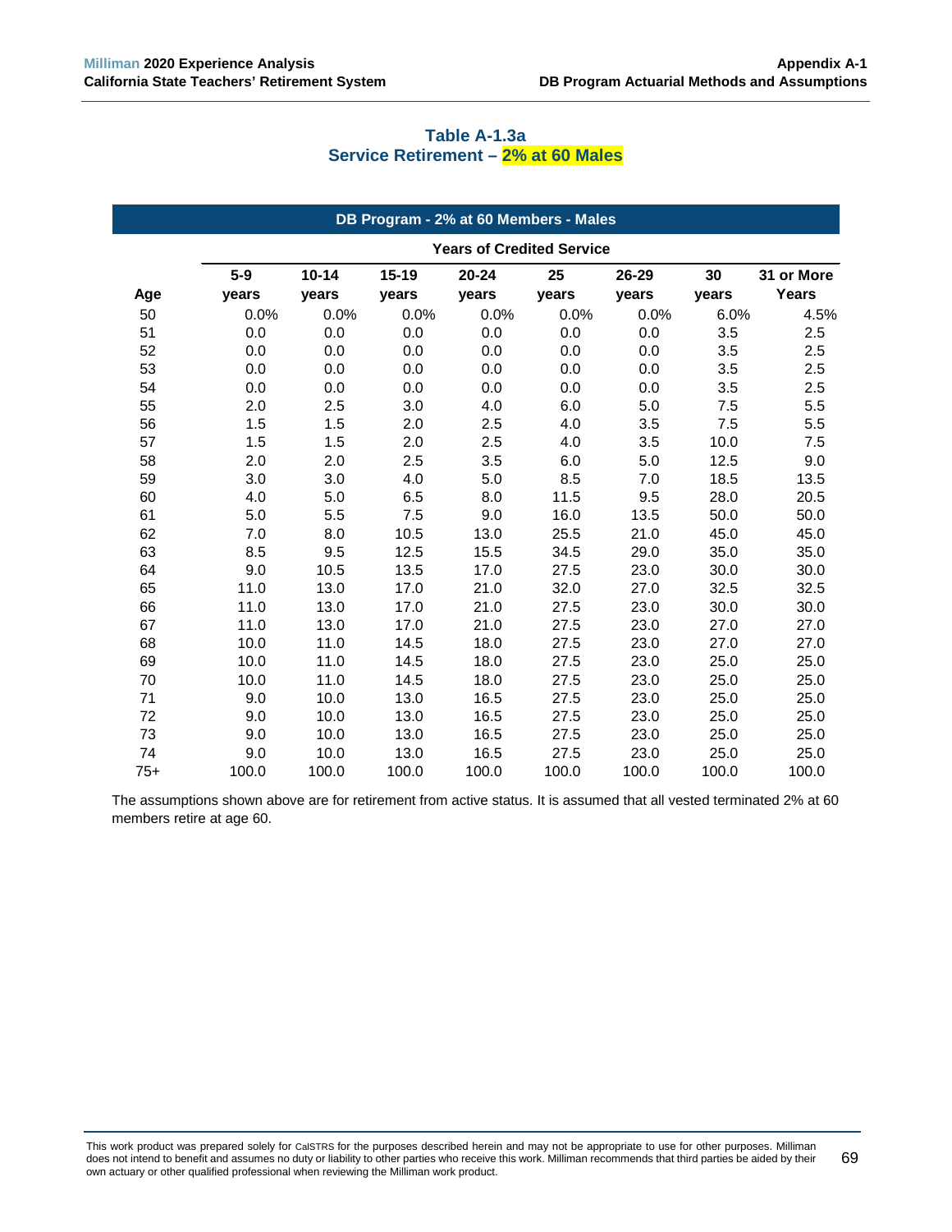## Table A-1.3a
## Service Retirement – 2% at 60 Males

| DB Program - 2% at 60 Members - Males | | | | | | | | |
|---|---|---|---|---|---|---|---|---|
| | Years of Credited Service | | | | | | | |
| Age | 5-9 years | 10-14 years | 15-19 years | 20-24 years | 25 years | 26-29 years | 30 years | 31 or More Years |
| 50 | 0.0% | 0.0% | 0.0% | 0.0% | 0.0% | 0.0% | 6.0% | 4.5% |
| 51 | 0.0 | 0.0 | 0.0 | 0.0 | 0.0 | 0.0 | 3.5 | 2.5 |
| 52 | 0.0 | 0.0 | 0.0 | 0.0 | 0.0 | 0.0 | 3.5 | 2.5 |
| 53 | 0.0 | 0.0 | 0.0 | 0.0 | 0.0 | 0.0 | 3.5 | 2.5 |
| 54 | 0.0 | 0.0 | 0.0 | 0.0 | 0.0 | 0.0 | 3.5 | 2.5 |
| 55 | 2.0 | 2.5 | 3.0 | 4.0 | 6.0 | 5.0 | 7.5 | 5.5 |
| 56 | 1.5 | 1.5 | 2.0 | 2.5 | 4.0 | 3.5 | 7.5 | 5.5 |
| 57 | 1.5 | 1.5 | 2.0 | 2.5 | 4.0 | 3.5 | 10.0 | 7.5 |
| 58 | 2.0 | 2.0 | 2.5 | 3.5 | 6.0 | 5.0 | 12.5 | 9.0 |
| 59 | 3.0 | 3.0 | 4.0 | 5.0 | 8.5 | 7.0 | 18.5 | 13.5 |
| 60 | 4.0 | 5.0 | 6.5 | 8.0 | 11.5 | 9.5 | 28.0 | 20.5 |
| 61 | 5.0 | 5.5 | 7.5 | 9.0 | 16.0 | 13.5 | 50.0 | 50.0 |
| 62 | 7.0 | 8.0 | 10.5 | 13.0 | 25.5 | 21.0 | 45.0 | 45.0 |
| 63 | 8.5 | 9.5 | 12.5 | 15.5 | 34.5 | 29.0 | 35.0 | 35.0 |
| 64 | 9.0 | 10.5 | 13.5 | 17.0 | 27.5 | 23.0 | 30.0 | 30.0 |
| 65 | 11.0 | 13.0 | 17.0 | 21.0 | 32.0 | 27.0 | 32.5 | 32.5 |
| 66 | 11.0 | 13.0 | 17.0 | 21.0 | 27.5 | 23.0 | 30.0 | 30.0 |
| 67 | 11.0 | 13.0 | 17.0 | 21.0 | 27.5 | 23.0 | 27.0 | 27.0 |
| 68 | 10.0 | 11.0 | 14.5 | 18.0 | 27.5 | 23.0 | 27.0 | 27.0 |
| 69 | 10.0 | 11.0 | 14.5 | 18.0 | 27.5 | 23.0 | 25.0 | 25.0 |
| 70 | 10.0 | 11.0 | 14.5 | 18.0 | 27.5 | 23.0 | 25.0 | 25.0 |
| 71 | 9.0 | 10.0 | 13.0 | 16.5 | 27.5 | 23.0 | 25.0 | 25.0 |
| 72 | 9.0 | 10.0 | 13.0 | 16.5 | 27.5 | 23.0 | 25.0 | 25.0 |
| 73 | 9.0 | 10.0 | 13.0 | 16.5 | 27.5 | 23.0 | 25.0 | 25.0 |
| 74 | 9.0 | 10.0 | 13.0 | 16.5 | 27.5 | 23.0 | 25.0 | 25.0 |
| 75+ | 100.0 | 100.0 | 100.0 | 100.0 | 100.0 | 100.0 | 100.0 | 100.0 |

The assumptions shown above are for retirement from active status. It is assumed that all vested terminated 2% at 60 members retire at age 60.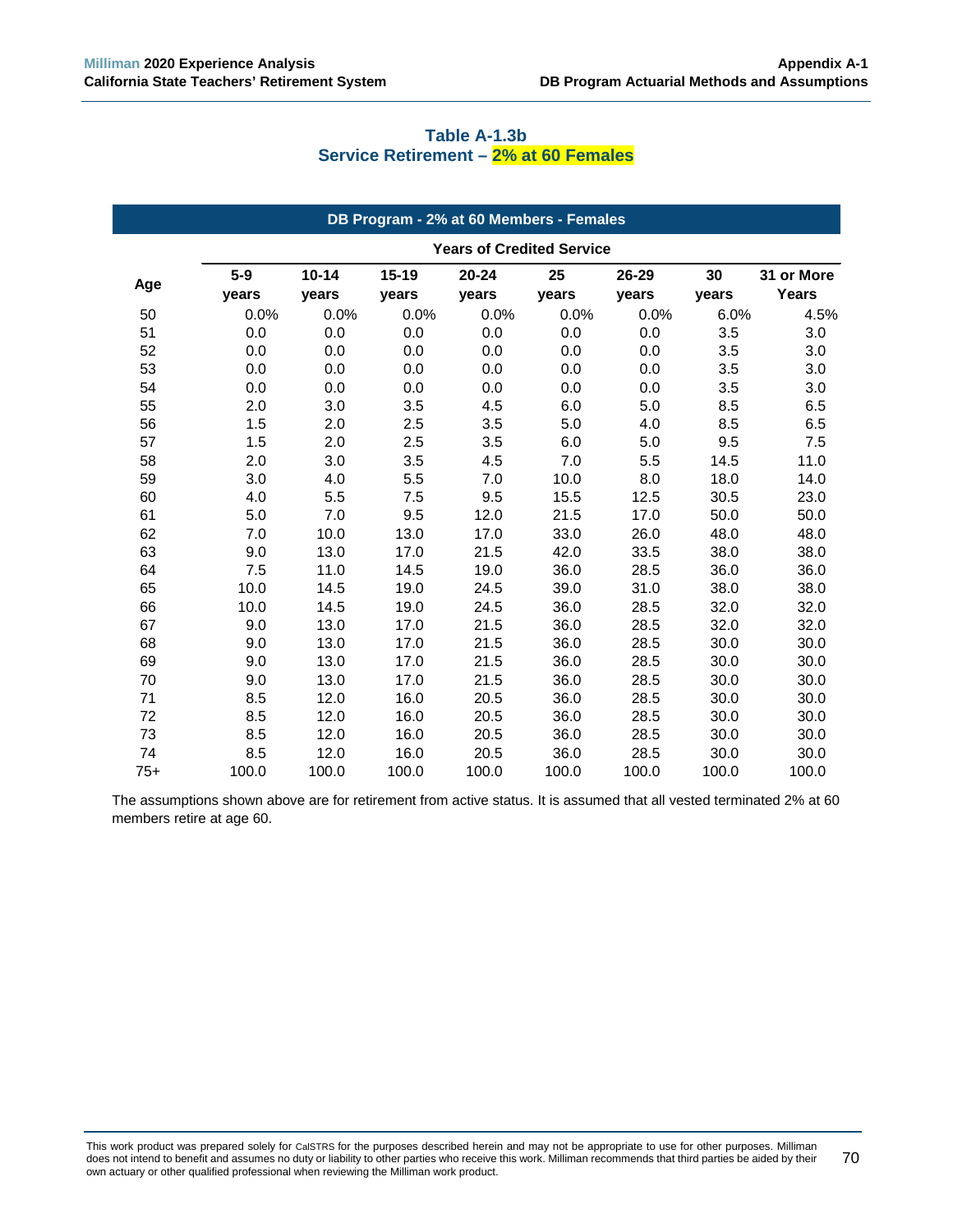### Table A-1.3b
### Service Retirement – 2% at 60 Females

| DB Program - 2% at 60 Members - Females | | | | | | | | |
|---|---|---|---|---|---|---|---|---|
| | Years of Credited Service | | | | | | | |
| Age | 5-9 years | 10-14 years | 15-19 years | 20-24 years | 25 years | 26-29 years | 30 years | 31 or More Years |
| 50 | 0.0% | 0.0% | 0.0% | 0.0% | 0.0% | 0.0% | 6.0% | 4.5% |
| 51 | 0.0 | 0.0 | 0.0 | 0.0 | 0.0 | 0.0 | 3.5 | 3.0 |
| 52 | 0.0 | 0.0 | 0.0 | 0.0 | 0.0 | 0.0 | 3.5 | 3.0 |
| 53 | 0.0 | 0.0 | 0.0 | 0.0 | 0.0 | 0.0 | 3.5 | 3.0 |
| 54 | 0.0 | 0.0 | 0.0 | 0.0 | 0.0 | 0.0 | 3.5 | 3.0 |
| 55 | 2.0 | 3.0 | 3.5 | 4.5 | 6.0 | 5.0 | 8.5 | 6.5 |
| 56 | 1.5 | 2.0 | 2.5 | 3.5 | 5.0 | 4.0 | 8.5 | 6.5 |
| 57 | 1.5 | 2.0 | 2.5 | 3.5 | 6.0 | 5.0 | 9.5 | 7.5 |
| 58 | 2.0 | 3.0 | 3.5 | 4.5 | 7.0 | 5.5 | 14.5 | 11.0 |
| 59 | 3.0 | 4.0 | 5.5 | 7.0 | 10.0 | 8.0 | 18.0 | 14.0 |
| 60 | 4.0 | 5.5 | 7.5 | 9.5 | 15.5 | 12.5 | 30.5 | 23.0 |
| 61 | 5.0 | 7.0 | 9.5 | 12.0 | 21.5 | 17.0 | 50.0 | 50.0 |
| 62 | 7.0 | 10.0 | 13.0 | 17.0 | 33.0 | 26.0 | 48.0 | 48.0 |
| 63 | 9.0 | 13.0 | 17.0 | 21.5 | 42.0 | 33.5 | 38.0 | 38.0 |
| 64 | 7.5 | 11.0 | 14.5 | 19.0 | 36.0 | 28.5 | 36.0 | 36.0 |
| 65 | 10.0 | 14.5 | 19.0 | 24.5 | 39.0 | 31.0 | 38.0 | 38.0 |
| 66 | 10.0 | 14.5 | 19.0 | 24.5 | 36.0 | 28.5 | 32.0 | 32.0 |
| 67 | 9.0 | 13.0 | 17.0 | 21.5 | 36.0 | 28.5 | 32.0 | 32.0 |
| 68 | 9.0 | 13.0 | 17.0 | 21.5 | 36.0 | 28.5 | 30.0 | 30.0 |
| 69 | 9.0 | 13.0 | 17.0 | 21.5 | 36.0 | 28.5 | 30.0 | 30.0 |
| 70 | 9.0 | 13.0 | 17.0 | 21.5 | 36.0 | 28.5 | 30.0 | 30.0 |
| 71 | 8.5 | 12.0 | 16.0 | 20.5 | 36.0 | 28.5 | 30.0 | 30.0 |
| 72 | 8.5 | 12.0 | 16.0 | 20.5 | 36.0 | 28.5 | 30.0 | 30.0 |
| 73 | 8.5 | 12.0 | 16.0 | 20.5 | 36.0 | 28.5 | 30.0 | 30.0 |
| 74 | 8.5 | 12.0 | 16.0 | 20.5 | 36.0 | 28.5 | 30.0 | 30.0 |
| 75+ | 100.0 | 100.0 | 100.0 | 100.0 | 100.0 | 100.0 | 100.0 | 100.0 |

The assumptions shown above are for retirement from active status. It is assumed that all vested terminated 2% at 60 members retire at age 60.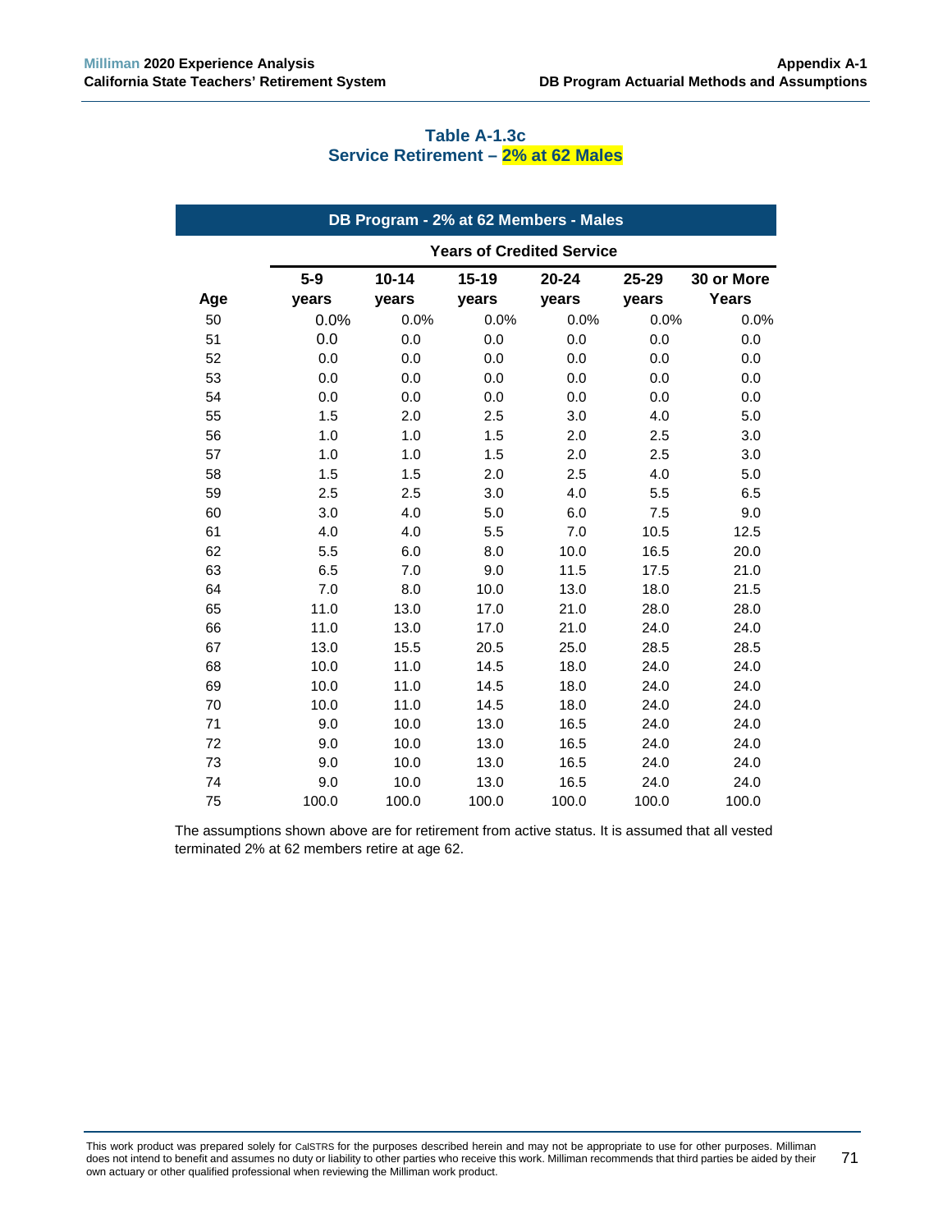### Table A-1.3c
### Service Retirement – 2% at 62 Males

| DB Program - 2% at 62 Members - Males | | | | | | |
|---|---|---|---|---|---|---|
| | Years of Credited Service | | | | | |
| Age | 5-9 years | 10-14 years | 15-19 years | 20-24 years | 25-29 years | 30 or More Years |
| 50 | 0.0% | 0.0% | 0.0% | 0.0% | 0.0% | 0.0% |
| 51 | 0.0 | 0.0 | 0.0 | 0.0 | 0.0 | 0.0 |
| 52 | 0.0 | 0.0 | 0.0 | 0.0 | 0.0 | 0.0 |
| 53 | 0.0 | 0.0 | 0.0 | 0.0 | 0.0 | 0.0 |
| 54 | 0.0 | 0.0 | 0.0 | 0.0 | 0.0 | 0.0 |
| 55 | 1.5 | 2.0 | 2.5 | 3.0 | 4.0 | 5.0 |
| 56 | 1.0 | 1.0 | 1.5 | 2.0 | 2.5 | 3.0 |
| 57 | 1.0 | 1.0 | 1.5 | 2.0 | 2.5 | 3.0 |
| 58 | 1.5 | 1.5 | 2.0 | 2.5 | 4.0 | 5.0 |
| 59 | 2.5 | 2.5 | 3.0 | 4.0 | 5.5 | 6.5 |
| 60 | 3.0 | 4.0 | 5.0 | 6.0 | 7.5 | 9.0 |
| 61 | 4.0 | 4.0 | 5.5 | 7.0 | 10.5 | 12.5 |
| 62 | 5.5 | 6.0 | 8.0 | 10.0 | 16.5 | 20.0 |
| 63 | 6.5 | 7.0 | 9.0 | 11.5 | 17.5 | 21.0 |
| 64 | 7.0 | 8.0 | 10.0 | 13.0 | 18.0 | 21.5 |
| 65 | 11.0 | 13.0 | 17.0 | 21.0 | 28.0 | 28.0 |
| 66 | 11.0 | 13.0 | 17.0 | 21.0 | 24.0 | 24.0 |
| 67 | 13.0 | 15.5 | 20.5 | 25.0 | 28.5 | 28.5 |
| 68 | 10.0 | 11.0 | 14.5 | 18.0 | 24.0 | 24.0 |
| 69 | 10.0 | 11.0 | 14.5 | 18.0 | 24.0 | 24.0 |
| 70 | 10.0 | 11.0 | 14.5 | 18.0 | 24.0 | 24.0 |
| 71 | 9.0 | 10.0 | 13.0 | 16.5 | 24.0 | 24.0 |
| 72 | 9.0 | 10.0 | 13.0 | 16.5 | 24.0 | 24.0 |
| 73 | 9.0 | 10.0 | 13.0 | 16.5 | 24.0 | 24.0 |
| 74 | 9.0 | 10.0 | 13.0 | 16.5 | 24.0 | 24.0 |
| 75 | 100.0 | 100.0 | 100.0 | 100.0 | 100.0 | 100.0 |

The assumptions shown above are for retirement from active status. It is assumed that all vested terminated 2% at 62 members retire at age 62.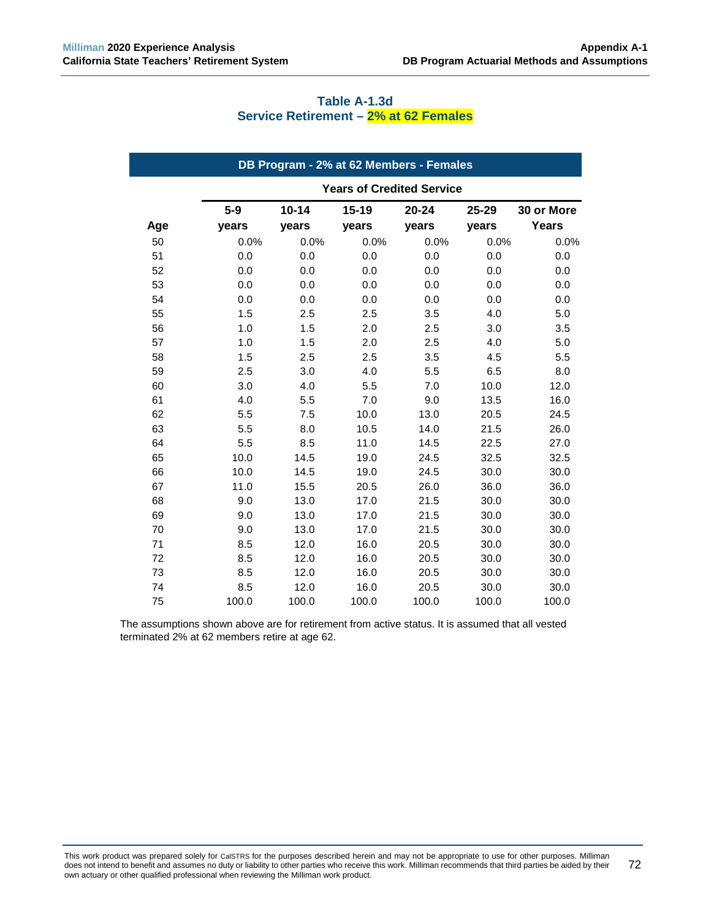### Table A-1.3d
### Service Retirement – 2% at 62 Females

| DB Program - 2% at 62 Members - Females | | | | | | |
|---|---|---|---|---|---|---|
| | Years of Credited Service | | | | | |
| Age | 5-9 years | 10-14 years | 15-19 years | 20-24 years | 25-29 years | 30 or More Years |
| 50 | 0.0% | 0.0% | 0.0% | 0.0% | 0.0% | 0.0% |
| 51 | 0.0 | 0.0 | 0.0 | 0.0 | 0.0 | 0.0 |
| 52 | 0.0 | 0.0 | 0.0 | 0.0 | 0.0 | 0.0 |
| 53 | 0.0 | 0.0 | 0.0 | 0.0 | 0.0 | 0.0 |
| 54 | 0.0 | 0.0 | 0.0 | 0.0 | 0.0 | 0.0 |
| 55 | 1.5 | 2.5 | 2.5 | 3.5 | 4.0 | 5.0 |
| 56 | 1.0 | 1.5 | 2.0 | 2.5 | 3.0 | 3.5 |
| 57 | 1.0 | 1.5 | 2.0 | 2.5 | 4.0 | 5.0 |
| 58 | 1.5 | 2.5 | 2.5 | 3.5 | 4.5 | 5.5 |
| 59 | 2.5 | 3.0 | 4.0 | 5.5 | 6.5 | 8.0 |
| 60 | 3.0 | 4.0 | 5.5 | 7.0 | 10.0 | 12.0 |
| 61 | 4.0 | 5.5 | 7.0 | 9.0 | 13.5 | 16.0 |
| 62 | 5.5 | 7.5 | 10.0 | 13.0 | 20.5 | 24.5 |
| 63 | 5.5 | 8.0 | 10.5 | 14.0 | 21.5 | 26.0 |
| 64 | 5.5 | 8.5 | 11.0 | 14.5 | 22.5 | 27.0 |
| 65 | 10.0 | 14.5 | 19.0 | 24.5 | 32.5 | 32.5 |
| 66 | 10.0 | 14.5 | 19.0 | 24.5 | 30.0 | 30.0 |
| 67 | 11.0 | 15.5 | 20.5 | 26.0 | 36.0 | 36.0 |
| 68 | 9.0 | 13.0 | 17.0 | 21.5 | 30.0 | 30.0 |
| 69 | 9.0 | 13.0 | 17.0 | 21.5 | 30.0 | 30.0 |
| 70 | 9.0 | 13.0 | 17.0 | 21.5 | 30.0 | 30.0 |
| 71 | 8.5 | 12.0 | 16.0 | 20.5 | 30.0 | 30.0 |
| 72 | 8.5 | 12.0 | 16.0 | 20.5 | 30.0 | 30.0 |
| 73 | 8.5 | 12.0 | 16.0 | 20.5 | 30.0 | 30.0 |
| 74 | 8.5 | 12.0 | 16.0 | 20.5 | 30.0 | 30.0 |
| 75 | 100.0 | 100.0 | 100.0 | 100.0 | 100.0 | 100.0 |

The assumptions shown above are for retirement from active status. It is assumed that all vested terminated 2% at 62 members retire at age 62.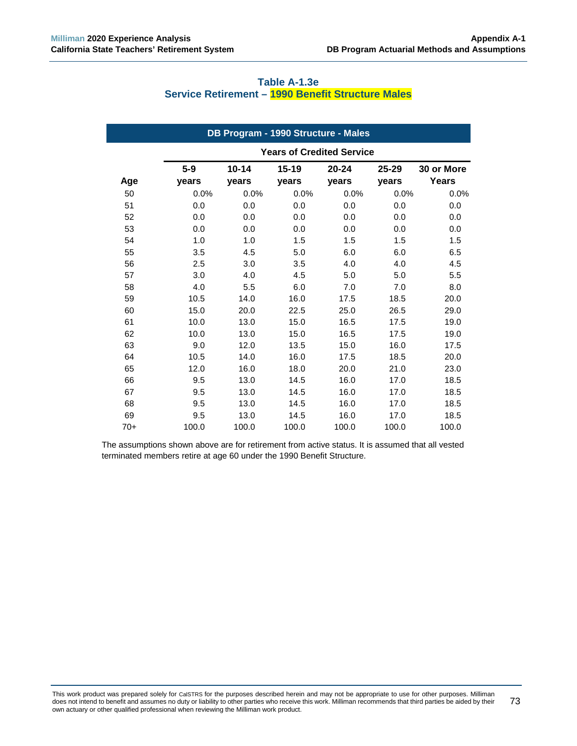### Table A-1.3e
### Service Retirement – 1990 Benefit Structure Males

| DB Program - 1990 Structure - Males | | | | | | |
|---|---|---|---|---|---|---|
| | Years of Credited Service | | | | | |
| Age | 5-9 years | 10-14 years | 15-19 years | 20-24 years | 25-29 years | 30 or More Years |
| 50 | 0.0% | 0.0% | 0.0% | 0.0% | 0.0% | 0.0% |
| 51 | 0.0 | 0.0 | 0.0 | 0.0 | 0.0 | 0.0 |
| 52 | 0.0 | 0.0 | 0.0 | 0.0 | 0.0 | 0.0 |
| 53 | 0.0 | 0.0 | 0.0 | 0.0 | 0.0 | 0.0 |
| 54 | 1.0 | 1.0 | 1.5 | 1.5 | 1.5 | 1.5 |
| 55 | 3.5 | 4.5 | 5.0 | 6.0 | 6.0 | 6.5 |
| 56 | 2.5 | 3.0 | 3.5 | 4.0 | 4.0 | 4.5 |
| 57 | 3.0 | 4.0 | 4.5 | 5.0 | 5.0 | 5.5 |
| 58 | 4.0 | 5.5 | 6.0 | 7.0 | 7.0 | 8.0 |
| 59 | 10.5 | 14.0 | 16.0 | 17.5 | 18.5 | 20.0 |
| 60 | 15.0 | 20.0 | 22.5 | 25.0 | 26.5 | 29.0 |
| 61 | 10.0 | 13.0 | 15.0 | 16.5 | 17.5 | 19.0 |
| 62 | 10.0 | 13.0 | 15.0 | 16.5 | 17.5 | 19.0 |
| 63 | 9.0 | 12.0 | 13.5 | 15.0 | 16.0 | 17.5 |
| 64 | 10.5 | 14.0 | 16.0 | 17.5 | 18.5 | 20.0 |
| 65 | 12.0 | 16.0 | 18.0 | 20.0 | 21.0 | 23.0 |
| 66 | 9.5 | 13.0 | 14.5 | 16.0 | 17.0 | 18.5 |
| 67 | 9.5 | 13.0 | 14.5 | 16.0 | 17.0 | 18.5 |
| 68 | 9.5 | 13.0 | 14.5 | 16.0 | 17.0 | 18.5 |
| 69 | 9.5 | 13.0 | 14.5 | 16.0 | 17.0 | 18.5 |
| 70+ | 100.0 | 100.0 | 100.0 | 100.0 | 100.0 | 100.0 |

The assumptions shown above are for retirement from active status. It is assumed that all vested terminated members retire at age 60 under the 1990 Benefit Structure.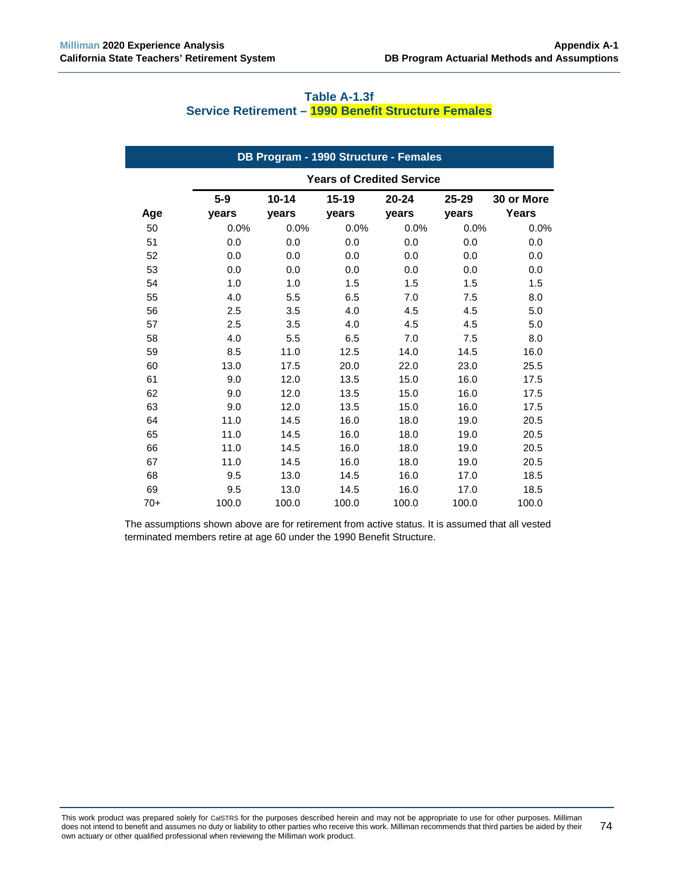### Table A-1.3f
### Service Retirement – 1990 Benefit Structure Females

| DB Program - 1990 Structure - Females | | | | | | |
|---|---|---|---|---|---|---|
| | Years of Credited Service | | | | | |
| Age | 5-9 years | 10-14 years | 15-19 years | 20-24 years | 25-29 years | 30 or More Years |
| 50 | 0.0% | 0.0% | 0.0% | 0.0% | 0.0% | 0.0% |
| 51 | 0.0 | 0.0 | 0.0 | 0.0 | 0.0 | 0.0 |
| 52 | 0.0 | 0.0 | 0.0 | 0.0 | 0.0 | 0.0 |
| 53 | 0.0 | 0.0 | 0.0 | 0.0 | 0.0 | 0.0 |
| 54 | 1.0 | 1.0 | 1.5 | 1.5 | 1.5 | 1.5 |
| 55 | 4.0 | 5.5 | 6.5 | 7.0 | 7.5 | 8.0 |
| 56 | 2.5 | 3.5 | 4.0 | 4.5 | 4.5 | 5.0 |
| 57 | 2.5 | 3.5 | 4.0 | 4.5 | 4.5 | 5.0 |
| 58 | 4.0 | 5.5 | 6.5 | 7.0 | 7.5 | 8.0 |
| 59 | 8.5 | 11.0 | 12.5 | 14.0 | 14.5 | 16.0 |
| 60 | 13.0 | 17.5 | 20.0 | 22.0 | 23.0 | 25.5 |
| 61 | 9.0 | 12.0 | 13.5 | 15.0 | 16.0 | 17.5 |
| 62 | 9.0 | 12.0 | 13.5 | 15.0 | 16.0 | 17.5 |
| 63 | 9.0 | 12.0 | 13.5 | 15.0 | 16.0 | 17.5 |
| 64 | 11.0 | 14.5 | 16.0 | 18.0 | 19.0 | 20.5 |
| 65 | 11.0 | 14.5 | 16.0 | 18.0 | 19.0 | 20.5 |
| 66 | 11.0 | 14.5 | 16.0 | 18.0 | 19.0 | 20.5 |
| 67 | 11.0 | 14.5 | 16.0 | 18.0 | 19.0 | 20.5 |
| 68 | 9.5 | 13.0 | 14.5 | 16.0 | 17.0 | 18.5 |
| 69 | 9.5 | 13.0 | 14.5 | 16.0 | 17.0 | 18.5 |
| 70+ | 100.0 | 100.0 | 100.0 | 100.0 | 100.0 | 100.0 |

The assumptions shown above are for retirement from active status. It is assumed that all vested terminated members retire at age 60 under the 1990 Benefit Structure.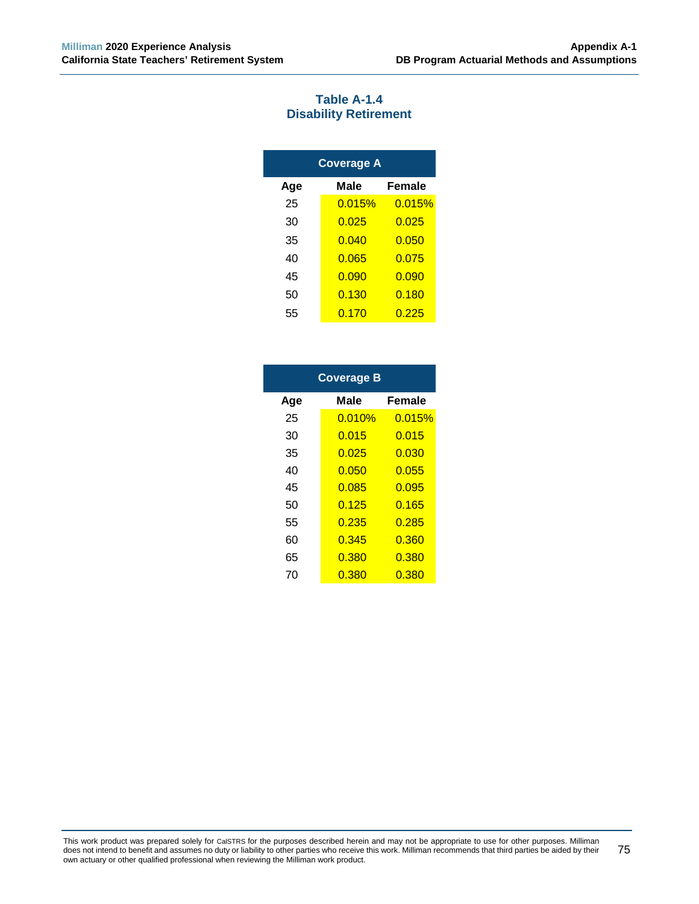## Table A-1.4
## Disability Retirement

| Coverage A | | |
|---|---|---|
| **Age** | **Male** | **Female** |
| 25 | 0.015% | 0.015% |
| 30 | 0.025 | 0.025 |
| 35 | 0.040 | 0.050 |
| 40 | 0.065 | 0.075 |
| 45 | 0.090 | 0.090 |
| 50 | 0.130 | 0.180 |
| 55 | 0.170 | 0.225 |

| Coverage B | | |
|---|---|---|
| **Age** | **Male** | **Female** |
| 25 | 0.010% | 0.015% |
| 30 | 0.015 | 0.015 |
| 35 | 0.025 | 0.030 |
| 40 | 0.050 | 0.055 |
| 45 | 0.085 | 0.095 |
| 50 | 0.125 | 0.165 |
| 55 | 0.235 | 0.285 |
| 60 | 0.345 | 0.360 |
| 65 | 0.380 | 0.380 |
| 70 | 0.380 | 0.380 |

This work product was prepared solely for CalSTRS for the purposes described herein and may not be appropriate to use for other purposes. Milliman does not intend to benefit and assumes no duty or liability to other parties who receive this work. Milliman recommends that third parties be aided by their own actuary or other qualified professional when reviewing the Milliman work product.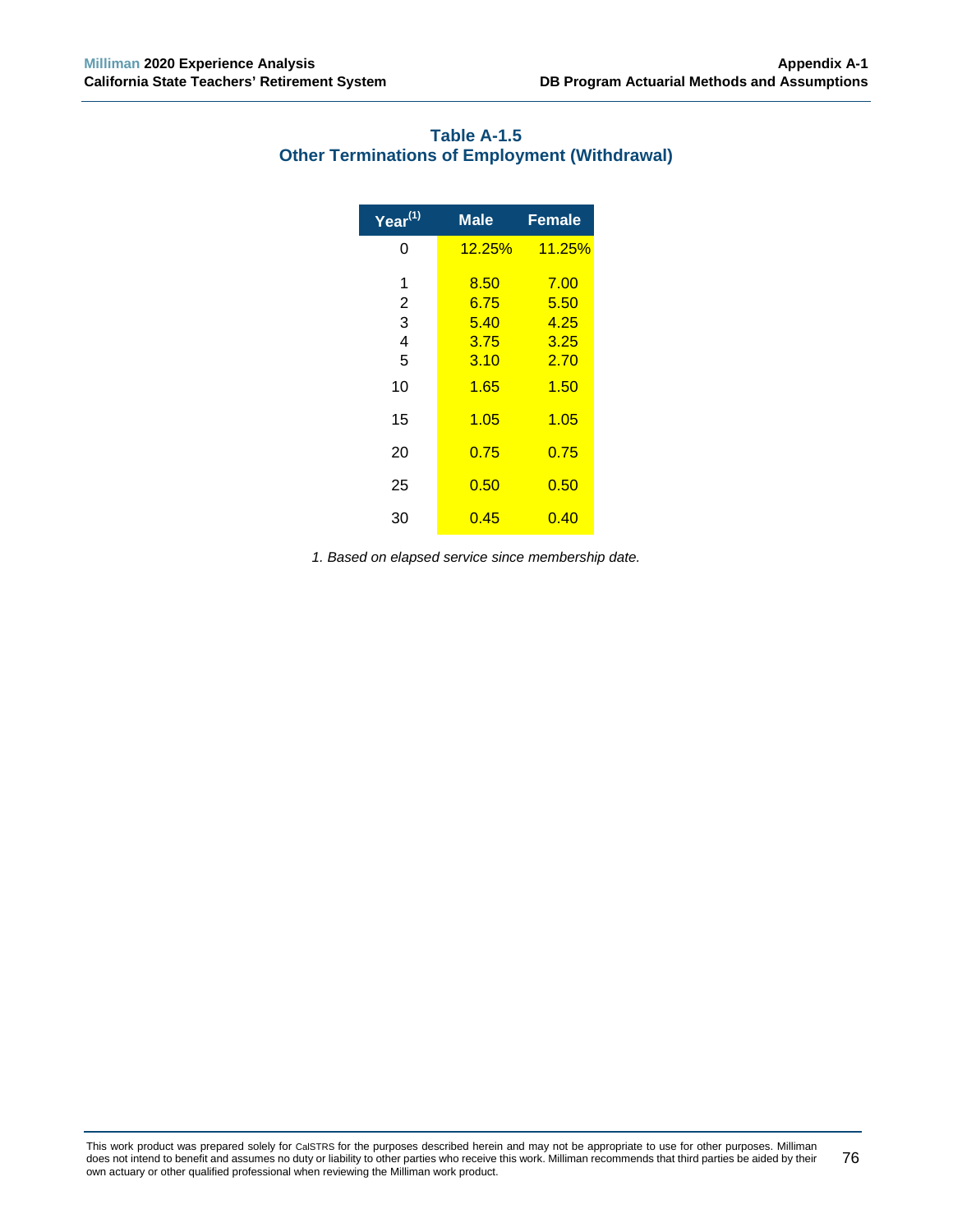## Table A-1.5
## Other Terminations of Employment (Withdrawal)

| Year[1] | Male | Female |
|---|---|---|
| 0 | 12.25% | 11.25% |
| 1 | 8.50 | 7.00 |
| 2 | 6.75 | 5.50 |
| 3 | 5.40 | 4.25 |
| 4 | 3.75 | 3.25 |
| 5 | 3.10 | 2.70 |
| 10 | 1.65 | 1.50 |
| 15 | 1.05 | 1.05 |
| 20 | 0.75 | 0.75 |
| 25 | 0.50 | 0.50 |
| 30 | 0.45 | 0.40 |

*1. Based on elapsed service since membership date.*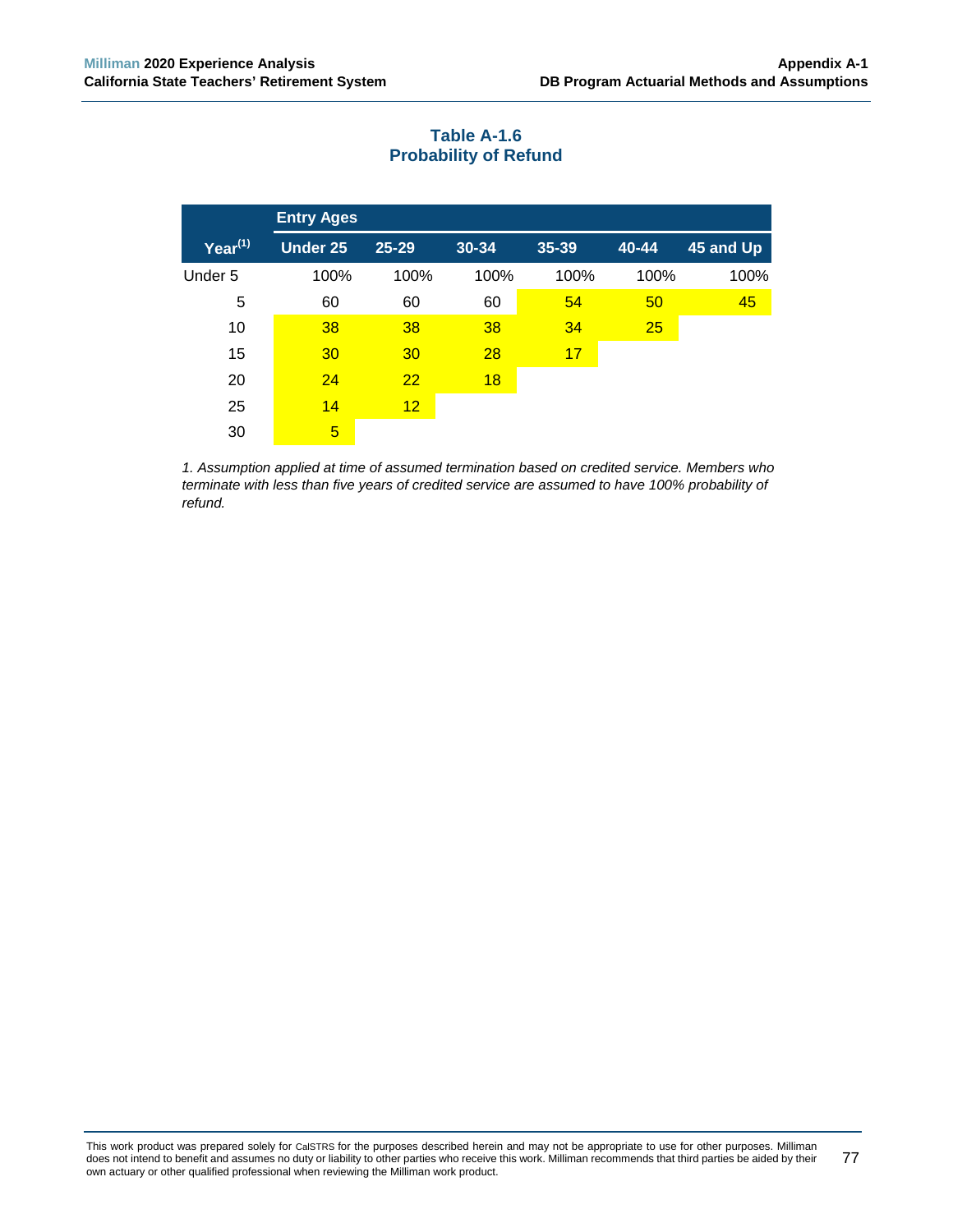### Table A-1.6
### Probability of Refund

| | Entry Ages | | | | | |
|---|---|---|---|---|---|---|
| Year[1] | Under 25 | 25-29 | 30-34 | 35-39 | 40-44 | 45 and Up |
| Under 5 | 100% | 100% | 100% | 100% | 100% | 100% |
| 5 | 60 | 60 | 60 | 54 | 50 | 45 |
| 10 | 38 | 38 | 38 | 34 | 25 | |
| 15 | 30 | 30 | 28 | 17 | | |
| 20 | 24 | 22 | 18 | | | |
| 25 | 14 | 12 | | | | |
| 30 | 5 | | | | | |

*1. Assumption applied at time of assumed termination based on credited service. Members who terminate with less than five years of credited service are assumed to have 100% probability of refund.*

This work product was prepared solely for CalSTRS for the purposes described herein and may not be appropriate to use for other purposes. Milliman does not intend to benefit and assumes no duty or liability to other parties who receive this work. Milliman recommends that third parties be aided by their own actuary or other qualified professional when reviewing the Milliman work product.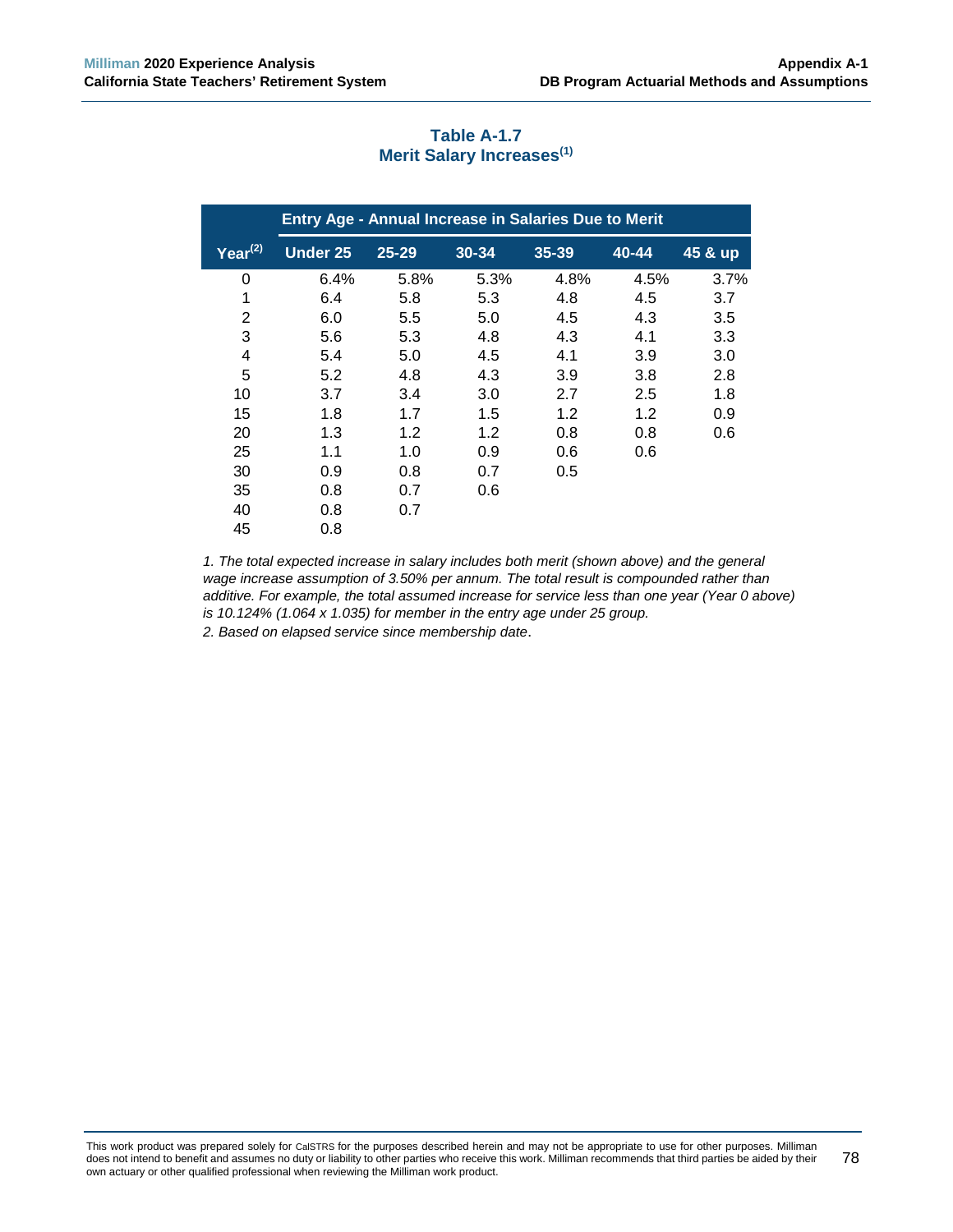### Table A-1.7
### Merit Salary Increases[1]

| | Entry Age - Annual Increase in Salaries Due to Merit | | | | | |
|---|---|---|---|---|---|---|
| Year[2] | Under 25 | 25-29 | 30-34 | 35-39 | 40-44 | 45 & up |
| 0 | 6.4% | 5.8% | 5.3% | 4.8% | 4.5% | 3.7% |
| 1 | 6.4 | 5.8 | 5.3 | 4.8 | 4.5 | 3.7 |
| 2 | 6.0 | 5.5 | 5.0 | 4.5 | 4.3 | 3.5 |
| 3 | 5.6 | 5.3 | 4.8 | 4.3 | 4.1 | 3.3 |
| 4 | 5.4 | 5.0 | 4.5 | 4.1 | 3.9 | 3.0 |
| 5 | 5.2 | 4.8 | 4.3 | 3.9 | 3.8 | 2.8 |
| 10 | 3.7 | 3.4 | 3.0 | 2.7 | 2.5 | 1.8 |
| 15 | 1.8 | 1.7 | 1.5 | 1.2 | 1.2 | 0.9 |
| 20 | 1.3 | 1.2 | 1.2 | 0.8 | 0.8 | 0.6 |
| 25 | 1.1 | 1.0 | 0.9 | 0.6 | 0.6 | |
| 30 | 0.9 | 0.8 | 0.7 | 0.5 | | |
| 35 | 0.8 | 0.7 | 0.6 | | | |
| 40 | 0.8 | 0.7 | | | | |
| 45 | 0.8 | | | | | |

*1. The total expected increase in salary includes both merit (shown above) and the general wage increase assumption of 3.50% per annum. The total result is compounded rather than additive. For example, the total assumed increase for service less than one year (Year 0 above) is 10.124% (1.064 x 1.035) for member in the entry age under 25 group.*

*2. Based on elapsed service since membership date.*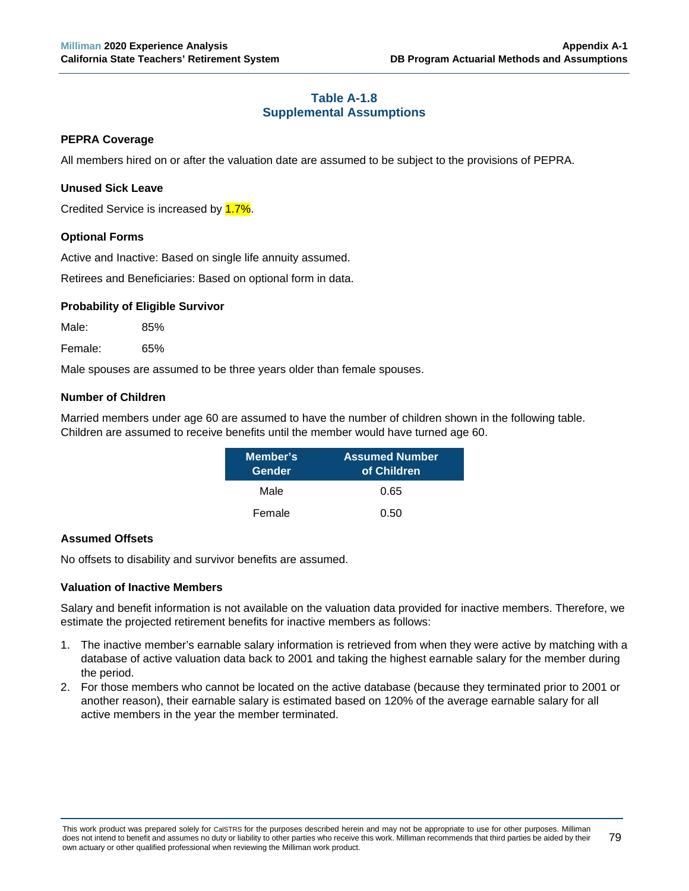## Table A-1.8
## Supplemental Assumptions

### PEPRA Coverage

All members hired on or after the valuation date are assumed to be subject to the provisions of PEPRA.

### Unused Sick Leave

Credited Service is increased by 1.7%.

### Optional Forms

Active and Inactive: Based on single life annuity assumed.

Retirees and Beneficiaries: Based on optional form in data.

### Probability of Eligible Survivor

Male: 85%

Female: 65%

Male spouses are assumed to be three years older than female spouses.

### Number of Children

Married members under age 60 are assumed to have the number of children shown in the following table. Children are assumed to receive benefits until the member would have turned age 60.

| Member's Gender | Assumed Number of Children |
|---|---|
| Male | 0.65 |
| Female | 0.50 |

### Assumed Offsets

No offsets to disability and survivor benefits are assumed.

### Valuation of Inactive Members

Salary and benefit information is not available on the valuation data provided for inactive members. Therefore, we estimate the projected retirement benefits for inactive members as follows:

1. The inactive member's earnable salary information is retrieved from when they were active by matching with a database of active valuation data back to 2001 and taking the highest earnable salary for the member during the period.
2. For those members who cannot be located on the active database (because they terminated prior to 2001 or another reason), their earnable salary is estimated based on 120% of the average earnable salary for all active members in the year the member terminated.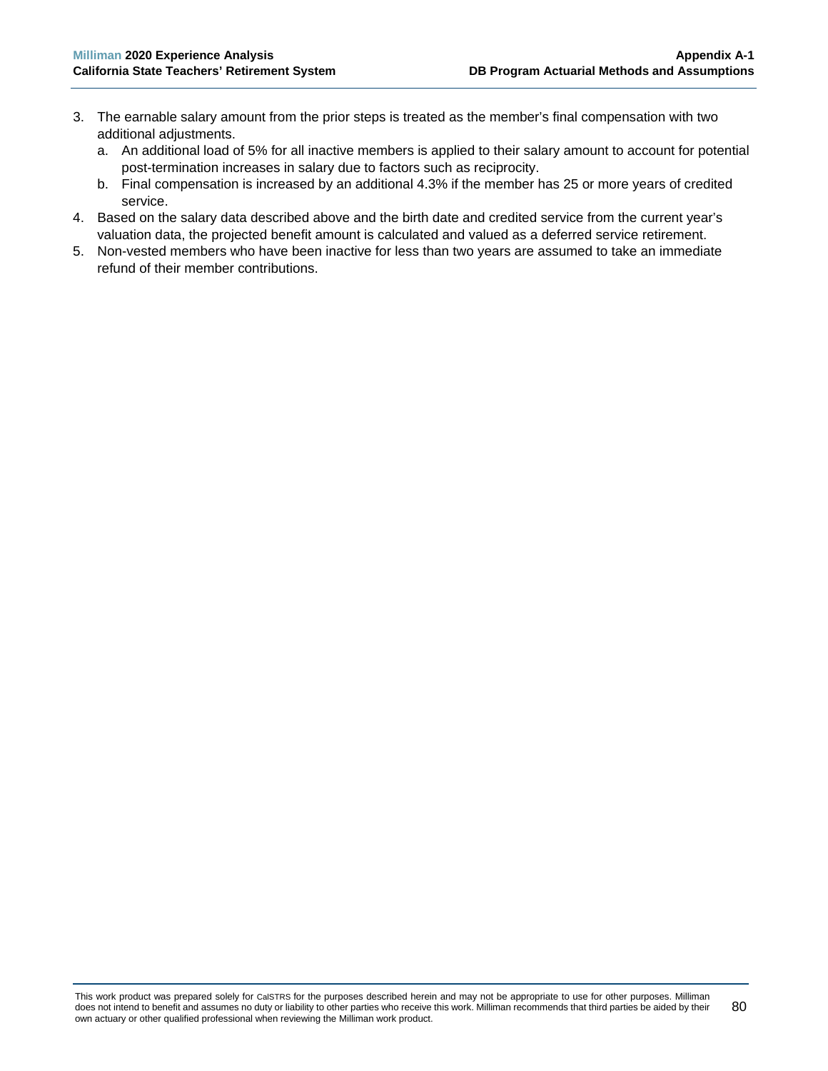3. The earnable salary amount from the prior steps is treated as the member's final compensation with two additional adjustments.
   a. An additional load of 5% for all inactive members is applied to their salary amount to account for potential post-termination increases in salary due to factors such as reciprocity.
   b. Final compensation is increased by an additional 4.3% if the member has 25 or more years of credited service.
4. Based on the salary data described above and the birth date and credited service from the current year's valuation data, the projected benefit amount is calculated and valued as a deferred service retirement.
5. Non-vested members who have been inactive for less than two years are assumed to take an immediate refund of their member contributions.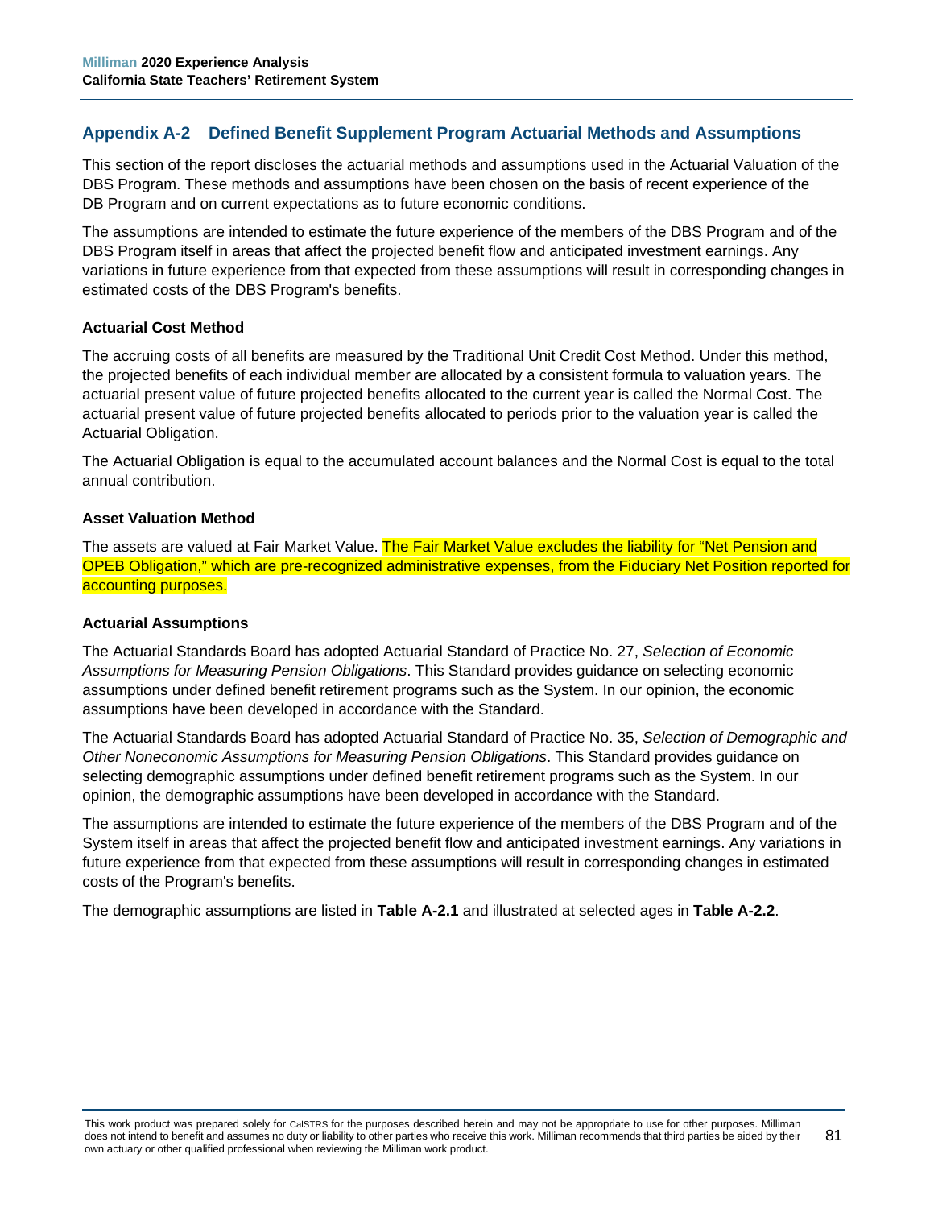## Appendix A-2 Defined Benefit Supplement Program Actuarial Methods and Assumptions

This section of the report discloses the actuarial methods and assumptions used in the Actuarial Valuation of the DBS Program. These methods and assumptions have been chosen on the basis of recent experience of the DB Program and on current expectations as to future economic conditions.

The assumptions are intended to estimate the future experience of the members of the DBS Program and of the DBS Program itself in areas that affect the projected benefit flow and anticipated investment earnings. Any variations in future experience from that expected from these assumptions will result in corresponding changes in estimated costs of the DBS Program's benefits.

### Actuarial Cost Method

The accruing costs of all benefits are measured by the Traditional Unit Credit Cost Method. Under this method, the projected benefits of each individual member are allocated by a consistent formula to valuation years. The actuarial present value of future projected benefits allocated to the current year is called the Normal Cost. The actuarial present value of future projected benefits allocated to periods prior to the valuation year is called the Actuarial Obligation.

The Actuarial Obligation is equal to the accumulated account balances and the Normal Cost is equal to the total annual contribution.

### Asset Valuation Method

The assets are valued at Fair Market Value. The Fair Market Value excludes the liability for "Net Pension and OPEB Obligation," which are pre-recognized administrative expenses, from the Fiduciary Net Position reported for accounting purposes.

### Actuarial Assumptions

The Actuarial Standards Board has adopted Actuarial Standard of Practice No. 27, *Selection of Economic Assumptions for Measuring Pension Obligations*. This Standard provides guidance on selecting economic assumptions under defined benefit retirement programs such as the System. In our opinion, the economic assumptions have been developed in accordance with the Standard.

The Actuarial Standards Board has adopted Actuarial Standard of Practice No. 35, *Selection of Demographic and Other Noneconomic Assumptions for Measuring Pension Obligations*. This Standard provides guidance on selecting demographic assumptions under defined benefit retirement programs such as the System. In our opinion, the demographic assumptions have been developed in accordance with the Standard.

The assumptions are intended to estimate the future experience of the members of the DBS Program and of the System itself in areas that affect the projected benefit flow and anticipated investment earnings. Any variations in future experience from that expected from these assumptions will result in corresponding changes in estimated costs of the Program's benefits.

The demographic assumptions are listed in **Table A-2.1** and illustrated at selected ages in **Table A-2.2**.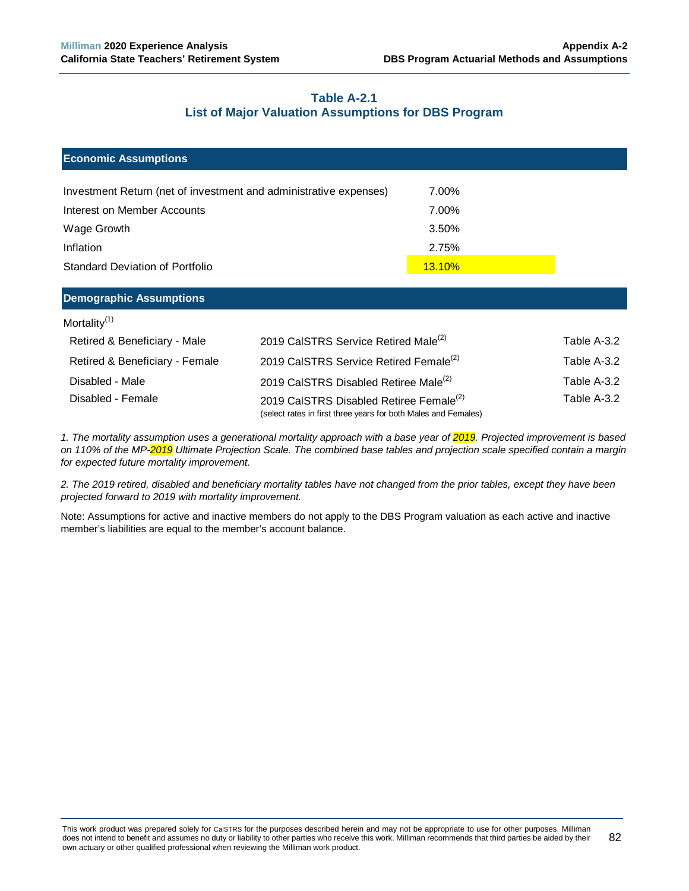## Table A-2.1
## List of Major Valuation Assumptions for DBS Program

| **Economic Assumptions** | |
|---|---|
| Investment Return (net of investment and administrative expenses) | 7.00% |
| Interest on Member Accounts | 7.00% |
| Wage Growth | 3.50% |
| Inflation | 2.75% |
| Standard Deviation of Portfolio | 13.10% |

| **Demographic Assumptions** | | |
|---|---|---|
| Mortality[1] | | |
| Retired & Beneficiary - Male | 2019 CalSTRS Service Retired Male[2] | Table A-3.2 |
| Retired & Beneficiary - Female | 2019 CalSTRS Service Retired Female[2] | Table A-3.2 |
| Disabled - Male | 2019 CalSTRS Disabled Retiree Male[2] | Table A-3.2 |
| Disabled - Female | 2019 CalSTRS Disabled Retiree Female[2] (select rates in first three years for both Males and Females) | Table A-3.2 |

*1. The mortality assumption uses a generational mortality approach with a base year of 2019. Projected improvement is based on 110% of the MP-2019 Ultimate Projection Scale. The combined base tables and projection scale specified contain a margin for expected future mortality improvement.*

*2. The 2019 retired, disabled and beneficiary mortality tables have not changed from the prior tables, except they have been projected forward to 2019 with mortality improvement.*

Note: Assumptions for active and inactive members do not apply to the DBS Program valuation as each active and inactive member's liabilities are equal to the member's account balance.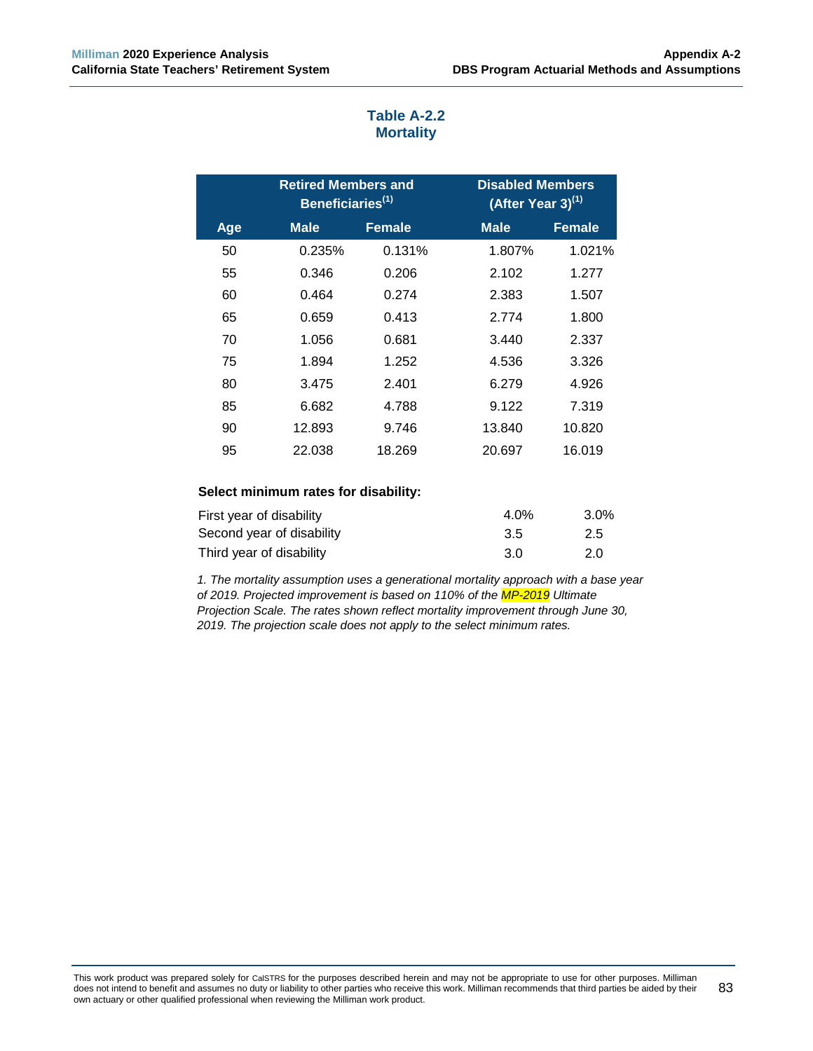## Table A-2.2
## Mortality

| | Retired Members and Beneficiaries[1] | | Disabled Members (After Year 3)[1] | |
|---|---|---|---|---|
| **Age** | **Male** | **Female** | **Male** | **Female** |
| 50 | 0.235% | 0.131% | 1.807% | 1.021% |
| 55 | 0.346 | 0.206 | 2.102 | 1.277 |
| 60 | 0.464 | 0.274 | 2.383 | 1.507 |
| 65 | 0.659 | 0.413 | 2.774 | 1.800 |
| 70 | 1.056 | 0.681 | 3.440 | 2.337 |
| 75 | 1.894 | 1.252 | 4.536 | 3.326 |
| 80 | 3.475 | 2.401 | 6.279 | 4.926 |
| 85 | 6.682 | 4.788 | 9.122 | 7.319 |
| 90 | 12.893 | 9.746 | 13.840 | 10.820 |
| 95 | 22.038 | 18.269 | 20.697 | 16.019 |

**Select minimum rates for disability:**

| | Male | Female |
|---|---|---|
| First year of disability | 4.0% | 3.0% |
| Second year of disability | 3.5 | 2.5 |
| Third year of disability | 3.0 | 2.0 |

*1. The mortality assumption uses a generational mortality approach with a base year of 2019. Projected improvement is based on 110% of the MP-2019 Ultimate Projection Scale. The rates shown reflect mortality improvement through June 30, 2019. The projection scale does not apply to the select minimum rates.*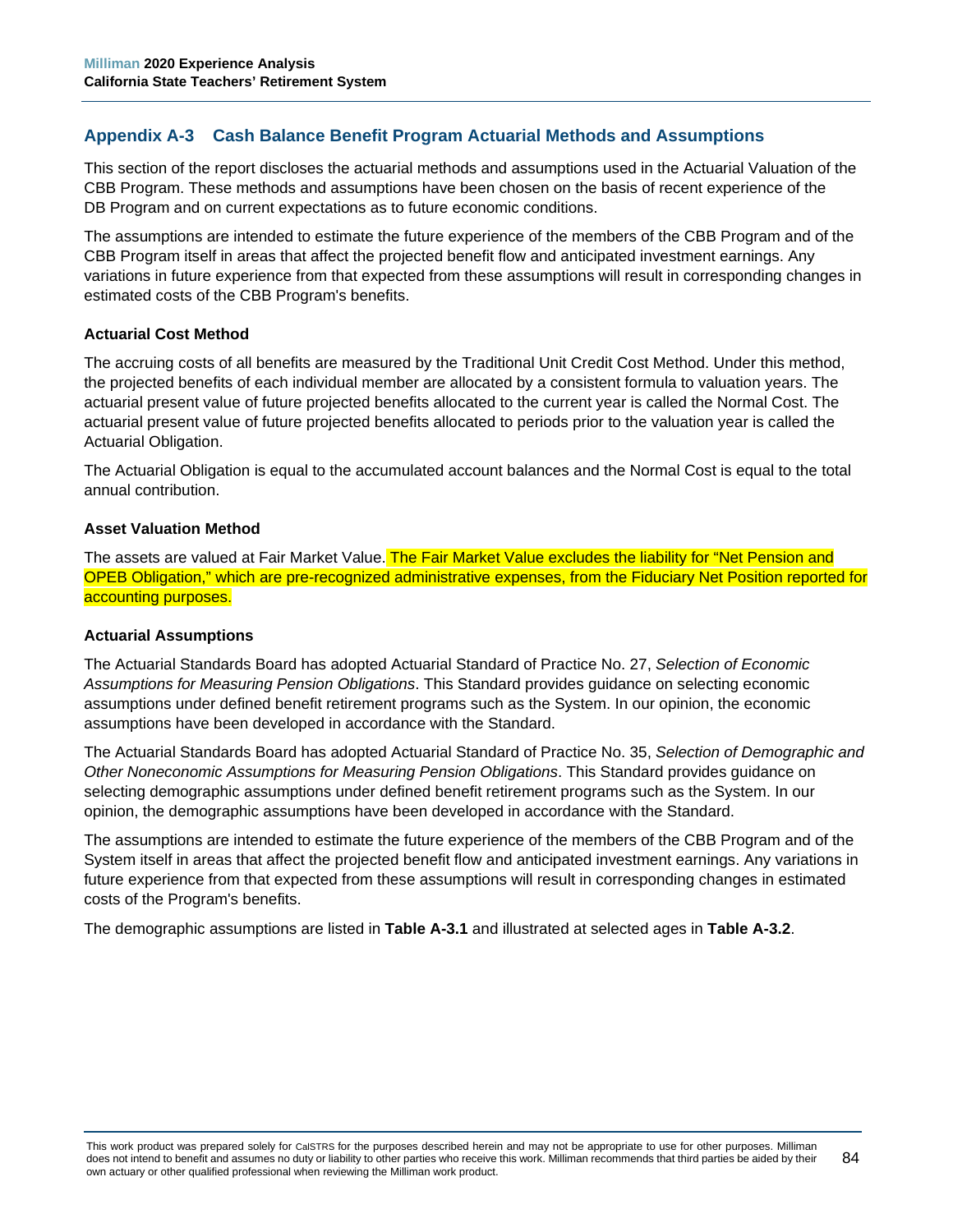## Appendix A-3 Cash Balance Benefit Program Actuarial Methods and Assumptions

This section of the report discloses the actuarial methods and assumptions used in the Actuarial Valuation of the CBB Program. These methods and assumptions have been chosen on the basis of recent experience of the DB Program and on current expectations as to future economic conditions.

The assumptions are intended to estimate the future experience of the members of the CBB Program and of the CBB Program itself in areas that affect the projected benefit flow and anticipated investment earnings. Any variations in future experience from that expected from these assumptions will result in corresponding changes in estimated costs of the CBB Program's benefits.

### Actuarial Cost Method

The accruing costs of all benefits are measured by the Traditional Unit Credit Cost Method. Under this method, the projected benefits of each individual member are allocated by a consistent formula to valuation years. The actuarial present value of future projected benefits allocated to the current year is called the Normal Cost. The actuarial present value of future projected benefits allocated to periods prior to the valuation year is called the Actuarial Obligation.

The Actuarial Obligation is equal to the accumulated account balances and the Normal Cost is equal to the total annual contribution.

### Asset Valuation Method

The assets are valued at Fair Market Value. The Fair Market Value excludes the liability for "Net Pension and OPEB Obligation," which are pre-recognized administrative expenses, from the Fiduciary Net Position reported for accounting purposes.

### Actuarial Assumptions

The Actuarial Standards Board has adopted Actuarial Standard of Practice No. 27, *Selection of Economic Assumptions for Measuring Pension Obligations*. This Standard provides guidance on selecting economic assumptions under defined benefit retirement programs such as the System. In our opinion, the economic assumptions have been developed in accordance with the Standard.

The Actuarial Standards Board has adopted Actuarial Standard of Practice No. 35, *Selection of Demographic and Other Noneconomic Assumptions for Measuring Pension Obligations*. This Standard provides guidance on selecting demographic assumptions under defined benefit retirement programs such as the System. In our opinion, the demographic assumptions have been developed in accordance with the Standard.

The assumptions are intended to estimate the future experience of the members of the CBB Program and of the System itself in areas that affect the projected benefit flow and anticipated investment earnings. Any variations in future experience from that expected from these assumptions will result in corresponding changes in estimated costs of the Program's benefits.

The demographic assumptions are listed in **Table A-3.1** and illustrated at selected ages in **Table A-3.2**.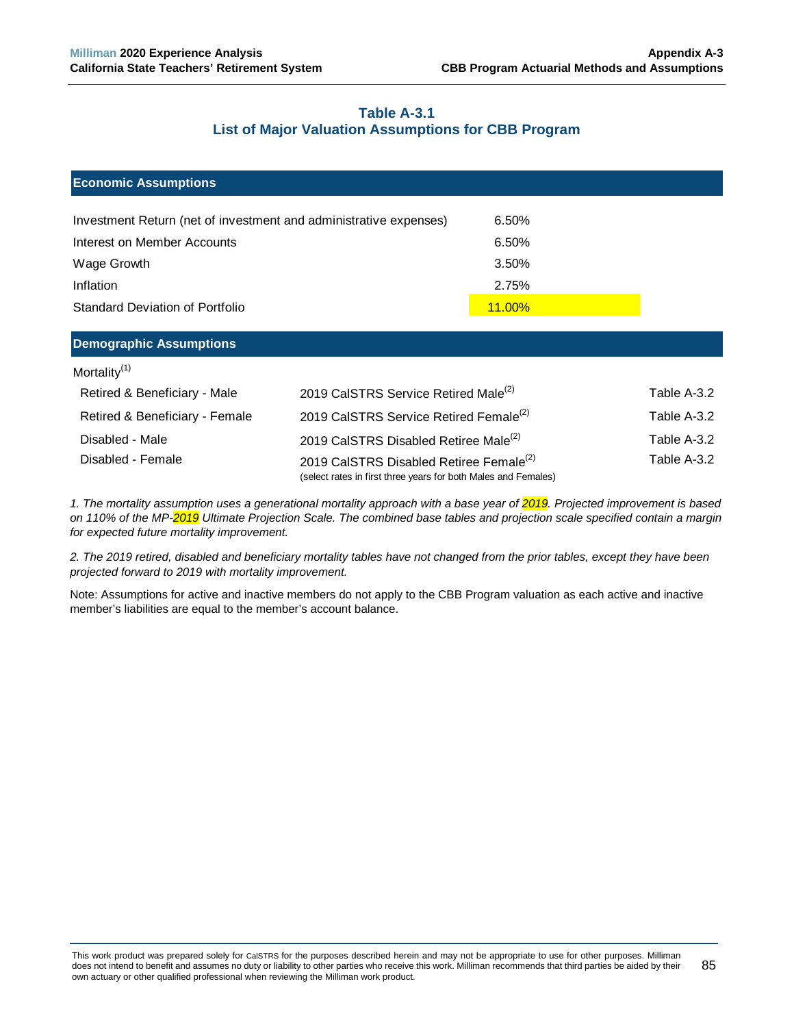## Table A-3.1
## List of Major Valuation Assumptions for CBB Program

| Economic Assumptions | |
|---|---|
| Investment Return (net of investment and administrative expenses) | 6.50% |
| Interest on Member Accounts | 6.50% |
| Wage Growth | 3.50% |
| Inflation | 2.75% |
| Standard Deviation of Portfolio | 11.00% |

| Demographic Assumptions | | |
|---|---|---|
| Mortality[(1)] | | |
| Retired & Beneficiary - Male | 2019 CalSTRS Service Retired Male[(2)] | Table A-3.2 |
| Retired & Beneficiary - Female | 2019 CalSTRS Service Retired Female[(2)] | Table A-3.2 |
| Disabled - Male | 2019 CalSTRS Disabled Retiree Male[(2)] | Table A-3.2 |
| Disabled - Female | 2019 CalSTRS Disabled Retiree Female[(2)] (select rates in first three years for both Males and Females) | Table A-3.2 |

*1. The mortality assumption uses a generational mortality approach with a base year of 2019. Projected improvement is based on 110% of the MP-2019 Ultimate Projection Scale. The combined base tables and projection scale specified contain a margin for expected future mortality improvement.*

*2. The 2019 retired, disabled and beneficiary mortality tables have not changed from the prior tables, except they have been projected forward to 2019 with mortality improvement.*

Note: Assumptions for active and inactive members do not apply to the CBB Program valuation as each active and inactive member's liabilities are equal to the member's account balance.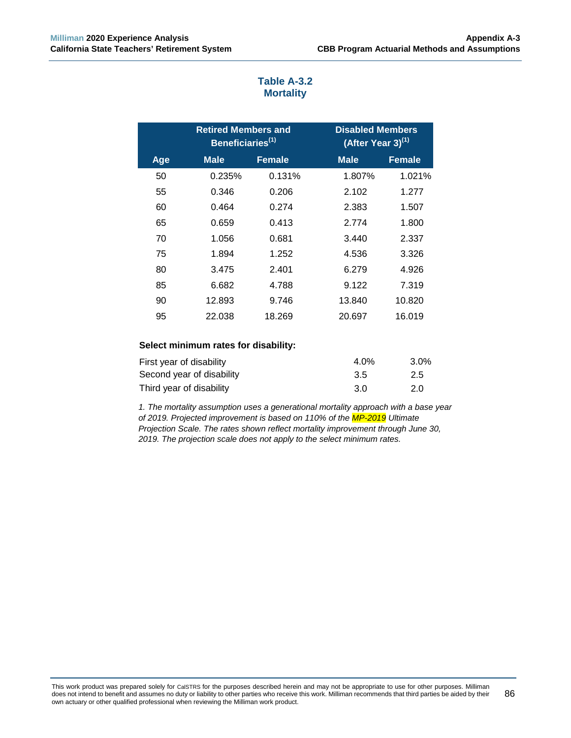### Table A-3.2
### Mortality

| | Retired Members and Beneficiaries[1] | | Disabled Members (After Year 3)[1] | |
|---|---|---|---|---|
| **Age** | **Male** | **Female** | **Male** | **Female** |
| 50 | 0.235% | 0.131% | 1.807% | 1.021% |
| 55 | 0.346 | 0.206 | 2.102 | 1.277 |
| 60 | 0.464 | 0.274 | 2.383 | 1.507 |
| 65 | 0.659 | 0.413 | 2.774 | 1.800 |
| 70 | 1.056 | 0.681 | 3.440 | 2.337 |
| 75 | 1.894 | 1.252 | 4.536 | 3.326 |
| 80 | 3.475 | 2.401 | 6.279 | 4.926 |
| 85 | 6.682 | 4.788 | 9.122 | 7.319 |
| 90 | 12.893 | 9.746 | 13.840 | 10.820 |
| 95 | 22.038 | 18.269 | 20.697 | 16.019 |

**Select minimum rates for disability:**

| | Male | Female |
|---|---|---|
| First year of disability | 4.0% | 3.0% |
| Second year of disability | 3.5 | 2.5 |
| Third year of disability | 3.0 | 2.0 |

*1. The mortality assumption uses a generational mortality approach with a base year of 2019. Projected improvement is based on 110% of the MP-2019 Ultimate Projection Scale. The rates shown reflect mortality improvement through June 30, 2019. The projection scale does not apply to the select minimum rates.*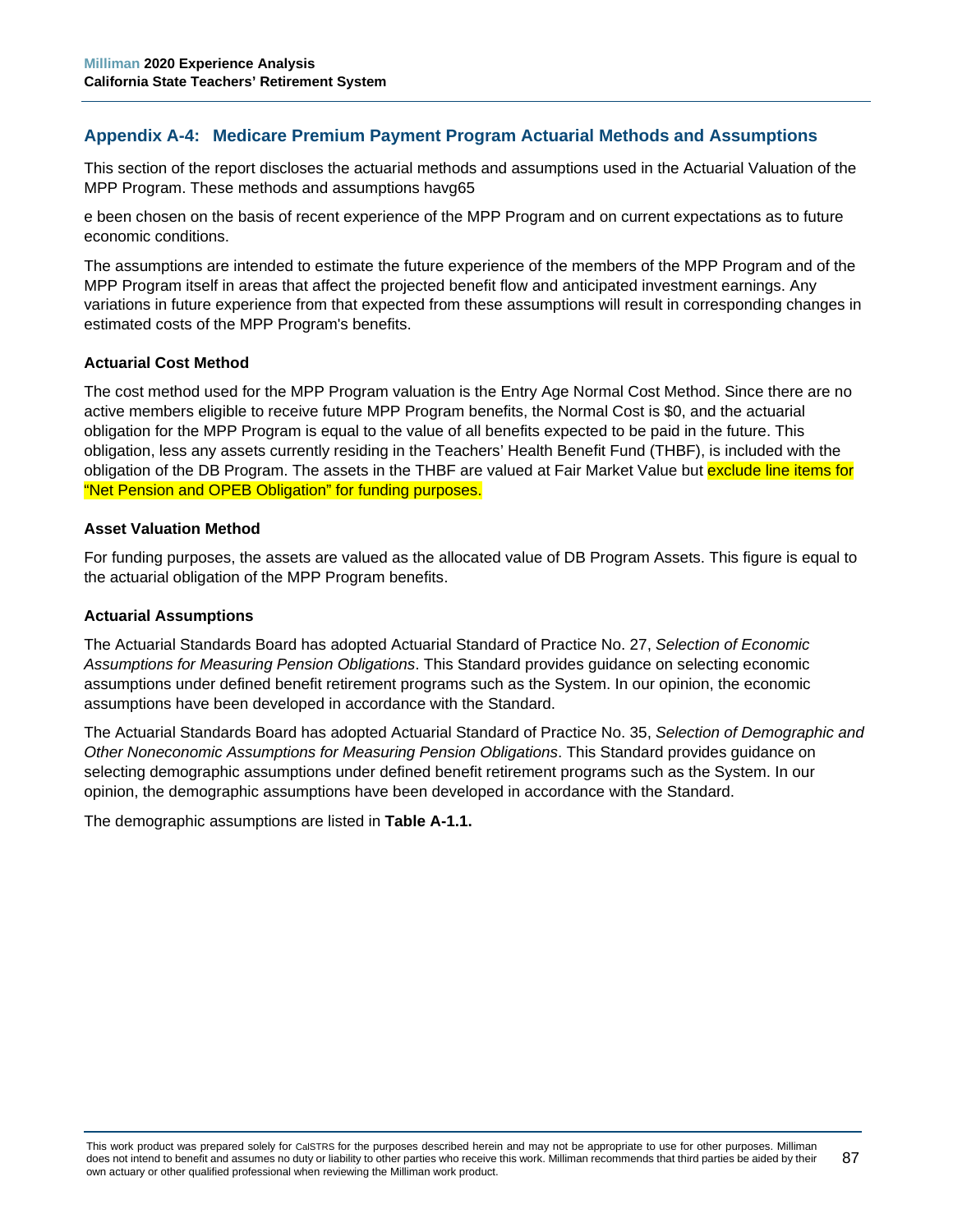## Appendix A-4: Medicare Premium Payment Program Actuarial Methods and Assumptions

This section of the report discloses the actuarial methods and assumptions used in the Actuarial Valuation of the MPP Program. These methods and assumptions havg65

e been chosen on the basis of recent experience of the MPP Program and on current expectations as to future economic conditions.

The assumptions are intended to estimate the future experience of the members of the MPP Program and of the MPP Program itself in areas that affect the projected benefit flow and anticipated investment earnings. Any variations in future experience from that expected from these assumptions will result in corresponding changes in estimated costs of the MPP Program's benefits.

### Actuarial Cost Method

The cost method used for the MPP Program valuation is the Entry Age Normal Cost Method. Since there are no active members eligible to receive future MPP Program benefits, the Normal Cost is $0, and the actuarial obligation for the MPP Program is equal to the value of all benefits expected to be paid in the future. This obligation, less any assets currently residing in the Teachers' Health Benefit Fund (THBF), is included with the obligation of the DB Program. The assets in the THBF are valued at Fair Market Value but exclude line items for "Net Pension and OPEB Obligation" for funding purposes.

### Asset Valuation Method

For funding purposes, the assets are valued as the allocated value of DB Program Assets. This figure is equal to the actuarial obligation of the MPP Program benefits.

### Actuarial Assumptions

The Actuarial Standards Board has adopted Actuarial Standard of Practice No. 27, *Selection of Economic Assumptions for Measuring Pension Obligations*. This Standard provides guidance on selecting economic assumptions under defined benefit retirement programs such as the System. In our opinion, the economic assumptions have been developed in accordance with the Standard.

The Actuarial Standards Board has adopted Actuarial Standard of Practice No. 35, *Selection of Demographic and Other Noneconomic Assumptions for Measuring Pension Obligations*. This Standard provides guidance on selecting demographic assumptions under defined benefit retirement programs such as the System. In our opinion, the demographic assumptions have been developed in accordance with the Standard.

The demographic assumptions are listed in **Table A-1.1.**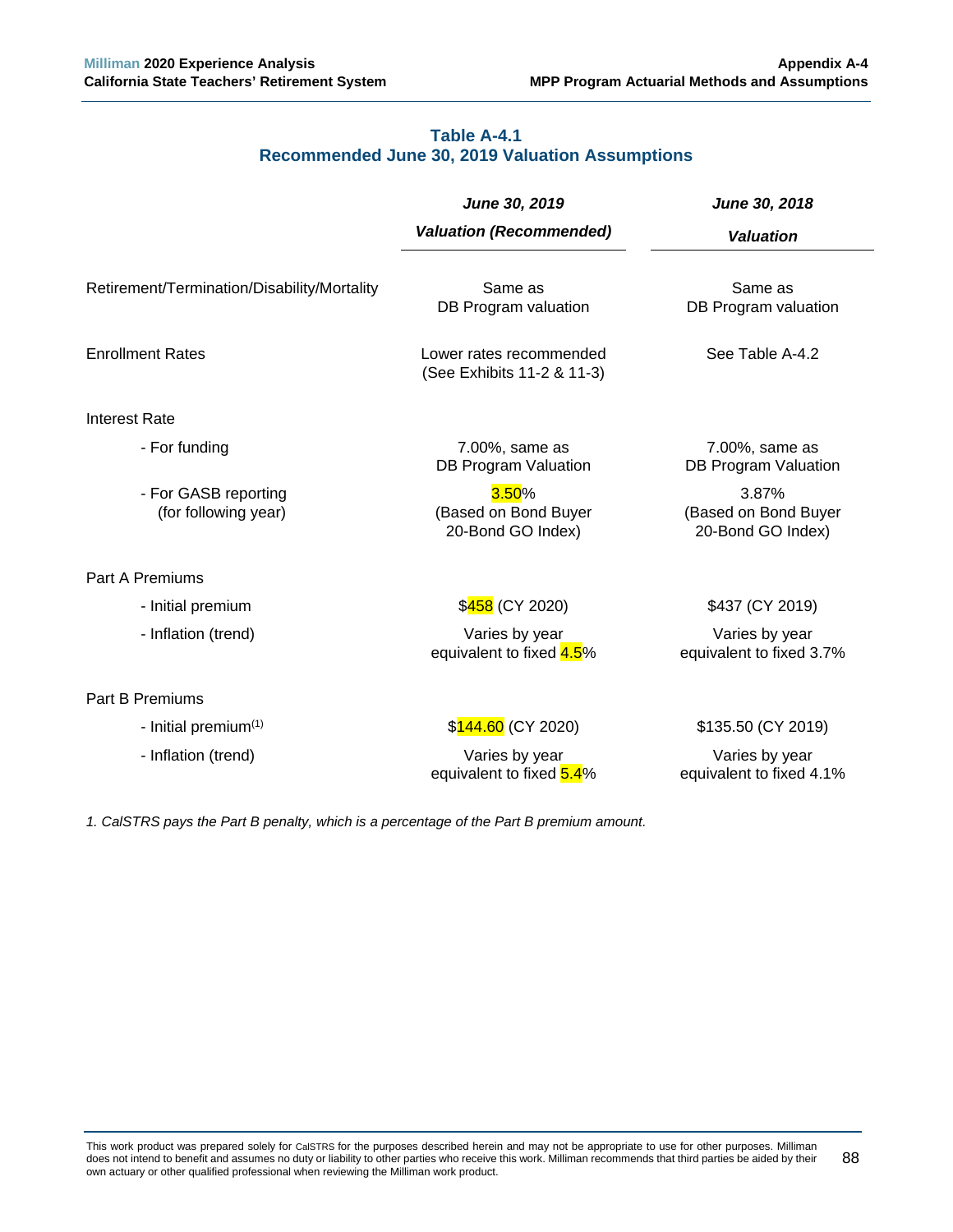### Table A-4.1
### Recommended June 30, 2019 Valuation Assumptions

| | *June 30, 2019 Valuation (Recommended)* | *June 30, 2018 Valuation* |
|---|---|---|
| Retirement/Termination/Disability/Mortality | Same as DB Program valuation | Same as DB Program valuation |
| Enrollment Rates | Lower rates recommended (See Exhibits 11-2 & 11-3) | See Table A-4.2 |
| Interest Rate | | |
| - For funding | 7.00%, same as DB Program Valuation | 7.00%, same as DB Program Valuation |
| - For GASB reporting (for following year) | 3.50% (Based on Bond Buyer 20-Bond GO Index) | 3.87% (Based on Bond Buyer 20-Bond GO Index) |
| Part A Premiums | | |
| - Initial premium | $458 (CY 2020) | $437 (CY 2019) |
| - Inflation (trend) | Varies by year equivalent to fixed 4.5% | Varies by year equivalent to fixed 3.7% |
| Part B Premiums | | |
| - Initial premium[1] | $144.60 (CY 2020) | $135.50 (CY 2019) |
| - Inflation (trend) | Varies by year equivalent to fixed 5.4% | Varies by year equivalent to fixed 4.1% |

*1. CalSTRS pays the Part B penalty, which is a percentage of the Part B premium amount.*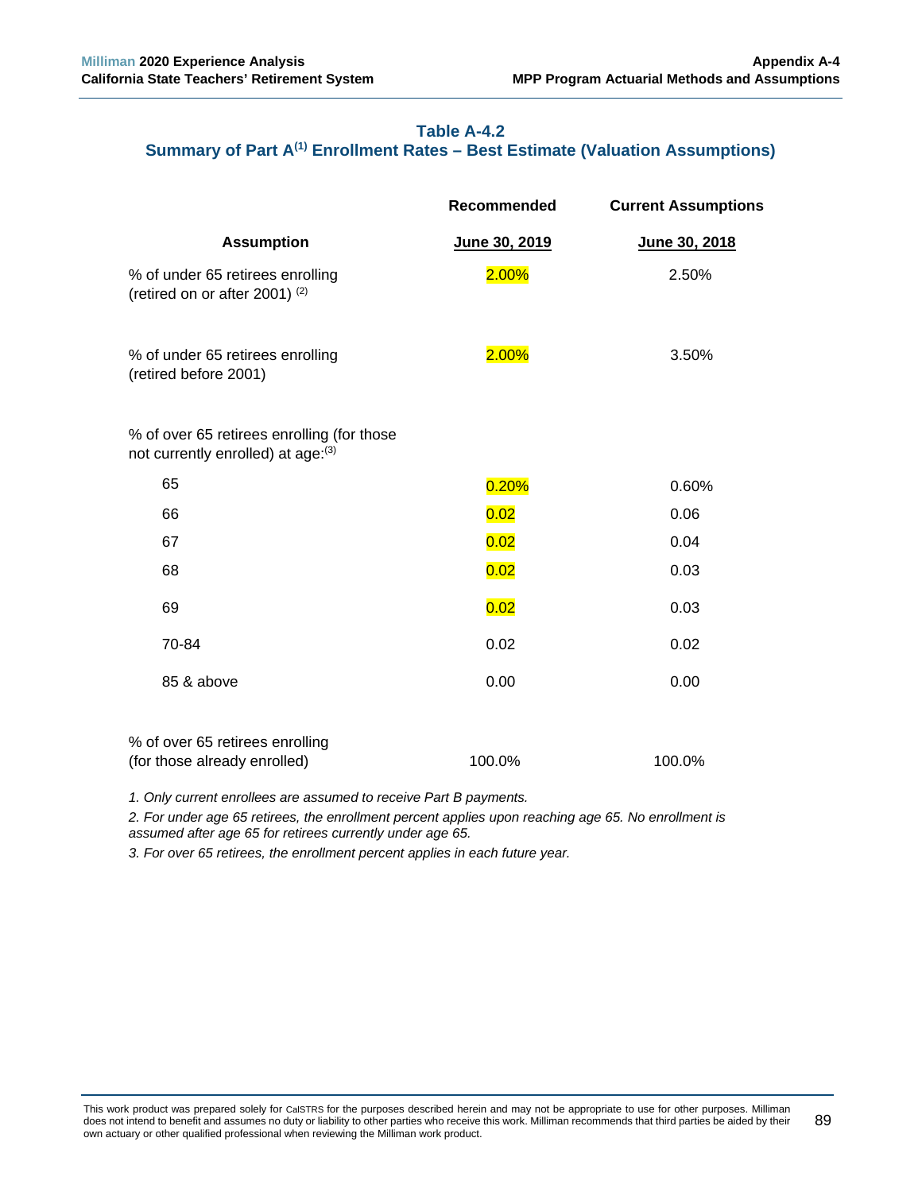## Table A-4.2
## Summary of Part A[1] Enrollment Rates – Best Estimate (Valuation Assumptions)

| Assumption | Recommended June 30, 2019 | Current Assumptions June 30, 2018 |
|---|---|---|
| % of under 65 retirees enrolling (retired on or after 2001)[2] | 2.00% | 2.50% |
| % of under 65 retirees enrolling (retired before 2001) | 2.00% | 3.50% |
| % of over 65 retirees enrolling (for those not currently enrolled) at age:[3] | | |
| 65 | 0.20% | 0.60% |
| 66 | 0.02 | 0.06 |
| 67 | 0.02 | 0.04 |
| 68 | 0.02 | 0.03 |
| 69 | 0.02 | 0.03 |
| 70-84 | 0.02 | 0.02 |
| 85 & above | 0.00 | 0.00 |
| % of over 65 retirees enrolling (for those already enrolled) | 100.0% | 100.0% |

*1. Only current enrollees are assumed to receive Part B payments.*

*2. For under age 65 retirees, the enrollment percent applies upon reaching age 65. No enrollment is assumed after age 65 for retirees currently under age 65.*

*3. For over 65 retirees, the enrollment percent applies in each future year.*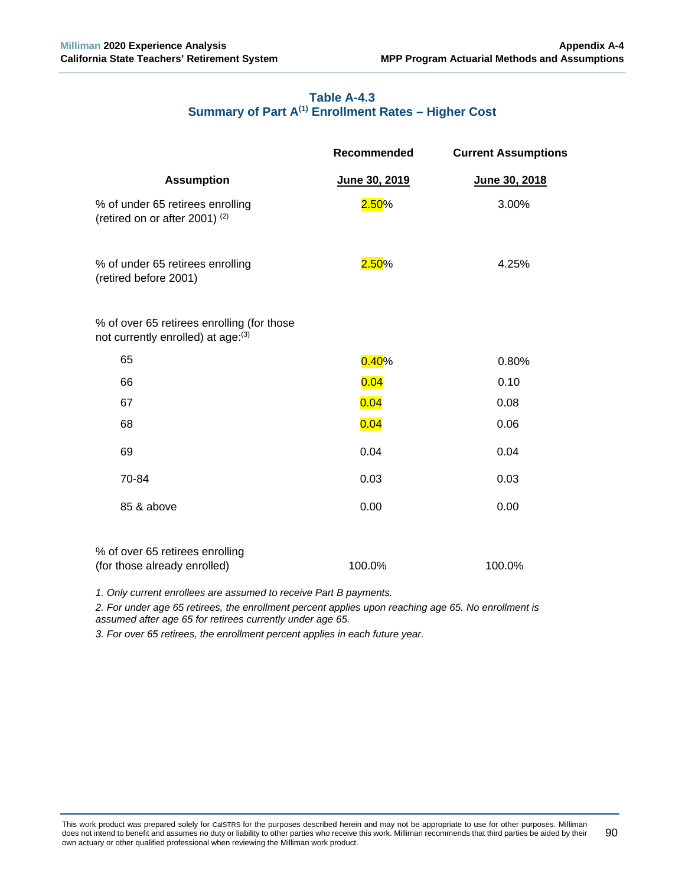### Table A-4.3
### Summary of Part A[(1)] Enrollment Rates – Higher Cost

| Assumption | Recommended<br>June 30, 2019 | Current Assumptions<br>June 30, 2018 |
|---|---|---|
| % of under 65 retirees enrolling (retired on or after 2001) [(2)] | 2.50% | 3.00% |
| % of under 65 retirees enrolling (retired before 2001) | 2.50% | 4.25% |
| % of over 65 retirees enrolling (for those not currently enrolled) at age:[(3)] | | |
| 65 | 0.40% | 0.80% |
| 66 | 0.04 | 0.10 |
| 67 | 0.04 | 0.08 |
| 68 | 0.04 | 0.06 |
| 69 | 0.04 | 0.04 |
| 70-84 | 0.03 | 0.03 |
| 85 & above | 0.00 | 0.00 |
| % of over 65 retirees enrolling (for those already enrolled) | 100.0% | 100.0% |

*1. Only current enrollees are assumed to receive Part B payments.*

*2. For under age 65 retirees, the enrollment percent applies upon reaching age 65. No enrollment is assumed after age 65 for retirees currently under age 65.*

*3. For over 65 retirees, the enrollment percent applies in each future year.*